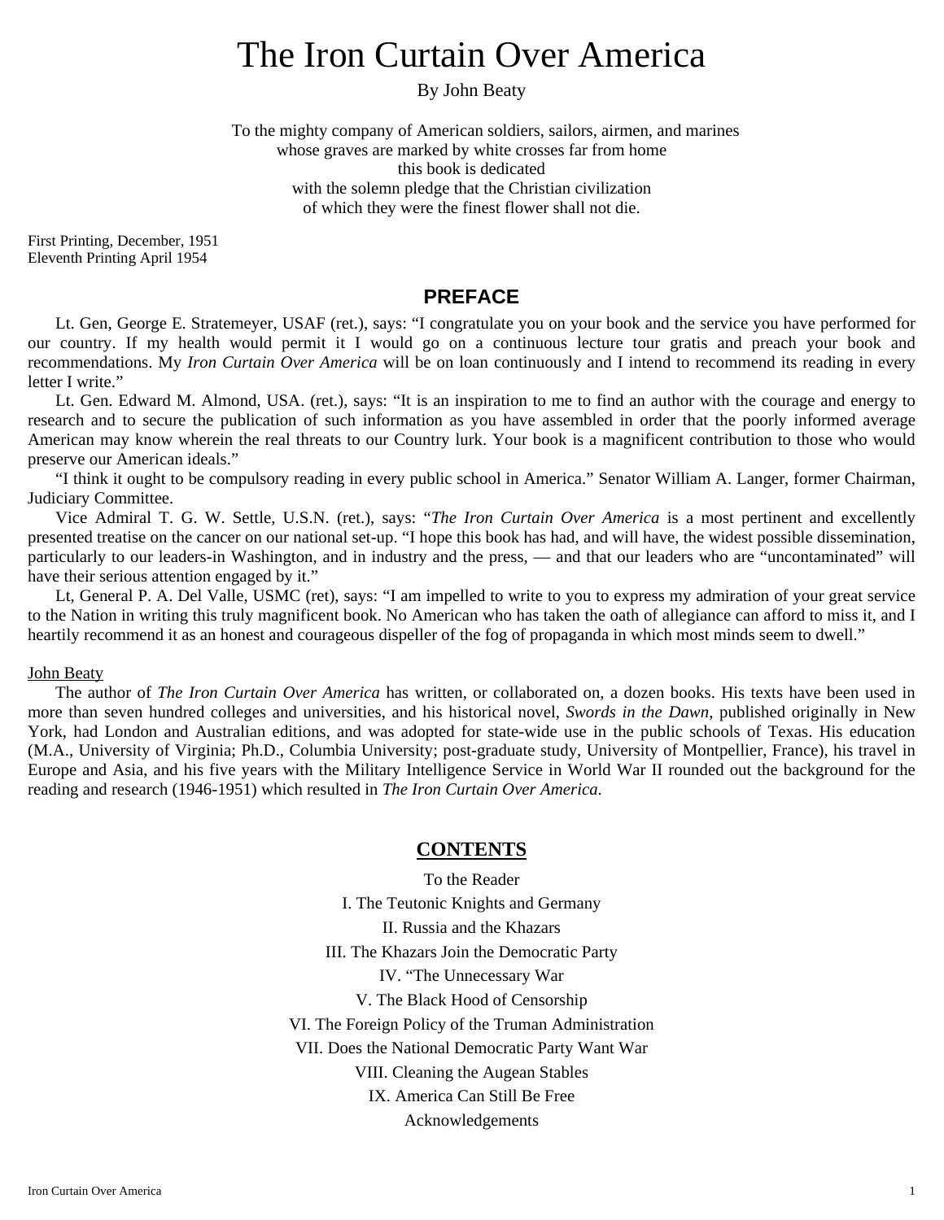# The Iron Curtain Over America

By John Beaty

To the mighty company of American soldiers, sailors, airmen, and marines
whose graves are marked by white crosses far from home
this book is dedicated
with the solemn pledge that the Christian civilization
of which they were the finest flower shall not die.

First Printing, December, 1951
Eleventh Printing April 1954

## PREFACE

Lt. Gen, George E. Stratemeyer, USAF (ret.), says: "I congratulate you on your book and the service you have performed for our country. If my health would permit it I would go on a continuous lecture tour gratis and preach your book and recommendations. My *Iron Curtain Over America* will be on loan continuously and I intend to recommend its reading in every letter I write."

Lt. Gen. Edward M. Almond, USA. (ret.), says: "It is an inspiration to me to find an author with the courage and energy to research and to secure the publication of such information as you have assembled in order that the poorly informed average American may know wherein the real threats to our Country lurk. Your book is a magnificent contribution to those who would preserve our American ideals."

"I think it ought to be compulsory reading in every public school in America." Senator William A. Langer, former Chairman, Judiciary Committee.

Vice Admiral T. G. W. Settle, U.S.N. (ret.), says: "*The Iron Curtain Over America* is a most pertinent and excellently presented treatise on the cancer on our national set-up. "I hope this book has had, and will have, the widest possible dissemination, particularly to our leaders-in Washington, and in industry and the press, — and that our leaders who are "uncontaminated" will have their serious attention engaged by it."

Lt, General P. A. Del Valle, USMC (ret), says: "I am impelled to write to you to express my admiration of your great service to the Nation in writing this truly magnificent book. No American who has taken the oath of allegiance can afford to miss it, and I heartily recommend it as an honest and courageous dispeller of the fog of propaganda in which most minds seem to dwell."

<u>John Beaty</u>

The author of *The Iron Curtain Over America* has written, or collaborated on, a dozen books. His texts have been used in more than seven hundred colleges and universities, and his historical novel, *Swords in the Dawn*, published originally in New York, had London and Australian editions, and was adopted for state-wide use in the public schools of Texas. His education (M.A., University of Virginia; Ph.D., Columbia University; post-graduate study, University of Montpellier, France), his travel in Europe and Asia, and his five years with the Military Intelligence Service in World War II rounded out the background for the reading and research (1946-1951) which resulted in *The Iron Curtain Over America*.

## CONTENTS

To the Reader
I. The Teutonic Knights and Germany
II. Russia and the Khazars
III. The Khazars Join the Democratic Party
IV. "The Unnecessary War
V. The Black Hood of Censorship
VI. The Foreign Policy of the Truman Administration
VII. Does the National Democratic Party Want War
VIII. Cleaning the Augean Stables
IX. America Can Still Be Free
Acknowledgements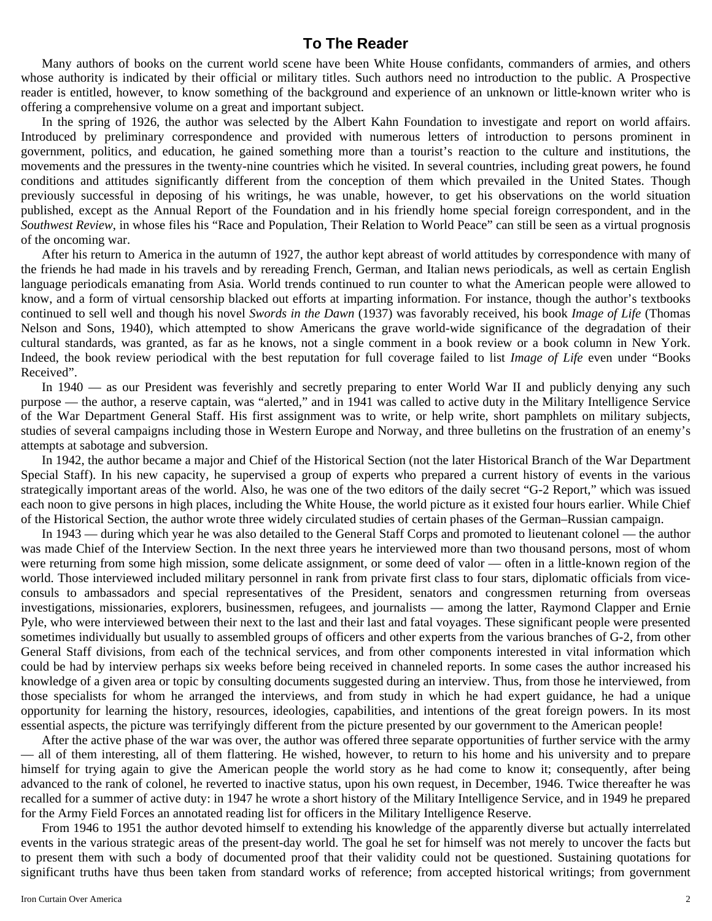## To The Reader

Many authors of books on the current world scene have been White House confidants, commanders of armies, and others whose authority is indicated by their official or military titles. Such authors need no introduction to the public. A Prospective reader is entitled, however, to know something of the background and experience of an unknown or little-known writer who is offering a comprehensive volume on a great and important subject.

In the spring of 1926, the author was selected by the Albert Kahn Foundation to investigate and report on world affairs. Introduced by preliminary correspondence and provided with numerous letters of introduction to persons prominent in government, politics, and education, he gained something more than a tourist's reaction to the culture and institutions, the movements and the pressures in the twenty-nine countries which he visited. In several countries, including great powers, he found conditions and attitudes significantly different from the conception of them which prevailed in the United States. Though previously successful in deposing of his writings, he was unable, however, to get his observations on the world situation published, except as the Annual Report of the Foundation and in his friendly home special foreign correspondent, and in the *Southwest Review*, in whose files his "Race and Population, Their Relation to World Peace" can still be seen as a virtual prognosis of the oncoming war.

After his return to America in the autumn of 1927, the author kept abreast of world attitudes by correspondence with many of the friends he had made in his travels and by rereading French, German, and Italian news periodicals, as well as certain English language periodicals emanating from Asia. World trends continued to run counter to what the American people were allowed to know, and a form of virtual censorship blacked out efforts at imparting information. For instance, though the author's textbooks continued to sell well and though his novel *Swords in the Dawn* (1937) was favorably received, his book *Image of Life* (Thomas Nelson and Sons, 1940), which attempted to show Americans the grave world-wide significance of the degradation of their cultural standards, was granted, as far as he knows, not a single comment in a book review or a book column in New York. Indeed, the book review periodical with the best reputation for full coverage failed to list *Image of Life* even under "Books Received".

In 1940 — as our President was feverishly and secretly preparing to enter World War II and publicly denying any such purpose — the author, a reserve captain, was "alerted," and in 1941 was called to active duty in the Military Intelligence Service of the War Department General Staff. His first assignment was to write, or help write, short pamphlets on military subjects, studies of several campaigns including those in Western Europe and Norway, and three bulletins on the frustration of an enemy's attempts at sabotage and subversion.

In 1942, the author became a major and Chief of the Historical Section (not the later Historical Branch of the War Department Special Staff). In his new capacity, he supervised a group of experts who prepared a current history of events in the various strategically important areas of the world. Also, he was one of the two editors of the daily secret "G-2 Report," which was issued each noon to give persons in high places, including the White House, the world picture as it existed four hours earlier. While Chief of the Historical Section, the author wrote three widely circulated studies of certain phases of the German–Russian campaign.

In 1943 — during which year he was also detailed to the General Staff Corps and promoted to lieutenant colonel — the author was made Chief of the Interview Section. In the next three years he interviewed more than two thousand persons, most of whom were returning from some high mission, some delicate assignment, or some deed of valor — often in a little-known region of the world. Those interviewed included military personnel in rank from private first class to four stars, diplomatic officials from vice-consuls to ambassadors and special representatives of the President, senators and congressmen returning from overseas investigations, missionaries, explorers, businessmen, refugees, and journalists — among the latter, Raymond Clapper and Ernie Pyle, who were interviewed between their next to the last and their last and fatal voyages. These significant people were presented sometimes individually but usually to assembled groups of officers and other experts from the various branches of G-2, from other General Staff divisions, from each of the technical services, and from other components interested in vital information which could be had by interview perhaps six weeks before being received in channeled reports. In some cases the author increased his knowledge of a given area or topic by consulting documents suggested during an interview. Thus, from those he interviewed, from those specialists for whom he arranged the interviews, and from study in which he had expert guidance, he had a unique opportunity for learning the history, resources, ideologies, capabilities, and intentions of the great foreign powers. In its most essential aspects, the picture was terrifyingly different from the picture presented by our government to the American people!

After the active phase of the war was over, the author was offered three separate opportunities of further service with the army — all of them interesting, all of them flattering. He wished, however, to return to his home and his university and to prepare himself for trying again to give the American people the world story as he had come to know it; consequently, after being advanced to the rank of colonel, he reverted to inactive status, upon his own request, in December, 1946. Twice thereafter he was recalled for a summer of active duty: in 1947 he wrote a short history of the Military Intelligence Service, and in 1949 he prepared for the Army Field Forces an annotated reading list for officers in the Military Intelligence Reserve.

From 1946 to 1951 the author devoted himself to extending his knowledge of the apparently diverse but actually interrelated events in the various strategic areas of the present-day world. The goal he set for himself was not merely to uncover the facts but to present them with such a body of documented proof that their validity could not be questioned. Sustaining quotations for significant truths have thus been taken from standard works of reference; from accepted historical writings; from government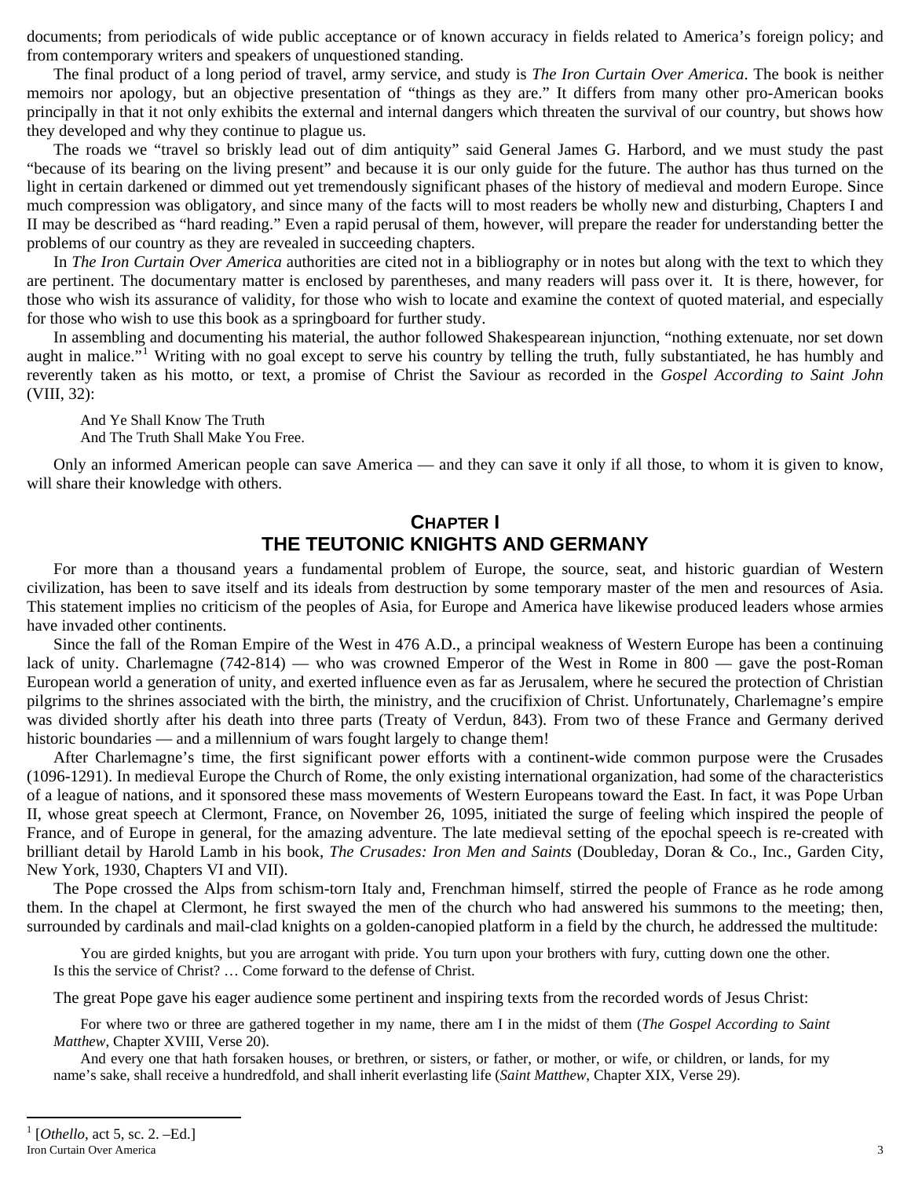documents; from periodicals of wide public acceptance or of known accuracy in fields related to America's foreign policy; and from contemporary writers and speakers of unquestioned standing.

The final product of a long period of travel, army service, and study is *The Iron Curtain Over America*. The book is neither memoirs nor apology, but an objective presentation of "things as they are." It differs from many other pro-American books principally in that it not only exhibits the external and internal dangers which threaten the survival of our country, but shows how they developed and why they continue to plague us.

The roads we "travel so briskly lead out of dim antiquity" said General James G. Harbord, and we must study the past "because of its bearing on the living present" and because it is our only guide for the future. The author has thus turned on the light in certain darkened or dimmed out yet tremendously significant phases of the history of medieval and modern Europe. Since much compression was obligatory, and since many of the facts will to most readers be wholly new and disturbing, Chapters I and II may be described as "hard reading." Even a rapid perusal of them, however, will prepare the reader for understanding better the problems of our country as they are revealed in succeeding chapters.

In *The Iron Curtain Over America* authorities are cited not in a bibliography or in notes but along with the text to which they are pertinent. The documentary matter is enclosed by parentheses, and many readers will pass over it. It is there, however, for those who wish its assurance of validity, for those who wish to locate and examine the context of quoted material, and especially for those who wish to use this book as a springboard for further study.

In assembling and documenting his material, the author followed Shakespearean injunction, "nothing extenuate, nor set down aught in malice."[1] Writing with no goal except to serve his country by telling the truth, fully substantiated, he has humbly and reverently taken as his motto, or text, a promise of Christ the Saviour as recorded in the *Gospel According to Saint John* (VIII, 32):

> And Ye Shall Know The Truth
> And The Truth Shall Make You Free.

Only an informed American people can save America — and they can save it only if all those, to whom it is given to know, will share their knowledge with others.

## CHAPTER I
## THE TEUTONIC KNIGHTS AND GERMANY

For more than a thousand years a fundamental problem of Europe, the source, seat, and historic guardian of Western civilization, has been to save itself and its ideals from destruction by some temporary master of the men and resources of Asia. This statement implies no criticism of the peoples of Asia, for Europe and America have likewise produced leaders whose armies have invaded other continents.

Since the fall of the Roman Empire of the West in 476 A.D., a principal weakness of Western Europe has been a continuing lack of unity. Charlemagne (742-814) — who was crowned Emperor of the West in Rome in 800 — gave the post-Roman European world a generation of unity, and exerted influence even as far as Jerusalem, where he secured the protection of Christian pilgrims to the shrines associated with the birth, the ministry, and the crucifixion of Christ. Unfortunately, Charlemagne's empire was divided shortly after his death into three parts (Treaty of Verdun, 843). From two of these France and Germany derived historic boundaries — and a millennium of wars fought largely to change them!

After Charlemagne's time, the first significant power efforts with a continent-wide common purpose were the Crusades (1096-1291). In medieval Europe the Church of Rome, the only existing international organization, had some of the characteristics of a league of nations, and it sponsored these mass movements of Western Europeans toward the East. In fact, it was Pope Urban II, whose great speech at Clermont, France, on November 26, 1095, initiated the surge of feeling which inspired the people of France, and of Europe in general, for the amazing adventure. The late medieval setting of the epochal speech is re-created with brilliant detail by Harold Lamb in his book, *The Crusades: Iron Men and Saints* (Doubleday, Doran & Co., Inc., Garden City, New York, 1930, Chapters VI and VII).

The Pope crossed the Alps from schism-torn Italy and, Frenchman himself, stirred the people of France as he rode among them. In the chapel at Clermont, he first swayed the men of the church who had answered his summons to the meeting; then, surrounded by cardinals and mail-clad knights on a golden-canopied platform in a field by the church, he addressed the multitude:

> You are girded knights, but you are arrogant with pride. You turn upon your brothers with fury, cutting down one the other. Is this the service of Christ? … Come forward to the defense of Christ.

The great Pope gave his eager audience some pertinent and inspiring texts from the recorded words of Jesus Christ:

> For where two or three are gathered together in my name, there am I in the midst of them (*The Gospel According to Saint Matthew*, Chapter XVIII, Verse 20).
>
> And every one that hath forsaken houses, or brethren, or sisters, or father, or mother, or wife, or children, or lands, for my name's sake, shall receive a hundredfold, and shall inherit everlasting life (*Saint Matthew*, Chapter XIX, Verse 29).

---

[1] [*Othello*, act 5, sc. 2. –Ed.]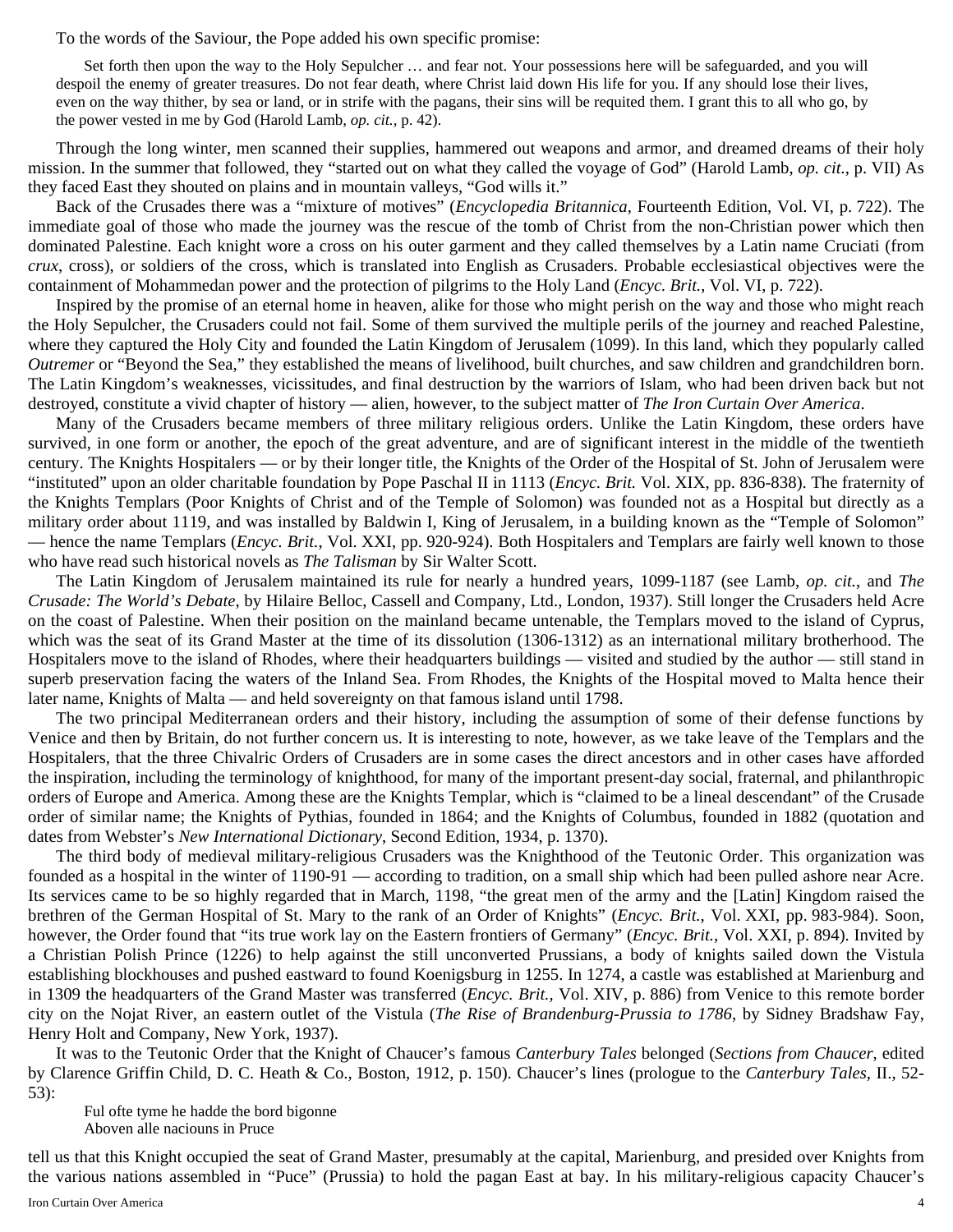To the words of the Saviour, the Pope added his own specific promise:

> Set forth then upon the way to the Holy Sepulcher … and fear not. Your possessions here will be safeguarded, and you will despoil the enemy of greater treasures. Do not fear death, where Christ laid down His life for you. If any should lose their lives, even on the way thither, by sea or land, or in strife with the pagans, their sins will be requited them. I grant this to all who go, by the power vested in me by God (Harold Lamb, *op. cit.*, p. 42).

Through the long winter, men scanned their supplies, hammered out weapons and armor, and dreamed dreams of their holy mission. In the summer that followed, they "started out on what they called the voyage of God" (Harold Lamb, *op. cit.*, p. VII) As they faced East they shouted on plains and in mountain valleys, "God wills it."

Back of the Crusades there was a "mixture of motives" (*Encyclopedia Britannica*, Fourteenth Edition, Vol. VI, p. 722). The immediate goal of those who made the journey was the rescue of the tomb of Christ from the non-Christian power which then dominated Palestine. Each knight wore a cross on his outer garment and they called themselves by a Latin name Cruciati (from *crux*, cross), or soldiers of the cross, which is translated into English as Crusaders. Probable ecclesiastical objectives were the containment of Mohammedan power and the protection of pilgrims to the Holy Land (*Encyc. Brit.*, Vol. VI, p. 722).

Inspired by the promise of an eternal home in heaven, alike for those who might perish on the way and those who might reach the Holy Sepulcher, the Crusaders could not fail. Some of them survived the multiple perils of the journey and reached Palestine, where they captured the Holy City and founded the Latin Kingdom of Jerusalem (1099). In this land, which they popularly called *Outremer* or "Beyond the Sea," they established the means of livelihood, built churches, and saw children and grandchildren born. The Latin Kingdom's weaknesses, vicissitudes, and final destruction by the warriors of Islam, who had been driven back but not destroyed, constitute a vivid chapter of history — alien, however, to the subject matter of *The Iron Curtain Over America*.

Many of the Crusaders became members of three military religious orders. Unlike the Latin Kingdom, these orders have survived, in one form or another, the epoch of the great adventure, and are of significant interest in the middle of the twentieth century. The Knights Hospitalers — or by their longer title, the Knights of the Order of the Hospital of St. John of Jerusalem were "instituted" upon an older charitable foundation by Pope Paschal II in 1113 (*Encyc. Brit.* Vol. XIX, pp. 836-838). The fraternity of the Knights Templars (Poor Knights of Christ and of the Temple of Solomon) was founded not as a Hospital but directly as a military order about 1119, and was installed by Baldwin I, King of Jerusalem, in a building known as the "Temple of Solomon" — hence the name Templars (*Encyc. Brit.*, Vol. XXI, pp. 920-924). Both Hospitalers and Templars are fairly well known to those who have read such historical novels as *The Talisman* by Sir Walter Scott.

The Latin Kingdom of Jerusalem maintained its rule for nearly a hundred years, 1099-1187 (see Lamb, *op. cit.*, and *The Crusade: The World's Debate*, by Hilaire Belloc, Cassell and Company, Ltd., London, 1937). Still longer the Crusaders held Acre on the coast of Palestine. When their position on the mainland became untenable, the Templars moved to the island of Cyprus, which was the seat of its Grand Master at the time of its dissolution (1306-1312) as an international military brotherhood. The Hospitalers move to the island of Rhodes, where their headquarters buildings — visited and studied by the author — still stand in superb preservation facing the waters of the Inland Sea. From Rhodes, the Knights of the Hospital moved to Malta hence their later name, Knights of Malta — and held sovereignty on that famous island until 1798.

The two principal Mediterranean orders and their history, including the assumption of some of their defense functions by Venice and then by Britain, do not further concern us. It is interesting to note, however, as we take leave of the Templars and the Hospitalers, that the three Chivalric Orders of Crusaders are in some cases the direct ancestors and in other cases have afforded the inspiration, including the terminology of knighthood, for many of the important present-day social, fraternal, and philanthropic orders of Europe and America. Among these are the Knights Templar, which is "claimed to be a lineal descendant" of the Crusade order of similar name; the Knights of Pythias, founded in 1864; and the Knights of Columbus, founded in 1882 (quotation and dates from Webster's *New International Dictionary*, Second Edition, 1934, p. 1370).

The third body of medieval military-religious Crusaders was the Knighthood of the Teutonic Order. This organization was founded as a hospital in the winter of 1190-91 — according to tradition, on a small ship which had been pulled ashore near Acre. Its services came to be so highly regarded that in March, 1198, "the great men of the army and the [Latin] Kingdom raised the brethren of the German Hospital of St. Mary to the rank of an Order of Knights" (*Encyc. Brit.*, Vol. XXI, pp. 983-984). Soon, however, the Order found that "its true work lay on the Eastern frontiers of Germany" (*Encyc. Brit.*, Vol. XXI, p. 894). Invited by a Christian Polish Prince (1226) to help against the still unconverted Prussians, a body of knights sailed down the Vistula establishing blockhouses and pushed eastward to found Koenigsburg in 1255. In 1274, a castle was established at Marienburg and in 1309 the headquarters of the Grand Master was transferred (*Encyc. Brit.*, Vol. XIV, p. 886) from Venice to this remote border city on the Nojat River, an eastern outlet of the Vistula (*The Rise of Brandenburg-Prussia to 1786*, by Sidney Bradshaw Fay, Henry Holt and Company, New York, 1937).

It was to the Teutonic Order that the Knight of Chaucer's famous *Canterbury Tales* belonged (*Sections from Chaucer*, edited by Clarence Griffin Child, D. C. Heath & Co., Boston, 1912, p. 150). Chaucer's lines (prologue to the *Canterbury Tales*, II., 52-53):

> Ful ofte tyme he hadde the bord bigonne
> Aboven alle nacions in Pruce

tell us that this Knight occupied the seat of Grand Master, presumably at the capital, Marienburg, and presided over Knights from the various nations assembled in "Puce" (Prussia) to hold the pagan East at bay. In his military-religious capacity Chaucer's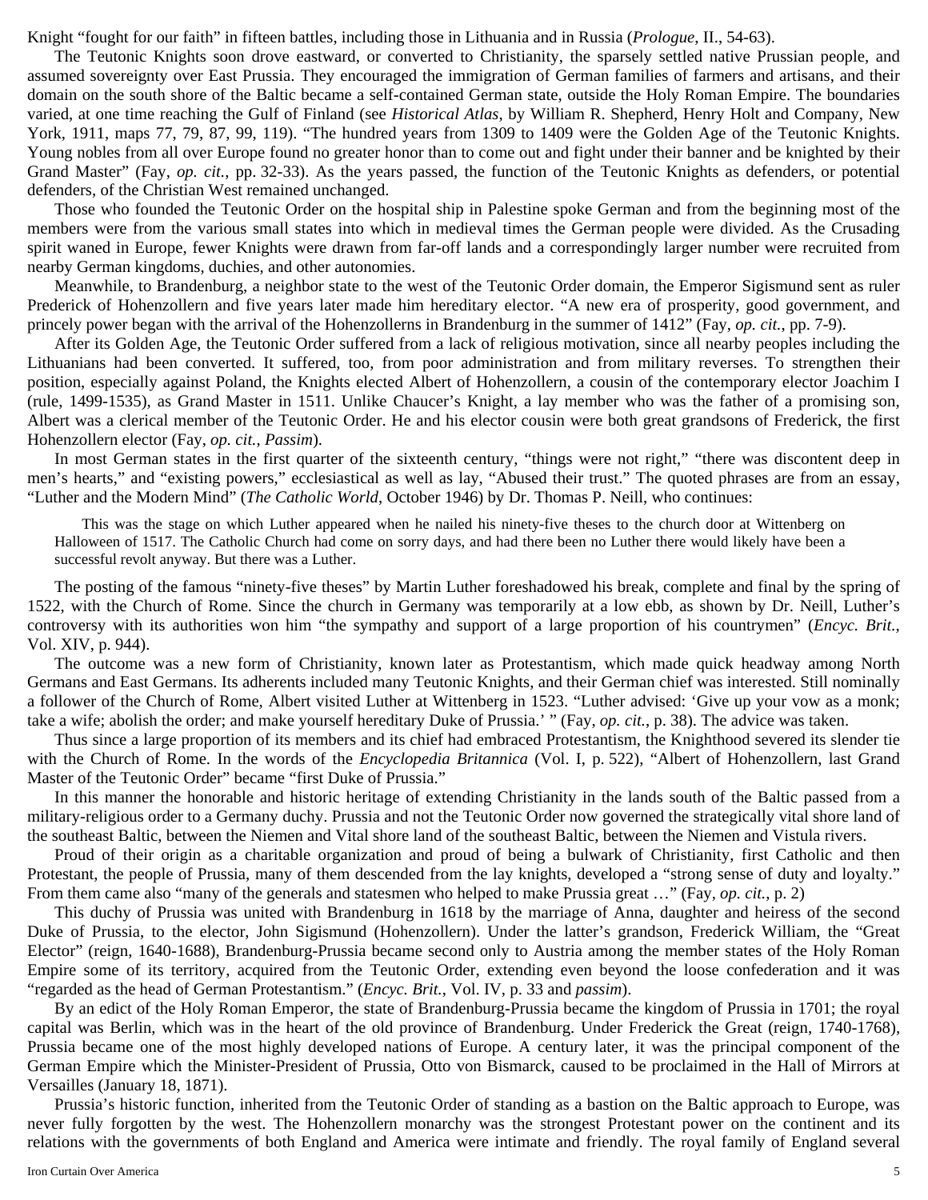Knight "fought for our faith" in fifteen battles, including those in Lithuania and in Russia (*Prologue*, II., 54-63).

The Teutonic Knights soon drove eastward, or converted to Christianity, the sparsely settled native Prussian people, and assumed sovereignty over East Prussia. They encouraged the immigration of German families of farmers and artisans, and their domain on the south shore of the Baltic became a self-contained German state, outside the Holy Roman Empire. The boundaries varied, at one time reaching the Gulf of Finland (see *Historical Atlas*, by William R. Shepherd, Henry Holt and Company, New York, 1911, maps 77, 79, 87, 99, 119). "The hundred years from 1309 to 1409 were the Golden Age of the Teutonic Knights. Young nobles from all over Europe found no greater honor than to come out and fight under their banner and be knighted by their Grand Master" (Fay, *op. cit.*, pp. 32-33). As the years passed, the function of the Teutonic Knights as defenders, or potential defenders, of the Christian West remained unchanged.

Those who founded the Teutonic Order on the hospital ship in Palestine spoke German and from the beginning most of the members were from the various small states into which in medieval times the German people were divided. As the Crusading spirit waned in Europe, fewer Knights were drawn from far-off lands and a correspondingly larger number were recruited from nearby German kingdoms, duchies, and other autonomies.

Meanwhile, to Brandenburg, a neighbor state to the west of the Teutonic Order domain, the Emperor Sigismund sent as ruler Prederick of Hohenzollern and five years later made him hereditary elector. "A new era of prosperity, good government, and princely power began with the arrival of the Hohenzollerns in Brandenburg in the summer of 1412" (Fay, *op. cit.*, pp. 7-9).

After its Golden Age, the Teutonic Order suffered from a lack of religious motivation, since all nearby peoples including the Lithuanians had been converted. It suffered, too, from poor administration and from military reverses. To strengthen their position, especially against Poland, the Knights elected Albert of Hohenzollern, a cousin of the contemporary elector Joachim I (rule, 1499-1535), as Grand Master in 1511. Unlike Chaucer's Knight, a lay member who was the father of a promising son, Albert was a clerical member of the Teutonic Order. He and his elector cousin were both great grandsons of Frederick, the first Hohenzollern elector (Fay, *op. cit.*, *Passim*).

In most German states in the first quarter of the sixteenth century, "things were not right," "there was discontent deep in men's hearts," and "existing powers," ecclesiastical as well as lay, "Abused their trust." The quoted phrases are from an essay, "Luther and the Modern Mind" (*The Catholic World*, October 1946) by Dr. Thomas P. Neill, who continues:

> This was the stage on which Luther appeared when he nailed his ninety-five theses to the church door at Wittenberg on Halloween of 1517. The Catholic Church had come on sorry days, and had there been no Luther there would likely have been a successful revolt anyway. But there was a Luther.

The posting of the famous "ninety-five theses" by Martin Luther foreshadowed his break, complete and final by the spring of 1522, with the Church of Rome. Since the church in Germany was temporarily at a low ebb, as shown by Dr. Neill, Luther's controversy with its authorities won him "the sympathy and support of a large proportion of his countrymen" (*Encyc. Brit.*, Vol. XIV, p. 944).

The outcome was a new form of Christianity, known later as Protestantism, which made quick headway among North Germans and East Germans. Its adherents included many Teutonic Knights, and their German chief was interested. Still nominally a follower of the Church of Rome, Albert visited Luther at Wittenberg in 1523. "Luther advised: 'Give up your vow as a monk; take a wife; abolish the order; and make yourself hereditary Duke of Prussia.' " (Fay, *op. cit.*, p. 38). The advice was taken.

Thus since a large proportion of its members and its chief had embraced Protestantism, the Knighthood severed its slender tie with the Church of Rome. In the words of the *Encyclopedia Britannica* (Vol. I, p. 522), "Albert of Hohenzollern, last Grand Master of the Teutonic Order" became "first Duke of Prussia."

In this manner the honorable and historic heritage of extending Christianity in the lands south of the Baltic passed from a military-religious order to a Germany duchy. Prussia and not the Teutonic Order now governed the strategically vital shore land of the southeast Baltic, between the Niemen and Vital shore land of the southeast Baltic, between the Niemen and Vistula rivers.

Proud of their origin as a charitable organization and proud of being a bulwark of Christianity, first Catholic and then Protestant, the people of Prussia, many of them descended from the lay knights, developed a "strong sense of duty and loyalty." From them came also "many of the generals and statesmen who helped to make Prussia great …" (Fay, *op. cit.*, p. 2)

This duchy of Prussia was united with Brandenburg in 1618 by the marriage of Anna, daughter and heiress of the second Duke of Prussia, to the elector, John Sigismund (Hohenzollern). Under the latter's grandson, Frederick William, the "Great Elector" (reign, 1640-1688), Brandenburg-Prussia became second only to Austria among the member states of the Holy Roman Empire some of its territory, acquired from the Teutonic Order, extending even beyond the loose confederation and it was "regarded as the head of German Protestantism." (*Encyc. Brit.*, Vol. IV, p. 33 and *passim*).

By an edict of the Holy Roman Emperor, the state of Brandenburg-Prussia became the kingdom of Prussia in 1701; the royal capital was Berlin, which was in the heart of the old province of Brandenburg. Under Frederick the Great (reign, 1740-1768), Prussia became one of the most highly developed nations of Europe. A century later, it was the principal component of the German Empire which the Minister-President of Prussia, Otto von Bismarck, caused to be proclaimed in the Hall of Mirrors at Versailles (January 18, 1871).

Prussia's historic function, inherited from the Teutonic Order of standing as a bastion on the Baltic approach to Europe, was never fully forgotten by the west. The Hohenzollern monarchy was the strongest Protestant power on the continent and its relations with the governments of both England and America were intimate and friendly. The royal family of England several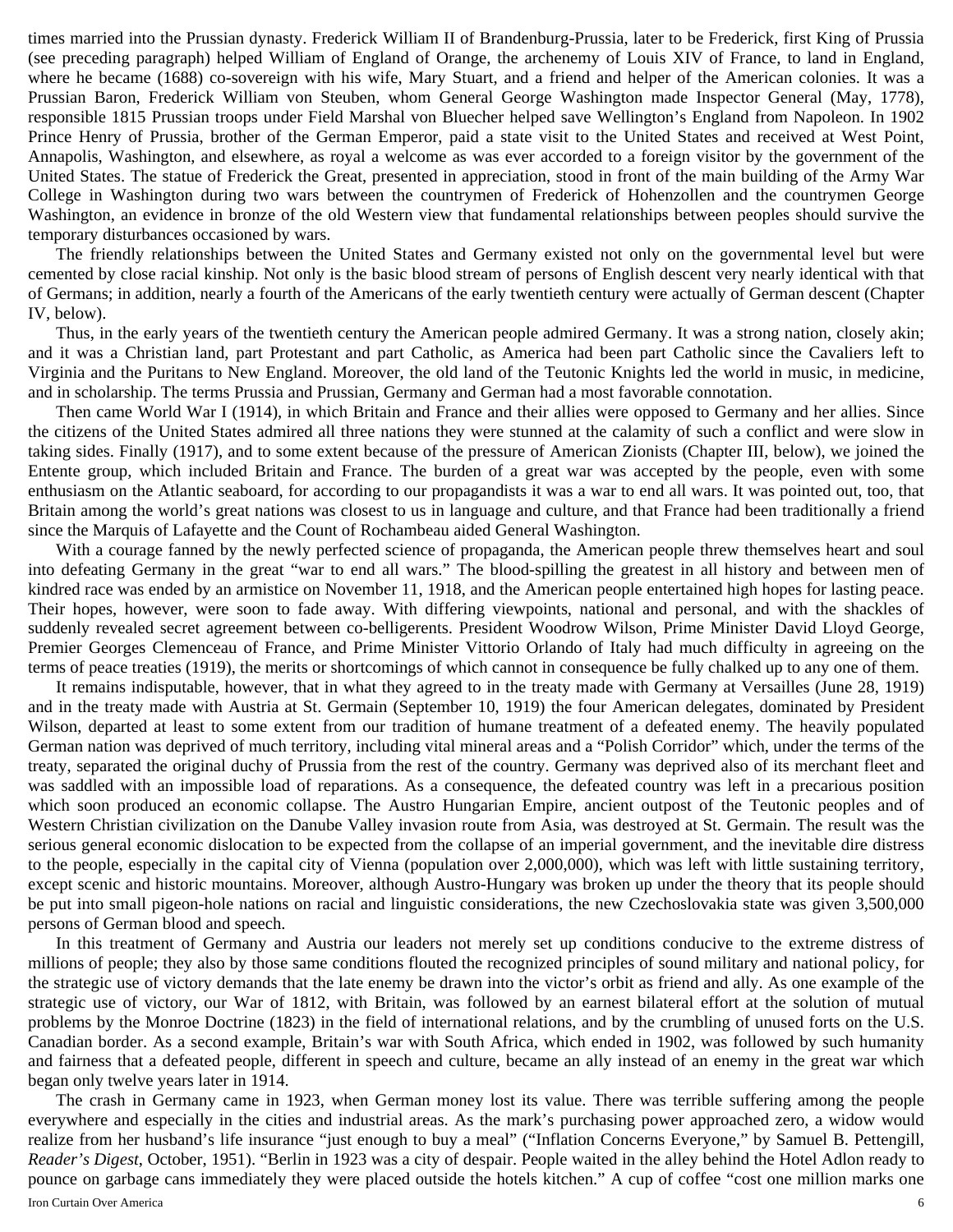times married into the Prussian dynasty. Frederick William II of Brandenburg-Prussia, later to be Frederick, first King of Prussia (see preceding paragraph) helped William of England of Orange, the archenemy of Louis XIV of France, to land in England, where he became (1688) co-sovereign with his wife, Mary Stuart, and a friend and helper of the American colonies. It was a Prussian Baron, Frederick William von Steuben, whom General George Washington made Inspector General (May, 1778), responsible 1815 Prussian troops under Field Marshal von Bluecher helped save Wellington's England from Napoleon. In 1902 Prince Henry of Prussia, brother of the German Emperor, paid a state visit to the United States and received at West Point, Annapolis, Washington, and elsewhere, as royal a welcome as was ever accorded to a foreign visitor by the government of the United States. The statue of Frederick the Great, presented in appreciation, stood in front of the main building of the Army War College in Washington during two wars between the countrymen of Frederick of Hohenzollen and the countrymen George Washington, an evidence in bronze of the old Western view that fundamental relationships between peoples should survive the temporary disturbances occasioned by wars.

The friendly relationships between the United States and Germany existed not only on the governmental level but were cemented by close racial kinship. Not only is the basic blood stream of persons of English descent very nearly identical with that of Germans; in addition, nearly a fourth of the Americans of the early twentieth century were actually of German descent (Chapter IV, below).

Thus, in the early years of the twentieth century the American people admired Germany. It was a strong nation, closely akin; and it was a Christian land, part Protestant and part Catholic, as America had been part Catholic since the Cavaliers left to Virginia and the Puritans to New England. Moreover, the old land of the Teutonic Knights led the world in music, in medicine, and in scholarship. The terms Prussia and Prussian, Germany and German had a most favorable connotation.

Then came World War I (1914), in which Britain and France and their allies were opposed to Germany and her allies. Since the citizens of the United States admired all three nations they were stunned at the calamity of such a conflict and were slow in taking sides. Finally (1917), and to some extent because of the pressure of American Zionists (Chapter III, below), we joined the Entente group, which included Britain and France. The burden of a great war was accepted by the people, even with some enthusiasm on the Atlantic seaboard, for according to our propagandists it was a war to end all wars. It was pointed out, too, that Britain among the world's great nations was closest to us in language and culture, and that France had been traditionally a friend since the Marquis of Lafayette and the Count of Rochambeau aided General Washington.

With a courage fanned by the newly perfected science of propaganda, the American people threw themselves heart and soul into defeating Germany in the great "war to end all wars." The blood-spilling the greatest in all history and between men of kindred race was ended by an armistice on November 11, 1918, and the American people entertained high hopes for lasting peace. Their hopes, however, were soon to fade away. With differing viewpoints, national and personal, and with the shackles of suddenly revealed secret agreement between co-belligerents. President Woodrow Wilson, Prime Minister David Lloyd George, Premier Georges Clemenceau of France, and Prime Minister Vittorio Orlando of Italy had much difficulty in agreeing on the terms of peace treaties (1919), the merits or shortcomings of which cannot in consequence be fully chalked up to any one of them.

It remains indisputable, however, that in what they agreed to in the treaty made with Germany at Versailles (June 28, 1919) and in the treaty made with Austria at St. Germain (September 10, 1919) the four American delegates, dominated by President Wilson, departed at least to some extent from our tradition of humane treatment of a defeated enemy. The heavily populated German nation was deprived of much territory, including vital mineral areas and a "Polish Corridor" which, under the terms of the treaty, separated the original duchy of Prussia from the rest of the country. Germany was deprived also of its merchant fleet and was saddled with an impossible load of reparations. As a consequence, the defeated country was left in a precarious position which soon produced an economic collapse. The Austro Hungarian Empire, ancient outpost of the Teutonic peoples and of Western Christian civilization on the Danube Valley invasion route from Asia, was destroyed at St. Germain. The result was the serious general economic dislocation to be expected from the collapse of an imperial government, and the inevitable dire distress to the people, especially in the capital city of Vienna (population over 2,000,000), which was left with little sustaining territory, except scenic and historic mountains. Moreover, although Austro-Hungary was broken up under the theory that its people should be put into small pigeon-hole nations on racial and linguistic considerations, the new Czechoslovakia state was given 3,500,000 persons of German blood and speech.

In this treatment of Germany and Austria our leaders not merely set up conditions conducive to the extreme distress of millions of people; they also by those same conditions flouted the recognized principles of sound military and national policy, for the strategic use of victory demands that the late enemy be drawn into the victor's orbit as friend and ally. As one example of the strategic use of victory, our War of 1812, with Britain, was followed by an earnest bilateral effort at the solution of mutual problems by the Monroe Doctrine (1823) in the field of international relations, and by the crumbling of unused forts on the U.S. Canadian border. As a second example, Britain's war with South Africa, which ended in 1902, was followed by such humanity and fairness that a defeated people, different in speech and culture, became an ally instead of an enemy in the great war which began only twelve years later in 1914.

The crash in Germany came in 1923, when German money lost its value. There was terrible suffering among the people everywhere and especially in the cities and industrial areas. As the mark's purchasing power approached zero, a widow would realize from her husband's life insurance "just enough to buy a meal" ("Inflation Concerns Everyone," by Samuel B. Pettengill, *Reader's Digest*, October, 1951). "Berlin in 1923 was a city of despair. People waited in the alley behind the Hotel Adlon ready to pounce on garbage cans immediately they were placed outside the hotels kitchen." A cup of coffee "cost one million marks one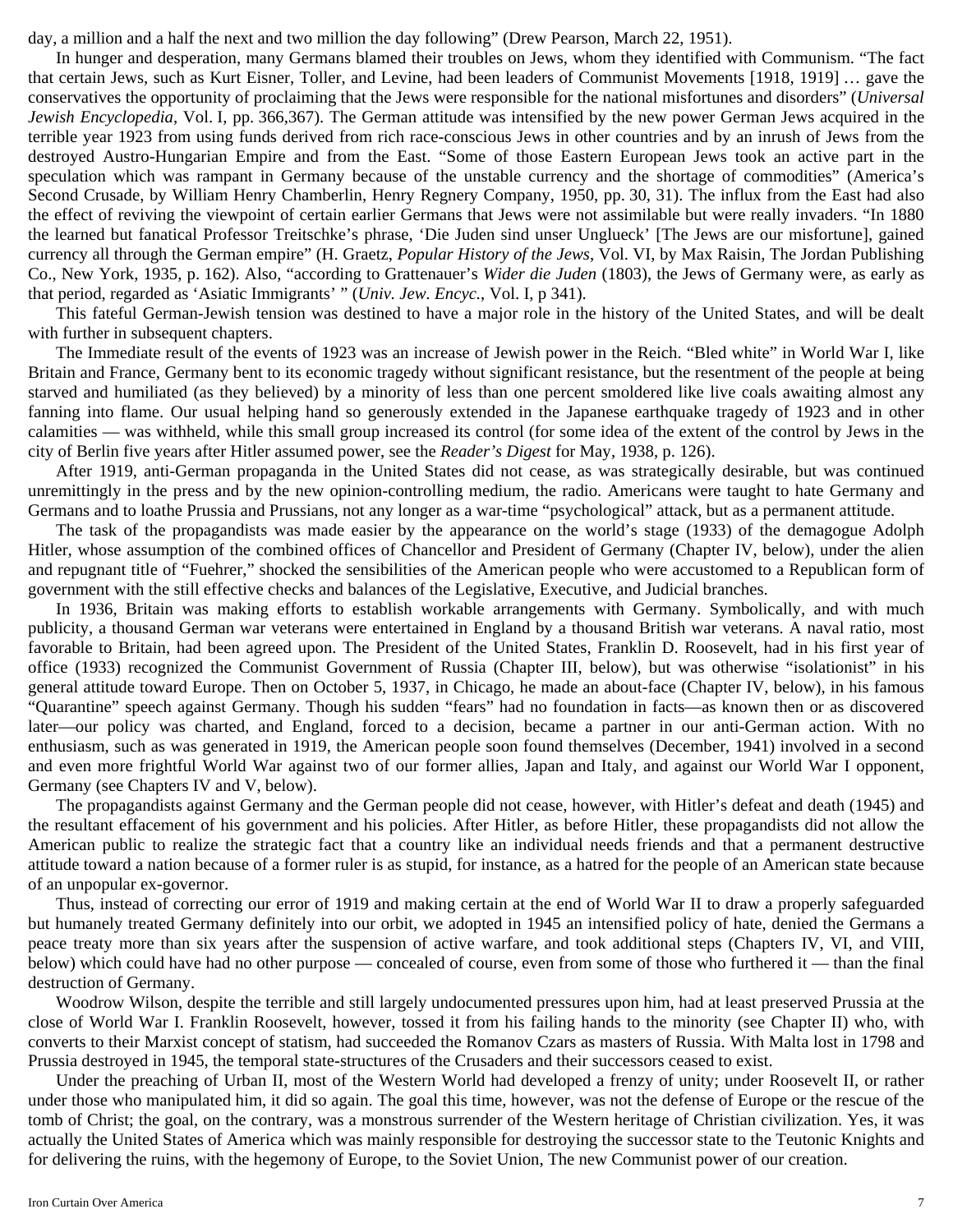day, a million and a half the next and two million the day following" (Drew Pearson, March 22, 1951).

In hunger and desperation, many Germans blamed their troubles on Jews, whom they identified with Communism. "The fact that certain Jews, such as Kurt Eisner, Toller, and Levine, had been leaders of Communist Movements [1918, 1919] … gave the conservatives the opportunity of proclaiming that the Jews were responsible for the national misfortunes and disorders" (*Universal Jewish Encyclopedia*, Vol. I, pp. 366,367). The German attitude was intensified by the new power German Jews acquired in the terrible year 1923 from using funds derived from rich race-conscious Jews in other countries and by an inrush of Jews from the destroyed Austro-Hungarian Empire and from the East. "Some of those Eastern European Jews took an active part in the speculation which was rampant in Germany because of the unstable currency and the shortage of commodities" (America's Second Crusade, by William Henry Chamberlin, Henry Regnery Company, 1950, pp. 30, 31). The influx from the East had also the effect of reviving the viewpoint of certain earlier Germans that Jews were not assimilable but were really invaders. "In 1880 the learned but fanatical Professor Treitschke's phrase, 'Die Juden sind unser Unglueck' [The Jews are our misfortune], gained currency all through the German empire" (H. Graetz, *Popular History of the Jews*, Vol. VI, by Max Raisin, The Jordan Publishing Co., New York, 1935, p. 162). Also, "according to Grattenauer's *Wider die Juden* (1803), the Jews of Germany were, as early as that period, regarded as 'Asiatic Immigrants' " (*Univ. Jew. Encyc.*, Vol. I, p 341).

This fateful German-Jewish tension was destined to have a major role in the history of the United States, and will be dealt with further in subsequent chapters.

The Immediate result of the events of 1923 was an increase of Jewish power in the Reich. "Bled white" in World War I, like Britain and France, Germany bent to its economic tragedy without significant resistance, but the resentment of the people at being starved and humiliated (as they believed) by a minority of less than one percent smoldered like live coals awaiting almost any fanning into flame. Our usual helping hand so generously extended in the Japanese earthquake tragedy of 1923 and in other calamities — was withheld, while this small group increased its control (for some idea of the extent of the control by Jews in the city of Berlin five years after Hitler assumed power, see the *Reader's Digest* for May, 1938, p. 126).

After 1919, anti-German propaganda in the United States did not cease, as was strategically desirable, but was continued unremittingly in the press and by the new opinion-controlling medium, the radio. Americans were taught to hate Germany and Germans and to loathe Prussia and Prussians, not any longer as a war-time "psychological" attack, but as a permanent attitude.

The task of the propagandists was made easier by the appearance on the world's stage (1933) of the demagogue Adolph Hitler, whose assumption of the combined offices of Chancellor and President of Germany (Chapter IV, below), under the alien and repugnant title of "Fuehrer," shocked the sensibilities of the American people who were accustomed to a Republican form of government with the still effective checks and balances of the Legislative, Executive, and Judicial branches.

In 1936, Britain was making efforts to establish workable arrangements with Germany. Symbolically, and with much publicity, a thousand German war veterans were entertained in England by a thousand British war veterans. A naval ratio, most favorable to Britain, had been agreed upon. The President of the United States, Franklin D. Roosevelt, had in his first year of office (1933) recognized the Communist Government of Russia (Chapter III, below), but was otherwise "isolationist" in his general attitude toward Europe. Then on October 5, 1937, in Chicago, he made an about-face (Chapter IV, below), in his famous "Quarantine" speech against Germany. Though his sudden "fears" had no foundation in facts—as known then or as discovered later—our policy was charted, and England, forced to a decision, became a partner in our anti-German action. With no enthusiasm, such as was generated in 1919, the American people soon found themselves (December, 1941) involved in a second and even more frightful World War against two of our former allies, Japan and Italy, and against our World War I opponent, Germany (see Chapters IV and V, below).

The propagandists against Germany and the German people did not cease, however, with Hitler's defeat and death (1945) and the resultant effacement of his government and his policies. After Hitler, as before Hitler, these propagandists did not allow the American public to realize the strategic fact that a country like an individual needs friends and that a permanent destructive attitude toward a nation because of a former ruler is as stupid, for instance, as a hatred for the people of an American state because of an unpopular ex-governor.

Thus, instead of correcting our error of 1919 and making certain at the end of World War II to draw a properly safeguarded but humanely treated Germany definitely into our orbit, we adopted in 1945 an intensified policy of hate, denied the Germans a peace treaty more than six years after the suspension of active warfare, and took additional steps (Chapters IV, VI, and VIII, below) which could have had no other purpose — concealed of course, even from some of those who furthered it — than the final destruction of Germany.

Woodrow Wilson, despite the terrible and still largely undocumented pressures upon him, had at least preserved Prussia at the close of World War I. Franklin Roosevelt, however, tossed it from his failing hands to the minority (see Chapter II) who, with converts to their Marxist concept of statism, had succeeded the Romanov Czars as masters of Russia. With Malta lost in 1798 and Prussia destroyed in 1945, the temporal state-structures of the Crusaders and their successors ceased to exist.

Under the preaching of Urban II, most of the Western World had developed a frenzy of unity; under Roosevelt II, or rather under those who manipulated him, it did so again. The goal this time, however, was not the defense of Europe or the rescue of the tomb of Christ; the goal, on the contrary, was a monstrous surrender of the Western heritage of Christian civilization. Yes, it was actually the United States of America which was mainly responsible for destroying the successor state to the Teutonic Knights and for delivering the ruins, with the hegemony of Europe, to the Soviet Union, The new Communist power of our creation.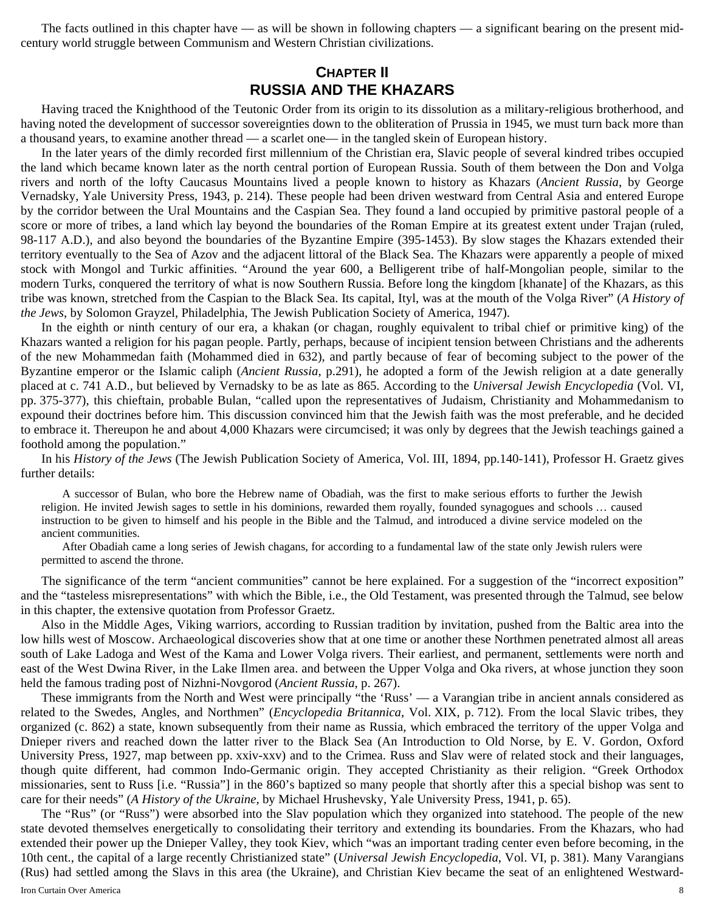The facts outlined in this chapter have — as will be shown in following chapters — a significant bearing on the present mid-century world struggle between Communism and Western Christian civilizations.

## CHAPTER II
## RUSSIA AND THE KHAZARS

Having traced the Knighthood of the Teutonic Order from its origin to its dissolution as a military-religious brotherhood, and having noted the development of successor sovereignties down to the obliteration of Prussia in 1945, we must turn back more than a thousand years, to examine another thread — a scarlet one— in the tangled skein of European history.

In the later years of the dimly recorded first millennium of the Christian era, Slavic people of several kindred tribes occupied the land which became known later as the north central portion of European Russia. South of them between the Don and Volga rivers and north of the lofty Caucasus Mountains lived a people known to history as Khazars (*Ancient Russia*, by George Vernadsky, Yale University Press, 1943, p. 214). These people had been driven westward from Central Asia and entered Europe by the corridor between the Ural Mountains and the Caspian Sea. They found a land occupied by primitive pastoral people of a score or more of tribes, a land which lay beyond the boundaries of the Roman Empire at its greatest extent under Trajan (ruled, 98-117 A.D.), and also beyond the boundaries of the Byzantine Empire (395-1453). By slow stages the Khazars extended their territory eventually to the Sea of Azov and the adjacent littoral of the Black Sea. The Khazars were apparently a people of mixed stock with Mongol and Turkic affinities. "Around the year 600, a Belligerent tribe of half-Mongolian people, similar to the modern Turks, conquered the territory of what is now Southern Russia. Before long the kingdom [khanate] of the Khazars, as this tribe was known, stretched from the Caspian to the Black Sea. Its capital, Ityl, was at the mouth of the Volga River" (*A History of the Jews*, by Solomon Grayzel, Philadelphia, The Jewish Publication Society of America, 1947).

In the eighth or ninth century of our era, a khakan (or chagan, roughly equivalent to tribal chief or primitive king) of the Khazars wanted a religion for his pagan people. Partly, perhaps, because of incipient tension between Christians and the adherents of the new Mohammedan faith (Mohammed died in 632), and partly because of fear of becoming subject to the power of the Byzantine emperor or the Islamic caliph (*Ancient Russia*, p.291), he adopted a form of the Jewish religion at a date generally placed at c. 741 A.D., but believed by Vernadsky to be as late as 865. According to the *Universal Jewish Encyclopedia* (Vol. VI, pp. 375-377), this chieftain, probable Bulan, "called upon the representatives of Judaism, Christianity and Mohammedanism to expound their doctrines before him. This discussion convinced him that the Jewish faith was the most preferable, and he decided to embrace it. Thereupon he and about 4,000 Khazars were circumcised; it was only by degrees that the Jewish teachings gained a foothold among the population."

In his *History of the Jews* (The Jewish Publication Society of America, Vol. III, 1894, pp.140-141), Professor H. Graetz gives further details:

> A successor of Bulan, who bore the Hebrew name of Obadiah, was the first to make serious efforts to further the Jewish religion. He invited Jewish sages to settle in his dominions, rewarded them royally, founded synagogues and schools … caused instruction to be given to himself and his people in the Bible and the Talmud, and introduced a divine service modeled on the ancient communities.
>
> After Obadiah came a long series of Jewish chagans, for according to a fundamental law of the state only Jewish rulers were permitted to ascend the throne.

The significance of the term "ancient communities" cannot be here explained. For a suggestion of the "incorrect exposition" and the "tasteless misrepresentations" with which the Bible, i.e., the Old Testament, was presented through the Talmud, see below in this chapter, the extensive quotation from Professor Graetz.

Also in the Middle Ages, Viking warriors, according to Russian tradition by invitation, pushed from the Baltic area into the low hills west of Moscow. Archaeological discoveries show that at one time or another these Northmen penetrated almost all areas south of Lake Ladoga and West of the Kama and Lower Volga rivers. Their earliest, and permanent, settlements were north and east of the West Dwina River, in the Lake Ilmen area. and between the Upper Volga and Oka rivers, at whose junction they soon held the famous trading post of Nizhni-Novgorod (*Ancient Russia*, p. 267).

These immigrants from the North and West were principally "the 'Russ' — a Varangian tribe in ancient annals considered as related to the Swedes, Angles, and Northmen" (*Encyclopedia Britannica*, Vol. XIX, p. 712). From the local Slavic tribes, they organized (c. 862) a state, known subsequently from their name as Russia, which embraced the territory of the upper Volga and Dnieper rivers and reached down the latter river to the Black Sea (An Introduction to Old Norse, by E. V. Gordon, Oxford University Press, 1927, map between pp. xxiv-xxv) and to the Crimea. Russ and Slav were of related stock and their languages, though quite different, had common Indo-Germanic origin. They accepted Christianity as their religion. "Greek Orthodox missionaries, sent to Russ [i.e. "Russia"] in the 860's baptized so many people that shortly after this a special bishop was sent to care for their needs" (*A History of the Ukraine*, by Michael Hrushevsky, Yale University Press, 1941, p. 65).

The "Rus" (or "Russ") were absorbed into the Slav population which they organized into statehood. The people of the new state devoted themselves energetically to consolidating their territory and extending its boundaries. From the Khazars, who had extended their power up the Dnieper Valley, they took Kiev, which "was an important trading center even before becoming, in the 10th cent., the capital of a large recently Christianized state" (*Universal Jewish Encyclopedia*, Vol. VI, p. 381). Many Varangians (Rus) had settled among the Slavs in this area (the Ukraine), and Christian Kiev became the seat of an enlightened Westward-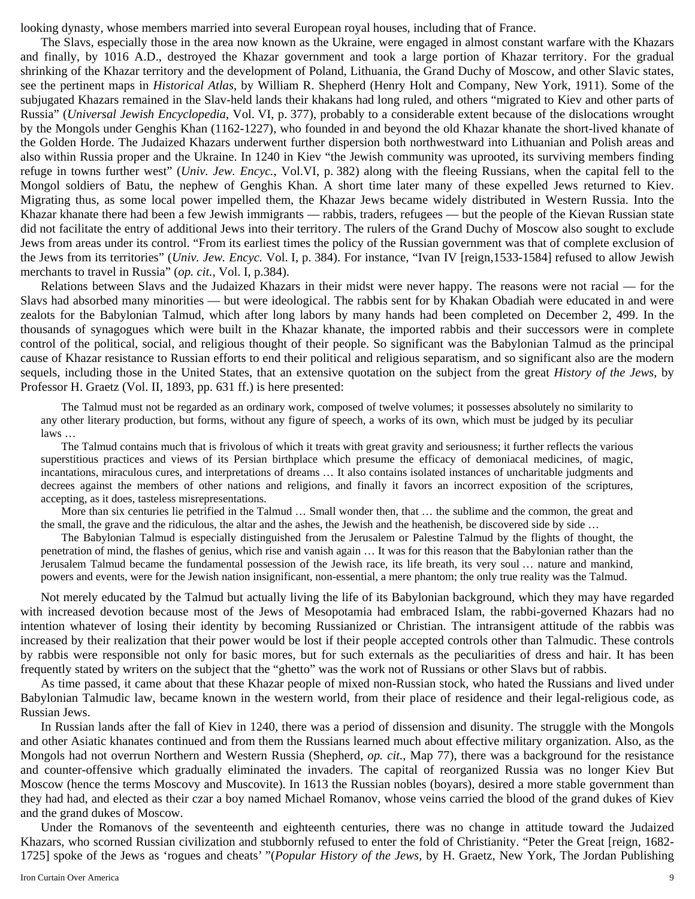looking dynasty, whose members married into several European royal houses, including that of France.

The Slavs, especially those in the area now known as the Ukraine, were engaged in almost constant warfare with the Khazars and finally, by 1016 A.D., destroyed the Khazar government and took a large portion of Khazar territory. For the gradual shrinking of the Khazar territory and the development of Poland, Lithuania, the Grand Duchy of Moscow, and other Slavic states, see the pertinent maps in *Historical Atlas*, by William R. Shepherd (Henry Holt and Company, New York, 1911). Some of the subjugated Khazars remained in the Slav-held lands their khakans had long ruled, and others "migrated to Kiev and other parts of Russia" (*Universal Jewish Encyclopedia*, Vol. VI, p. 377), probably to a considerable extent because of the dislocations wrought by the Mongols under Genghis Khan (1162-1227), who founded in and beyond the old Khazar khanate the short-lived khanate of the Golden Horde. The Judaized Khazars underwent further dispersion both northwestward into Lithuanian and Polish areas and also within Russia proper and the Ukraine. In 1240 in Kiev "the Jewish community was uprooted, its surviving members finding refuge in towns further west" (*Univ. Jew. Encyc.*, Vol.VI, p. 382) along with the fleeing Russians, when the capital fell to the Mongol soldiers of Batu, the nephew of Genghis Khan. A short time later many of these expelled Jews returned to Kiev. Migrating thus, as some local power impelled them, the Khazar Jews became widely distributed in Western Russia. Into the Khazar khanate there had been a few Jewish immigrants — rabbis, traders, refugees — but the people of the Kievan Russian state did not facilitate the entry of additional Jews into their territory. The rulers of the Grand Duchy of Moscow also sought to exclude Jews from areas under its control. "From its earliest times the policy of the Russian government was that of complete exclusion of the Jews from its territories" (*Univ. Jew. Encyc.* Vol. I, p. 384). For instance, "Ivan IV [reign,1533-1584] refused to allow Jewish merchants to travel in Russia" (*op. cit.*, Vol. I, p.384).

Relations between Slavs and the Judaized Khazars in their midst were never happy. The reasons were not racial — for the Slavs had absorbed many minorities — but were ideological. The rabbis sent for by Khakan Obadiah were educated in and were zealots for the Babylonian Talmud, which after long labors by many hands had been completed on December 2, 499. In the thousands of synagogues which were built in the Khazar khanate, the imported rabbis and their successors were in complete control of the political, social, and religious thought of their people. So significant was the Babylonian Talmud as the principal cause of Khazar resistance to Russian efforts to end their political and religious separatism, and so significant also are the modern sequels, including those in the United States, that an extensive quotation on the subject from the great *History of the Jews*, by Professor H. Graetz (Vol. II, 1893, pp. 631 ff.) is here presented:

> The Talmud must not be regarded as an ordinary work, composed of twelve volumes; it possesses absolutely no similarity to any other literary production, but forms, without any figure of speech, a works of its own, which must be judged by its peculiar laws …
>
> The Talmud contains much that is frivolous of which it treats with great gravity and seriousness; it further reflects the various superstitious practices and views of its Persian birthplace which presume the efficacy of demoniacal medicines, of magic, incantations, miraculous cures, and interpretations of dreams … It also contains isolated instances of uncharitable judgments and decrees against the members of other nations and religions, and finally it favors an incorrect exposition of the scriptures, accepting, as it does, tasteless misrepresentations.
>
> More than six centuries lie petrified in the Talmud … Small wonder then, that … the sublime and the common, the great and the small, the grave and the ridiculous, the altar and the ashes, the Jewish and the heathenish, be discovered side by side …
>
> The Babylonian Talmud is especially distinguished from the Jerusalem or Palestine Talmud by the flights of thought, the penetration of mind, the flashes of genius, which rise and vanish again … It was for this reason that the Babylonian rather than the Jerusalem Talmud became the fundamental possession of the Jewish race, its life breath, its very soul … nature and mankind, powers and events, were for the Jewish nation insignificant, non-essential, a mere phantom; the only true reality was the Talmud.

Not merely educated by the Talmud but actually living the life of its Babylonian background, which they may have regarded with increased devotion because most of the Jews of Mesopotamia had embraced Islam, the rabbi-governed Khazars had no intention whatever of losing their identity by becoming Russianized or Christian. The intransigent attitude of the rabbis was increased by their realization that their power would be lost if their people accepted controls other than Talmudic. These controls by rabbis were responsible not only for basic mores, but for such externals as the peculiarities of dress and hair. It has been frequently stated by writers on the subject that the "ghetto" was the work not of Russians or other Slavs but of rabbis.

As time passed, it came about that these Khazar people of mixed non-Russian stock, who hated the Russians and lived under Babylonian Talmudic law, became known in the western world, from their place of residence and their legal-religious code, as Russian Jews.

In Russian lands after the fall of Kiev in 1240, there was a period of dissension and disunity. The struggle with the Mongols and other Asiatic khanates continued and from them the Russians learned much about effective military organization. Also, as the Mongols had not overrun Northern and Western Russia (Shepherd, *op. cit.*, Map 77), there was a background for the resistance and counter-offensive which gradually eliminated the invaders. The capital of reorganized Russia was no longer Kiev But Moscow (hence the terms Moscovy and Muscovite). In 1613 the Russian nobles (boyars), desired a more stable government than they had had, and elected as their czar a boy named Michael Romanov, whose veins carried the blood of the grand dukes of Kiev and the grand dukes of Moscow.

Under the Romanovs of the seventeenth and eighteenth centuries, there was no change in attitude toward the Judaized Khazars, who scorned Russian civilization and stubbornly refused to enter the fold of Christianity. "Peter the Great [reign, 1682-1725] spoke of the Jews as 'rogues and cheats' "(*Popular History of the Jews*, by H. Graetz, New York, The Jordan Publishing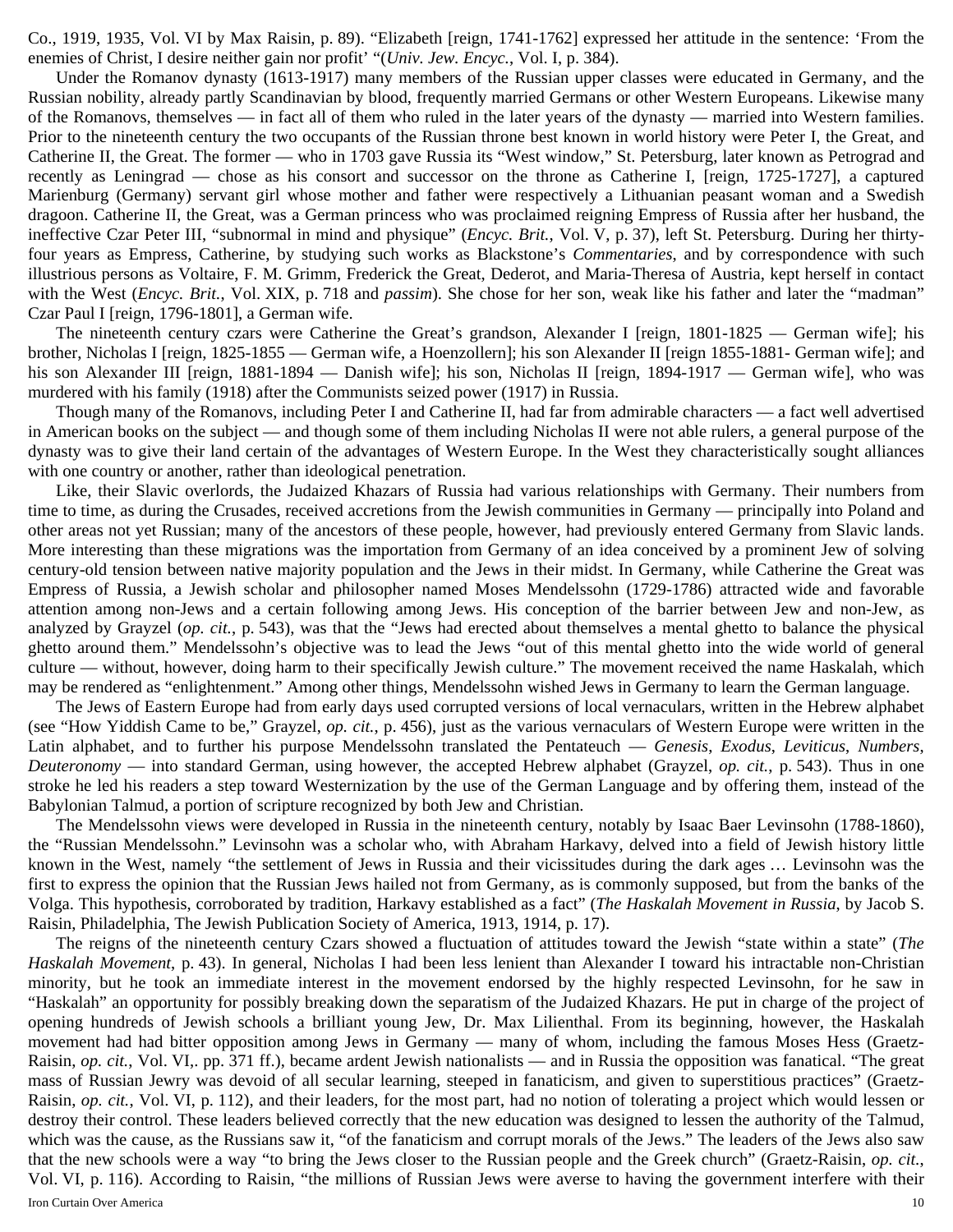Co., 1919, 1935, Vol. VI by Max Raisin, p. 89). "Elizabeth [reign, 1741-1762] expressed her attitude in the sentence: 'From the enemies of Christ, I desire neither gain nor profit' "(*Univ. Jew. Encyc.*, Vol. I, p. 384).

Under the Romanov dynasty (1613-1917) many members of the Russian upper classes were educated in Germany, and the Russian nobility, already partly Scandinavian by blood, frequently married Germans or other Western Europeans. Likewise many of the Romanovs, themselves — in fact all of them who ruled in the later years of the dynasty — married into Western families. Prior to the nineteenth century the two occupants of the Russian throne best known in world history were Peter I, the Great, and Catherine II, the Great. The former — who in 1703 gave Russia its "West window," St. Petersburg, later known as Petrograd and recently as Leningrad — chose as his consort and successor on the throne as Catherine I, [reign, 1725-1727], a captured Marienburg (Germany) servant girl whose mother and father were respectively a Lithuanian peasant woman and a Swedish dragoon. Catherine II, the Great, was a German princess who was proclaimed reigning Empress of Russia after her husband, the ineffective Czar Peter III, "subnormal in mind and physique" (*Encyc. Brit.*, Vol. V, p. 37), left St. Petersburg. During her thirty-four years as Empress, Catherine, by studying such works as Blackstone's *Commentaries*, and by correspondence with such illustrious persons as Voltaire, F. M. Grimm, Frederick the Great, Dederot, and Maria-Theresa of Austria, kept herself in contact with the West (*Encyc. Brit.*, Vol. XIX, p. 718 and *passim*). She chose for her son, weak like his father and later the "madman" Czar Paul I [reign, 1796-1801], a German wife.

The nineteenth century czars were Catherine the Great's grandson, Alexander I [reign, 1801-1825 — German wife]; his brother, Nicholas I [reign, 1825-1855 — German wife, a Hoenzollern]; his son Alexander II [reign 1855-1881- German wife]; and his son Alexander III [reign, 1881-1894 — Danish wife]; his son, Nicholas II [reign, 1894-1917 — German wife], who was murdered with his family (1918) after the Communists seized power (1917) in Russia.

Though many of the Romanovs, including Peter I and Catherine II, had far from admirable characters — a fact well advertised in American books on the subject — and though some of them including Nicholas II were not able rulers, a general purpose of the dynasty was to give their land certain of the advantages of Western Europe. In the West they characteristically sought alliances with one country or another, rather than ideological penetration.

Like, their Slavic overlords, the Judaized Khazars of Russia had various relationships with Germany. Their numbers from time to time, as during the Crusades, received accretions from the Jewish communities in Germany — principally into Poland and other areas not yet Russian; many of the ancestors of these people, however, had previously entered Germany from Slavic lands. More interesting than these migrations was the importation from Germany of an idea conceived by a prominent Jew of solving century-old tension between native majority population and the Jews in their midst. In Germany, while Catherine the Great was Empress of Russia, a Jewish scholar and philosopher named Moses Mendelssohn (1729-1786) attracted wide and favorable attention among non-Jews and a certain following among Jews. His conception of the barrier between Jew and non-Jew, as analyzed by Grayzel (*op. cit.*, p. 543), was that the "Jews had erected about themselves a mental ghetto to balance the physical ghetto around them." Mendelssohn's objective was to lead the Jews "out of this mental ghetto into the wide world of general culture — without, however, doing harm to their specifically Jewish culture." The movement received the name Haskalah, which may be rendered as "enlightenment." Among other things, Mendelssohn wished Jews in Germany to learn the German language.

The Jews of Eastern Europe had from early days used corrupted versions of local vernaculars, written in the Hebrew alphabet (see "How Yiddish Came to be," Grayzel, *op. cit.*, p. 456), just as the various vernaculars of Western Europe were written in the Latin alphabet, and to further his purpose Mendelssohn translated the Pentateuch — *Genesis*, *Exodus*, *Leviticus*, *Numbers*, *Deuteronomy* — into standard German, using however, the accepted Hebrew alphabet (Grayzel, *op. cit.*, p. 543). Thus in one stroke he led his readers a step toward Westernization by the use of the German Language and by offering them, instead of the Babylonian Talmud, a portion of scripture recognized by both Jew and Christian.

The Mendelssohn views were developed in Russia in the nineteenth century, notably by Isaac Baer Levinsohn (1788-1860), the "Russian Mendelssohn." Levinsohn was a scholar who, with Abraham Harkavy, delved into a field of Jewish history little known in the West, namely "the settlement of Jews in Russia and their vicissitudes during the dark ages … Levinsohn was the first to express the opinion that the Russian Jews hailed not from Germany, as is commonly supposed, but from the banks of the Volga. This hypothesis, corroborated by tradition, Harkavy established as a fact" (*The Haskalah Movement in Russia*, by Jacob S. Raisin, Philadelphia, The Jewish Publication Society of America, 1913, 1914, p. 17).

The reigns of the nineteenth century Czars showed a fluctuation of attitudes toward the Jewish "state within a state" (*The Haskalah Movement*, p. 43). In general, Nicholas I had been less lenient than Alexander I toward his intractable non-Christian minority, but he took an immediate interest in the movement endorsed by the highly respected Levinsohn, for he saw in "Haskalah" an opportunity for possibly breaking down the separatism of the Judaized Khazars. He put in charge of the project of opening hundreds of Jewish schools a brilliant young Jew, Dr. Max Lilienthal. From its beginning, however, the Haskalah movement had had bitter opposition among Jews in Germany — many of whom, including the famous Moses Hess (Graetz-Raisin, *op. cit.*, Vol. VI,. pp. 371 ff.), became ardent Jewish nationalists — and in Russia the opposition was fanatical. "The great mass of Russian Jewry was devoid of all secular learning, steeped in fanaticism, and given to superstitious practices" (Graetz-Raisin, *op. cit.*, Vol. VI, p. 112), and their leaders, for the most part, had no notion of tolerating a project which would lessen or destroy their control. These leaders believed correctly that the new education was designed to lessen the authority of the Talmud, which was the cause, as the Russians saw it, "of the fanaticism and corrupt morals of the Jews." The leaders of the Jews also saw that the new schools were a way "to bring the Jews closer to the Russian people and the Greek church" (Graetz-Raisin, *op. cit.*, Vol. VI, p. 116). According to Raisin, "the millions of Russian Jews were averse to having the government interfere with their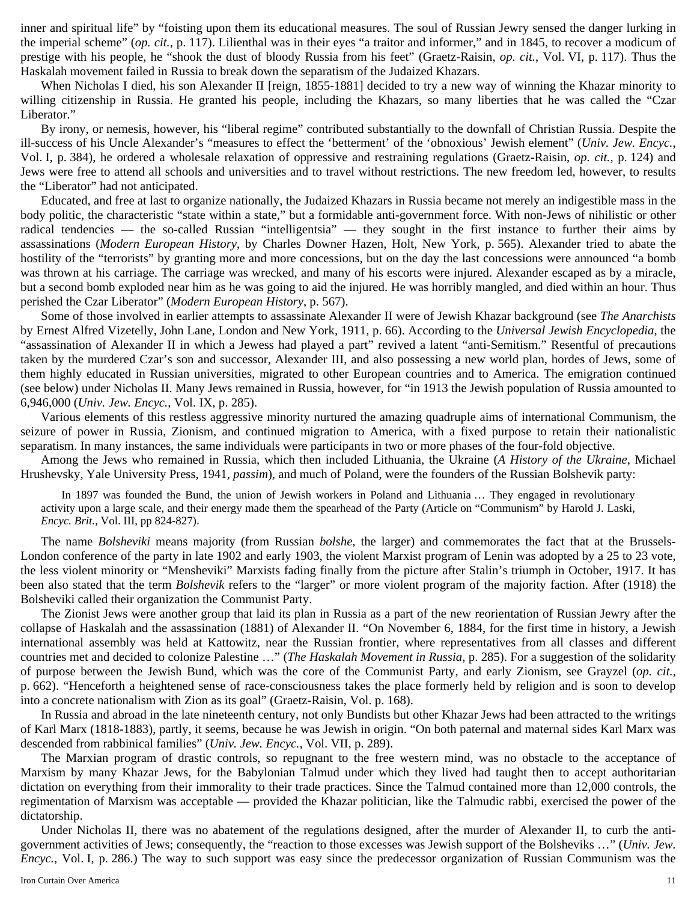inner and spiritual life" by "foisting upon them its educational measures. The soul of Russian Jewry sensed the danger lurking in the imperial scheme" (*op. cit.*, p. 117). Lilienthal was in their eyes "a traitor and informer," and in 1845, to recover a modicum of prestige with his people, he "shook the dust of bloody Russia from his feet" (Graetz-Raisin, *op. cit.*, Vol. VI, p. 117). Thus the Haskalah movement failed in Russia to break down the separatism of the Judaized Khazars.

When Nicholas I died, his son Alexander II [reign, 1855-1881] decided to try a new way of winning the Khazar minority to willing citizenship in Russia. He granted his people, including the Khazars, so many liberties that he was called the "Czar Liberator."

By irony, or nemesis, however, his "liberal regime" contributed substantially to the downfall of Christian Russia. Despite the ill-success of his Uncle Alexander's "measures to effect the 'betterment' of the 'obnoxious' Jewish element" (*Univ. Jew. Encyc.*, Vol. I, p. 384), he ordered a wholesale relaxation of oppressive and restraining regulations (Graetz-Raisin, *op. cit.*, p. 124) and Jews were free to attend all schools and universities and to travel without restrictions. The new freedom led, however, to results the "Liberator" had not anticipated.

Educated, and free at last to organize nationally, the Judaized Khazars in Russia became not merely an indigestible mass in the body politic, the characteristic "state within a state," but a formidable anti-government force. With non-Jews of nihilistic or other radical tendencies — the so-called Russian "intelligentsia" — they sought in the first instance to further their aims by assassinations (*Modern European History*, by Charles Downer Hazen, Holt, New York, p. 565). Alexander tried to abate the hostility of the "terrorists" by granting more and more concessions, but on the day the last concessions were announced "a bomb was thrown at his carriage. The carriage was wrecked, and many of his escorts were injured. Alexander escaped as by a miracle, but a second bomb exploded near him as he was going to aid the injured. He was horribly mangled, and died within an hour. Thus perished the Czar Liberator" (*Modern European History*, p. 567).

Some of those involved in earlier attempts to assassinate Alexander II were of Jewish Khazar background (see *The Anarchists* by Ernest Alfred Vizetelly, John Lane, London and New York, 1911, p. 66). According to the *Universal Jewish Encyclopedia*, the "assassination of Alexander II in which a Jewess had played a part" revived a latent "anti-Semitism." Resentful of precautions taken by the murdered Czar's son and successor, Alexander III, and also possessing a new world plan, hordes of Jews, some of them highly educated in Russian universities, migrated to other European countries and to America. The emigration continued (see below) under Nicholas II. Many Jews remained in Russia, however, for "in 1913 the Jewish population of Russia amounted to 6,946,000 (*Univ. Jew. Encyc.*, Vol. IX, p. 285).

Various elements of this restless aggressive minority nurtured the amazing quadruple aims of international Communism, the seizure of power in Russia, Zionism, and continued migration to America, with a fixed purpose to retain their nationalistic separatism. In many instances, the same individuals were participants in two or more phases of the four-fold objective.

Among the Jews who remained in Russia, which then included Lithuania, the Ukraine (*A History of the Ukraine*, Michael Hrushevsky, Yale University Press, 1941, *passim*), and much of Poland, were the founders of the Russian Bolshevik party:

> In 1897 was founded the Bund, the union of Jewish workers in Poland and Lithuania … They engaged in revolutionary activity upon a large scale, and their energy made them the spearhead of the Party (Article on "Communism" by Harold J. Laski, *Encyc. Brit.*, Vol. III, pp 824-827).

The name *Bolsheviki* means majority (from Russian *bolshe*, the larger) and commemorates the fact that at the Brussels-London conference of the party in late 1902 and early 1903, the violent Marxist program of Lenin was adopted by a 25 to 23 vote, the less violent minority or "Mensheviki" Marxists fading finally from the picture after Stalin's triumph in October, 1917. It has been also stated that the term *Bolshevik* refers to the "larger" or more violent program of the majority faction. After (1918) the Bolsheviki called their organization the Communist Party.

The Zionist Jews were another group that laid its plan in Russia as a part of the new reorientation of Russian Jewry after the collapse of Haskalah and the assassination (1881) of Alexander II. "On November 6, 1884, for the first time in history, a Jewish international assembly was held at Kattowitz, near the Russian frontier, where representatives from all classes and different countries met and decided to colonize Palestine …" (*The Haskalah Movement in Russia*, p. 285). For a suggestion of the solidarity of purpose between the Jewish Bund, which was the core of the Communist Party, and early Zionism, see Grayzel (*op. cit.*, p. 662). "Henceforth a heightened sense of race-consciousness takes the place formerly held by religion and is soon to develop into a concrete nationalism with Zion as its goal" (Graetz-Raisin, Vol. p. 168).

In Russia and abroad in the late nineteenth century, not only Bundists but other Khazar Jews had been attracted to the writings of Karl Marx (1818-1883), partly, it seems, because he was Jewish in origin. "On both paternal and maternal sides Karl Marx was descended from rabbinical families" (*Univ. Jew. Encyc.*, Vol. VII, p. 289).

The Marxian program of drastic controls, so repugnant to the free western mind, was no obstacle to the acceptance of Marxism by many Khazar Jews, for the Babylonian Talmud under which they lived had taught then to accept authoritarian dictation on everything from their immorality to their trade practices. Since the Talmud contained more than 12,000 controls, the regimentation of Marxism was acceptable — provided the Khazar politician, like the Talmudic rabbi, exercised the power of the dictatorship.

Under Nicholas II, there was no abatement of the regulations designed, after the murder of Alexander II, to curb the anti-government activities of Jews; consequently, the "reaction to those excesses was Jewish support of the Bolsheviks …" (*Univ. Jew. Encyc.*, Vol. I, p. 286.) The way to such support was easy since the predecessor organization of Russian Communism was the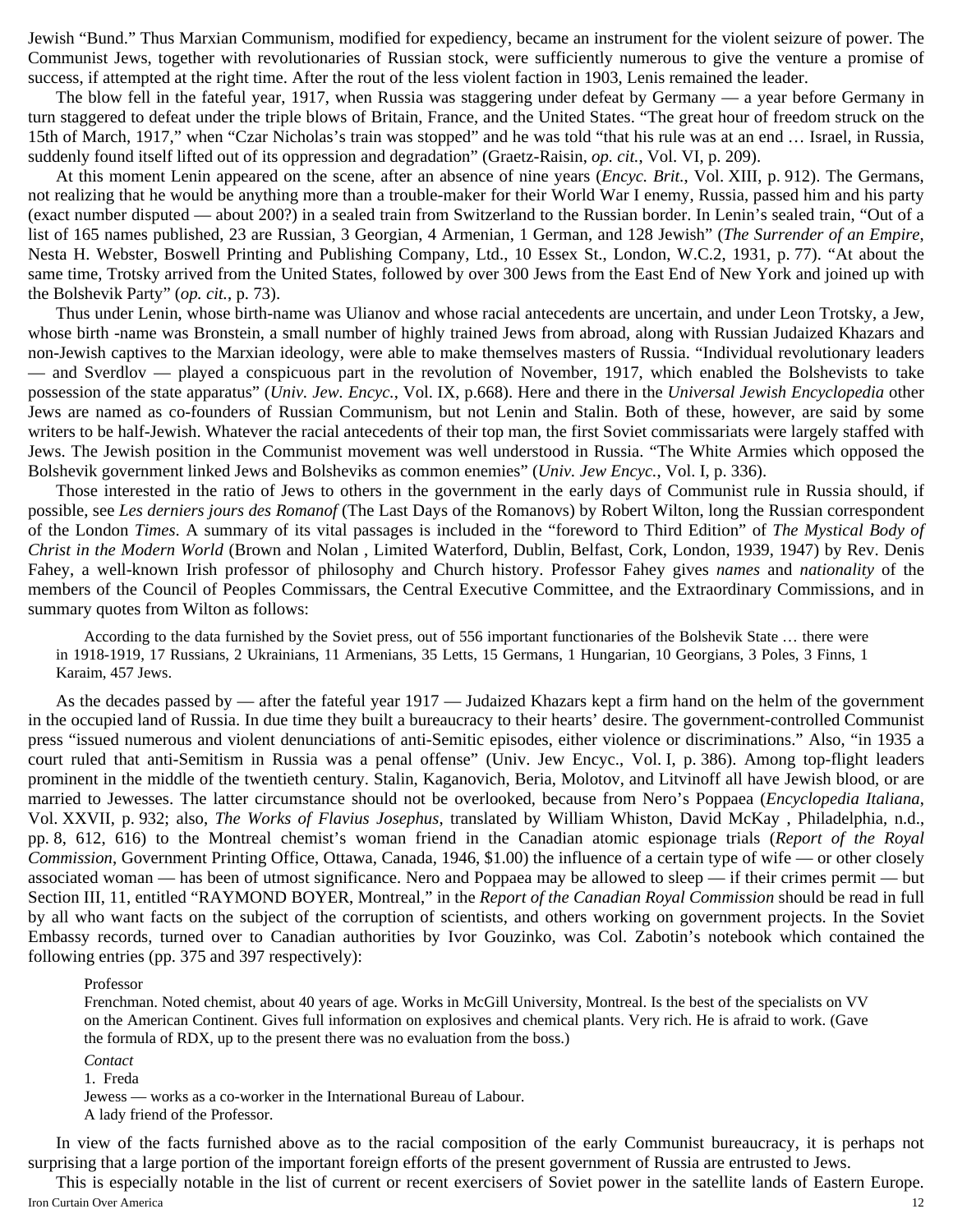Jewish "Bund." Thus Marxian Communism, modified for expediency, became an instrument for the violent seizure of power. The Communist Jews, together with revolutionaries of Russian stock, were sufficiently numerous to give the venture a promise of success, if attempted at the right time. After the rout of the less violent faction in 1903, Lenis remained the leader.

The blow fell in the fateful year, 1917, when Russia was staggering under defeat by Germany — a year before Germany in turn staggered to defeat under the triple blows of Britain, France, and the United States. "The great hour of freedom struck on the 15th of March, 1917," when "Czar Nicholas's train was stopped" and he was told "that his rule was at an end … Israel, in Russia, suddenly found itself lifted out of its oppression and degradation" (Graetz-Raisin, *op. cit.*, Vol. VI, p. 209).

At this moment Lenin appeared on the scene, after an absence of nine years (*Encyc. Brit.*, Vol. XIII, p. 912). The Germans, not realizing that he would be anything more than a trouble-maker for their World War I enemy, Russia, passed him and his party (exact number disputed — about 200?) in a sealed train from Switzerland to the Russian border. In Lenin's sealed train, "Out of a list of 165 names published, 23 are Russian, 3 Georgian, 4 Armenian, 1 German, and 128 Jewish" (*The Surrender of an Empire*, Nesta H. Webster, Boswell Printing and Publishing Company, Ltd., 10 Essex St., London, W.C.2, 1931, p. 77). "At about the same time, Trotsky arrived from the United States, followed by over 300 Jews from the East End of New York and joined up with the Bolshevik Party" (*op. cit.*, p. 73).

Thus under Lenin, whose birth-name was Ulianov and whose racial antecedents are uncertain, and under Leon Trotsky, a Jew, whose birth -name was Bronstein, a small number of highly trained Jews from abroad, along with Russian Judaized Khazars and non-Jewish captives to the Marxian ideology, were able to make themselves masters of Russia. "Individual revolutionary leaders — and Sverdlov — played a conspicuous part in the revolution of November, 1917, which enabled the Bolshevists to take possession of the state apparatus" (*Univ. Jew. Encyc.*, Vol. IX, p.668). Here and there in the *Universal Jewish Encyclopedia* other Jews are named as co-founders of Russian Communism, but not Lenin and Stalin. Both of these, however, are said by some writers to be half-Jewish. Whatever the racial antecedents of their top man, the first Soviet commissariats were largely staffed with Jews. The Jewish position in the Communist movement was well understood in Russia. "The White Armies which opposed the Bolshevik government linked Jews and Bolsheviks as common enemies" (*Univ. Jew Encyc.*, Vol. I, p. 336).

Those interested in the ratio of Jews to others in the government in the early days of Communist rule in Russia should, if possible, see *Les derniers jours des Romanof* (The Last Days of the Romanovs) by Robert Wilton, long the Russian correspondent of the London *Times*. A summary of its vital passages is included in the "foreword to Third Edition" of *The Mystical Body of Christ in the Modern World* (Brown and Nolan , Limited Waterford, Dublin, Belfast, Cork, London, 1939, 1947) by Rev. Denis Fahey, a well-known Irish professor of philosophy and Church history. Professor Fahey gives *names* and *nationality* of the members of the Council of Peoples Commissars, the Central Executive Committee, and the Extraordinary Commissions, and in summary quotes from Wilton as follows:

> According to the data furnished by the Soviet press, out of 556 important functionaries of the Bolshevik State … there were in 1918-1919, 17 Russians, 2 Ukrainians, 11 Armenians, 35 Letts, 15 Germans, 1 Hungarian, 10 Georgians, 3 Poles, 3 Finns, 1 Karaim, 457 Jews.

As the decades passed by — after the fateful year 1917 — Judaized Khazars kept a firm hand on the helm of the government in the occupied land of Russia. In due time they built a bureaucracy to their hearts' desire. The government-controlled Communist press "issued numerous and violent denunciations of anti-Semitic episodes, either violence or discriminations." Also, "in 1935 a court ruled that anti-Semitism in Russia was a penal offense" (Univ. Jew Encyc., Vol. I, p. 386). Among top-flight leaders prominent in the middle of the twentieth century. Stalin, Kaganovich, Beria, Molotov, and Litvinoff all have Jewish blood, or are married to Jewesses. The latter circumstance should not be overlooked, because from Nero's Poppaea (*Encyclopedia Italiana*, Vol. XXVII, p. 932; also, *The Works of Flavius Josephus*, translated by William Whiston, David McKay , Philadelphia, n.d., pp. 8, 612, 616) to the Montreal chemist's woman friend in the Canadian atomic espionage trials (*Report of the Royal Commission*, Government Printing Office, Ottawa, Canada, 1946, $1.00) the influence of a certain type of wife — or other closely associated woman — has been of utmost significance. Nero and Poppaea may be allowed to sleep — if their crimes permit — but Section III, 11, entitled "RAYMOND BOYER, Montreal," in the *Report of the Canadian Royal Commission* should be read in full by all who want facts on the subject of the corruption of scientists, and others working on government projects. In the Soviet Embassy records, turned over to Canadian authorities by Ivor Gouzinko, was Col. Zabotin's notebook which contained the following entries (pp. 375 and 397 respectively):

> Professor
>
> Frenchman. Noted chemist, about 40 years of age. Works in McGill University, Montreal. Is the best of the specialists on VV on the American Continent. Gives full information on explosives and chemical plants. Very rich. He is afraid to work. (Gave the formula of RDX, up to the present there was no evaluation from the boss.)
>
> *Contact*
>
> 1. Freda
>
> Jewess — works as a co-worker in the International Bureau of Labour.
>
> A lady friend of the Professor.

In view of the facts furnished above as to the racial composition of the early Communist bureaucracy, it is perhaps not surprising that a large portion of the important foreign efforts of the present government of Russia are entrusted to Jews.

This is especially notable in the list of current or recent exercisers of Soviet power in the satellite lands of Eastern Europe.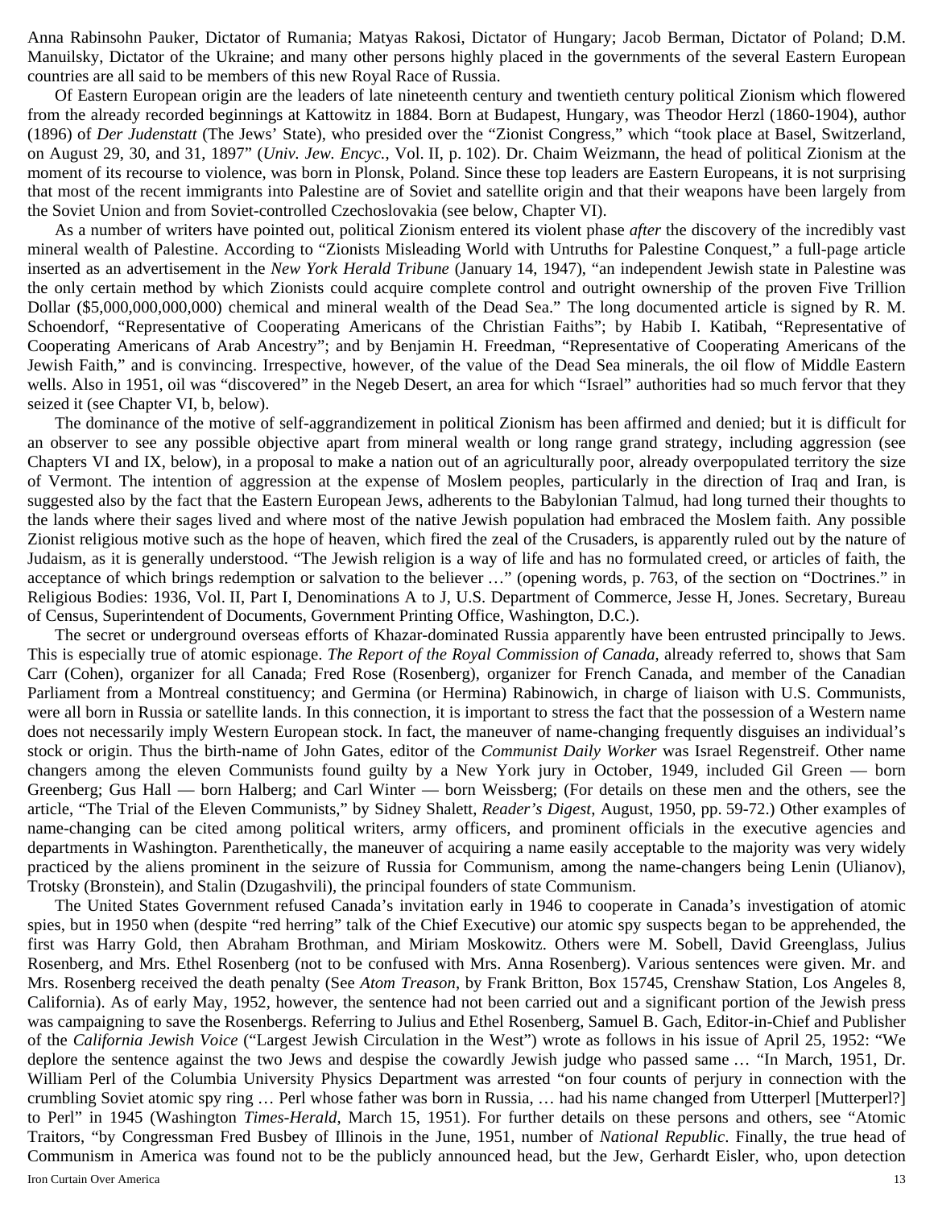Anna Rabinsohn Pauker, Dictator of Rumania; Matyas Rakosi, Dictator of Hungary; Jacob Berman, Dictator of Poland; D.M. Manuilsky, Dictator of the Ukraine; and many other persons highly placed in the governments of the several Eastern European countries are all said to be members of this new Royal Race of Russia.

Of Eastern European origin are the leaders of late nineteenth century and twentieth century political Zionism which flowered from the already recorded beginnings at Kattowitz in 1884. Born at Budapest, Hungary, was Theodor Herzl (1860-1904), author (1896) of *Der Judenstatt* (The Jews' State), who presided over the "Zionist Congress," which "took place at Basel, Switzerland, on August 29, 30, and 31, 1897" (*Univ. Jew. Encyc.*, Vol. II, p. 102). Dr. Chaim Weizmann, the head of political Zionism at the moment of its recourse to violence, was born in Plonsk, Poland. Since these top leaders are Eastern Europeans, it is not surprising that most of the recent immigrants into Palestine are of Soviet and satellite origin and that their weapons have been largely from the Soviet Union and from Soviet-controlled Czechoslovakia (see below, Chapter VI).

As a number of writers have pointed out, political Zionism entered its violent phase *after* the discovery of the incredibly vast mineral wealth of Palestine. According to "Zionists Misleading World with Untruths for Palestine Conquest," a full-page article inserted as an advertisement in the *New York Herald Tribune* (January 14, 1947), "an independent Jewish state in Palestine was the only certain method by which Zionists could acquire complete control and outright ownership of the proven Five Trillion Dollar ($5,000,000,000,000) chemical and mineral wealth of the Dead Sea." The long documented article is signed by R. M. Schoendorf, "Representative of Cooperating Americans of the Christian Faiths"; by Habib I. Katibah, "Representative of Cooperating Americans of Arab Ancestry"; and by Benjamin H. Freedman, "Representative of Cooperating Americans of the Jewish Faith," and is convincing. Irrespective, however, of the value of the Dead Sea minerals, the oil flow of Middle Eastern wells. Also in 1951, oil was "discovered" in the Negeb Desert, an area for which "Israel" authorities had so much fervor that they seized it (see Chapter VI, b, below).

The dominance of the motive of self-aggrandizement in political Zionism has been affirmed and denied; but it is difficult for an observer to see any possible objective apart from mineral wealth or long range grand strategy, including aggression (see Chapters VI and IX, below), in a proposal to make a nation out of an agriculturally poor, already overpopulated territory the size of Vermont. The intention of aggression at the expense of Moslem peoples, particularly in the direction of Iraq and Iran, is suggested also by the fact that the Eastern European Jews, adherents to the Babylonian Talmud, had long turned their thoughts to the lands where their sages lived and where most of the native Jewish population had embraced the Moslem faith. Any possible Zionist religious motive such as the hope of heaven, which fired the zeal of the Crusaders, is apparently ruled out by the nature of Judaism, as it is generally understood. "The Jewish religion is a way of life and has no formulated creed, or articles of faith, the acceptance of which brings redemption or salvation to the believer …" (opening words, p. 763, of the section on "Doctrines." in Religious Bodies: 1936, Vol. II, Part I, Denominations A to J, U.S. Department of Commerce, Jesse H, Jones. Secretary, Bureau of Census, Superintendent of Documents, Government Printing Office, Washington, D.C.).

The secret or underground overseas efforts of Khazar-dominated Russia apparently have been entrusted principally to Jews. This is especially true of atomic espionage. *The Report of the Royal Commission of Canada*, already referred to, shows that Sam Carr (Cohen), organizer for all Canada; Fred Rose (Rosenberg), organizer for French Canada, and member of the Canadian Parliament from a Montreal constituency; and Germina (or Hermina) Rabinowich, in charge of liaison with U.S. Communists, were all born in Russia or satellite lands. In this connection, it is important to stress the fact that the possession of a Western name does not necessarily imply Western European stock. In fact, the maneuver of name-changing frequently disguises an individual's stock or origin. Thus the birth-name of John Gates, editor of the *Communist Daily Worker* was Israel Regenstreif. Other name changers among the eleven Communists found guilty by a New York jury in October, 1949, included Gil Green — born Greenberg; Gus Hall — born Halberg; and Carl Winter — born Weissberg; (For details on these men and the others, see the article, "The Trial of the Eleven Communists," by Sidney Shalett, *Reader's Digest*, August, 1950, pp. 59-72.) Other examples of name-changing can be cited among political writers, army officers, and prominent officials in the executive agencies and departments in Washington. Parenthetically, the maneuver of acquiring a name easily acceptable to the majority was very widely practiced by the aliens prominent in the seizure of Russia for Communism, among the name-changers being Lenin (Ulianov), Trotsky (Bronstein), and Stalin (Dzugashvili), the principal founders of state Communism.

The United States Government refused Canada's invitation early in 1946 to cooperate in Canada's investigation of atomic spies, but in 1950 when (despite "red herring" talk of the Chief Executive) our atomic spy suspects began to be apprehended, the first was Harry Gold, then Abraham Brothman, and Miriam Moskowitz. Others were M. Sobell, David Greenglass, Julius Rosenberg, and Mrs. Ethel Rosenberg (not to be confused with Mrs. Anna Rosenberg). Various sentences were given. Mr. and Mrs. Rosenberg received the death penalty (See *Atom Treason*, by Frank Britton, Box 15745, Crenshaw Station, Los Angeles 8, California). As of early May, 1952, however, the sentence had not been carried out and a significant portion of the Jewish press was campaigning to save the Rosenbergs. Referring to Julius and Ethel Rosenberg, Samuel B. Gach, Editor-in-Chief and Publisher of the *California Jewish Voice* ("Largest Jewish Circulation in the West") wrote as follows in his issue of April 25, 1952: "We deplore the sentence against the two Jews and despise the cowardly Jewish judge who passed same … "In March, 1951, Dr. William Perl of the Columbia University Physics Department was arrested "on four counts of perjury in connection with the crumbling Soviet atomic spy ring … Perl whose father was born in Russia, … had his name changed from Utterperl [Mutterperl?] to Perl" in 1945 (Washington *Times-Herald*, March 15, 1951). For further details on these persons and others, see "Atomic Traitors, "by Congressman Fred Busbey of Illinois in the June, 1951, number of *National Republic*. Finally, the true head of Communism in America was found not to be the publicly announced head, but the Jew, Gerhardt Eisler, who, upon detection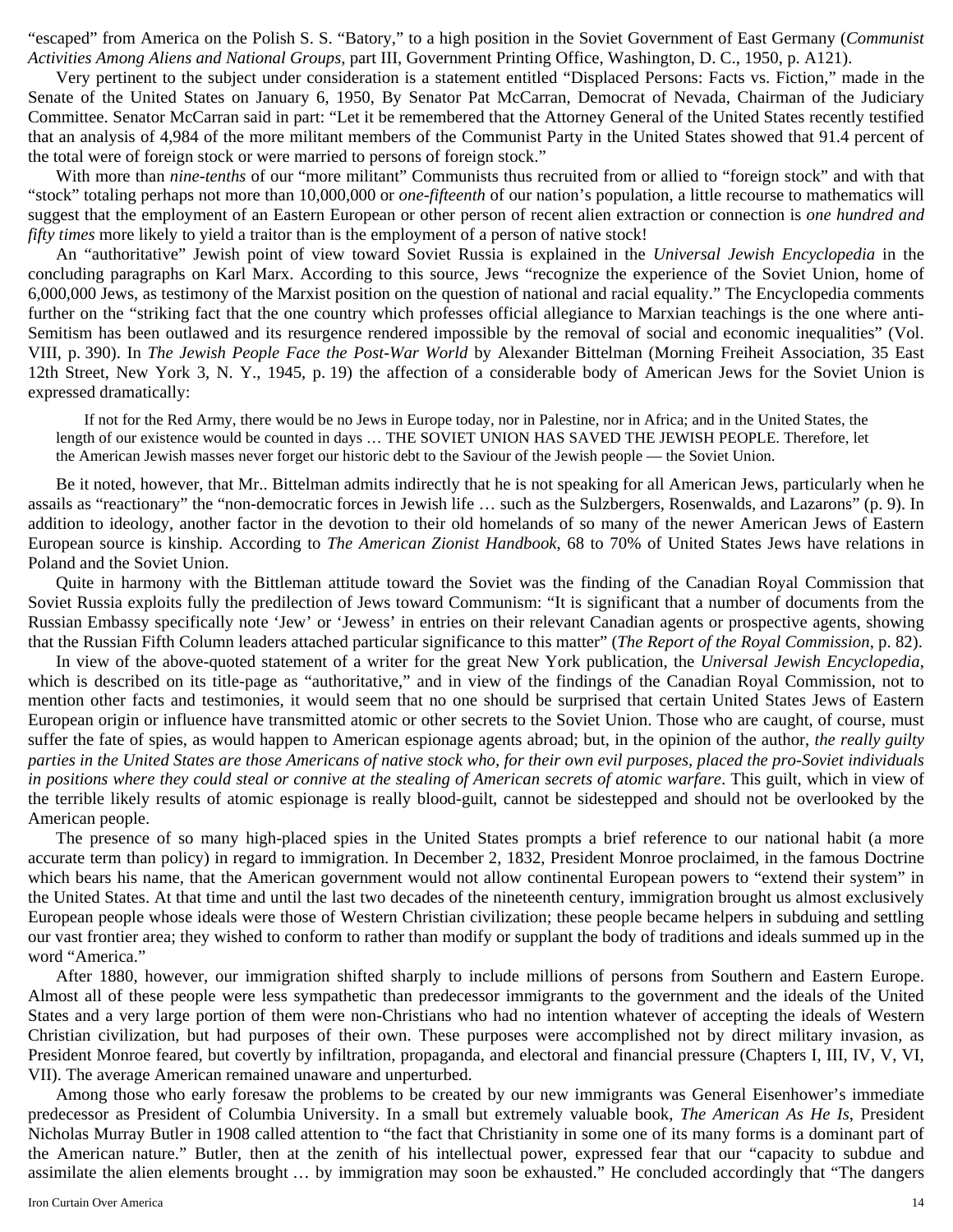"escaped" from America on the Polish S. S. "Batory," to a high position in the Soviet Government of East Germany (*Communist Activities Among Aliens and National Groups*, part III, Government Printing Office, Washington, D. C., 1950, p. A121).

Very pertinent to the subject under consideration is a statement entitled "Displaced Persons: Facts vs. Fiction," made in the Senate of the United States on January 6, 1950, By Senator Pat McCarran, Democrat of Nevada, Chairman of the Judiciary Committee. Senator McCarran said in part: "Let it be remembered that the Attorney General of the United States recently testified that an analysis of 4,984 of the more militant members of the Communist Party in the United States showed that 91.4 percent of the total were of foreign stock or were married to persons of foreign stock."

With more than *nine-tenths* of our "more militant" Communists thus recruited from or allied to "foreign stock" and with that "stock" totaling perhaps not more than 10,000,000 or *one-fifteenth* of our nation's population, a little recourse to mathematics will suggest that the employment of an Eastern European or other person of recent alien extraction or connection is *one hundred and fifty times* more likely to yield a traitor than is the employment of a person of native stock!

An "authoritative" Jewish point of view toward Soviet Russia is explained in the *Universal Jewish Encyclopedia* in the concluding paragraphs on Karl Marx. According to this source, Jews "recognize the experience of the Soviet Union, home of 6,000,000 Jews, as testimony of the Marxist position on the question of national and racial equality." The Encyclopedia comments further on the "striking fact that the one country which professes official allegiance to Marxian teachings is the one where anti-Semitism has been outlawed and its resurgence rendered impossible by the removal of social and economic inequalities" (Vol. VIII, p. 390). In *The Jewish People Face the Post-War World* by Alexander Bittelman (Morning Freiheit Association, 35 East 12th Street, New York 3, N. Y., 1945, p. 19) the affection of a considerable body of American Jews for the Soviet Union is expressed dramatically:

> If not for the Red Army, there would be no Jews in Europe today, nor in Palestine, nor in Africa; and in the United States, the length of our existence would be counted in days … THE SOVIET UNION HAS SAVED THE JEWISH PEOPLE. Therefore, let the American Jewish masses never forget our historic debt to the Saviour of the Jewish people — the Soviet Union.

Be it noted, however, that Mr.. Bittelman admits indirectly that he is not speaking for all American Jews, particularly when he assails as "reactionary" the "non-democratic forces in Jewish life … such as the Sulzbergers, Rosenwalds, and Lazarons" (p. 9). In addition to ideology, another factor in the devotion to their old homelands of so many of the newer American Jews of Eastern European source is kinship. According to *The American Zionist Handbook*, 68 to 70% of United States Jews have relations in Poland and the Soviet Union.

Quite in harmony with the Bittleman attitude toward the Soviet was the finding of the Canadian Royal Commission that Soviet Russia exploits fully the predilection of Jews toward Communism: "It is significant that a number of documents from the Russian Embassy specifically note 'Jew' or 'Jewess' in entries on their relevant Canadian agents or prospective agents, showing that the Russian Fifth Column leaders attached particular significance to this matter" (*The Report of the Royal Commission*, p. 82).

In view of the above-quoted statement of a writer for the great New York publication, the *Universal Jewish Encyclopedia*, which is described on its title-page as "authoritative," and in view of the findings of the Canadian Royal Commission, not to mention other facts and testimonies, it would seem that no one should be surprised that certain United States Jews of Eastern European origin or influence have transmitted atomic or other secrets to the Soviet Union. Those who are caught, of course, must suffer the fate of spies, as would happen to American espionage agents abroad; but, in the opinion of the author, *the really guilty parties in the United States are those Americans of native stock who, for their own evil purposes, placed the pro-Soviet individuals in positions where they could steal or connive at the stealing of American secrets of atomic warfare*. This guilt, which in view of the terrible likely results of atomic espionage is really blood-guilt, cannot be sidestepped and should not be overlooked by the American people.

The presence of so many high-placed spies in the United States prompts a brief reference to our national habit (a more accurate term than policy) in regard to immigration. In December 2, 1832, President Monroe proclaimed, in the famous Doctrine which bears his name, that the American government would not allow continental European powers to "extend their system" in the United States. At that time and until the last two decades of the nineteenth century, immigration brought us almost exclusively European people whose ideals were those of Western Christian civilization; these people became helpers in subduing and settling our vast frontier area; they wished to conform to rather than modify or supplant the body of traditions and ideals summed up in the word "America."

After 1880, however, our immigration shifted sharply to include millions of persons from Southern and Eastern Europe. Almost all of these people were less sympathetic than predecessor immigrants to the government and the ideals of the United States and a very large portion of them were non-Christians who had no intention whatever of accepting the ideals of Western Christian civilization, but had purposes of their own. These purposes were accomplished not by direct military invasion, as President Monroe feared, but covertly by infiltration, propaganda, and electoral and financial pressure (Chapters I, III, IV, V, VI, VII). The average American remained unaware and unperturbed.

Among those who early foresaw the problems to be created by our new immigrants was General Eisenhower's immediate predecessor as President of Columbia University. In a small but extremely valuable book, *The American As He Is*, President Nicholas Murray Butler in 1908 called attention to "the fact that Christianity in some one of its many forms is a dominant part of the American nature." Butler, then at the zenith of his intellectual power, expressed fear that our "capacity to subdue and assimilate the alien elements brought … by immigration may soon be exhausted." He concluded accordingly that "The dangers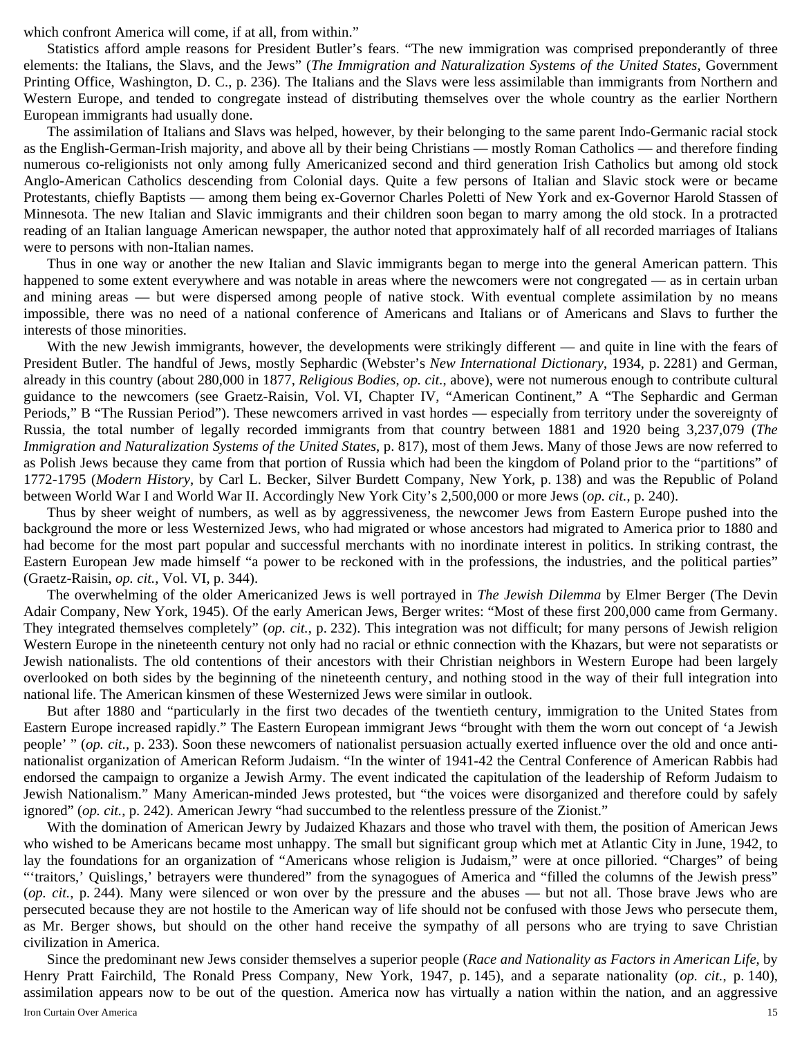which confront America will come, if at all, from within."

Statistics afford ample reasons for President Butler's fears. "The new immigration was comprised preponderantly of three elements: the Italians, the Slavs, and the Jews" (*The Immigration and Naturalization Systems of the United States*, Government Printing Office, Washington, D. C., p. 236). The Italians and the Slavs were less assimilable than immigrants from Northern and Western Europe, and tended to congregate instead of distributing themselves over the whole country as the earlier Northern European immigrants had usually done.

The assimilation of Italians and Slavs was helped, however, by their belonging to the same parent Indo-Germanic racial stock as the English-German-Irish majority, and above all by their being Christians — mostly Roman Catholics — and therefore finding numerous co-religionists not only among fully Americanized second and third generation Irish Catholics but among old stock Anglo-American Catholics descending from Colonial days. Quite a few persons of Italian and Slavic stock were or became Protestants, chiefly Baptists — among them being ex-Governor Charles Poletti of New York and ex-Governor Harold Stassen of Minnesota. The new Italian and Slavic immigrants and their children soon began to marry among the old stock. In a protracted reading of an Italian language American newspaper, the author noted that approximately half of all recorded marriages of Italians were to persons with non-Italian names.

Thus in one way or another the new Italian and Slavic immigrants began to merge into the general American pattern. This happened to some extent everywhere and was notable in areas where the newcomers were not congregated — as in certain urban and mining areas — but were dispersed among people of native stock. With eventual complete assimilation by no means impossible, there was no need of a national conference of Americans and Italians or of Americans and Slavs to further the interests of those minorities.

With the new Jewish immigrants, however, the developments were strikingly different — and quite in line with the fears of President Butler. The handful of Jews, mostly Sephardic (Webster's *New International Dictionary*, 1934, p. 2281) and German, already in this country (about 280,000 in 1877, *Religious Bodies*, *op. cit.*, above), were not numerous enough to contribute cultural guidance to the newcomers (see Graetz-Raisin, Vol. VI, Chapter IV, "American Continent," A "The Sephardic and German Periods," B "The Russian Period"). These newcomers arrived in vast hordes — especially from territory under the sovereignty of Russia, the total number of legally recorded immigrants from that country between 1881 and 1920 being 3,237,079 (*The Immigration and Naturalization Systems of the United States*, p. 817), most of them Jews. Many of those Jews are now referred to as Polish Jews because they came from that portion of Russia which had been the kingdom of Poland prior to the "partitions" of 1772-1795 (*Modern History*, by Carl L. Becker, Silver Burdett Company, New York, p. 138) and was the Republic of Poland between World War I and World War II. Accordingly New York City's 2,500,000 or more Jews (*op. cit.*, p. 240).

Thus by sheer weight of numbers, as well as by aggressiveness, the newcomer Jews from Eastern Europe pushed into the background the more or less Westernized Jews, who had migrated or whose ancestors had migrated to America prior to 1880 and had become for the most part popular and successful merchants with no inordinate interest in politics. In striking contrast, the Eastern European Jew made himself "a power to be reckoned with in the professions, the industries, and the political parties" (Graetz-Raisin, *op. cit.*, Vol. VI, p. 344).

The overwhelming of the older Americanized Jews is well portrayed in *The Jewish Dilemma* by Elmer Berger (The Devin Adair Company, New York, 1945). Of the early American Jews, Berger writes: "Most of these first 200,000 came from Germany. They integrated themselves completely" (*op. cit.*, p. 232). This integration was not difficult; for many persons of Jewish religion Western Europe in the nineteenth century not only had no racial or ethnic connection with the Khazars, but were not separatists or Jewish nationalists. The old contentions of their ancestors with their Christian neighbors in Western Europe had been largely overlooked on both sides by the beginning of the nineteenth century, and nothing stood in the way of their full integration into national life. The American kinsmen of these Westernized Jews were similar in outlook.

But after 1880 and "particularly in the first two decades of the twentieth century, immigration to the United States from Eastern Europe increased rapidly." The Eastern European immigrant Jews "brought with them the worn out concept of 'a Jewish people' " (*op. cit.*, p. 233). Soon these newcomers of nationalist persuasion actually exerted influence over the old and once anti-nationalist organization of American Reform Judaism. "In the winter of 1941-42 the Central Conference of American Rabbis had endorsed the campaign to organize a Jewish Army. The event indicated the capitulation of the leadership of Reform Judaism to Jewish Nationalism." Many American-minded Jews protested, but "the voices were disorganized and therefore could by safely ignored" (*op. cit.*, p. 242). American Jewry "had succumbed to the relentless pressure of the Zionist."

With the domination of American Jewry by Judaized Khazars and those who travel with them, the position of American Jews who wished to be Americans became most unhappy. The small but significant group which met at Atlantic City in June, 1942, to lay the foundations for an organization of "Americans whose religion is Judaism," were at once pilloried. "Charges" of being "'traitors,' Quislings,' betrayers were thundered" from the synagogues of America and "filled the columns of the Jewish press" (*op. cit.*, p. 244). Many were silenced or won over by the pressure and the abuses — but not all. Those brave Jews who are persecuted because they are not hostile to the American way of life should not be confused with those Jews who persecute them, as Mr. Berger shows, but should on the other hand receive the sympathy of all persons who are trying to save Christian civilization in America.

Since the predominant new Jews consider themselves a superior people (*Race and Nationality as Factors in American Life*, by Henry Pratt Fairchild, The Ronald Press Company, New York, 1947, p. 145), and a separate nationality (*op. cit.*, p. 140), assimilation appears now to be out of the question. America now has virtually a nation within the nation, and an aggressive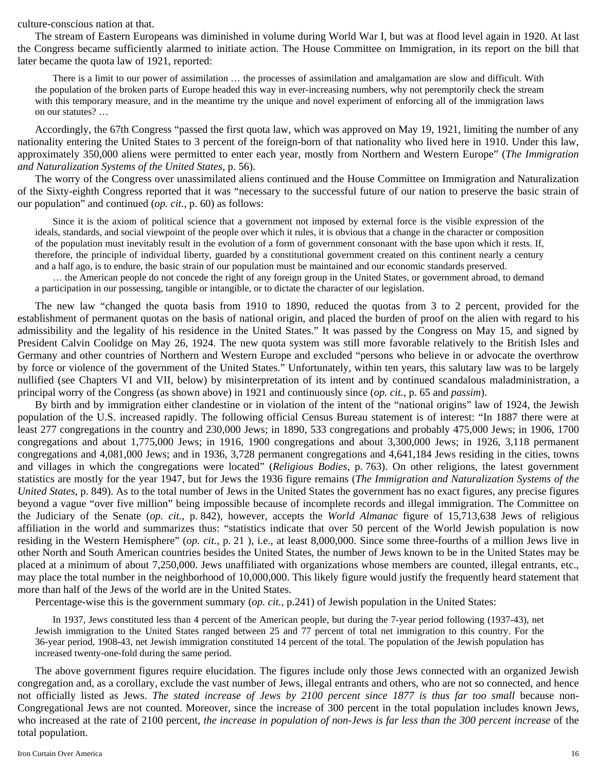culture-conscious nation at that.

The stream of Eastern Europeans was diminished in volume during World War I, but was at flood level again in 1920. At last the Congress became sufficiently alarmed to initiate action. The House Committee on Immigration, in its report on the bill that later became the quota law of 1921, reported:

> There is a limit to our power of assimilation … the processes of assimilation and amalgamation are slow and difficult. With the population of the broken parts of Europe headed this way in ever-increasing numbers, why not peremptorily check the stream with this temporary measure, and in the meantime try the unique and novel experiment of enforcing all of the immigration laws on our statutes? …

Accordingly, the 67th Congress "passed the first quota law, which was approved on May 19, 1921, limiting the number of any nationality entering the United States to 3 percent of the foreign-born of that nationality who lived here in 1910. Under this law, approximately 350,000 aliens were permitted to enter each year, mostly from Northern and Western Europe" (*The Immigration and Naturalization Systems of the United States*, p. 56).

The worry of the Congress over unassimilated aliens continued and the House Committee on Immigration and Naturalization of the Sixty-eighth Congress reported that it was "necessary to the successful future of our nation to preserve the basic strain of our population" and continued (*op. cit.*, p. 60) as follows:

> Since it is the axiom of political science that a government not imposed by external force is the visible expression of the ideals, standards, and social viewpoint of the people over which it rules, it is obvious that a change in the character or composition of the population must inevitably result in the evolution of a form of government consonant with the base upon which it rests. If, therefore, the principle of individual liberty, guarded by a constitutional government created on this continent nearly a century and a half ago, is to endure, the basic strain of our population must be maintained and our economic standards preserved.
>
> … the American people do not concede the right of any foreign group in the United States, or government abroad, to demand a participation in our possessing, tangible or intangible, or to dictate the character of our legislation.

The new law "changed the quota basis from 1910 to 1890, reduced the quotas from 3 to 2 percent, provided for the establishment of permanent quotas on the basis of national origin, and placed the burden of proof on the alien with regard to his admissibility and the legality of his residence in the United States." It was passed by the Congress on May 15, and signed by President Calvin Coolidge on May 26, 1924. The new quota system was still more favorable relatively to the British Isles and Germany and other countries of Northern and Western Europe and excluded "persons who believe in or advocate the overthrow by force or violence of the government of the United States." Unfortunately, within ten years, this salutary law was to be largely nullified (see Chapters VI and VII, below) by misinterpretation of its intent and by continued scandalous maladministration, a principal worry of the Congress (as shown above) in 1921 and continuously since (*op. cit.*, p. 65 and *passim*).

By birth and by immigration either clandestine or in violation of the intent of the "national origins" law of 1924, the Jewish population of the U.S. increased rapidly. The following official Census Bureau statement is of interest: "In 1887 there were at least 277 congregations in the country and 230,000 Jews; in 1890, 533 congregations and probably 475,000 Jews; in 1906, 1700 congregations and about 1,775,000 Jews; in 1916, 1900 congregations and about 3,300,000 Jews; in 1926, 3,118 permanent congregations and 4,081,000 Jews; and in 1936, 3,728 permanent congregations and 4,641,184 Jews residing in the cities, towns and villages in which the congregations were located" (*Religious Bodies*, p. 763). On other religions, the latest government statistics are mostly for the year 1947, but for Jews the 1936 figure remains (*The Immigration and Naturalization Systems of the United States*, p. 849). As to the total number of Jews in the United States the government has no exact figures, any precise figures beyond a vague "over five million" being impossible because of incomplete records and illegal immigration. The Committee on the Judiciary of the Senate (*op. cit.*, p. 842), however, accepts the *World Almanac* figure of 15,713,638 Jews of religious affiliation in the world and summarizes thus: "statistics indicate that over 50 percent of the World Jewish population is now residing in the Western Hemisphere" (*op. cit.*, p. 21 ), i.e., at least 8,000,000. Since some three-fourths of a million Jews live in other North and South American countries besides the United States, the number of Jews known to be in the United States may be placed at a minimum of about 7,250,000. Jews unaffiliated with organizations whose members are counted, illegal entrants, etc., may place the total number in the neighborhood of 10,000,000. This likely figure would justify the frequently heard statement that more than half of the Jews of the world are in the United States.

Percentage-wise this is the government summary (*op. cit.*, p.241) of Jewish population in the United States:

> In 1937, Jews constituted less than 4 percent of the American people, but during the 7-year period following (1937-43), net Jewish immigration to the United States ranged between 25 and 77 percent of total net immigration to this country. For the 36-year period, 1908-43, net Jewish immigration constituted 14 percent of the total. The population of the Jewish population has increased twenty-one-fold during the same period.

The above government figures require elucidation. The figures include only those Jews connected with an organized Jewish congregation and, as a corollary, exclude the vast number of Jews, illegal entrants and others, who are not so connected, and hence not officially listed as Jews. *The stated increase of Jews by 2100 percent since 1877 is thus far too small* because non-Congregational Jews are not counted. Moreover, since the increase of 300 percent in the total population includes known Jews, who increased at the rate of 2100 percent, *the increase in population of non-Jews is far less than the 300 percent increase* of the total population.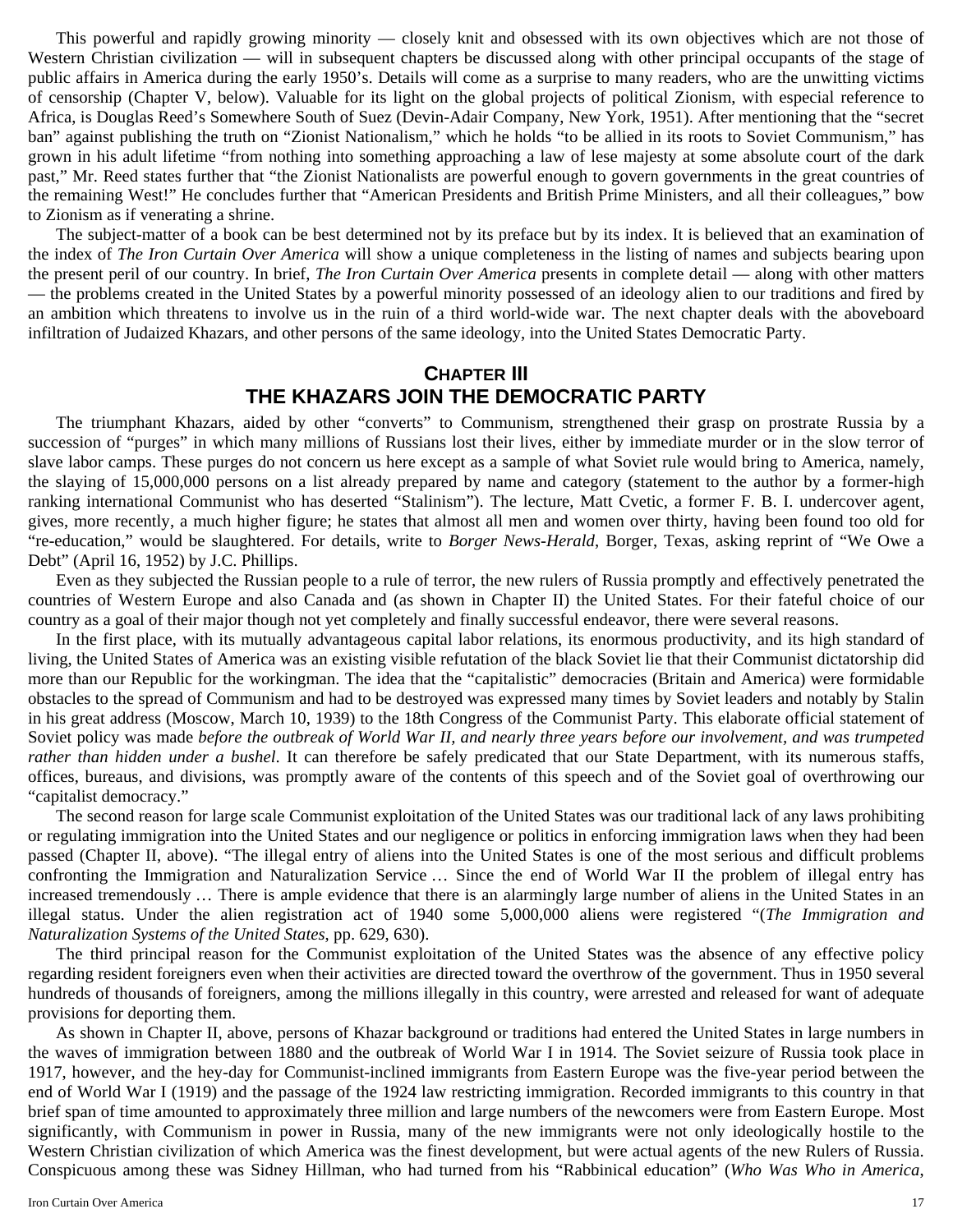This powerful and rapidly growing minority — closely knit and obsessed with its own objectives which are not those of Western Christian civilization — will in subsequent chapters be discussed along with other principal occupants of the stage of public affairs in America during the early 1950's. Details will come as a surprise to many readers, who are the unwitting victims of censorship (Chapter V, below). Valuable for its light on the global projects of political Zionism, with especial reference to Africa, is Douglas Reed's Somewhere South of Suez (Devin-Adair Company, New York, 1951). After mentioning that the "secret ban" against publishing the truth on "Zionist Nationalism," which he holds "to be allied in its roots to Soviet Communism," has grown in his adult lifetime "from nothing into something approaching a law of lese majesty at some absolute court of the dark past," Mr. Reed states further that "the Zionist Nationalists are powerful enough to govern governments in the great countries of the remaining West!" He concludes further that "American Presidents and British Prime Ministers, and all their colleagues," bow to Zionism as if venerating a shrine.

The subject-matter of a book can be best determined not by its preface but by its index. It is believed that an examination of the index of *The Iron Curtain Over America* will show a unique completeness in the listing of names and subjects bearing upon the present peril of our country. In brief, *The Iron Curtain Over America* presents in complete detail — along with other matters — the problems created in the United States by a powerful minority possessed of an ideology alien to our traditions and fired by an ambition which threatens to involve us in the ruin of a third world-wide war. The next chapter deals with the aboveboard infiltration of Judaized Khazars, and other persons of the same ideology, into the United States Democratic Party.

## CHAPTER III
## THE KHAZARS JOIN THE DEMOCRATIC PARTY

The triumphant Khazars, aided by other "converts" to Communism, strengthened their grasp on prostrate Russia by a succession of "purges" in which many millions of Russians lost their lives, either by immediate murder or in the slow terror of slave labor camps. These purges do not concern us here except as a sample of what Soviet rule would bring to America, namely, the slaying of 15,000,000 persons on a list already prepared by name and category (statement to the author by a former-high ranking international Communist who has deserted "Stalinism"). The lecture, Matt Cvetic, a former F. B. I. undercover agent, gives, more recently, a much higher figure; he states that almost all men and women over thirty, having been found too old for "re-education," would be slaughtered. For details, write to *Borger News-Herald*, Borger, Texas, asking reprint of "We Owe a Debt" (April 16, 1952) by J.C. Phillips.

Even as they subjected the Russian people to a rule of terror, the new rulers of Russia promptly and effectively penetrated the countries of Western Europe and also Canada and (as shown in Chapter II) the United States. For their fateful choice of our country as a goal of their major though not yet completely and finally successful endeavor, there were several reasons.

In the first place, with its mutually advantageous capital labor relations, its enormous productivity, and its high standard of living, the United States of America was an existing visible refutation of the black Soviet lie that their Communist dictatorship did more than our Republic for the workingman. The idea that the "capitalistic" democracies (Britain and America) were formidable obstacles to the spread of Communism and had to be destroyed was expressed many times by Soviet leaders and notably by Stalin in his great address (Moscow, March 10, 1939) to the 18th Congress of the Communist Party. This elaborate official statement of Soviet policy was made *before the outbreak of World War II, and nearly three years before our involvement, and was trumpeted rather than hidden under a bushel*. It can therefore be safely predicated that our State Department, with its numerous staffs, offices, bureaus, and divisions, was promptly aware of the contents of this speech and of the Soviet goal of overthrowing our "capitalist democracy."

The second reason for large scale Communist exploitation of the United States was our traditional lack of any laws prohibiting or regulating immigration into the United States and our negligence or politics in enforcing immigration laws when they had been passed (Chapter II, above). "The illegal entry of aliens into the United States is one of the most serious and difficult problems confronting the Immigration and Naturalization Service … Since the end of World War II the problem of illegal entry has increased tremendously … There is ample evidence that there is an alarmingly large number of aliens in the United States in an illegal status. Under the alien registration act of 1940 some 5,000,000 aliens were registered "(*The Immigration and Naturalization Systems of the United States*, pp. 629, 630).

The third principal reason for the Communist exploitation of the United States was the absence of any effective policy regarding resident foreigners even when their activities are directed toward the overthrow of the government. Thus in 1950 several hundreds of thousands of foreigners, among the millions illegally in this country, were arrested and released for want of adequate provisions for deporting them.

As shown in Chapter II, above, persons of Khazar background or traditions had entered the United States in large numbers in the waves of immigration between 1880 and the outbreak of World War I in 1914. The Soviet seizure of Russia took place in 1917, however, and the hey-day for Communist-inclined immigrants from Eastern Europe was the five-year period between the end of World War I (1919) and the passage of the 1924 law restricting immigration. Recorded immigrants to this country in that brief span of time amounted to approximately three million and large numbers of the newcomers were from Eastern Europe. Most significantly, with Communism in power in Russia, many of the new immigrants were not only ideologically hostile to the Western Christian civilization of which America was the finest development, but were actual agents of the new Rulers of Russia. Conspicuous among these was Sidney Hillman, who had turned from his "Rabbinical education" (*Who Was Who in America*,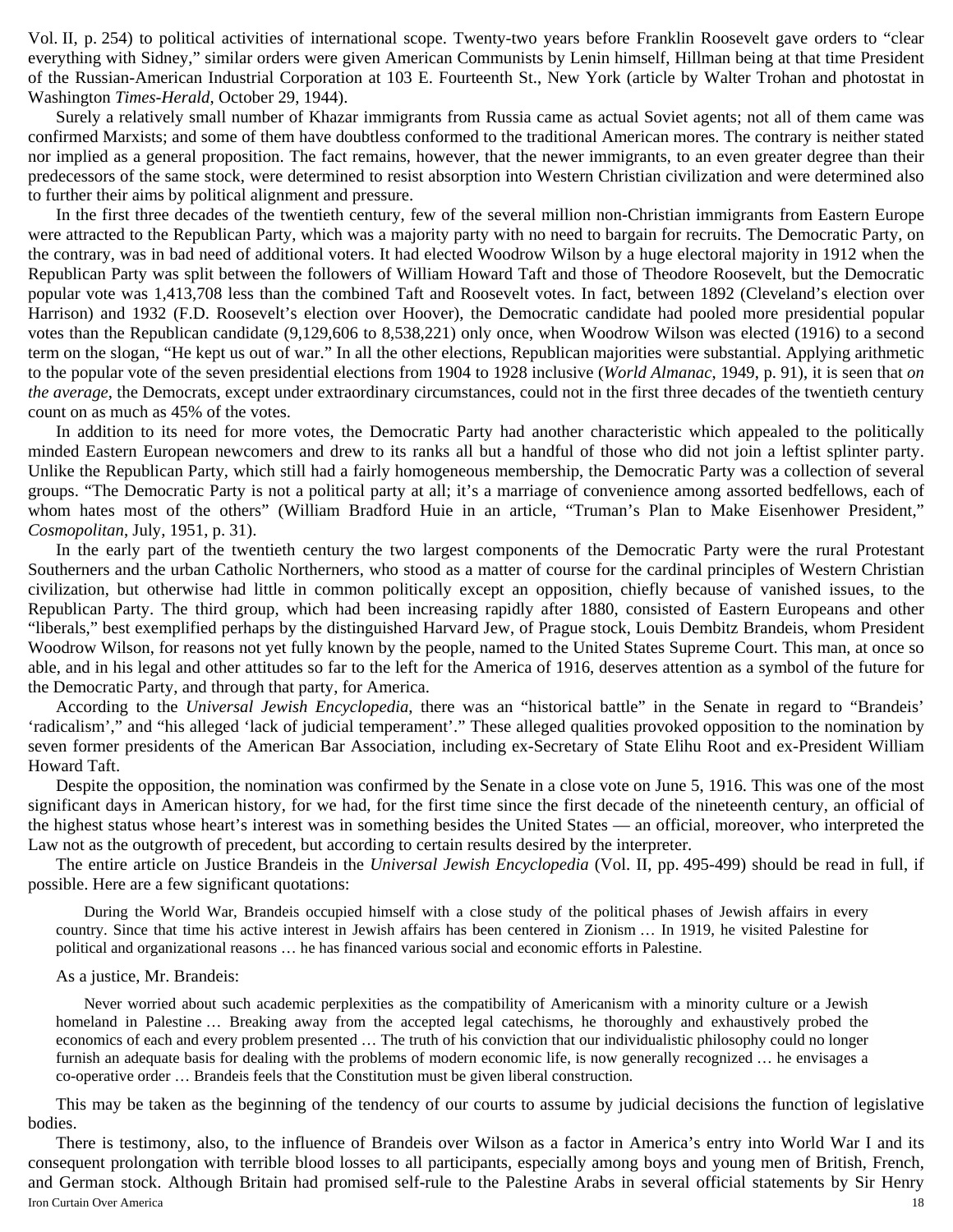Vol. II, p. 254) to political activities of international scope. Twenty-two years before Franklin Roosevelt gave orders to "clear everything with Sidney," similar orders were given American Communists by Lenin himself, Hillman being at that time President of the Russian-American Industrial Corporation at 103 E. Fourteenth St., New York (article by Walter Trohan and photostat in Washington *Times-Herald*, October 29, 1944).

Surely a relatively small number of Khazar immigrants from Russia came as actual Soviet agents; not all of them came was confirmed Marxists; and some of them have doubtless conformed to the traditional American mores. The contrary is neither stated nor implied as a general proposition. The fact remains, however, that the newer immigrants, to an even greater degree than their predecessors of the same stock, were determined to resist absorption into Western Christian civilization and were determined also to further their aims by political alignment and pressure.

In the first three decades of the twentieth century, few of the several million non-Christian immigrants from Eastern Europe were attracted to the Republican Party, which was a majority party with no need to bargain for recruits. The Democratic Party, on the contrary, was in bad need of additional voters. It had elected Woodrow Wilson by a huge electoral majority in 1912 when the Republican Party was split between the followers of William Howard Taft and those of Theodore Roosevelt, but the Democratic popular vote was 1,413,708 less than the combined Taft and Roosevelt votes. In fact, between 1892 (Cleveland's election over Harrison) and 1932 (F.D. Roosevelt's election over Hoover), the Democratic candidate had pooled more presidential popular votes than the Republican candidate (9,129,606 to 8,538,221) only once, when Woodrow Wilson was elected (1916) to a second term on the slogan, "He kept us out of war." In all the other elections, Republican majorities were substantial. Applying arithmetic to the popular vote of the seven presidential elections from 1904 to 1928 inclusive (*World Almanac*, 1949, p. 91), it is seen that *on the average*, the Democrats, except under extraordinary circumstances, could not in the first three decades of the twentieth century count on as much as 45% of the votes.

In addition to its need for more votes, the Democratic Party had another characteristic which appealed to the politically minded Eastern European newcomers and drew to its ranks all but a handful of those who did not join a leftist splinter party. Unlike the Republican Party, which still had a fairly homogeneous membership, the Democratic Party was a collection of several groups. "The Democratic Party is not a political party at all; it's a marriage of convenience among assorted bedfellows, each of whom hates most of the others" (William Bradford Huie in an article, "Truman's Plan to Make Eisenhower President," *Cosmopolitan*, July, 1951, p. 31).

In the early part of the twentieth century the two largest components of the Democratic Party were the rural Protestant Southerners and the urban Catholic Northerners, who stood as a matter of course for the cardinal principles of Western Christian civilization, but otherwise had little in common politically except an opposition, chiefly because of vanished issues, to the Republican Party. The third group, which had been increasing rapidly after 1880, consisted of Eastern Europeans and other "liberals," best exemplified perhaps by the distinguished Harvard Jew, of Prague stock, Louis Dembitz Brandeis, whom President Woodrow Wilson, for reasons not yet fully known by the people, named to the United States Supreme Court. This man, at once so able, and in his legal and other attitudes so far to the left for the America of 1916, deserves attention as a symbol of the future for the Democratic Party, and through that party, for America.

According to the *Universal Jewish Encyclopedia*, there was an "historical battle" in the Senate in regard to "Brandeis' 'radicalism'," and "his alleged 'lack of judicial temperament'." These alleged qualities provoked opposition to the nomination by seven former presidents of the American Bar Association, including ex-Secretary of State Elihu Root and ex-President William Howard Taft.

Despite the opposition, the nomination was confirmed by the Senate in a close vote on June 5, 1916. This was one of the most significant days in American history, for we had, for the first time since the first decade of the nineteenth century, an official of the highest status whose heart's interest was in something besides the United States — an official, moreover, who interpreted the Law not as the outgrowth of precedent, but according to certain results desired by the interpreter.

The entire article on Justice Brandeis in the *Universal Jewish Encyclopedia* (Vol. II, pp. 495-499) should be read in full, if possible. Here are a few significant quotations:

> During the World War, Brandeis occupied himself with a close study of the political phases of Jewish affairs in every country. Since that time his active interest in Jewish affairs has been centered in Zionism … In 1919, he visited Palestine for political and organizational reasons … he has financed various social and economic efforts in Palestine.

As a justice, Mr. Brandeis:

> Never worried about such academic perplexities as the compatibility of Americanism with a minority culture or a Jewish homeland in Palestine … Breaking away from the accepted legal catechisms, he thoroughly and exhaustively probed the economics of each and every problem presented … The truth of his conviction that our individualistic philosophy could no longer furnish an adequate basis for dealing with the problems of modern economic life, is now generally recognized … he envisages a co-operative order … Brandeis feels that the Constitution must be given liberal construction.

This may be taken as the beginning of the tendency of our courts to assume by judicial decisions the function of legislative bodies.

There is testimony, also, to the influence of Brandeis over Wilson as a factor in America's entry into World War I and its consequent prolongation with terrible blood losses to all participants, especially among boys and young men of British, French, and German stock. Although Britain had promised self-rule to the Palestine Arabs in several official statements by Sir Henry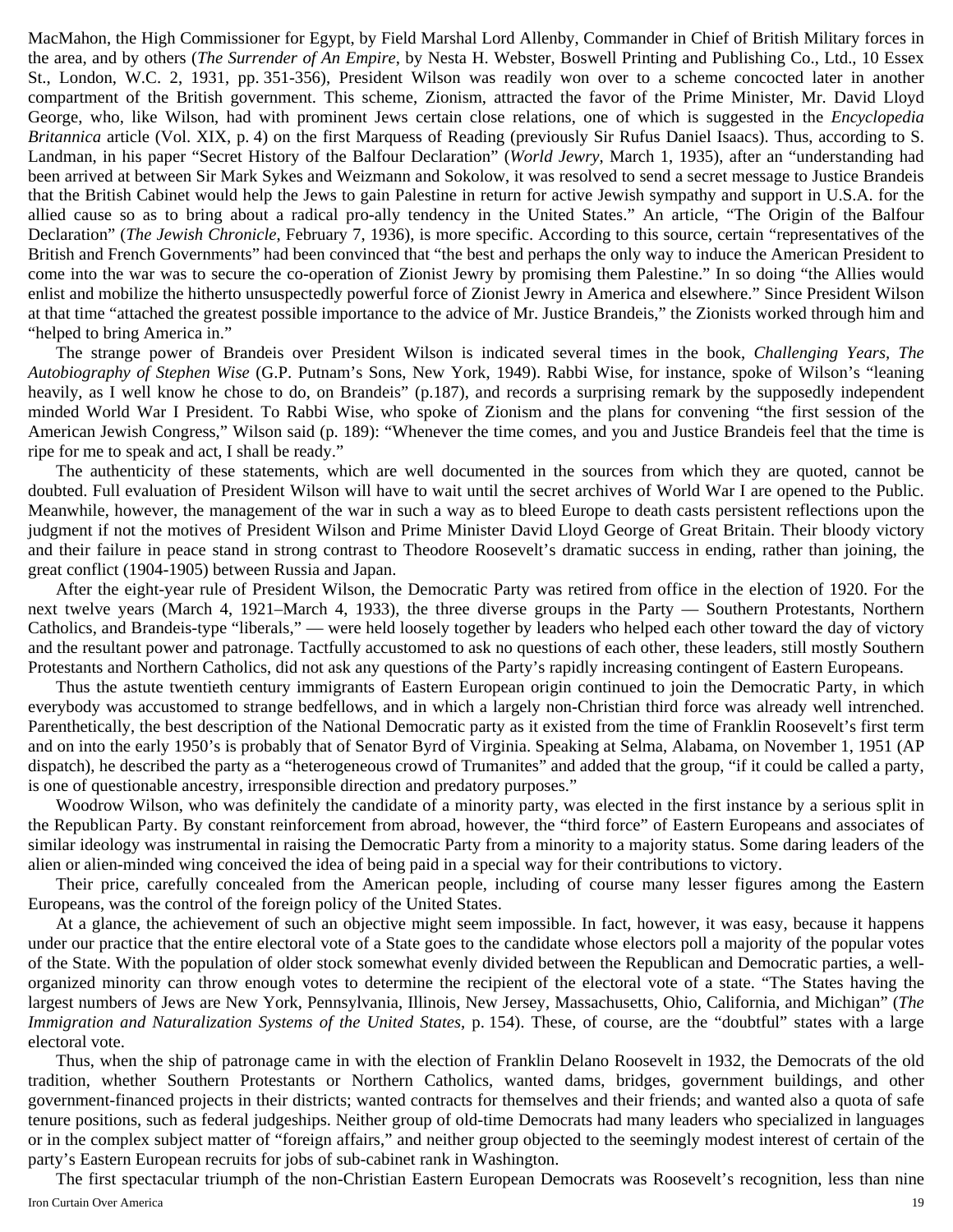MacMahon, the High Commissioner for Egypt, by Field Marshal Lord Allenby, Commander in Chief of British Military forces in the area, and by others (*The Surrender of An Empire*, by Nesta H. Webster, Boswell Printing and Publishing Co., Ltd., 10 Essex St., London, W.C. 2, 1931, pp. 351-356), President Wilson was readily won over to a scheme concocted later in another compartment of the British government. This scheme, Zionism, attracted the favor of the Prime Minister, Mr. David Lloyd George, who, like Wilson, had with prominent Jews certain close relations, one of which is suggested in the *Encyclopedia Britannica* article (Vol. XIX, p. 4) on the first Marquess of Reading (previously Sir Rufus Daniel Isaacs). Thus, according to S. Landman, in his paper "Secret History of the Balfour Declaration" (*World Jewry*, March 1, 1935), after an "understanding had been arrived at between Sir Mark Sykes and Weizmann and Sokolow, it was resolved to send a secret message to Justice Brandeis that the British Cabinet would help the Jews to gain Palestine in return for active Jewish sympathy and support in U.S.A. for the allied cause so as to bring about a radical pro-ally tendency in the United States." An article, "The Origin of the Balfour Declaration" (*The Jewish Chronicle*, February 7, 1936), is more specific. According to this source, certain "representatives of the British and French Governments" had been convinced that "the best and perhaps the only way to induce the American President to come into the war was to secure the co-operation of Zionist Jewry by promising them Palestine." In so doing "the Allies would enlist and mobilize the hitherto unsuspectedly powerful force of Zionist Jewry in America and elsewhere." Since President Wilson at that time "attached the greatest possible importance to the advice of Mr. Justice Brandeis," the Zionists worked through him and "helped to bring America in."

The strange power of Brandeis over President Wilson is indicated several times in the book, *Challenging Years, The Autobiography of Stephen Wise* (G.P. Putnam's Sons, New York, 1949). Rabbi Wise, for instance, spoke of Wilson's "leaning heavily, as I well know he chose to do, on Brandeis" (p.187), and records a surprising remark by the supposedly independent minded World War I President. To Rabbi Wise, who spoke of Zionism and the plans for convening "the first session of the American Jewish Congress," Wilson said (p. 189): "Whenever the time comes, and you and Justice Brandeis feel that the time is ripe for me to speak and act, I shall be ready."

The authenticity of these statements, which are well documented in the sources from which they are quoted, cannot be doubted. Full evaluation of President Wilson will have to wait until the secret archives of World War I are opened to the Public. Meanwhile, however, the management of the war in such a way as to bleed Europe to death casts persistent reflections upon the judgment if not the motives of President Wilson and Prime Minister David Lloyd George of Great Britain. Their bloody victory and their failure in peace stand in strong contrast to Theodore Roosevelt's dramatic success in ending, rather than joining, the great conflict (1904-1905) between Russia and Japan.

After the eight-year rule of President Wilson, the Democratic Party was retired from office in the election of 1920. For the next twelve years (March 4, 1921–March 4, 1933), the three diverse groups in the Party — Southern Protestants, Northern Catholics, and Brandeis-type "liberals," — were held loosely together by leaders who helped each other toward the day of victory and the resultant power and patronage. Tactfully accustomed to ask no questions of each other, these leaders, still mostly Southern Protestants and Northern Catholics, did not ask any questions of the Party's rapidly increasing contingent of Eastern Europeans.

Thus the astute twentieth century immigrants of Eastern European origin continued to join the Democratic Party, in which everybody was accustomed to strange bedfellows, and in which a largely non-Christian third force was already well intrenched. Parenthetically, the best description of the National Democratic party as it existed from the time of Franklin Roosevelt's first term and on into the early 1950's is probably that of Senator Byrd of Virginia. Speaking at Selma, Alabama, on November 1, 1951 (AP dispatch), he described the party as a "heterogeneous crowd of Trumanites" and added that the group, "if it could be called a party, is one of questionable ancestry, irresponsible direction and predatory purposes."

Woodrow Wilson, who was definitely the candidate of a minority party, was elected in the first instance by a serious split in the Republican Party. By constant reinforcement from abroad, however, the "third force" of Eastern Europeans and associates of similar ideology was instrumental in raising the Democratic Party from a minority to a majority status. Some daring leaders of the alien or alien-minded wing conceived the idea of being paid in a special way for their contributions to victory.

Their price, carefully concealed from the American people, including of course many lesser figures among the Eastern Europeans, was the control of the foreign policy of the United States.

At a glance, the achievement of such an objective might seem impossible. In fact, however, it was easy, because it happens under our practice that the entire electoral vote of a State goes to the candidate whose electors poll a majority of the popular votes of the State. With the population of older stock somewhat evenly divided between the Republican and Democratic parties, a well-organized minority can throw enough votes to determine the recipient of the electoral vote of a state. "The States having the largest numbers of Jews are New York, Pennsylvania, Illinois, New Jersey, Massachusetts, Ohio, California, and Michigan" (*The Immigration and Naturalization Systems of the United States*, p. 154). These, of course, are the "doubtful" states with a large electoral vote.

Thus, when the ship of patronage came in with the election of Franklin Delano Roosevelt in 1932, the Democrats of the old tradition, whether Southern Protestants or Northern Catholics, wanted dams, bridges, government buildings, and other government-financed projects in their districts; wanted contracts for themselves and their friends; and wanted also a quota of safe tenure positions, such as federal judgeships. Neither group of old-time Democrats had many leaders who specialized in languages or in the complex subject matter of "foreign affairs," and neither group objected to the seemingly modest interest of certain of the party's Eastern European recruits for jobs of sub-cabinet rank in Washington.

The first spectacular triumph of the non-Christian Eastern European Democrats was Roosevelt's recognition, less than nine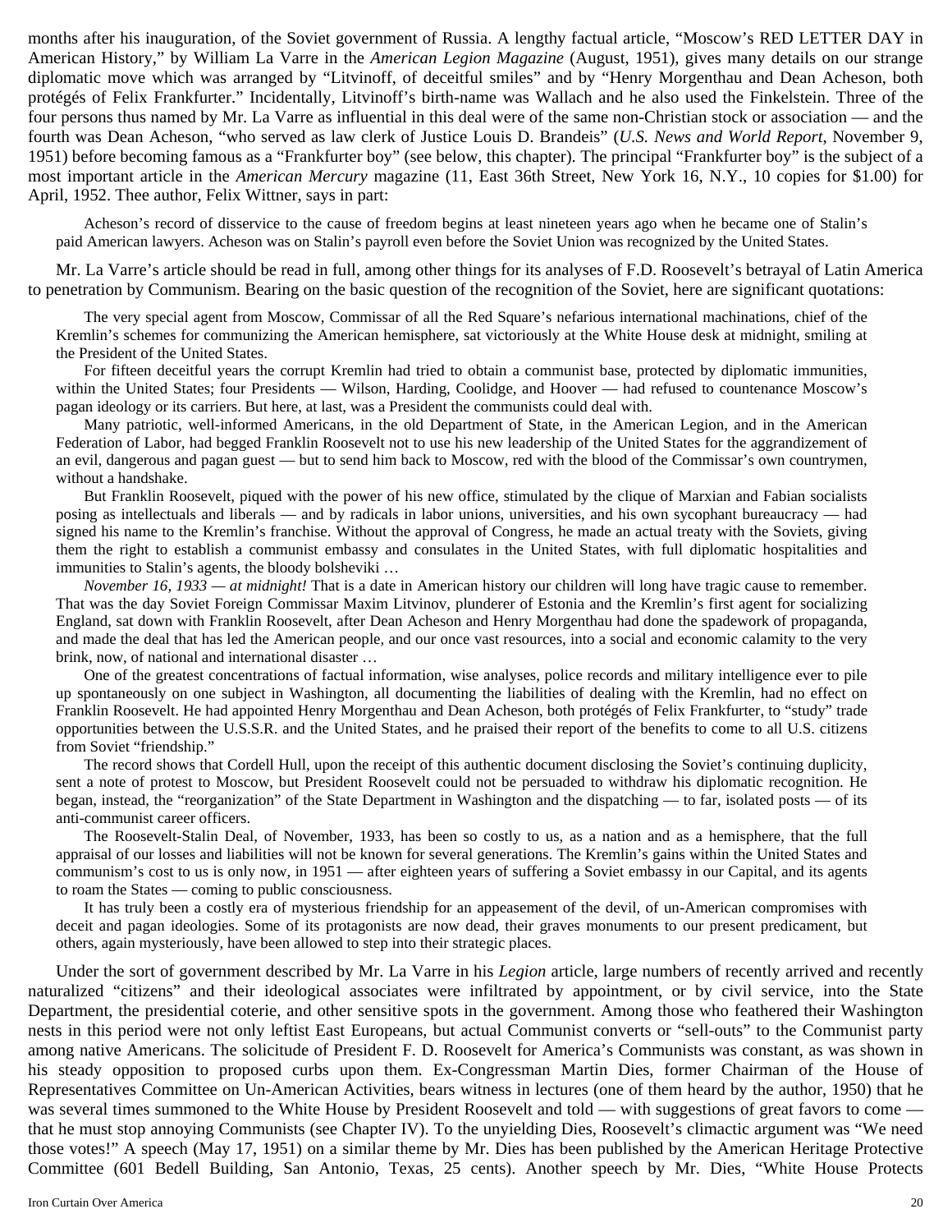months after his inauguration, of the Soviet government of Russia. A lengthy factual article, "Moscow's RED LETTER DAY in American History," by William La Varre in the *American Legion Magazine* (August, 1951), gives many details on our strange diplomatic move which was arranged by "Litvinoff, of deceitful smiles" and by "Henry Morgenthau and Dean Acheson, both protégés of Felix Frankfurter." Incidentally, Litvinoff's birth-name was Wallach and he also used the Finkelstein. Three of the four persons thus named by Mr. La Varre as influential in this deal were of the same non-Christian stock or association — and the fourth was Dean Acheson, "who served as law clerk of Justice Louis D. Brandeis" (*U.S. News and World Report*, November 9, 1951) before becoming famous as a "Frankfurter boy" (see below, this chapter). The principal "Frankfurter boy" is the subject of a most important article in the *American Mercury* magazine (11, East 36th Street, New York 16, N.Y., 10 copies for $1.00) for April, 1952. Thee author, Felix Wittner, says in part:

> Acheson's record of disservice to the cause of freedom begins at least nineteen years ago when he became one of Stalin's paid American lawyers. Acheson was on Stalin's payroll even before the Soviet Union was recognized by the United States.

Mr. La Varre's article should be read in full, among other things for its analyses of F.D. Roosevelt's betrayal of Latin America to penetration by Communism. Bearing on the basic question of the recognition of the Soviet, here are significant quotations:

> The very special agent from Moscow, Commissar of all the Red Square's nefarious international machinations, chief of the Kremlin's schemes for communizing the American hemisphere, sat victoriously at the White House desk at midnight, smiling at the President of the United States.
>
> For fifteen deceitful years the corrupt Kremlin had tried to obtain a communist base, protected by diplomatic immunities, within the United States; four Presidents — Wilson, Harding, Coolidge, and Hoover — had refused to countenance Moscow's pagan ideology or its carriers. But here, at last, was a President the communists could deal with.
>
> Many patriotic, well-informed Americans, in the old Department of State, in the American Legion, and in the American Federation of Labor, had begged Franklin Roosevelt not to use his new leadership of the United States for the aggrandizement of an evil, dangerous and pagan guest — but to send him back to Moscow, red with the blood of the Commissar's own countrymen, without a handshake.
>
> But Franklin Roosevelt, piqued with the power of his new office, stimulated by the clique of Marxian and Fabian socialists posing as intellectuals and liberals — and by radicals in labor unions, universities, and his own sycophant bureaucracy — had signed his name to the Kremlin's franchise. Without the approval of Congress, he made an actual treaty with the Soviets, giving them the right to establish a communist embassy and consulates in the United States, with full diplomatic hospitalities and immunities to Stalin's agents, the bloody bolsheviki …
>
> *November 16, 1933 — at midnight!* That is a date in American history our children will long have tragic cause to remember. That was the day Soviet Foreign Commissar Maxim Litvinov, plunderer of Estonia and the Kremlin's first agent for socializing England, sat down with Franklin Roosevelt, after Dean Acheson and Henry Morgenthau had done the spadework of propaganda, and made the deal that has led the American people, and our once vast resources, into a social and economic calamity to the very brink, now, of national and international disaster …
>
> One of the greatest concentrations of factual information, wise analyses, police records and military intelligence ever to pile up spontaneously on one subject in Washington, all documenting the liabilities of dealing with the Kremlin, had no effect on Franklin Roosevelt. He had appointed Henry Morgenthau and Dean Acheson, both protégés of Felix Frankfurter, to "study" trade opportunities between the U.S.S.R. and the United States, and he praised their report of the benefits to come to all U.S. citizens from Soviet "friendship."
>
> The record shows that Cordell Hull, upon the receipt of this authentic document disclosing the Soviet's continuing duplicity, sent a note of protest to Moscow, but President Roosevelt could not be persuaded to withdraw his diplomatic recognition. He began, instead, the "reorganization" of the State Department in Washington and the dispatching — to far, isolated posts — of its anti-communist career officers.
>
> The Roosevelt-Stalin Deal, of November, 1933, has been so costly to us, as a nation and as a hemisphere, that the full appraisal of our losses and liabilities will not be known for several generations. The Kremlin's gains within the United States and communism's cost to us is only now, in 1951 — after eighteen years of suffering a Soviet embassy in our Capital, and its agents to roam the States — coming to public consciousness.
>
> It has truly been a costly era of mysterious friendship for an appeasement of the devil, of un-American compromises with deceit and pagan ideologies. Some of its protagonists are now dead, their graves monuments to our present predicament, but others, again mysteriously, have been allowed to step into their strategic places.

Under the sort of government described by Mr. La Varre in his *Legion* article, large numbers of recently arrived and recently naturalized "citizens" and their ideological associates were infiltrated by appointment, or by civil service, into the State Department, the presidential coterie, and other sensitive spots in the government. Among those who feathered their Washington nests in this period were not only leftist East Europeans, but actual Communist converts or "sell-outs" to the Communist party among native Americans. The solicitude of President F. D. Roosevelt for America's Communists was constant, as was shown in his steady opposition to proposed curbs upon them. Ex-Congressman Martin Dies, former Chairman of the House of Representatives Committee on Un-American Activities, bears witness in lectures (one of them heard by the author, 1950) that he was several times summoned to the White House by President Roosevelt and told — with suggestions of great favors to come — that he must stop annoying Communists (see Chapter IV). To the unyielding Dies, Roosevelt's climactic argument was "We need those votes!" A speech (May 17, 1951) on a similar theme by Mr. Dies has been published by the American Heritage Protective Committee (601 Bedell Building, San Antonio, Texas, 25 cents). Another speech by Mr. Dies, "White House Protects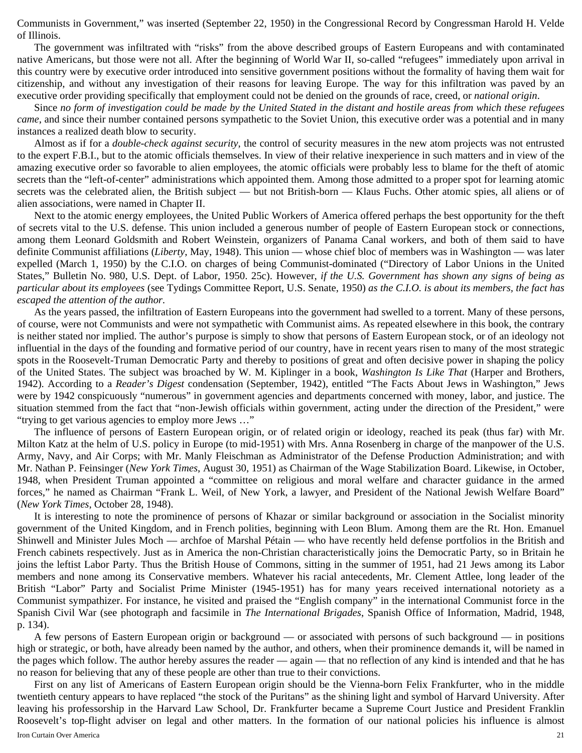Communists in Government," was inserted (September 22, 1950) in the Congressional Record by Congressman Harold H. Velde of Illinois.

The government was infiltrated with "risks" from the above described groups of Eastern Europeans and with contaminated native Americans, but those were not all. After the beginning of World War II, so-called "refugees" immediately upon arrival in this country were by executive order introduced into sensitive government positions without the formality of having them wait for citizenship, and without any investigation of their reasons for leaving Europe. The way for this infiltration was paved by an executive order providing specifically that employment could not be denied on the grounds of race, creed, or *national origin*.

Since *no form of investigation could be made by the United Stated in the distant and hostile areas from which these refugees came*, and since their number contained persons sympathetic to the Soviet Union, this executive order was a potential and in many instances a realized death blow to security.

Almost as if for a *double-check against security*, the control of security measures in the new atom projects was not entrusted to the expert F.B.I., but to the atomic officials themselves. In view of their relative inexperience in such matters and in view of the amazing executive order so favorable to alien employees, the atomic officials were probably less to blame for the theft of atomic secrets than the "left-of-center" administrations which appointed them. Among those admitted to a proper spot for learning atomic secrets was the celebrated alien, the British subject — but not British-born — Klaus Fuchs. Other atomic spies, all aliens or of alien associations, were named in Chapter II.

Next to the atomic energy employees, the United Public Workers of America offered perhaps the best opportunity for the theft of secrets vital to the U.S. defense. This union included a generous number of people of Eastern European stock or connections, among them Leonard Goldsmith and Robert Weinstein, organizers of Panama Canal workers, and both of them said to have definite Communist affiliations (*Liberty*, May, 1948). This union — whose chief bloc of members was in Washington — was later expelled (March 1, 1950) by the C.I.O. on charges of being Communist-dominated ("Directory of Labor Unions in the United States," Bulletin No. 980, U.S. Dept. of Labor, 1950. 25c). However, *if the U.S. Government has shown any signs of being as particular about its employees* (see Tydings Committee Report, U.S. Senate, 1950) *as the C.I.O. is about its members, the fact has escaped the attention of the author*.

As the years passed, the infiltration of Eastern Europeans into the government had swelled to a torrent. Many of these persons, of course, were not Communists and were not sympathetic with Communist aims. As repeated elsewhere in this book, the contrary is neither stated nor implied. The author's purpose is simply to show that persons of Eastern European stock, or of an ideology not influential in the days of the founding and formative period of our country, have in recent years risen to many of the most strategic spots in the Roosevelt-Truman Democratic Party and thereby to positions of great and often decisive power in shaping the policy of the United States. The subject was broached by W. M. Kiplinger in a book, *Washington Is Like That* (Harper and Brothers, 1942). According to a *Reader's Digest* condensation (September, 1942), entitled "The Facts About Jews in Washington," Jews were by 1942 conspicuously "numerous" in government agencies and departments concerned with money, labor, and justice. The situation stemmed from the fact that "non-Jewish officials within government, acting under the direction of the President," were "trying to get various agencies to employ more Jews …"

The influence of persons of Eastern European origin, or of related origin or ideology, reached its peak (thus far) with Mr. Milton Katz at the helm of U.S. policy in Europe (to mid-1951) with Mrs. Anna Rosenberg in charge of the manpower of the U.S. Army, Navy, and Air Corps; with Mr. Manly Fleischman as Administrator of the Defense Production Administration; and with Mr. Nathan P. Feinsinger (*New York Times*, August 30, 1951) as Chairman of the Wage Stabilization Board. Likewise, in October, 1948, when President Truman appointed a "committee on religious and moral welfare and character guidance in the armed forces," he named as Chairman "Frank L. Weil, of New York, a lawyer, and President of the National Jewish Welfare Board" (*New York Times*, October 28, 1948).

It is interesting to note the prominence of persons of Khazar or similar background or association in the Socialist minority government of the United Kingdom, and in French polities, beginning with Leon Blum. Among them are the Rt. Hon. Emanuel Shinwell and Minister Jules Moch — archfoe of Marshal Pétain — who have recently held defense portfolios in the British and French cabinets respectively. Just as in America the non-Christian characteristically joins the Democratic Party, so in Britain he joins the leftist Labor Party. Thus the British House of Commons, sitting in the summer of 1951, had 21 Jews among its Labor members and none among its Conservative members. Whatever his racial antecedents, Mr. Clement Attlee, long leader of the British "Labor" Party and Socialist Prime Minister (1945-1951) has for many years received international notoriety as a Communist sympathizer. For instance, he visited and praised the "English company" in the international Communist force in the Spanish Civil War (see photograph and facsimile in *The International Brigades*, Spanish Office of Information, Madrid, 1948, p. 134).

A few persons of Eastern European origin or background — or associated with persons of such background — in positions high or strategic, or both, have already been named by the author, and others, when their prominence demands it, will be named in the pages which follow. The author hereby assures the reader — again — that no reflection of any kind is intended and that he has no reason for believing that any of these people are other than true to their convictions.

First on any list of Americans of Eastern European origin should be the Vienna-born Felix Frankfurter, who in the middle twentieth century appears to have replaced "the stock of the Puritans" as the shining light and symbol of Harvard University. After leaving his professorship in the Harvard Law School, Dr. Frankfurter became a Supreme Court Justice and President Franklin Roosevelt's top-flight adviser on legal and other matters. In the formation of our national policies his influence is almost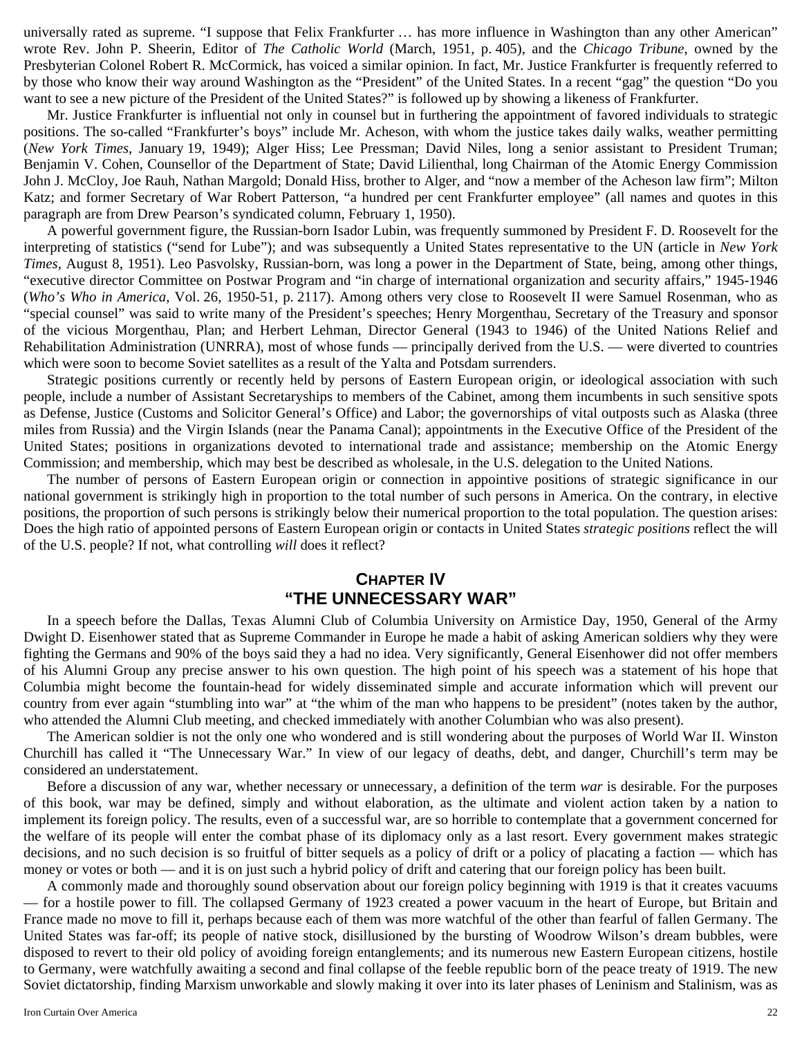universally rated as supreme. "I suppose that Felix Frankfurter … has more influence in Washington than any other American" wrote Rev. John P. Sheerin, Editor of *The Catholic World* (March, 1951, p. 405), and the *Chicago Tribune*, owned by the Presbyterian Colonel Robert R. McCormick, has voiced a similar opinion. In fact, Mr. Justice Frankfurter is frequently referred to by those who know their way around Washington as the "President" of the United States. In a recent "gag" the question "Do you want to see a new picture of the President of the United States?" is followed up by showing a likeness of Frankfurter.

Mr. Justice Frankfurter is influential not only in counsel but in furthering the appointment of favored individuals to strategic positions. The so-called "Frankfurter's boys" include Mr. Acheson, with whom the justice takes daily walks, weather permitting (*New York Times*, January 19, 1949); Alger Hiss; Lee Pressman; David Niles, long a senior assistant to President Truman; Benjamin V. Cohen, Counsellor of the Department of State; David Lilienthal, long Chairman of the Atomic Energy Commission John J. McCloy, Joe Rauh, Nathan Margold; Donald Hiss, brother to Alger, and "now a member of the Acheson law firm"; Milton Katz; and former Secretary of War Robert Patterson, "a hundred per cent Frankfurter employee" (all names and quotes in this paragraph are from Drew Pearson's syndicated column, February 1, 1950).

A powerful government figure, the Russian-born Isador Lubin, was frequently summoned by President F. D. Roosevelt for the interpreting of statistics ("send for Lube"); and was subsequently a United States representative to the UN (article in *New York Times*, August 8, 1951). Leo Pasvolsky, Russian-born, was long a power in the Department of State, being, among other things, "executive director Committee on Postwar Program and "in charge of international organization and security affairs," 1945-1946 (*Who's Who in America*, Vol. 26, 1950-51, p. 2117). Among others very close to Roosevelt II were Samuel Rosenman, who as "special counsel" was said to write many of the President's speeches; Henry Morgenthau, Secretary of the Treasury and sponsor of the vicious Morgenthau, Plan; and Herbert Lehman, Director General (1943 to 1946) of the United Nations Relief and Rehabilitation Administration (UNRRA), most of whose funds — principally derived from the U.S. — were diverted to countries which were soon to become Soviet satellites as a result of the Yalta and Potsdam surrenders.

Strategic positions currently or recently held by persons of Eastern European origin, or ideological association with such people, include a number of Assistant Secretaryships to members of the Cabinet, among them incumbents in such sensitive spots as Defense, Justice (Customs and Solicitor General's Office) and Labor; the governorships of vital outposts such as Alaska (three miles from Russia) and the Virgin Islands (near the Panama Canal); appointments in the Executive Office of the President of the United States; positions in organizations devoted to international trade and assistance; membership on the Atomic Energy Commission; and membership, which may best be described as wholesale, in the U.S. delegation to the United Nations.

The number of persons of Eastern European origin or connection in appointive positions of strategic significance in our national government is strikingly high in proportion to the total number of such persons in America. On the contrary, in elective positions, the proportion of such persons is strikingly below their numerical proportion to the total population. The question arises: Does the high ratio of appointed persons of Eastern European origin or contacts in United States *strategic positions* reflect the will of the U.S. people? If not, what controlling *will* does it reflect?

## CHAPTER IV
## "THE UNNECESSARY WAR"

In a speech before the Dallas, Texas Alumni Club of Columbia University on Armistice Day, 1950, General of the Army Dwight D. Eisenhower stated that as Supreme Commander in Europe he made a habit of asking American soldiers why they were fighting the Germans and 90% of the boys said they a had no idea. Very significantly, General Eisenhower did not offer members of his Alumni Group any precise answer to his own question. The high point of his speech was a statement of his hope that Columbia might become the fountain-head for widely disseminated simple and accurate information which will prevent our country from ever again "stumbling into war" at "the whim of the man who happens to be president" (notes taken by the author, who attended the Alumni Club meeting, and checked immediately with another Columbian who was also present).

The American soldier is not the only one who wondered and is still wondering about the purposes of World War II. Winston Churchill has called it "The Unnecessary War." In view of our legacy of deaths, debt, and danger, Churchill's term may be considered an understatement.

Before a discussion of any war, whether necessary or unnecessary, a definition of the term *war* is desirable. For the purposes of this book, war may be defined, simply and without elaboration, as the ultimate and violent action taken by a nation to implement its foreign policy. The results, even of a successful war, are so horrible to contemplate that a government concerned for the welfare of its people will enter the combat phase of its diplomacy only as a last resort. Every government makes strategic decisions, and no such decision is so fruitful of bitter sequels as a policy of drift or a policy of placating a faction — which has money or votes or both — and it is on just such a hybrid policy of drift and catering that our foreign policy has been built.

A commonly made and thoroughly sound observation about our foreign policy beginning with 1919 is that it creates vacuums — for a hostile power to fill. The collapsed Germany of 1923 created a power vacuum in the heart of Europe, but Britain and France made no move to fill it, perhaps because each of them was more watchful of the other than fearful of fallen Germany. The United States was far-off; its people of native stock, disillusioned by the bursting of Woodrow Wilson's dream bubbles, were disposed to revert to their old policy of avoiding foreign entanglements; and its numerous new Eastern European citizens, hostile to Germany, were watchfully awaiting a second and final collapse of the feeble republic born of the peace treaty of 1919. The new Soviet dictatorship, finding Marxism unworkable and slowly making it over into its later phases of Leninism and Stalinism, was as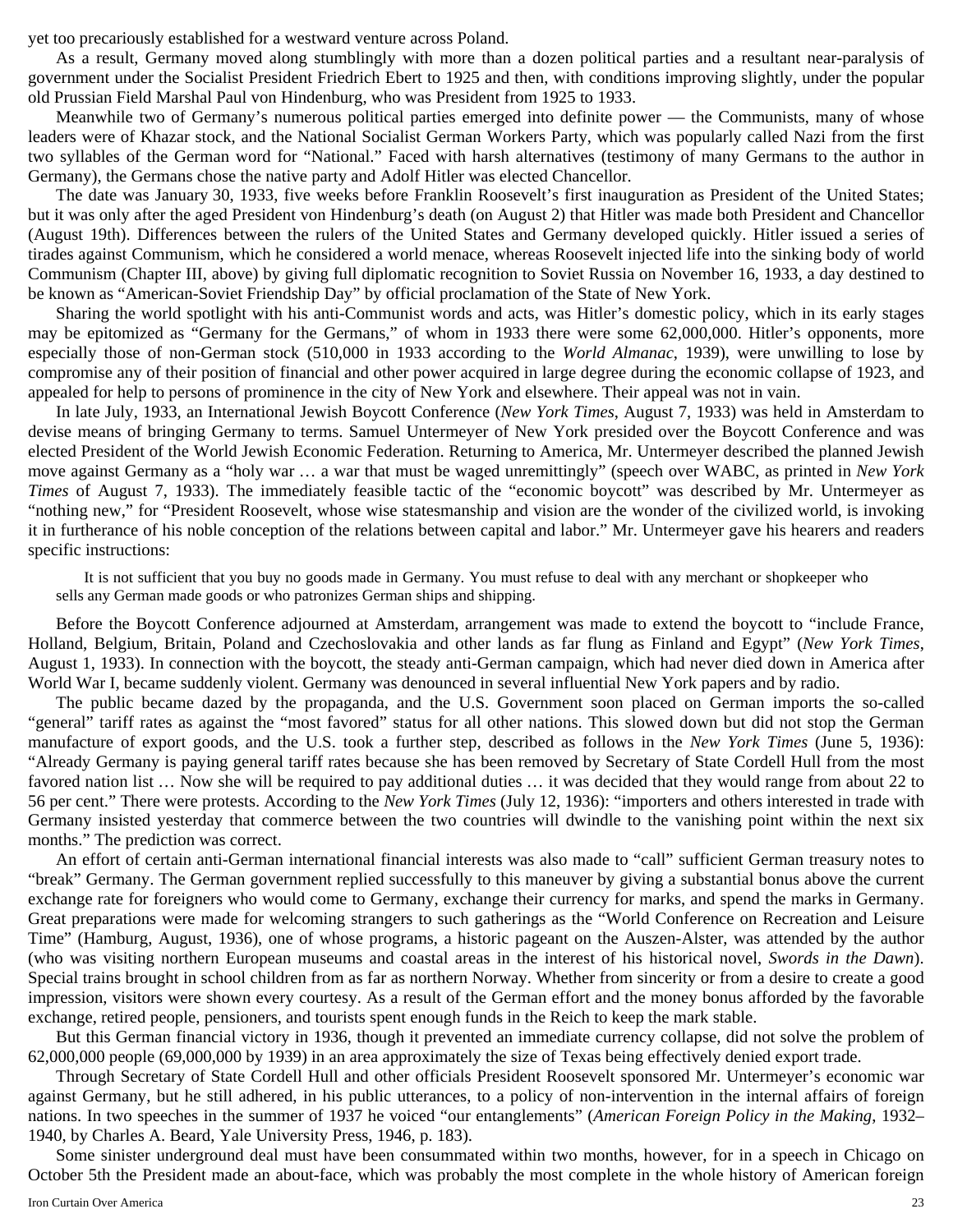yet too precariously established for a westward venture across Poland.

As a result, Germany moved along stumblingly with more than a dozen political parties and a resultant near-paralysis of government under the Socialist President Friedrich Ebert to 1925 and then, with conditions improving slightly, under the popular old Prussian Field Marshal Paul von Hindenburg, who was President from 1925 to 1933.

Meanwhile two of Germany's numerous political parties emerged into definite power — the Communists, many of whose leaders were of Khazar stock, and the National Socialist German Workers Party, which was popularly called Nazi from the first two syllables of the German word for "National." Faced with harsh alternatives (testimony of many Germans to the author in Germany), the Germans chose the native party and Adolf Hitler was elected Chancellor.

The date was January 30, 1933, five weeks before Franklin Roosevelt's first inauguration as President of the United States; but it was only after the aged President von Hindenburg's death (on August 2) that Hitler was made both President and Chancellor (August 19th). Differences between the rulers of the United States and Germany developed quickly. Hitler issued a series of tirades against Communism, which he considered a world menace, whereas Roosevelt injected life into the sinking body of world Communism (Chapter III, above) by giving full diplomatic recognition to Soviet Russia on November 16, 1933, a day destined to be known as "American-Soviet Friendship Day" by official proclamation of the State of New York.

Sharing the world spotlight with his anti-Communist words and acts, was Hitler's domestic policy, which in its early stages may be epitomized as "Germany for the Germans," of whom in 1933 there were some 62,000,000. Hitler's opponents, more especially those of non-German stock (510,000 in 1933 according to the *World Almanac*, 1939), were unwilling to lose by compromise any of their position of financial and other power acquired in large degree during the economic collapse of 1923, and appealed for help to persons of prominence in the city of New York and elsewhere. Their appeal was not in vain.

In late July, 1933, an International Jewish Boycott Conference (*New York Times*, August 7, 1933) was held in Amsterdam to devise means of bringing Germany to terms. Samuel Untermeyer of New York presided over the Boycott Conference and was elected President of the World Jewish Economic Federation. Returning to America, Mr. Untermeyer described the planned Jewish move against Germany as a "holy war … a war that must be waged unremittingly" (speech over WABC, as printed in *New York Times* of August 7, 1933). The immediately feasible tactic of the "economic boycott" was described by Mr. Untermeyer as "nothing new," for "President Roosevelt, whose wise statesmanship and vision are the wonder of the civilized world, is invoking it in furtherance of his noble conception of the relations between capital and labor." Mr. Untermeyer gave his hearers and readers specific instructions:

> It is not sufficient that you buy no goods made in Germany. You must refuse to deal with any merchant or shopkeeper who sells any German made goods or who patronizes German ships and shipping.

Before the Boycott Conference adjourned at Amsterdam, arrangement was made to extend the boycott to "include France, Holland, Belgium, Britain, Poland and Czechoslovakia and other lands as far flung as Finland and Egypt" (*New York Times*, August 1, 1933). In connection with the boycott, the steady anti-German campaign, which had never died down in America after World War I, became suddenly violent. Germany was denounced in several influential New York papers and by radio.

The public became dazed by the propaganda, and the U.S. Government soon placed on German imports the so-called "general" tariff rates as against the "most favored" status for all other nations. This slowed down but did not stop the German manufacture of export goods, and the U.S. took a further step, described as follows in the *New York Times* (June 5, 1936): "Already Germany is paying general tariff rates because she has been removed by Secretary of State Cordell Hull from the most favored nation list … Now she will be required to pay additional duties … it was decided that they would range from about 22 to 56 per cent." There were protests. According to the *New York Times* (July 12, 1936): "importers and others interested in trade with Germany insisted yesterday that commerce between the two countries will dwindle to the vanishing point within the next six months." The prediction was correct.

An effort of certain anti-German international financial interests was also made to "call" sufficient German treasury notes to "break" Germany. The German government replied successfully to this maneuver by giving a substantial bonus above the current exchange rate for foreigners who would come to Germany, exchange their currency for marks, and spend the marks in Germany. Great preparations were made for welcoming strangers to such gatherings as the "World Conference on Recreation and Leisure Time" (Hamburg, August, 1936), one of whose programs, a historic pageant on the Auszen-Alster, was attended by the author (who was visiting northern European museums and coastal areas in the interest of his historical novel, *Swords in the Dawn*). Special trains brought in school children from as far as northern Norway. Whether from sincerity or from a desire to create a good impression, visitors were shown every courtesy. As a result of the German effort and the money bonus afforded by the favorable exchange, retired people, pensioners, and tourists spent enough funds in the Reich to keep the mark stable.

But this German financial victory in 1936, though it prevented an immediate currency collapse, did not solve the problem of 62,000,000 people (69,000,000 by 1939) in an area approximately the size of Texas being effectively denied export trade.

Through Secretary of State Cordell Hull and other officials President Roosevelt sponsored Mr. Untermeyer's economic war against Germany, but he still adhered, in his public utterances, to a policy of non-intervention in the internal affairs of foreign nations. In two speeches in the summer of 1937 he voiced "our entanglements" (*American Foreign Policy in the Making*, 1932–1940, by Charles A. Beard, Yale University Press, 1946, p. 183).

Some sinister underground deal must have been consummated within two months, however, for in a speech in Chicago on October 5th the President made an about-face, which was probably the most complete in the whole history of American foreign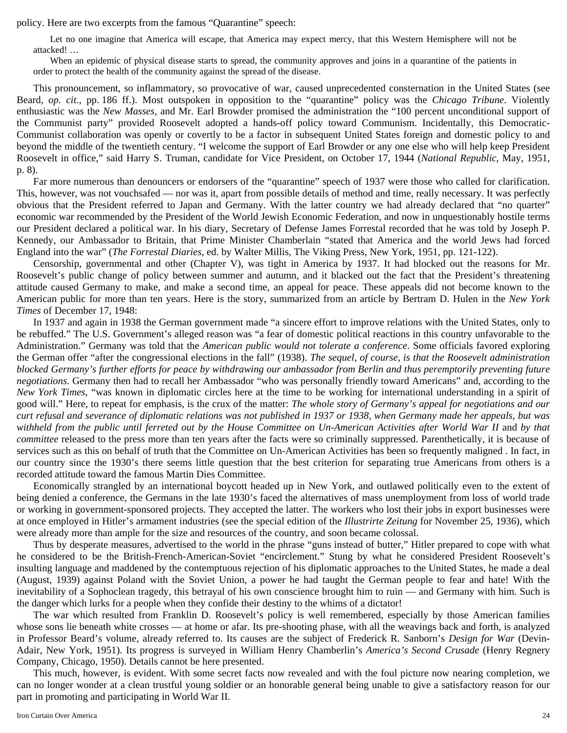policy. Here are two excerpts from the famous "Quarantine" speech:

> Let no one imagine that America will escape, that America may expect mercy, that this Western Hemisphere will not be attacked! …
>
> When an epidemic of physical disease starts to spread, the community approves and joins in a quarantine of the patients in order to protect the health of the community against the spread of the disease.

This pronouncement, so inflammatory, so provocative of war, caused unprecedented consternation in the United States (see Beard, *op. cit.*, pp. 186 ff.). Most outspoken in opposition to the "quarantine" policy was the *Chicago Tribune*. Violently enthusiastic was the *New Masses*, and Mr. Earl Browder promised the administration the "100 percent unconditional support of the Communist party" provided Roosevelt adopted a hands-off policy toward Communism. Incidentally, this Democratic-Communist collaboration was openly or covertly to be a factor in subsequent United States foreign and domestic policy to and beyond the middle of the twentieth century. "I welcome the support of Earl Browder or any one else who will help keep President Roosevelt in office," said Harry S. Truman, candidate for Vice President, on October 17, 1944 (*National Republic*, May, 1951, p. 8).

Far more numerous than denouncers or endorsers of the "quarantine" speech of 1937 were those who called for clarification. This, however, was not vouchsafed — nor was it, apart from possible details of method and time, really necessary. It was perfectly obvious that the President referred to Japan and Germany. With the latter country we had already declared that "no quarter" economic war recommended by the President of the World Jewish Economic Federation, and now in unquestionably hostile terms our President declared a political war. In his diary, Secretary of Defense James Forrestal recorded that he was told by Joseph P. Kennedy, our Ambassador to Britain, that Prime Minister Chamberlain "stated that America and the world Jews had forced England into the war" (*The Forrestal Diaries*, ed. by Walter Millis, The Viking Press, New York, 1951, pp. 121-122).

Censorship, governmental and other (Chapter V), was tight in America by 1937. It had blocked out the reasons for Mr. Roosevelt's public change of policy between summer and autumn, and it blacked out the fact that the President's threatening attitude caused Germany to make, and make a second time, an appeal for peace. These appeals did not become known to the American public for more than ten years. Here is the story, summarized from an article by Bertram D. Hulen in the *New York Times* of December 17, 1948:

In 1937 and again in 1938 the German government made "a sincere effort to improve relations with the United States, only to be rebuffed." The U.S. Government's alleged reason was "a fear of domestic political reactions in this country unfavorable to the Administration." Germany was told that the *American public would not tolerate a conference*. Some officials favored exploring the German offer "after the congressional elections in the fall" (1938). *The sequel, of course, is that the Roosevelt administration blocked Germany's further efforts for peace by withdrawing our ambassador from Berlin and thus peremptorily preventing future negotiations*. Germany then had to recall her Ambassador "who was personally friendly toward Americans" and, according to the *New York Times*, "was known in diplomatic circles here at the time to be working for international understanding in a spirit of good will." Here, to repeat for emphasis, is the crux of the matter: *The whole story of Germany's appeal for negotiations and our curt refusal and severance of diplomatic relations was not published in 1937 or 1938, when Germany made her appeals, but was withheld from the public until ferreted out by the House Committee on Un-American Activities after World War II* and *by that committee* released to the press more than ten years after the facts were so criminally suppressed. Parenthetically, it is because of services such as this on behalf of truth that the Committee on Un-American Activities has been so frequently maligned . In fact, in our country since the 1930's there seems little question that the best criterion for separating true Americans from others is a recorded attitude toward the famous Martin Dies Committee.

Economically strangled by an international boycott headed up in New York, and outlawed politically even to the extent of being denied a conference, the Germans in the late 1930's faced the alternatives of mass unemployment from loss of world trade or working in government-sponsored projects. They accepted the latter. The workers who lost their jobs in export businesses were at once employed in Hitler's armament industries (see the special edition of the *Illustrirte Zeitung* for November 25, 1936), which were already more than ample for the size and resources of the country, and soon became colossal.

Thus by desperate measures, advertised to the world in the phrase "guns instead of butter," Hitler prepared to cope with what he considered to be the British-French-American-Soviet "encirclement." Stung by what he considered President Roosevelt's insulting language and maddened by the contemptuous rejection of his diplomatic approaches to the United States, he made a deal (August, 1939) against Poland with the Soviet Union, a power he had taught the German people to fear and hate! With the inevitability of a Sophoclean tragedy, this betrayal of his own conscience brought him to ruin — and Germany with him. Such is the danger which lurks for a people when they confide their destiny to the whims of a dictator!

The war which resulted from Franklin D. Roosevelt's policy is well remembered, especially by those American families whose sons lie beneath white crosses — at home or afar. Its pre-shooting phase, with all the weavings back and forth, is analyzed in Professor Beard's volume, already referred to. Its causes are the subject of Frederick R. Sanborn's *Design for War* (Devin-Adair, New York, 1951). Its progress is surveyed in William Henry Chamberlin's *America's Second Crusade* (Henry Regnery Company, Chicago, 1950). Details cannot be here presented.

This much, however, is evident. With some secret facts now revealed and with the foul picture now nearing completion, we can no longer wonder at a clean trustful young soldier or an honorable general being unable to give a satisfactory reason for our part in promoting and participating in World War II.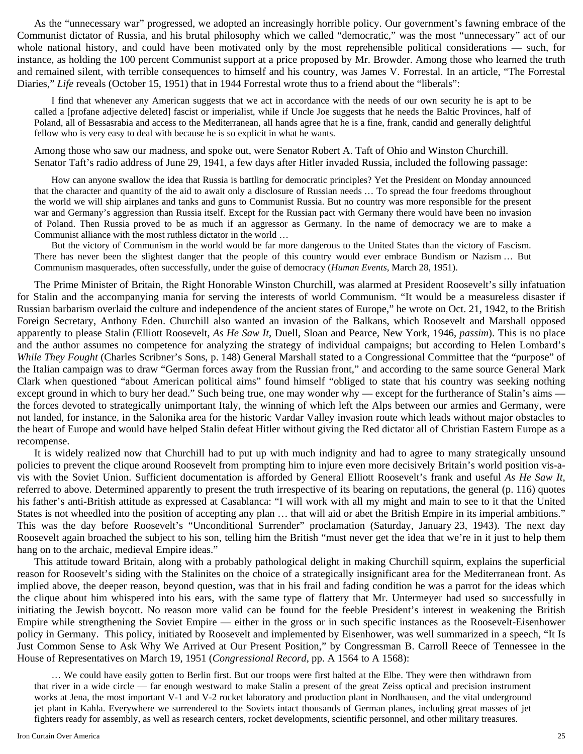As the "unnecessary war" progressed, we adopted an increasingly horrible policy. Our government's fawning embrace of the Communist dictator of Russia, and his brutal philosophy which we called "democratic," was the most "unnecessary" act of our whole national history, and could have been motivated only by the most reprehensible political considerations — such, for instance, as holding the 100 percent Communist support at a price proposed by Mr. Browder. Among those who learned the truth and remained silent, with terrible consequences to himself and his country, was James V. Forrestal. In an article, "The Forrestal Diaries," *Life* reveals (October 15, 1951) that in 1944 Forrestal wrote thus to a friend about the "liberals":

> I find that whenever any American suggests that we act in accordance with the needs of our own security he is apt to be called a [profane adjective deleted] fascist or imperialist, while if Uncle Joe suggests that he needs the Baltic Provinces, half of Poland, all of Bessasrabia and access to the Mediterranean, all hands agree that he is a fine, frank, candid and generally delightful fellow who is very easy to deal with because he is so explicit in what he wants.

Among those who saw our madness, and spoke out, were Senator Robert A. Taft of Ohio and Winston Churchill. Senator Taft's radio address of June 29, 1941, a few days after Hitler invaded Russia, included the following passage:

> How can anyone swallow the idea that Russia is battling for democratic principles? Yet the President on Monday announced that the character and quantity of the aid to await only a disclosure of Russian needs … To spread the four freedoms throughout the world we will ship airplanes and tanks and guns to Communist Russia. But no country was more responsible for the present war and Germany's aggression than Russia itself. Except for the Russian pact with Germany there would have been no invasion of Poland. Then Russia proved to be as much if an aggressor as Germany. In the name of democracy we are to make a Communist alliance with the most ruthless dictator in the world …
>
> But the victory of Communism in the world would be far more dangerous to the United States than the victory of Fascism. There has never been the slightest danger that the people of this country would ever embrace Bundism or Nazism … But Communism masquerades, often successfully, under the guise of democracy (*Human Events*, March 28, 1951).

The Prime Minister of Britain, the Right Honorable Winston Churchill, was alarmed at President Roosevelt's silly infatuation for Stalin and the accompanying mania for serving the interests of world Communism. "It would be a measureless disaster if Russian barbarism overlaid the culture and independence of the ancient states of Europe," he wrote on Oct. 21, 1942, to the British Foreign Secretary, Anthony Eden. Churchill also wanted an invasion of the Balkans, which Roosevelt and Marshall opposed apparently to please Stalin (Elliott Roosevelt, *As He Saw It*, Duell, Sloan and Pearce, New York, 1946, *passim*). This is no place and the author assumes no competence for analyzing the strategy of individual campaigns; but according to Helen Lombard's *While They Fought* (Charles Scribner's Sons, p. 148) General Marshall stated to a Congressional Committee that the "purpose" of the Italian campaign was to draw "German forces away from the Russian front," and according to the same source General Mark Clark when questioned "about American political aims" found himself "obliged to state that his country was seeking nothing except ground in which to bury her dead." Such being true, one may wonder why — except for the furtherance of Stalin's aims — the forces devoted to strategically unimportant Italy, the winning of which left the Alps between our armies and Germany, were not landed, for instance, in the Salonika area for the historic Vardar Valley invasion route which leads without major obstacles to the heart of Europe and would have helped Stalin defeat Hitler without giving the Red dictator all of Christian Eastern Europe as a recompense.

It is widely realized now that Churchill had to put up with much indignity and had to agree to many strategically unsound policies to prevent the clique around Roosevelt from prompting him to injure even more decisively Britain's world position vis-a-vis with the Soviet Union. Sufficient documentation is afforded by General Elliott Roosevelt's frank and useful *As He Saw It*, referred to above. Determined apparently to present the truth irrespective of its bearing on reputations, the general (p. 116) quotes his father's anti-British attitude as expressed at Casablanca: "I will work with all my might and main to see to it that the United States is not wheedled into the position of accepting any plan … that will aid or abet the British Empire in its imperial ambitions." This was the day before Roosevelt's "Unconditional Surrender" proclamation (Saturday, January 23, 1943). The next day Roosevelt again broached the subject to his son, telling him the British "must never get the idea that we're in it just to help them hang on to the archaic, medieval Empire ideas."

This attitude toward Britain, along with a probably pathological delight in making Churchill squirm, explains the superficial reason for Roosevelt's siding with the Stalinites on the choice of a strategically insignificant area for the Mediterranean front. As implied above, the deeper reason, beyond question, was that in his frail and fading condition he was a parrot for the ideas which the clique about him whispered into his ears, with the same type of flattery that Mr. Untermeyer had used so successfully in initiating the Jewish boycott. No reason more valid can be found for the feeble President's interest in weakening the British Empire while strengthening the Soviet Empire — either in the gross or in such specific instances as the Roosevelt-Eisenhower policy in Germany. This policy, initiated by Roosevelt and implemented by Eisenhower, was well summarized in a speech, "It Is Just Common Sense to Ask Why We Arrived at Our Present Position," by Congressman B. Carroll Reece of Tennessee in the House of Representatives on March 19, 1951 (*Congressional Record*, pp. A 1564 to A 1568):

> … We could have easily gotten to Berlin first. But our troops were first halted at the Elbe. They were then withdrawn from that river in a wide circle — far enough westward to make Stalin a present of the great Zeiss optical and precision instrument works at Jena, the most important V-1 and V-2 rocket laboratory and production plant in Nordhausen, and the vital underground jet plant in Kahla. Everywhere we surrendered to the Soviets intact thousands of German planes, including great masses of jet fighters ready for assembly, as well as research centers, rocket developments, scientific personnel, and other military treasures.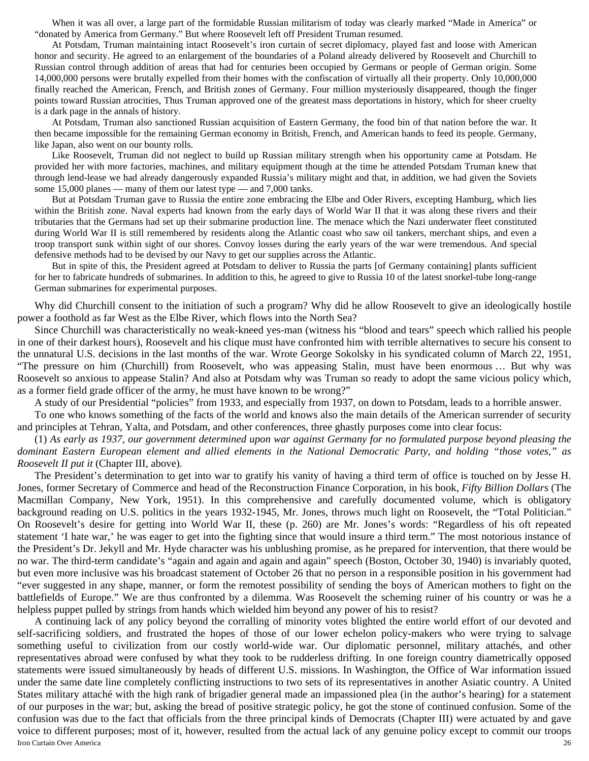When it was all over, a large part of the formidable Russian militarism of today was clearly marked "Made in America" or "donated by America from Germany." But where Roosevelt left off President Truman resumed.

At Potsdam, Truman maintaining intact Roosevelt's iron curtain of secret diplomacy, played fast and loose with American honor and security. He agreed to an enlargement of the boundaries of a Poland already delivered by Roosevelt and Churchill to Russian control through addition of areas that had for centuries been occupied by Germans or people of German origin. Some 14,000,000 persons were brutally expelled from their homes with the confiscation of virtually all their property. Only 10,000,000 finally reached the American, French, and British zones of Germany. Four million mysteriously disappeared, though the finger points toward Russian atrocities, Thus Truman approved one of the greatest mass deportations in history, which for sheer cruelty is a dark page in the annals of history.

At Potsdam, Truman also sanctioned Russian acquisition of Eastern Germany, the food bin of that nation before the war. It then became impossible for the remaining German economy in British, French, and American hands to feed its people. Germany, like Japan, also went on our bounty rolls.

Like Roosevelt, Truman did not neglect to build up Russian military strength when his opportunity came at Potsdam. He provided her with more factories, machines, and military equipment though at the time he attended Potsdam Truman knew that through lend-lease we had already dangerously expanded Russia's military might and that, in addition, we had given the Soviets some 15,000 planes — many of them our latest type — and 7,000 tanks.

But at Potsdam Truman gave to Russia the entire zone embracing the Elbe and Oder Rivers, excepting Hamburg, which lies within the British zone. Naval experts had known from the early days of World War II that it was along these rivers and their tributaries that the Germans had set up their submarine production line. The menace which the Nazi underwater fleet constituted during World War II is still remembered by residents along the Atlantic coast who saw oil tankers, merchant ships, and even a troop transport sunk within sight of our shores. Convoy losses during the early years of the war were tremendous. And special defensive methods had to be devised by our Navy to get our supplies across the Atlantic.

But in spite of this, the President agreed at Potsdam to deliver to Russia the parts [of Germany containing] plants sufficient for her to fabricate hundreds of submarines. In addition to this, he agreed to give to Russia 10 of the latest snorkel-tube long-range German submarines for experimental purposes.

Why did Churchill consent to the initiation of such a program? Why did he allow Roosevelt to give an ideologically hostile power a foothold as far West as the Elbe River, which flows into the North Sea?

Since Churchill was characteristically no weak-kneed yes-man (witness his "blood and tears" speech which rallied his people in one of their darkest hours), Roosevelt and his clique must have confronted him with terrible alternatives to secure his consent to the unnatural U.S. decisions in the last months of the war. Wrote George Sokolsky in his syndicated column of March 22, 1951, "The pressure on him (Churchill) from Roosevelt, who was appeasing Stalin, must have been enormous … But why was Roosevelt so anxious to appease Stalin? And also at Potsdam why was Truman so ready to adopt the same vicious policy which, as a former field grade officer of the army, he must have known to be wrong?"

A study of our Presidential "policies" from 1933, and especially from 1937, on down to Potsdam, leads to a horrible answer.

To one who knows something of the facts of the world and knows also the main details of the American surrender of security and principles at Tehran, Yalta, and Potsdam, and other conferences, three ghastly purposes come into clear focus:

(1) *As early as 1937, our government determined upon war against Germany for no formulated purpose beyond pleasing the dominant Eastern European element and allied elements in the National Democratic Party, and holding "those votes," as Roosevelt II put it* (Chapter III, above).

The President's determination to get into war to gratify his vanity of having a third term of office is touched on by Jesse H. Jones, former Secretary of Commerce and head of the Reconstruction Finance Corporation, in his book, *Fifty Billion Dollars* (The Macmillan Company, New York, 1951). In this comprehensive and carefully documented volume, which is obligatory background reading on U.S. politics in the years 1932-1945, Mr. Jones, throws much light on Roosevelt, the "Total Politician." On Roosevelt's desire for getting into World War II, these (p. 260) are Mr. Jones's words: "Regardless of his oft repeated statement 'I hate war,' he was eager to get into the fighting since that would insure a third term." The most notorious instance of the President's Dr. Jekyll and Mr. Hyde character was his unblushing promise, as he prepared for intervention, that there would be no war. The third-term candidate's "again and again and again and again" speech (Boston, October 30, 1940) is invariably quoted, but even more inclusive was his broadcast statement of October 26 that no person in a responsible position in his government had "ever suggested in any shape, manner, or form the remotest possibility of sending the boys of American mothers to fight on the battlefields of Europe." We are thus confronted by a dilemma. Was Roosevelt the scheming ruiner of his country or was he a helpless puppet pulled by strings from hands which wielded him beyond any power of his to resist?

A continuing lack of any policy beyond the corralling of minority votes blighted the entire world effort of our devoted and self-sacrificing soldiers, and frustrated the hopes of those of our lower echelon policy-makers who were trying to salvage something useful to civilization from our costly world-wide war. Our diplomatic personnel, military attachés, and other representatives abroad were confused by what they took to be rudderless drifting. In one foreign country diametrically opposed statements were issued simultaneously by heads of different U.S. missions. In Washington, the Office of War information issued under the same date line completely conflicting instructions to two sets of its representatives in another Asiatic country. A United States military attaché with the high rank of brigadier general made an impassioned plea (in the author's hearing) for a statement of our purposes in the war; but, asking the bread of positive strategic policy, he got the stone of continued confusion. Some of the confusion was due to the fact that officials from the three principal kinds of Democrats (Chapter III) were actuated by and gave voice to different purposes; most of it, however, resulted from the actual lack of any genuine policy except to commit our troops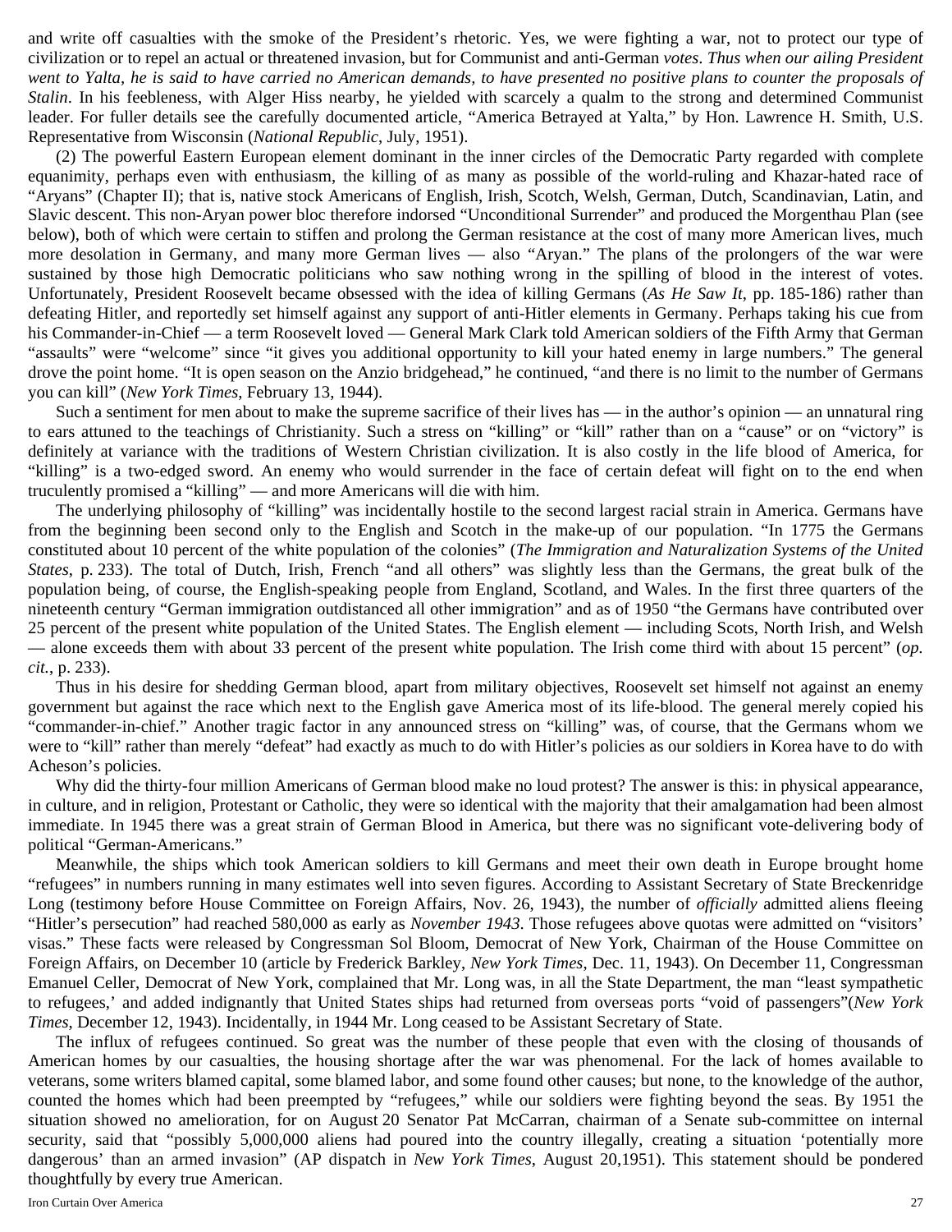and write off casualties with the smoke of the President's rhetoric. Yes, we were fighting a war, not to protect our type of civilization or to repel an actual or threatened invasion, but for Communist and anti-German *votes*. *Thus when our ailing President went to Yalta, he is said to have carried no American demands, to have presented no positive plans to counter the proposals of Stalin*. In his feebleness, with Alger Hiss nearby, he yielded with scarcely a qualm to the strong and determined Communist leader. For fuller details see the carefully documented article, "America Betrayed at Yalta," by Hon. Lawrence H. Smith, U.S. Representative from Wisconsin (*National Republic*, July, 1951).

(2) The powerful Eastern European element dominant in the inner circles of the Democratic Party regarded with complete equanimity, perhaps even with enthusiasm, the killing of as many as possible of the world-ruling and Khazar-hated race of "Aryans" (Chapter II); that is, native stock Americans of English, Irish, Scotch, Welsh, German, Dutch, Scandinavian, Latin, and Slavic descent. This non-Aryan power bloc therefore indorsed "Unconditional Surrender" and produced the Morgenthau Plan (see below), both of which were certain to stiffen and prolong the German resistance at the cost of many more American lives, much more desolation in Germany, and many more German lives — also "Aryan." The plans of the prolongers of the war were sustained by those high Democratic politicians who saw nothing wrong in the spilling of blood in the interest of votes. Unfortunately, President Roosevelt became obsessed with the idea of killing Germans (*As He Saw It*, pp. 185-186) rather than defeating Hitler, and reportedly set himself against any support of anti-Hitler elements in Germany. Perhaps taking his cue from his Commander-in-Chief — a term Roosevelt loved — General Mark Clark told American soldiers of the Fifth Army that German "assaults" were "welcome" since "it gives you additional opportunity to kill your hated enemy in large numbers." The general drove the point home. "It is open season on the Anzio bridgehead," he continued, "and there is no limit to the number of Germans you can kill" (*New York Times*, February 13, 1944).

Such a sentiment for men about to make the supreme sacrifice of their lives has — in the author's opinion — an unnatural ring to ears attuned to the teachings of Christianity. Such a stress on "killing" or "kill" rather than on a "cause" or on "victory" is definitely at variance with the traditions of Western Christian civilization. It is also costly in the life blood of America, for "killing" is a two-edged sword. An enemy who would surrender in the face of certain defeat will fight on to the end when truculently promised a "killing" — and more Americans will die with him.

The underlying philosophy of "killing" was incidentally hostile to the second largest racial strain in America. Germans have from the beginning been second only to the English and Scotch in the make-up of our population. "In 1775 the Germans constituted about 10 percent of the white population of the colonies" (*The Immigration and Naturalization Systems of the United States*, p. 233). The total of Dutch, Irish, French "and all others" was slightly less than the Germans, the great bulk of the population being, of course, the English-speaking people from England, Scotland, and Wales. In the first three quarters of the nineteenth century "German immigration outdistanced all other immigration" and as of 1950 "the Germans have contributed over 25 percent of the present white population of the United States. The English element — including Scots, North Irish, and Welsh — alone exceeds them with about 33 percent of the present white population. The Irish come third with about 15 percent" (*op. cit.*, p. 233).

Thus in his desire for shedding German blood, apart from military objectives, Roosevelt set himself not against an enemy government but against the race which next to the English gave America most of its life-blood. The general merely copied his "commander-in-chief." Another tragic factor in any announced stress on "killing" was, of course, that the Germans whom we were to "kill" rather than merely "defeat" had exactly as much to do with Hitler's policies as our soldiers in Korea have to do with Acheson's policies.

Why did the thirty-four million Americans of German blood make no loud protest? The answer is this: in physical appearance, in culture, and in religion, Protestant or Catholic, they were so identical with the majority that their amalgamation had been almost immediate. In 1945 there was a great strain of German Blood in America, but there was no significant vote-delivering body of political "German-Americans."

Meanwhile, the ships which took American soldiers to kill Germans and meet their own death in Europe brought home "refugees" in numbers running in many estimates well into seven figures. According to Assistant Secretary of State Breckenridge Long (testimony before House Committee on Foreign Affairs, Nov. 26, 1943), the number of *officially* admitted aliens fleeing "Hitler's persecution" had reached 580,000 as early as *November 1943*. Those refugees above quotas were admitted on "visitors' visas." These facts were released by Congressman Sol Bloom, Democrat of New York, Chairman of the House Committee on Foreign Affairs, on December 10 (article by Frederick Barkley, *New York Times*, Dec. 11, 1943). On December 11, Congressman Emanuel Celler, Democrat of New York, complained that Mr. Long was, in all the State Department, the man "least sympathetic to refugees,' and added indignantly that United States ships had returned from overseas ports "void of passengers"(*New York Times*, December 12, 1943). Incidentally, in 1944 Mr. Long ceased to be Assistant Secretary of State.

The influx of refugees continued. So great was the number of these people that even with the closing of thousands of American homes by our casualties, the housing shortage after the war was phenomenal. For the lack of homes available to veterans, some writers blamed capital, some blamed labor, and some found other causes; but none, to the knowledge of the author, counted the homes which had been preempted by "refugees," while our soldiers were fighting beyond the seas. By 1951 the situation showed no amelioration, for on August 20 Senator Pat McCarran, chairman of a Senate sub-committee on internal security, said that "possibly 5,000,000 aliens had poured into the country illegally, creating a situation 'potentially more dangerous' than an armed invasion" (AP dispatch in *New York Times*, August 20,1951). This statement should be pondered thoughtfully by every true American.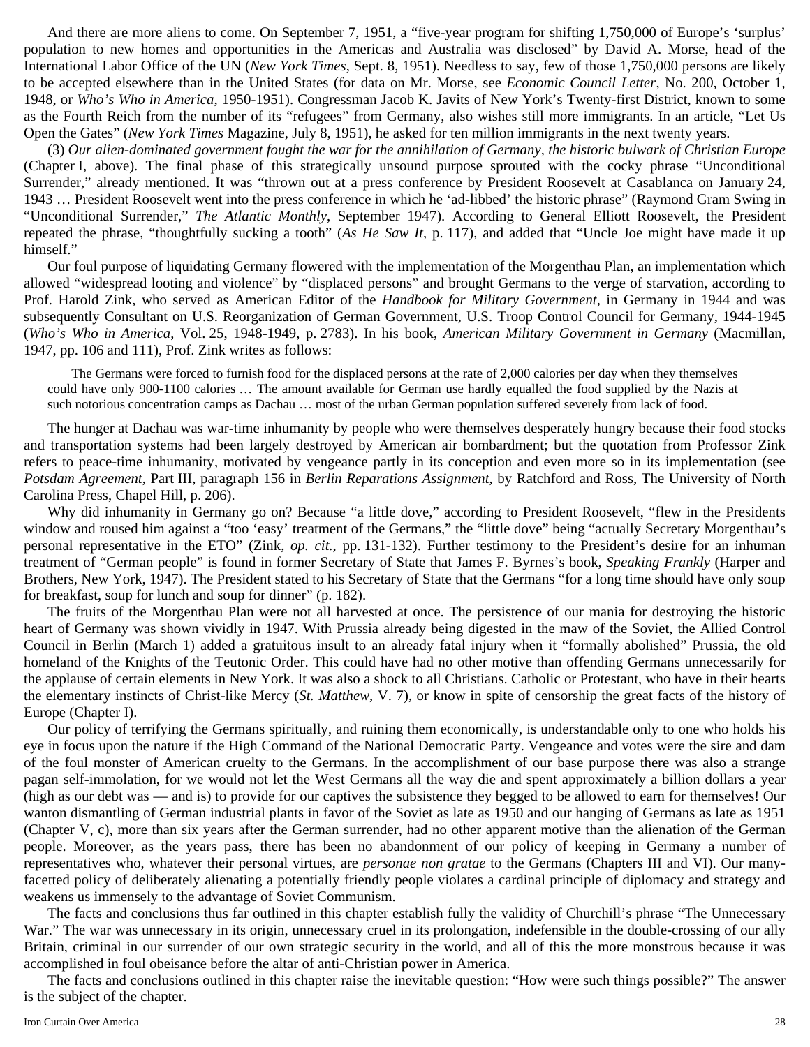And there are more aliens to come. On September 7, 1951, a "five-year program for shifting 1,750,000 of Europe's 'surplus' population to new homes and opportunities in the Americas and Australia was disclosed" by David A. Morse, head of the International Labor Office of the UN (*New York Times*, Sept. 8, 1951). Needless to say, few of those 1,750,000 persons are likely to be accepted elsewhere than in the United States (for data on Mr. Morse, see *Economic Council Letter*, No. 200, October 1, 1948, or *Who's Who in America*, 1950-1951). Congressman Jacob K. Javits of New York's Twenty-first District, known to some as the Fourth Reich from the number of its "refugees" from Germany, also wishes still more immigrants. In an article, "Let Us Open the Gates" (*New York Times* Magazine, July 8, 1951), he asked for ten million immigrants in the next twenty years.

(3) *Our alien-dominated government fought the war for the annihilation of Germany, the historic bulwark of Christian Europe* (Chapter I, above). The final phase of this strategically unsound purpose sprouted with the cocky phrase "Unconditional Surrender," already mentioned. It was "thrown out at a press conference by President Roosevelt at Casablanca on January 24, 1943 … President Roosevelt went into the press conference in which he 'ad-libbed' the historic phrase" (Raymond Gram Swing in "Unconditional Surrender," *The Atlantic Monthly*, September 1947). According to General Elliott Roosevelt, the President repeated the phrase, "thoughtfully sucking a tooth" (*As He Saw It*, p. 117), and added that "Uncle Joe might have made it up himself."

Our foul purpose of liquidating Germany flowered with the implementation of the Morgenthau Plan, an implementation which allowed "widespread looting and violence" by "displaced persons" and brought Germans to the verge of starvation, according to Prof. Harold Zink, who served as American Editor of the *Handbook for Military Government*, in Germany in 1944 and was subsequently Consultant on U.S. Reorganization of German Government, U.S. Troop Control Council for Germany, 1944-1945 (*Who's Who in America*, Vol. 25, 1948-1949, p. 2783). In his book, *American Military Government in Germany* (Macmillan, 1947, pp. 106 and 111), Prof. Zink writes as follows:

> The Germans were forced to furnish food for the displaced persons at the rate of 2,000 calories per day when they themselves could have only 900-1100 calories … The amount available for German use hardly equalled the food supplied by the Nazis at such notorious concentration camps as Dachau … most of the urban German population suffered severely from lack of food.

The hunger at Dachau was war-time inhumanity by people who were themselves desperately hungry because their food stocks and transportation systems had been largely destroyed by American air bombardment; but the quotation from Professor Zink refers to peace-time inhumanity, motivated by vengeance partly in its conception and even more so in its implementation (see *Potsdam Agreement*, Part III, paragraph 156 in *Berlin Reparations Assignment*, by Ratchford and Ross, The University of North Carolina Press, Chapel Hill, p. 206).

Why did inhumanity in Germany go on? Because "a little dove," according to President Roosevelt, "flew in the Presidents window and roused him against a "too 'easy' treatment of the Germans," the "little dove" being "actually Secretary Morgenthau's personal representative in the ETO" (Zink, *op. cit.*, pp. 131-132). Further testimony to the President's desire for an inhuman treatment of "German people" is found in former Secretary of State that James F. Byrnes's book, *Speaking Frankly* (Harper and Brothers, New York, 1947). The President stated to his Secretary of State that the Germans "for a long time should have only soup for breakfast, soup for lunch and soup for dinner" (p. 182).

The fruits of the Morgenthau Plan were not all harvested at once. The persistence of our mania for destroying the historic heart of Germany was shown vividly in 1947. With Prussia already being digested in the maw of the Soviet, the Allied Control Council in Berlin (March 1) added a gratuitous insult to an already fatal injury when it "formally abolished" Prussia, the old homeland of the Knights of the Teutonic Order. This could have had no other motive than offending Germans unnecessarily for the applause of certain elements in New York. It was also a shock to all Christians. Catholic or Protestant, who have in their hearts the elementary instincts of Christ-like Mercy (*St. Matthew*, V. 7), or know in spite of censorship the great facts of the history of Europe (Chapter I).

Our policy of terrifying the Germans spiritually, and ruining them economically, is understandable only to one who holds his eye in focus upon the nature if the High Command of the National Democratic Party. Vengeance and votes were the sire and dam of the foul monster of American cruelty to the Germans. In the accomplishment of our base purpose there was also a strange pagan self-immolation, for we would not let the West Germans all the way die and spent approximately a billion dollars a year (high as our debt was — and is) to provide for our captives the subsistence they begged to be allowed to earn for themselves! Our wanton dismantling of German industrial plants in favor of the Soviet as late as 1950 and our hanging of Germans as late as 1951 (Chapter V, c), more than six years after the German surrender, had no other apparent motive than the alienation of the German people. Moreover, as the years pass, there has been no abandonment of our policy of keeping in Germany a number of representatives who, whatever their personal virtues, are *personae non gratae* to the Germans (Chapters III and VI). Our many-facetted policy of deliberately alienating a potentially friendly people violates a cardinal principle of diplomacy and strategy and weakens us immensely to the advantage of Soviet Communism.

The facts and conclusions thus far outlined in this chapter establish fully the validity of Churchill's phrase "The Unnecessary War." The war was unnecessary in its origin, unnecessary cruel in its prolongation, indefensible in the double-crossing of our ally Britain, criminal in our surrender of our own strategic security in the world, and all of this the more monstrous because it was accomplished in foul obeisance before the altar of anti-Christian power in America.

The facts and conclusions outlined in this chapter raise the inevitable question: "How were such things possible?" The answer is the subject of the chapter.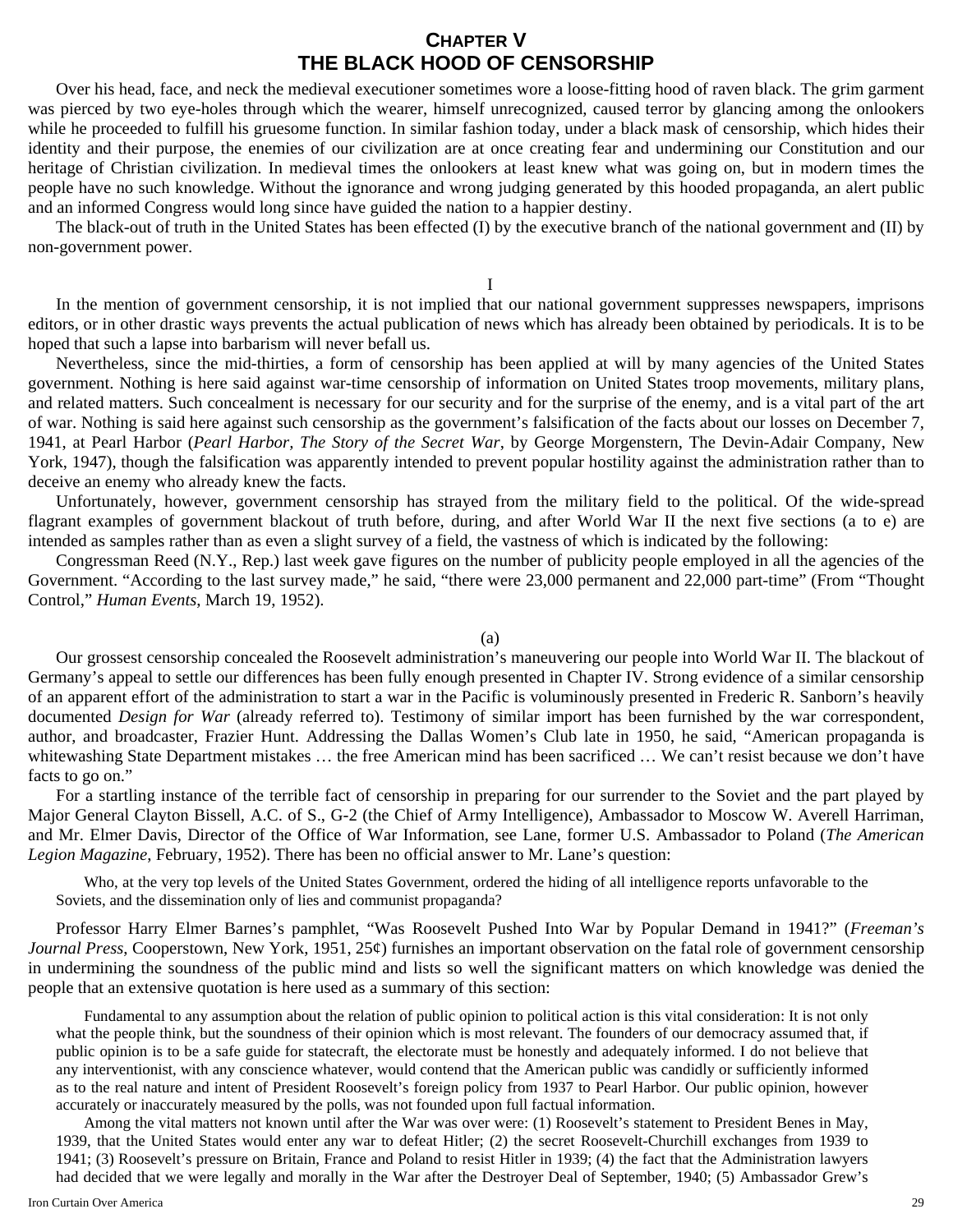# CHAPTER V
# THE BLACK HOOD OF CENSORSHIP

Over his head, face, and neck the medieval executioner sometimes wore a loose-fitting hood of raven black. The grim garment was pierced by two eye-holes through which the wearer, himself unrecognized, caused terror by glancing among the onlookers while he proceeded to fulfill his gruesome function. In similar fashion today, under a black mask of censorship, which hides their identity and their purpose, the enemies of our civilization are at once creating fear and undermining our Constitution and our heritage of Christian civilization. In medieval times the onlookers at least knew what was going on, but in modern times the people have no such knowledge. Without the ignorance and wrong judging generated by this hooded propaganda, an alert public and an informed Congress would long since have guided the nation to a happier destiny.

The black-out of truth in the United States has been effected (I) by the executive branch of the national government and (II) by non-government power.

I

In the mention of government censorship, it is not implied that our national government suppresses newspapers, imprisons editors, or in other drastic ways prevents the actual publication of news which has already been obtained by periodicals. It is to be hoped that such a lapse into barbarism will never befall us.

Nevertheless, since the mid-thirties, a form of censorship has been applied at will by many agencies of the United States government. Nothing is here said against war-time censorship of information on United States troop movements, military plans, and related matters. Such concealment is necessary for our security and for the surprise of the enemy, and is a vital part of the art of war. Nothing is said here against such censorship as the government's falsification of the facts about our losses on December 7, 1941, at Pearl Harbor (*Pearl Harbor, The Story of the Secret War*, by George Morgenstern, The Devin-Adair Company, New York, 1947), though the falsification was apparently intended to prevent popular hostility against the administration rather than to deceive an enemy who already knew the facts.

Unfortunately, however, government censorship has strayed from the military field to the political. Of the wide-spread flagrant examples of government blackout of truth before, during, and after World War II the next five sections (a to e) are intended as samples rather than as even a slight survey of a field, the vastness of which is indicated by the following:

Congressman Reed (N.Y., Rep.) last week gave figures on the number of publicity people employed in all the agencies of the Government. "According to the last survey made," he said, "there were 23,000 permanent and 22,000 part-time" (From "Thought Control," *Human Events*, March 19, 1952).

(a)

Our grossest censorship concealed the Roosevelt administration's maneuvering our people into World War II. The blackout of Germany's appeal to settle our differences has been fully enough presented in Chapter IV. Strong evidence of a similar censorship of an apparent effort of the administration to start a war in the Pacific is voluminously presented in Frederic R. Sanborn's heavily documented *Design for War* (already referred to). Testimony of similar import has been furnished by the war correspondent, author, and broadcaster, Frazier Hunt. Addressing the Dallas Women's Club late in 1950, he said, "American propaganda is whitewashing State Department mistakes … the free American mind has been sacrificed … We can't resist because we don't have facts to go on."

For a startling instance of the terrible fact of censorship in preparing for our surrender to the Soviet and the part played by Major General Clayton Bissell, A.C. of S., G-2 (the Chief of Army Intelligence), Ambassador to Moscow W. Averell Harriman, and Mr. Elmer Davis, Director of the Office of War Information, see Lane, former U.S. Ambassador to Poland (*The American Legion Magazine*, February, 1952). There has been no official answer to Mr. Lane's question:

> Who, at the very top levels of the United States Government, ordered the hiding of all intelligence reports unfavorable to the Soviets, and the dissemination only of lies and communist propaganda?

Professor Harry Elmer Barnes's pamphlet, "Was Roosevelt Pushed Into War by Popular Demand in 1941?" (*Freeman's Journal Press*, Cooperstown, New York, 1951, 25¢) furnishes an important observation on the fatal role of government censorship in undermining the soundness of the public mind and lists so well the significant matters on which knowledge was denied the people that an extensive quotation is here used as a summary of this section:

> Fundamental to any assumption about the relation of public opinion to political action is this vital consideration: It is not only what the people think, but the soundness of their opinion which is most relevant. The founders of our democracy assumed that, if public opinion is to be a safe guide for statecraft, the electorate must be honestly and adequately informed. I do not believe that any interventionist, with any conscience whatever, would contend that the American public was candidly or sufficiently informed as to the real nature and intent of President Roosevelt's foreign policy from 1937 to Pearl Harbor. Our public opinion, however accurately or inaccurately measured by the polls, was not founded upon full factual information.
>
> Among the vital matters not known until after the War was over were: (1) Roosevelt's statement to President Benes in May, 1939, that the United States would enter any war to defeat Hitler; (2) the secret Roosevelt-Churchill exchanges from 1939 to 1941; (3) Roosevelt's pressure on Britain, France and Poland to resist Hitler in 1939; (4) the fact that the Administration lawyers had decided that we were legally and morally in the War after the Destroyer Deal of September, 1940; (5) Ambassador Grew's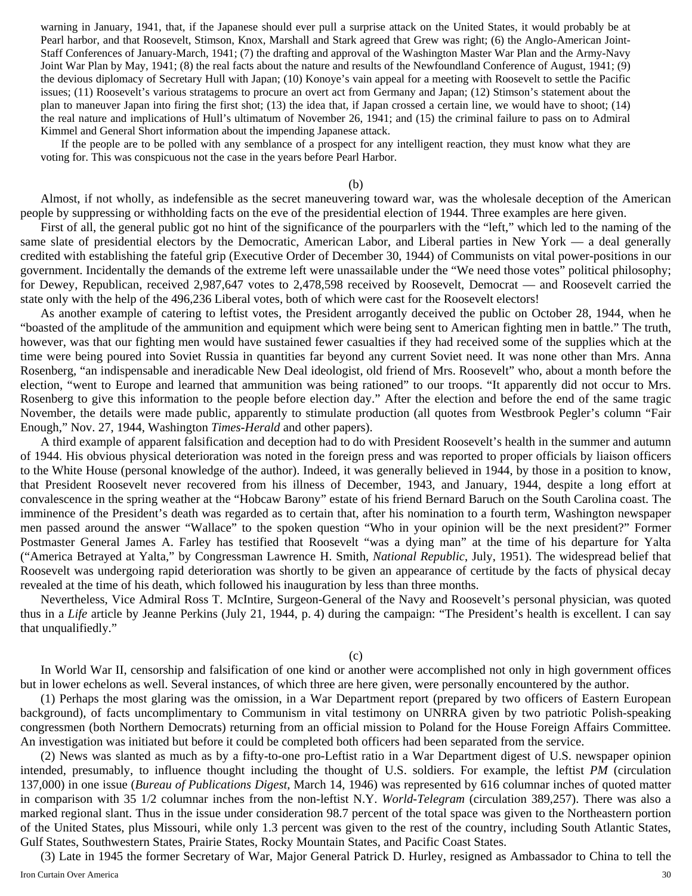warning in January, 1941, that, if the Japanese should ever pull a surprise attack on the United States, it would probably be at Pearl harbor, and that Roosevelt, Stimson, Knox, Marshall and Stark agreed that Grew was right; (6) the Anglo-American Joint-Staff Conferences of January-March, 1941; (7) the drafting and approval of the Washington Master War Plan and the Army-Navy Joint War Plan by May, 1941; (8) the real facts about the nature and results of the Newfoundland Conference of August, 1941; (9) the devious diplomacy of Secretary Hull with Japan; (10) Konoye's vain appeal for a meeting with Roosevelt to settle the Pacific issues; (11) Roosevelt's various stratagems to procure an overt act from Germany and Japan; (12) Stimson's statement about the plan to maneuver Japan into firing the first shot; (13) the idea that, if Japan crossed a certain line, we would have to shoot; (14) the real nature and implications of Hull's ultimatum of November 26, 1941; and (15) the criminal failure to pass on to Admiral Kimmel and General Short information about the impending Japanese attack.

If the people are to be polled with any semblance of a prospect for any intelligent reaction, they must know what they are voting for. This was conspicuous not the case in the years before Pearl Harbor.

(b)

Almost, if not wholly, as indefensible as the secret maneuvering toward war, was the wholesale deception of the American people by suppressing or withholding facts on the eve of the presidential election of 1944. Three examples are here given.

First of all, the general public got no hint of the significance of the pourparlers with the "left," which led to the naming of the same slate of presidential electors by the Democratic, American Labor, and Liberal parties in New York — a deal generally credited with establishing the fateful grip (Executive Order of December 30, 1944) of Communists on vital power-positions in our government. Incidentally the demands of the extreme left were unassailable under the "We need those votes" political philosophy; for Dewey, Republican, received 2,987,647 votes to 2,478,598 received by Roosevelt, Democrat — and Roosevelt carried the state only with the help of the 496,236 Liberal votes, both of which were cast for the Roosevelt electors!

As another example of catering to leftist votes, the President arrogantly deceived the public on October 28, 1944, when he "boasted of the amplitude of the ammunition and equipment which were being sent to American fighting men in battle." The truth, however, was that our fighting men would have sustained fewer casualties if they had received some of the supplies which at the time were being poured into Soviet Russia in quantities far beyond any current Soviet need. It was none other than Mrs. Anna Rosenberg, "an indispensable and ineradicable New Deal ideologist, old friend of Mrs. Roosevelt" who, about a month before the election, "went to Europe and learned that ammunition was being rationed" to our troops. "It apparently did not occur to Mrs. Rosenberg to give this information to the people before election day." After the election and before the end of the same tragic November, the details were made public, apparently to stimulate production (all quotes from Westbrook Pegler's column "Fair Enough," Nov. 27, 1944, Washington *Times-Herald* and other papers).

A third example of apparent falsification and deception had to do with President Roosevelt's health in the summer and autumn of 1944. His obvious physical deterioration was noted in the foreign press and was reported to proper officials by liaison officers to the White House (personal knowledge of the author). Indeed, it was generally believed in 1944, by those in a position to know, that President Roosevelt never recovered from his illness of December, 1943, and January, 1944, despite a long effort at convalescence in the spring weather at the "Hobcaw Barony" estate of his friend Bernard Baruch on the South Carolina coast. The imminence of the President's death was regarded as to certain that, after his nomination to a fourth term, Washington newspaper men passed around the answer "Wallace" to the spoken question "Who in your opinion will be the next president?" Former Postmaster General James A. Farley has testified that Roosevelt "was a dying man" at the time of his departure for Yalta ("America Betrayed at Yalta," by Congressman Lawrence H. Smith, *National Republic*, July, 1951). The widespread belief that Roosevelt was undergoing rapid deterioration was shortly to be given an appearance of certitude by the facts of physical decay revealed at the time of his death, which followed his inauguration by less than three months.

Nevertheless, Vice Admiral Ross T. McIntire, Surgeon-General of the Navy and Roosevelt's personal physician, was quoted thus in a *Life* article by Jeanne Perkins (July 21, 1944, p. 4) during the campaign: "The President's health is excellent. I can say that unqualifiedly."

(c)

In World War II, censorship and falsification of one kind or another were accomplished not only in high government offices but in lower echelons as well. Several instances, of which three are here given, were personally encountered by the author.

(1) Perhaps the most glaring was the omission, in a War Department report (prepared by two officers of Eastern European background), of facts uncomplimentary to Communism in vital testimony on UNRRA given by two patriotic Polish-speaking congressmen (both Northern Democrats) returning from an official mission to Poland for the House Foreign Affairs Committee. An investigation was initiated but before it could be completed both officers had been separated from the service.

(2) News was slanted as much as by a fifty-to-one pro-Leftist ratio in a War Department digest of U.S. newspaper opinion intended, presumably, to influence thought including the thought of U.S. soldiers. For example, the leftist *PM* (circulation 137,000) in one issue (*Bureau of Publications Digest*, March 14, 1946) was represented by 616 columnar inches of quoted matter in comparison with 35 1/2 columnar inches from the non-leftist N.Y. *World-Telegram* (circulation 389,257). There was also a marked regional slant. Thus in the issue under consideration 98.7 percent of the total space was given to the Northeastern portion of the United States, plus Missouri, while only 1.3 percent was given to the rest of the country, including South Atlantic States, Gulf States, Southwestern States, Prairie States, Rocky Mountain States, and Pacific Coast States.

(3) Late in 1945 the former Secretary of War, Major General Patrick D. Hurley, resigned as Ambassador to China to tell the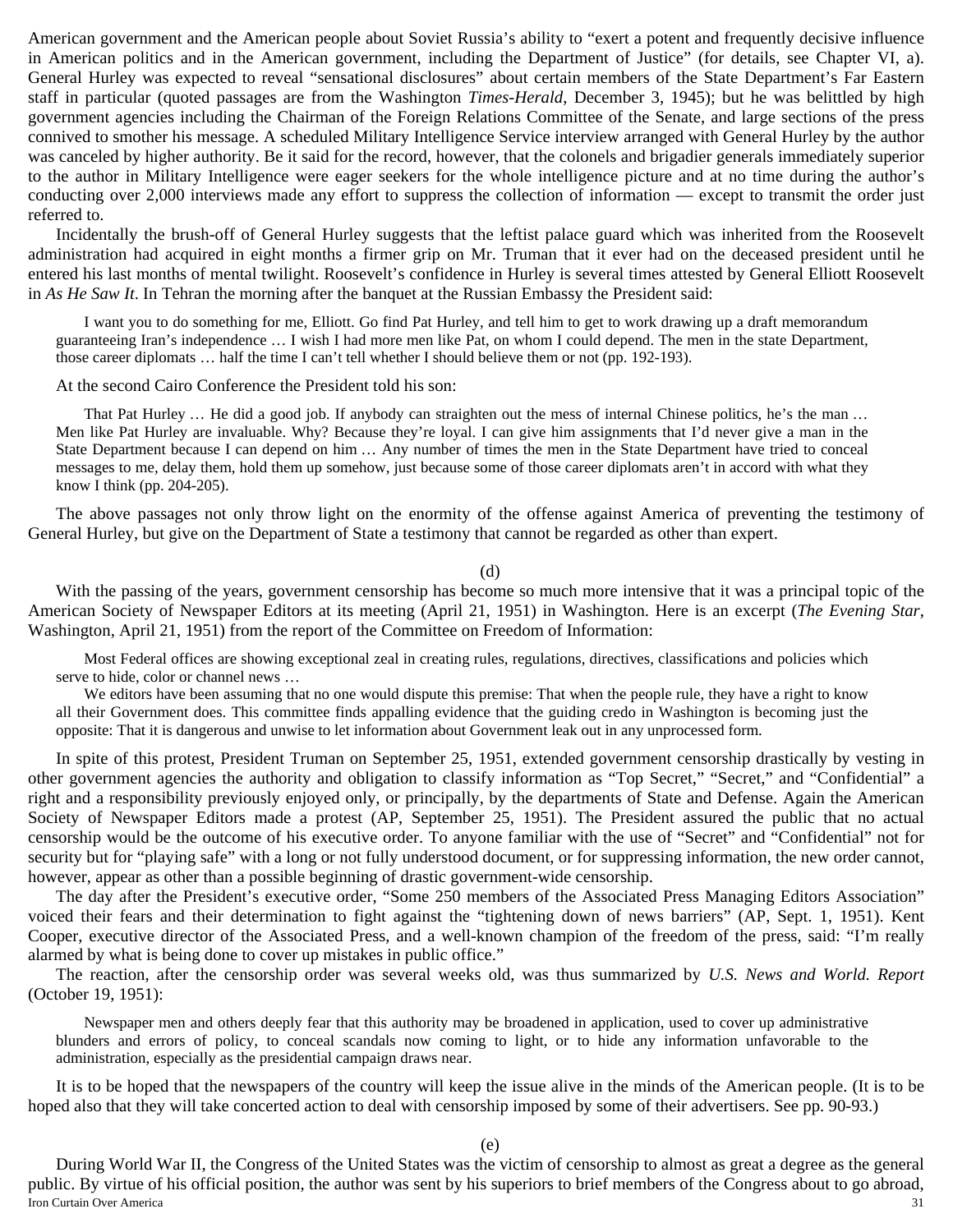American government and the American people about Soviet Russia's ability to "exert a potent and frequently decisive influence in American politics and in the American government, including the Department of Justice" (for details, see Chapter VI, a). General Hurley was expected to reveal "sensational disclosures" about certain members of the State Department's Far Eastern staff in particular (quoted passages are from the Washington *Times-Herald*, December 3, 1945); but he was belittled by high government agencies including the Chairman of the Foreign Relations Committee of the Senate, and large sections of the press connived to smother his message. A scheduled Military Intelligence Service interview arranged with General Hurley by the author was canceled by higher authority. Be it said for the record, however, that the colonels and brigadier generals immediately superior to the author in Military Intelligence were eager seekers for the whole intelligence picture and at no time during the author's conducting over 2,000 interviews made any effort to suppress the collection of information — except to transmit the order just referred to.

Incidentally the brush-off of General Hurley suggests that the leftist palace guard which was inherited from the Roosevelt administration had acquired in eight months a firmer grip on Mr. Truman that it ever had on the deceased president until he entered his last months of mental twilight. Roosevelt's confidence in Hurley is several times attested by General Elliott Roosevelt in *As He Saw It*. In Tehran the morning after the banquet at the Russian Embassy the President said:

> I want you to do something for me, Elliott. Go find Pat Hurley, and tell him to get to work drawing up a draft memorandum guaranteeing Iran's independence … I wish I had more men like Pat, on whom I could depend. The men in the state Department, those career diplomats … half the time I can't tell whether I should believe them or not (pp. 192-193).

At the second Cairo Conference the President told his son:

> That Pat Hurley … He did a good job. If anybody can straighten out the mess of internal Chinese politics, he's the man … Men like Pat Hurley are invaluable. Why? Because they're loyal. I can give him assignments that I'd never give a man in the State Department because I can depend on him … Any number of times the men in the State Department have tried to conceal messages to me, delay them, hold them up somehow, just because some of those career diplomats aren't in accord with what they know I think (pp. 204-205).

The above passages not only throw light on the enormity of the offense against America of preventing the testimony of General Hurley, but give on the Department of State a testimony that cannot be regarded as other than expert.

(d)

With the passing of the years, government censorship has become so much more intensive that it was a principal topic of the American Society of Newspaper Editors at its meeting (April 21, 1951) in Washington. Here is an excerpt (*The Evening Star*, Washington, April 21, 1951) from the report of the Committee on Freedom of Information:

> Most Federal offices are showing exceptional zeal in creating rules, regulations, directives, classifications and policies which serve to hide, color or channel news …
>
> We editors have been assuming that no one would dispute this premise: That when the people rule, they have a right to know all their Government does. This committee finds appalling evidence that the guiding credo in Washington is becoming just the opposite: That it is dangerous and unwise to let information about Government leak out in any unprocessed form.

In spite of this protest, President Truman on September 25, 1951, extended government censorship drastically by vesting in other government agencies the authority and obligation to classify information as "Top Secret," "Secret," and "Confidential" a right and a responsibility previously enjoyed only, or principally, by the departments of State and Defense. Again the American Society of Newspaper Editors made a protest (AP, September 25, 1951). The President assured the public that no actual censorship would be the outcome of his executive order. To anyone familiar with the use of "Secret" and "Confidential" not for security but for "playing safe" with a long or not fully understood document, or for suppressing information, the new order cannot, however, appear as other than a possible beginning of drastic government-wide censorship.

The day after the President's executive order, "Some 250 members of the Associated Press Managing Editors Association" voiced their fears and their determination to fight against the "tightening down of news barriers" (AP, Sept. 1, 1951). Kent Cooper, executive director of the Associated Press, and a well-known champion of the freedom of the press, said: "I'm really alarmed by what is being done to cover up mistakes in public office."

The reaction, after the censorship order was several weeks old, was thus summarized by *U.S. News and World. Report* (October 19, 1951):

> Newspaper men and others deeply fear that this authority may be broadened in application, used to cover up administrative blunders and errors of policy, to conceal scandals now coming to light, or to hide any information unfavorable to the administration, especially as the presidential campaign draws near.

It is to be hoped that the newspapers of the country will keep the issue alive in the minds of the American people. (It is to be hoped also that they will take concerted action to deal with censorship imposed by some of their advertisers. See pp. 90-93.)

(e)

During World War II, the Congress of the United States was the victim of censorship to almost as great a degree as the general public. By virtue of his official position, the author was sent by his superiors to brief members of the Congress about to go abroad,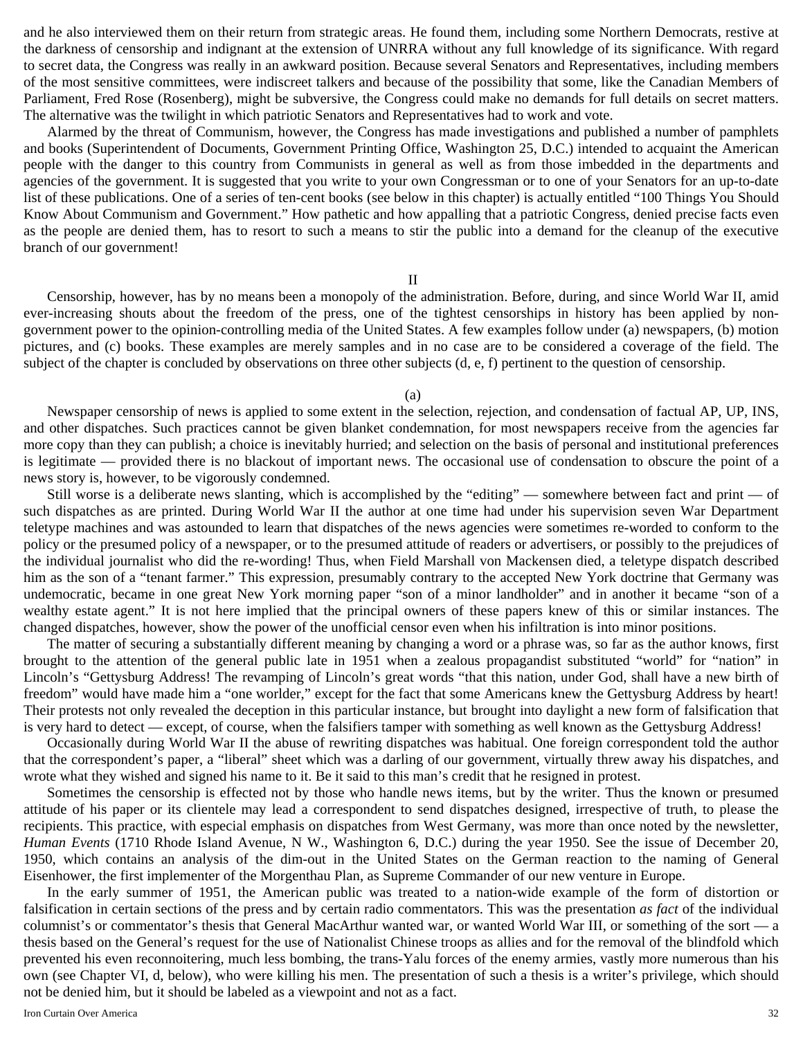and he also interviewed them on their return from strategic areas. He found them, including some Northern Democrats, restive at the darkness of censorship and indignant at the extension of UNRRA without any full knowledge of its significance. With regard to secret data, the Congress was really in an awkward position. Because several Senators and Representatives, including members of the most sensitive committees, were indiscreet talkers and because of the possibility that some, like the Canadian Members of Parliament, Fred Rose (Rosenberg), might be subversive, the Congress could make no demands for full details on secret matters. The alternative was the twilight in which patriotic Senators and Representatives had to work and vote.

Alarmed by the threat of Communism, however, the Congress has made investigations and published a number of pamphlets and books (Superintendent of Documents, Government Printing Office, Washington 25, D.C.) intended to acquaint the American people with the danger to this country from Communists in general as well as from those imbedded in the departments and agencies of the government. It is suggested that you write to your own Congressman or to one of your Senators for an up-to-date list of these publications. One of a series of ten-cent books (see below in this chapter) is actually entitled "100 Things You Should Know About Communism and Government." How pathetic and how appalling that a patriotic Congress, denied precise facts even as the people are denied them, has to resort to such a means to stir the public into a demand for the cleanup of the executive branch of our government!

## II

Censorship, however, has by no means been a monopoly of the administration. Before, during, and since World War II, amid ever-increasing shouts about the freedom of the press, one of the tightest censorships in history has been applied by non-government power to the opinion-controlling media of the United States. A few examples follow under (a) newspapers, (b) motion pictures, and (c) books. These examples are merely samples and in no case are to be considered a coverage of the field. The subject of the chapter is concluded by observations on three other subjects (d, e, f) pertinent to the question of censorship.

### (a)

Newspaper censorship of news is applied to some extent in the selection, rejection, and condensation of factual AP, UP, INS, and other dispatches. Such practices cannot be given blanket condemnation, for most newspapers receive from the agencies far more copy than they can publish; a choice is inevitably hurried; and selection on the basis of personal and institutional preferences is legitimate — provided there is no blackout of important news. The occasional use of condensation to obscure the point of a news story is, however, to be vigorously condemned.

Still worse is a deliberate news slanting, which is accomplished by the "editing" — somewhere between fact and print — of such dispatches as are printed. During World War II the author at one time had under his supervision seven War Department teletype machines and was astounded to learn that dispatches of the news agencies were sometimes re-worded to conform to the policy or the presumed policy of a newspaper, or to the presumed attitude of readers or advertisers, or possibly to the prejudices of the individual journalist who did the re-wording! Thus, when Field Marshall von Mackensen died, a teletype dispatch described him as the son of a "tenant farmer." This expression, presumably contrary to the accepted New York doctrine that Germany was undemocratic, became in one great New York morning paper "son of a minor landholder" and in another it became "son of a wealthy estate agent." It is not here implied that the principal owners of these papers knew of this or similar instances. The changed dispatches, however, show the power of the unofficial censor even when his infiltration is into minor positions.

The matter of securing a substantially different meaning by changing a word or a phrase was, so far as the author knows, first brought to the attention of the general public late in 1951 when a zealous propagandist substituted "world" for "nation" in Lincoln's "Gettysburg Address! The revamping of Lincoln's great words "that this nation, under God, shall have a new birth of freedom" would have made him a "one worlder," except for the fact that some Americans knew the Gettysburg Address by heart! Their protests not only revealed the deception in this particular instance, but brought into daylight a new form of falsification that is very hard to detect — except, of course, when the falsifiers tamper with something as well known as the Gettysburg Address!

Occasionally during World War II the abuse of rewriting dispatches was habitual. One foreign correspondent told the author that the correspondent's paper, a "liberal" sheet which was a darling of our government, virtually threw away his dispatches, and wrote what they wished and signed his name to it. Be it said to this man's credit that he resigned in protest.

Sometimes the censorship is effected not by those who handle news items, but by the writer. Thus the known or presumed attitude of his paper or its clientele may lead a correspondent to send dispatches designed, irrespective of truth, to please the recipients. This practice, with especial emphasis on dispatches from West Germany, was more than once noted by the newsletter, *Human Events* (1710 Rhode Island Avenue, N W., Washington 6, D.C.) during the year 1950. See the issue of December 20, 1950, which contains an analysis of the dim-out in the United States on the German reaction to the naming of General Eisenhower, the first implementer of the Morgenthau Plan, as Supreme Commander of our new venture in Europe.

In the early summer of 1951, the American public was treated to a nation-wide example of the form of distortion or falsification in certain sections of the press and by certain radio commentators. This was the presentation *as fact* of the individual columnist's or commentator's thesis that General MacArthur wanted war, or wanted World War III, or something of the sort — a thesis based on the General's request for the use of Nationalist Chinese troops as allies and for the removal of the blindfold which prevented his even reconnoitering, much less bombing, the trans-Yalu forces of the enemy armies, vastly more numerous than his own (see Chapter VI, d, below), who were killing his men. The presentation of such a thesis is a writer's privilege, which should not be denied him, but it should be labeled as a viewpoint and not as a fact.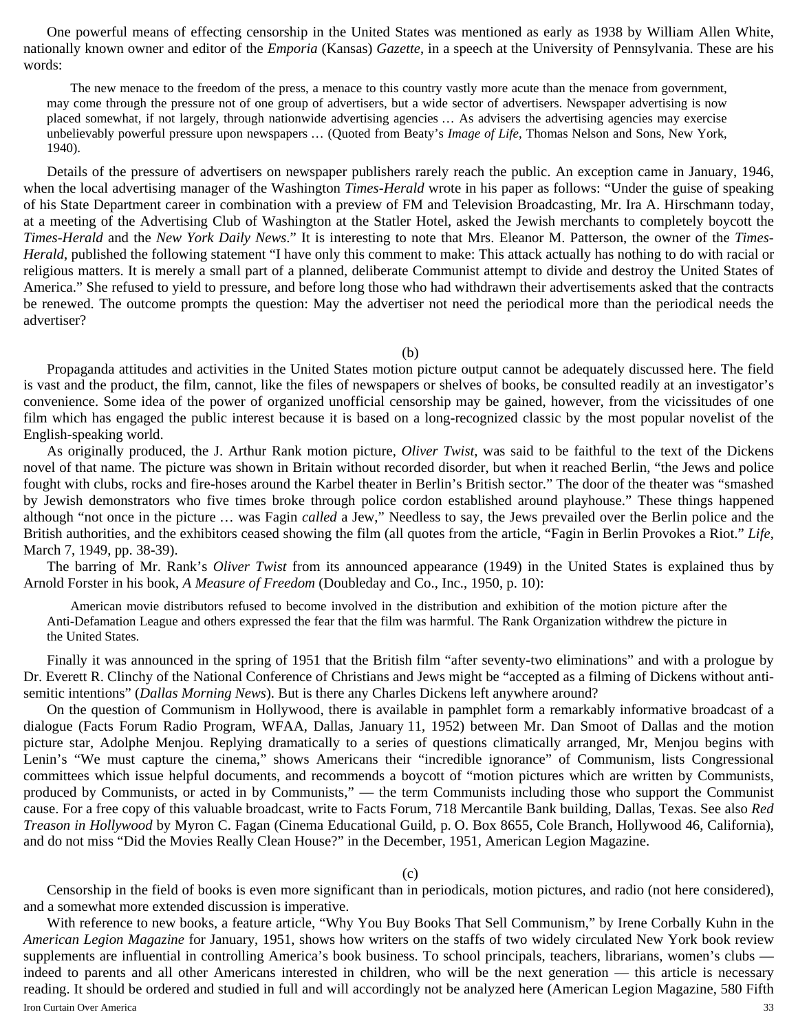One powerful means of effecting censorship in the United States was mentioned as early as 1938 by William Allen White, nationally known owner and editor of the *Emporia* (Kansas) *Gazette*, in a speech at the University of Pennsylvania. These are his words:

> The new menace to the freedom of the press, a menace to this country vastly more acute than the menace from government, may come through the pressure not of one group of advertisers, but a wide sector of advertisers. Newspaper advertising is now placed somewhat, if not largely, through nationwide advertising agencies … As advisers the advertising agencies may exercise unbelievably powerful pressure upon newspapers … (Quoted from Beaty's *Image of Life*, Thomas Nelson and Sons, New York, 1940).

Details of the pressure of advertisers on newspaper publishers rarely reach the public. An exception came in January, 1946, when the local advertising manager of the Washington *Times-Herald* wrote in his paper as follows: "Under the guise of speaking of his State Department career in combination with a preview of FM and Television Broadcasting, Mr. Ira A. Hirschmann today, at a meeting of the Advertising Club of Washington at the Statler Hotel, asked the Jewish merchants to completely boycott the *Times-Herald* and the *New York Daily News*." It is interesting to note that Mrs. Eleanor M. Patterson, the owner of the *Times-Herald*, published the following statement "I have only this comment to make: This attack actually has nothing to do with racial or religious matters. It is merely a small part of a planned, deliberate Communist attempt to divide and destroy the United States of America." She refused to yield to pressure, and before long those who had withdrawn their advertisements asked that the contracts be renewed. The outcome prompts the question: May the advertiser not need the periodical more than the periodical needs the advertiser?

(b)

Propaganda attitudes and activities in the United States motion picture output cannot be adequately discussed here. The field is vast and the product, the film, cannot, like the files of newspapers or shelves of books, be consulted readily at an investigator's convenience. Some idea of the power of organized unofficial censorship may be gained, however, from the vicissitudes of one film which has engaged the public interest because it is based on a long-recognized classic by the most popular novelist of the English-speaking world.

As originally produced, the J. Arthur Rank motion picture, *Oliver Twist*, was said to be faithful to the text of the Dickens novel of that name. The picture was shown in Britain without recorded disorder, but when it reached Berlin, "the Jews and police fought with clubs, rocks and fire-hoses around the Karbel theater in Berlin's British sector." The door of the theater was "smashed by Jewish demonstrators who five times broke through police cordon established around playhouse." These things happened although "not once in the picture … was Fagin *called* a Jew," Needless to say, the Jews prevailed over the Berlin police and the British authorities, and the exhibitors ceased showing the film (all quotes from the article, "Fagin in Berlin Provokes a Riot." *Life*, March 7, 1949, pp. 38-39).

The barring of Mr. Rank's *Oliver Twist* from its announced appearance (1949) in the United States is explained thus by Arnold Forster in his book, *A Measure of Freedom* (Doubleday and Co., Inc., 1950, p. 10):

> American movie distributors refused to become involved in the distribution and exhibition of the motion picture after the Anti-Defamation League and others expressed the fear that the film was harmful. The Rank Organization withdrew the picture in the United States.

Finally it was announced in the spring of 1951 that the British film "after seventy-two eliminations" and with a prologue by Dr. Everett R. Clinchy of the National Conference of Christians and Jews might be "accepted as a filming of Dickens without anti-semitic intentions" (*Dallas Morning News*). But is there any Charles Dickens left anywhere around?

On the question of Communism in Hollywood, there is available in pamphlet form a remarkably informative broadcast of a dialogue (Facts Forum Radio Program, WFAA, Dallas, January 11, 1952) between Mr. Dan Smoot of Dallas and the motion picture star, Adolphe Menjou. Replying dramatically to a series of questions climatically arranged, Mr, Menjou begins with Lenin's "We must capture the cinema," shows Americans their "incredible ignorance" of Communism, lists Congressional committees which issue helpful documents, and recommends a boycott of "motion pictures which are written by Communists, produced by Communists, or acted in by Communists," — the term Communists including those who support the Communist cause. For a free copy of this valuable broadcast, write to Facts Forum, 718 Mercantile Bank building, Dallas, Texas. See also *Red Treason in Hollywood* by Myron C. Fagan (Cinema Educational Guild, p. O. Box 8655, Cole Branch, Hollywood 46, California), and do not miss "Did the Movies Really Clean House?" in the December, 1951, American Legion Magazine.

(c)

Censorship in the field of books is even more significant than in periodicals, motion pictures, and radio (not here considered), and a somewhat more extended discussion is imperative.

With reference to new books, a feature article, "Why You Buy Books That Sell Communism," by Irene Corbally Kuhn in the *American Legion Magazine* for January, 1951, shows how writers on the staffs of two widely circulated New York book review supplements are influential in controlling America's book business. To school principals, teachers, librarians, women's clubs — indeed to parents and all other Americans interested in children, who will be the next generation — this article is necessary reading. It should be ordered and studied in full and will accordingly not be analyzed here (American Legion Magazine, 580 Fifth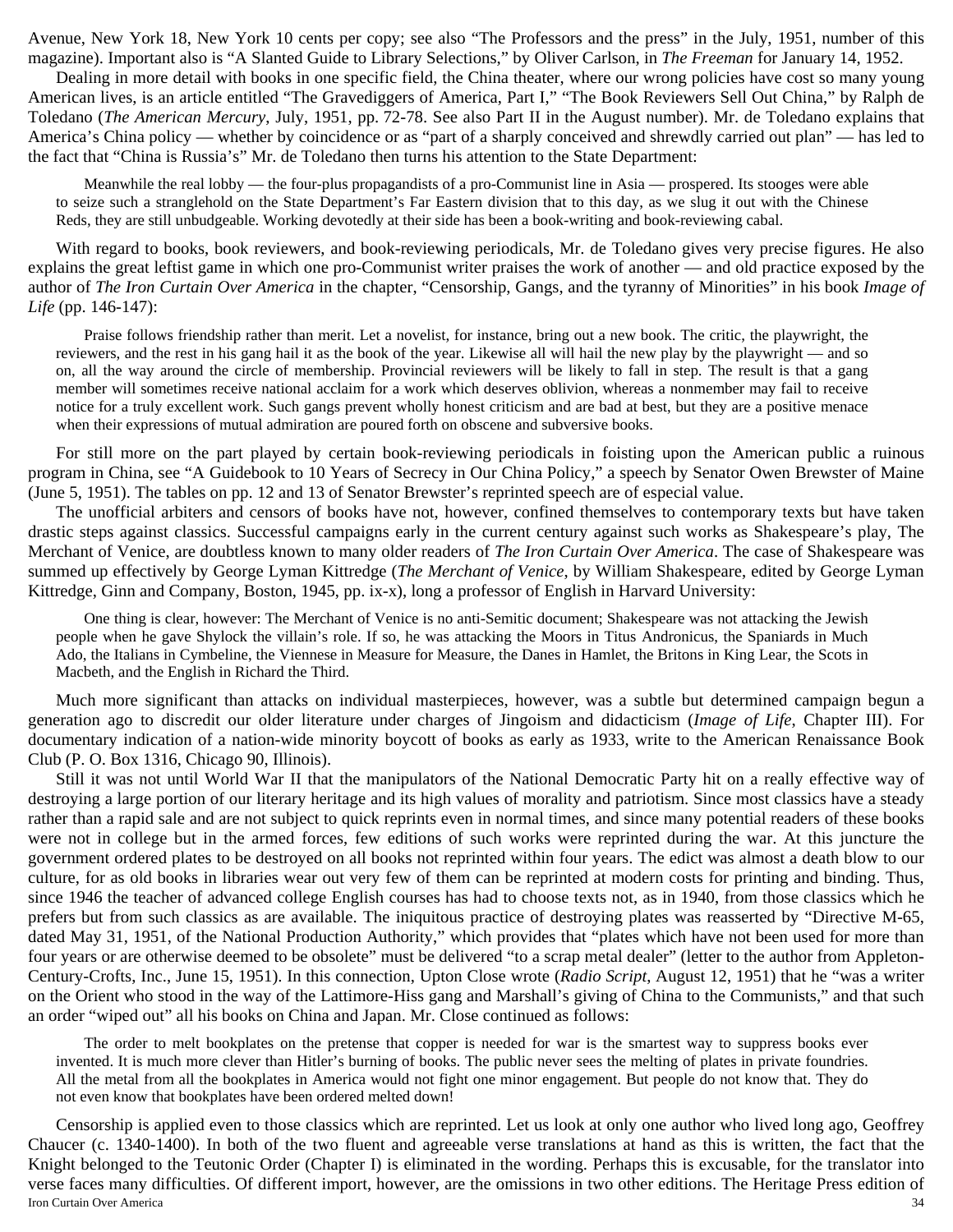Avenue, New York 18, New York 10 cents per copy; see also "The Professors and the press" in the July, 1951, number of this magazine). Important also is "A Slanted Guide to Library Selections," by Oliver Carlson, in *The Freeman* for January 14, 1952.

Dealing in more detail with books in one specific field, the China theater, where our wrong policies have cost so many young American lives, is an article entitled "The Gravediggers of America, Part I," "The Book Reviewers Sell Out China," by Ralph de Toledano (*The American Mercury*, July, 1951, pp. 72-78. See also Part II in the August number). Mr. de Toledano explains that America's China policy — whether by coincidence or as "part of a sharply conceived and shrewdly carried out plan" — has led to the fact that "China is Russia's" Mr. de Toledano then turns his attention to the State Department:

> Meanwhile the real lobby — the four-plus propagandists of a pro-Communist line in Asia — prospered. Its stooges were able to seize such a stranglehold on the State Department's Far Eastern division that to this day, as we slug it out with the Chinese Reds, they are still unbudgeable. Working devotedly at their side has been a book-writing and book-reviewing cabal.

With regard to books, book reviewers, and book-reviewing periodicals, Mr. de Toledano gives very precise figures. He also explains the great leftist game in which one pro-Communist writer praises the work of another — and old practice exposed by the author of *The Iron Curtain Over America* in the chapter, "Censorship, Gangs, and the tyranny of Minorities" in his book *Image of Life* (pp. 146-147):

> Praise follows friendship rather than merit. Let a novelist, for instance, bring out a new book. The critic, the playwright, the reviewers, and the rest in his gang hail it as the book of the year. Likewise all will hail the new play by the playwright — and so on, all the way around the circle of membership. Provincial reviewers will be likely to fall in step. The result is that a gang member will sometimes receive national acclaim for a work which deserves oblivion, whereas a nonmember may fail to receive notice for a truly excellent work. Such gangs prevent wholly honest criticism and are bad at best, but they are a positive menace when their expressions of mutual admiration are poured forth on obscene and subversive books.

For still more on the part played by certain book-reviewing periodicals in foisting upon the American public a ruinous program in China, see "A Guidebook to 10 Years of Secrecy in Our China Policy," a speech by Senator Owen Brewster of Maine (June 5, 1951). The tables on pp. 12 and 13 of Senator Brewster's reprinted speech are of especial value.

The unofficial arbiters and censors of books have not, however, confined themselves to contemporary texts but have taken drastic steps against classics. Successful campaigns early in the current century against such works as Shakespeare's play, The Merchant of Venice, are doubtless known to many older readers of *The Iron Curtain Over America*. The case of Shakespeare was summed up effectively by George Lyman Kittredge (*The Merchant of Venice*, by William Shakespeare, edited by George Lyman Kittredge, Ginn and Company, Boston, 1945, pp. ix-x), long a professor of English in Harvard University:

> One thing is clear, however: The Merchant of Venice is no anti-Semitic document; Shakespeare was not attacking the Jewish people when he gave Shylock the villain's role. If so, he was attacking the Moors in Titus Andronicus, the Spaniards in Much Ado, the Italians in Cymbeline, the Viennese in Measure for Measure, the Danes in Hamlet, the Britons in King Lear, the Scots in Macbeth, and the English in Richard the Third.

Much more significant than attacks on individual masterpieces, however, was a subtle but determined campaign begun a generation ago to discredit our older literature under charges of Jingoism and didacticism (*Image of Life*, Chapter III). For documentary indication of a nation-wide minority boycott of books as early as 1933, write to the American Renaissance Book Club (P. O. Box 1316, Chicago 90, Illinois).

Still it was not until World War II that the manipulators of the National Democratic Party hit on a really effective way of destroying a large portion of our literary heritage and its high values of morality and patriotism. Since most classics have a steady rather than a rapid sale and are not subject to quick reprints even in normal times, and since many potential readers of these books were not in college but in the armed forces, few editions of such works were reprinted during the war. At this juncture the government ordered plates to be destroyed on all books not reprinted within four years. The edict was almost a death blow to our culture, for as old books in libraries wear out very few of them can be reprinted at modern costs for printing and binding. Thus, since 1946 the teacher of advanced college English courses has had to choose texts not, as in 1940, from those classics which he prefers but from such classics as are available. The iniquitous practice of destroying plates was reasserted by "Directive M-65, dated May 31, 1951, of the National Production Authority," which provides that "plates which have not been used for more than four years or are otherwise deemed to be obsolete" must be delivered "to a scrap metal dealer" (letter to the author from Appleton-Century-Crofts, Inc., June 15, 1951). In this connection, Upton Close wrote (*Radio Script*, August 12, 1951) that he "was a writer on the Orient who stood in the way of the Lattimore-Hiss gang and Marshall's giving of China to the Communists," and that such an order "wiped out" all his books on China and Japan. Mr. Close continued as follows:

> The order to melt bookplates on the pretense that copper is needed for war is the smartest way to suppress books ever invented. It is much more clever than Hitler's burning of books. The public never sees the melting of plates in private foundries. All the metal from all the bookplates in America would not fight one minor engagement. But people do not know that. They do not even know that bookplates have been ordered melted down!

Censorship is applied even to those classics which are reprinted. Let us look at only one author who lived long ago, Geoffrey Chaucer (c. 1340-1400). In both of the two fluent and agreeable verse translations at hand as this is written, the fact that the Knight belonged to the Teutonic Order (Chapter I) is eliminated in the wording. Perhaps this is excusable, for the translator into verse faces many difficulties. Of different import, however, are the omissions in two other editions. The Heritage Press edition of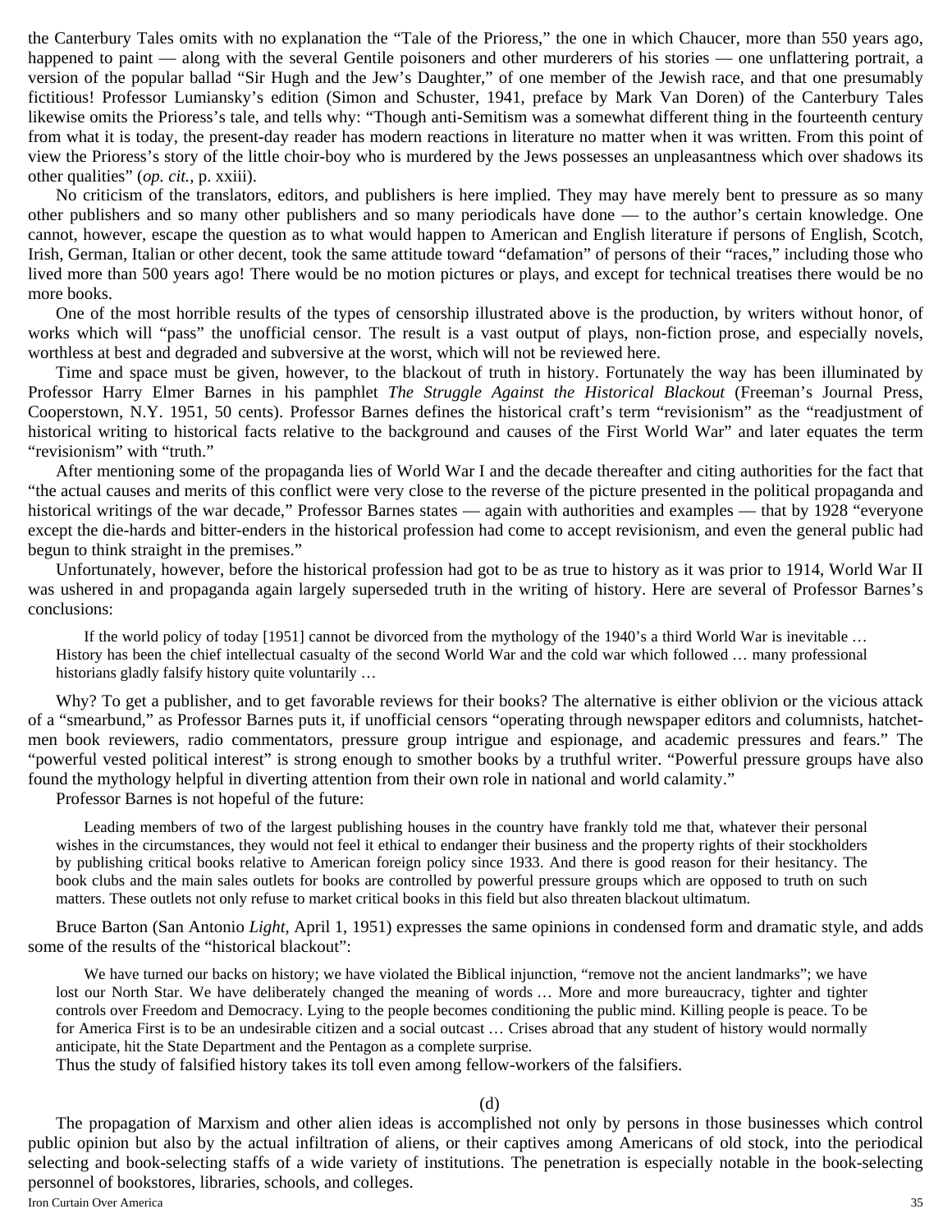the Canterbury Tales omits with no explanation the "Tale of the Prioress," the one in which Chaucer, more than 550 years ago, happened to paint — along with the several Gentile poisoners and other murderers of his stories — one unflattering portrait, a version of the popular ballad "Sir Hugh and the Jew's Daughter," of one member of the Jewish race, and that one presumably fictitious! Professor Lumiansky's edition (Simon and Schuster, 1941, preface by Mark Van Doren) of the Canterbury Tales likewise omits the Prioress's tale, and tells why: "Though anti-Semitism was a somewhat different thing in the fourteenth century from what it is today, the present-day reader has modern reactions in literature no matter when it was written. From this point of view the Prioress's story of the little choir-boy who is murdered by the Jews possesses an unpleasantness which over shadows its other qualities" (*op. cit.*, p. xxiii).

No criticism of the translators, editors, and publishers is here implied. They may have merely bent to pressure as so many other publishers and so many other publishers and so many periodicals have done — to the author's certain knowledge. One cannot, however, escape the question as to what would happen to American and English literature if persons of English, Scotch, Irish, German, Italian or other decent, took the same attitude toward "defamation" of persons of their "races," including those who lived more than 500 years ago! There would be no motion pictures or plays, and except for technical treatises there would be no more books.

One of the most horrible results of the types of censorship illustrated above is the production, by writers without honor, of works which will "pass" the unofficial censor. The result is a vast output of plays, non-fiction prose, and especially novels, worthless at best and degraded and subversive at the worst, which will not be reviewed here.

Time and space must be given, however, to the blackout of truth in history. Fortunately the way has been illuminated by Professor Harry Elmer Barnes in his pamphlet *The Struggle Against the Historical Blackout* (Freeman's Journal Press, Cooperstown, N.Y. 1951, 50 cents). Professor Barnes defines the historical craft's term "revisionism" as the "readjustment of historical writing to historical facts relative to the background and causes of the First World War" and later equates the term "revisionism" with "truth."

After mentioning some of the propaganda lies of World War I and the decade thereafter and citing authorities for the fact that "the actual causes and merits of this conflict were very close to the reverse of the picture presented in the political propaganda and historical writings of the war decade," Professor Barnes states — again with authorities and examples — that by 1928 "everyone except the die-hards and bitter-enders in the historical profession had come to accept revisionism, and even the general public had begun to think straight in the premises."

Unfortunately, however, before the historical profession had got to be as true to history as it was prior to 1914, World War II was ushered in and propaganda again largely superseded truth in the writing of history. Here are several of Professor Barnes's conclusions:

> If the world policy of today [1951] cannot be divorced from the mythology of the 1940's a third World War is inevitable … History has been the chief intellectual casualty of the second World War and the cold war which followed … many professional historians gladly falsify history quite voluntarily …

Why? To get a publisher, and to get favorable reviews for their books? The alternative is either oblivion or the vicious attack of a "smearbund," as Professor Barnes puts it, if unofficial censors "operating through newspaper editors and columnists, hatchet-men book reviewers, radio commentators, pressure group intrigue and espionage, and academic pressures and fears." The "powerful vested political interest" is strong enough to smother books by a truthful writer. "Powerful pressure groups have also found the mythology helpful in diverting attention from their own role in national and world calamity."

Professor Barnes is not hopeful of the future:

> Leading members of two of the largest publishing houses in the country have frankly told me that, whatever their personal wishes in the circumstances, they would not feel it ethical to endanger their business and the property rights of their stockholders by publishing critical books relative to American foreign policy since 1933. And there is good reason for their hesitancy. The book clubs and the main sales outlets for books are controlled by powerful pressure groups which are opposed to truth on such matters. These outlets not only refuse to market critical books in this field but also threaten blackout ultimatum.

Bruce Barton (San Antonio *Light*, April 1, 1951) expresses the same opinions in condensed form and dramatic style, and adds some of the results of the "historical blackout":

> We have turned our backs on history; we have violated the Biblical injunction, "remove not the ancient landmarks"; we have lost our North Star. We have deliberately changed the meaning of words … More and more bureaucracy, tighter and tighter controls over Freedom and Democracy. Lying to the people becomes conditioning the public mind. Killing people is peace. To be for America First is to be an undesirable citizen and a social outcast … Crises abroad that any student of history would normally anticipate, hit the State Department and the Pentagon as a complete surprise.

Thus the study of falsified history takes its toll even among fellow-workers of the falsifiers.

(d)

The propagation of Marxism and other alien ideas is accomplished not only by persons in those businesses which control public opinion but also by the actual infiltration of aliens, or their captives among Americans of old stock, into the periodical selecting and book-selecting staffs of a wide variety of institutions. The penetration is especially notable in the book-selecting personnel of bookstores, libraries, schools, and colleges.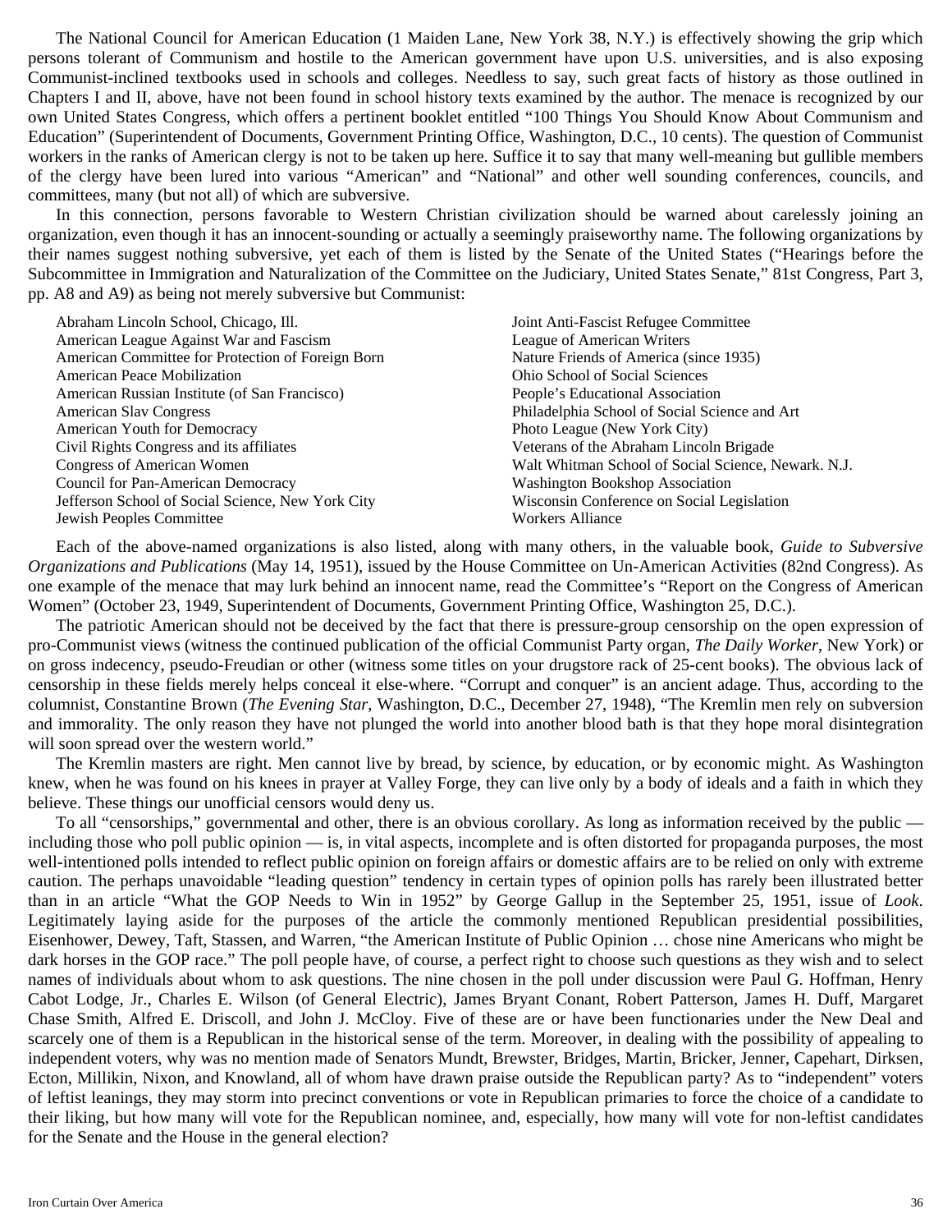The National Council for American Education (1 Maiden Lane, New York 38, N.Y.) is effectively showing the grip which persons tolerant of Communism and hostile to the American government have upon U.S. universities, and is also exposing Communist-inclined textbooks used in schools and colleges. Needless to say, such great facts of history as those outlined in Chapters I and II, above, have not been found in school history texts examined by the author. The menace is recognized by our own United States Congress, which offers a pertinent booklet entitled "100 Things You Should Know About Communism and Education" (Superintendent of Documents, Government Printing Office, Washington, D.C., 10 cents). The question of Communist workers in the ranks of American clergy is not to be taken up here. Suffice it to say that many well-meaning but gullible members of the clergy have been lured into various "American" and "National" and other well sounding conferences, councils, and committees, many (but not all) of which are subversive.

In this connection, persons favorable to Western Christian civilization should be warned about carelessly joining an organization, even though it has an innocent-sounding or actually a seemingly praiseworthy name. The following organizations by their names suggest nothing subversive, yet each of them is listed by the Senate of the United States ("Hearings before the Subcommittee in Immigration and Naturalization of the Committee on the Judiciary, United States Senate," 81st Congress, Part 3, pp. A8 and A9) as being not merely subversive but Communist:

- Abraham Lincoln School, Chicago, Ill.
- American League Against War and Fascism
- American Committee for Protection of Foreign Born
- American Peace Mobilization
- American Russian Institute (of San Francisco)
- American Slav Congress
- American Youth for Democracy
- Civil Rights Congress and its affiliates
- Congress of American Women
- Council for Pan-American Democracy
- Jefferson School of Social Science, New York City
- Jewish Peoples Committee
- Joint Anti-Fascist Refugee Committee
- League of American Writers
- Nature Friends of America (since 1935)
- Ohio School of Social Sciences
- People's Educational Association
- Philadelphia School of Social Science and Art
- Photo League (New York City)
- Veterans of the Abraham Lincoln Brigade
- Walt Whitman School of Social Science, Newark. N.J.
- Washington Bookshop Association
- Wisconsin Conference on Social Legislation
- Workers Alliance

Each of the above-named organizations is also listed, along with many others, in the valuable book, *Guide to Subversive Organizations and Publications* (May 14, 1951), issued by the House Committee on Un-American Activities (82nd Congress). As one example of the menace that may lurk behind an innocent name, read the Committee's "Report on the Congress of American Women" (October 23, 1949, Superintendent of Documents, Government Printing Office, Washington 25, D.C.).

The patriotic American should not be deceived by the fact that there is pressure-group censorship on the open expression of pro-Communist views (witness the continued publication of the official Communist Party organ, *The Daily Worker*, New York) or on gross indecency, pseudo-Freudian or other (witness some titles on your drugstore rack of 25-cent books). The obvious lack of censorship in these fields merely helps conceal it else-where. "Corrupt and conquer" is an ancient adage. Thus, according to the columnist, Constantine Brown (*The Evening Star*, Washington, D.C., December 27, 1948), "The Kremlin men rely on subversion and immorality. The only reason they have not plunged the world into another blood bath is that they hope moral disintegration will soon spread over the western world."

The Kremlin masters are right. Men cannot live by bread, by science, by education, or by economic might. As Washington knew, when he was found on his knees in prayer at Valley Forge, they can live only by a body of ideals and a faith in which they believe. These things our unofficial censors would deny us.

To all "censorships," governmental and other, there is an obvious corollary. As long as information received by the public — including those who poll public opinion — is, in vital aspects, incomplete and is often distorted for propaganda purposes, the most well-intentioned polls intended to reflect public opinion on foreign affairs or domestic affairs are to be relied on only with extreme caution. The perhaps unavoidable "leading question" tendency in certain types of opinion polls has rarely been illustrated better than in an article "What the GOP Needs to Win in 1952" by George Gallup in the September 25, 1951, issue of *Look*. Legitimately laying aside for the purposes of the article the commonly mentioned Republican presidential possibilities, Eisenhower, Dewey, Taft, Stassen, and Warren, "the American Institute of Public Opinion … chose nine Americans who might be dark horses in the GOP race." The poll people have, of course, a perfect right to choose such questions as they wish and to select names of individuals about whom to ask questions. The nine chosen in the poll under discussion were Paul G. Hoffman, Henry Cabot Lodge, Jr., Charles E. Wilson (of General Electric), James Bryant Conant, Robert Patterson, James H. Duff, Margaret Chase Smith, Alfred E. Driscoll, and John J. McCloy. Five of these are or have been functionaries under the New Deal and scarcely one of them is a Republican in the historical sense of the term. Moreover, in dealing with the possibility of appealing to independent voters, why was no mention made of Senators Mundt, Brewster, Bridges, Martin, Bricker, Jenner, Capehart, Dirksen, Ecton, Millikin, Nixon, and Knowland, all of whom have drawn praise outside the Republican party? As to "independent" voters of leftist leanings, they may storm into precinct conventions or vote in Republican primaries to force the choice of a candidate to their liking, but how many will vote for the Republican nominee, and, especially, how many will vote for non-leftist candidates for the Senate and the House in the general election?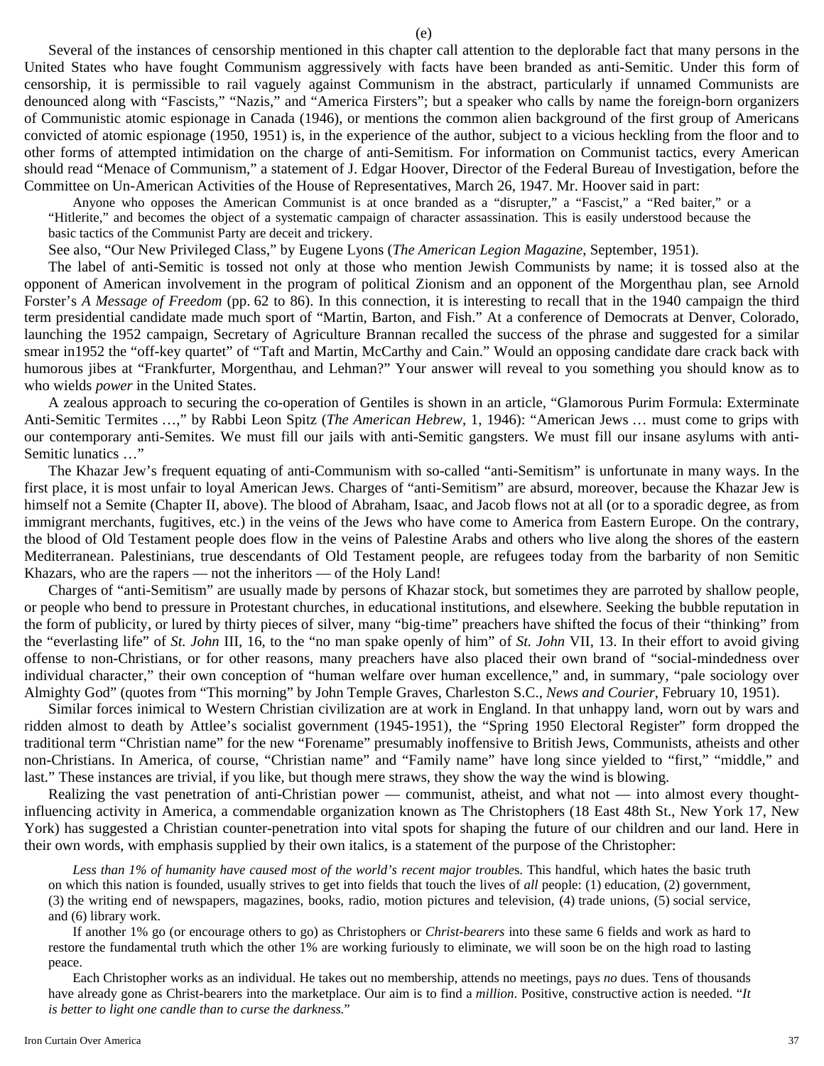(e)

Several of the instances of censorship mentioned in this chapter call attention to the deplorable fact that many persons in the United States who have fought Communism aggressively with facts have been branded as anti-Semitic. Under this form of censorship, it is permissible to rail vaguely against Communism in the abstract, particularly if unnamed Communists are denounced along with "Fascists," "Nazis," and "America Firsters"; but a speaker who calls by name the foreign-born organizers of Communistic atomic espionage in Canada (1946), or mentions the common alien background of the first group of Americans convicted of atomic espionage (1950, 1951) is, in the experience of the author, subject to a vicious heckling from the floor and to other forms of attempted intimidation on the charge of anti-Semitism. For information on Communist tactics, every American should read "Menace of Communism," a statement of J. Edgar Hoover, Director of the Federal Bureau of Investigation, before the Committee on Un-American Activities of the House of Representatives, March 26, 1947. Mr. Hoover said in part:

> Anyone who opposes the American Communist is at once branded as a "disrupter," a "Fascist," a "Red baiter," or a "Hitlerite," and becomes the object of a systematic campaign of character assassination. This is easily understood because the basic tactics of the Communist Party are deceit and trickery.

See also, "Our New Privileged Class," by Eugene Lyons (*The American Legion Magazine*, September, 1951).

The label of anti-Semitic is tossed not only at those who mention Jewish Communists by name; it is tossed also at the opponent of American involvement in the program of political Zionism and an opponent of the Morgenthau plan, see Arnold Forster's *A Message of Freedom* (pp. 62 to 86). In this connection, it is interesting to recall that in the 1940 campaign the third term presidential candidate made much sport of "Martin, Barton, and Fish." At a conference of Democrats at Denver, Colorado, launching the 1952 campaign, Secretary of Agriculture Brannan recalled the success of the phrase and suggested for a similar smear in1952 the "off-key quartet" of "Taft and Martin, McCarthy and Cain." Would an opposing candidate dare crack back with humorous jibes at "Frankfurter, Morgenthau, and Lehman?" Your answer will reveal to you something you should know as to who wields *power* in the United States.

A zealous approach to securing the co-operation of Gentiles is shown in an article, "Glamorous Purim Formula: Exterminate Anti-Semitic Termites …," by Rabbi Leon Spitz (*The American Hebrew*, 1, 1946): "American Jews … must come to grips with our contemporary anti-Semites. We must fill our jails with anti-Semitic gangsters. We must fill our insane asylums with anti-Semitic lunatics …"

The Khazar Jew's frequent equating of anti-Communism with so-called "anti-Semitism" is unfortunate in many ways. In the first place, it is most unfair to loyal American Jews. Charges of "anti-Semitism" are absurd, moreover, because the Khazar Jew is himself not a Semite (Chapter II, above). The blood of Abraham, Isaac, and Jacob flows not at all (or to a sporadic degree, as from immigrant merchants, fugitives, etc.) in the veins of the Jews who have come to America from Eastern Europe. On the contrary, the blood of Old Testament people does flow in the veins of Palestine Arabs and others who live along the shores of the eastern Mediterranean. Palestinians, true descendants of Old Testament people, are refugees today from the barbarity of non Semitic Khazars, who are the rapers — not the inheritors — of the Holy Land!

Charges of "anti-Semitism" are usually made by persons of Khazar stock, but sometimes they are parroted by shallow people, or people who bend to pressure in Protestant churches, in educational institutions, and elsewhere. Seeking the bubble reputation in the form of publicity, or lured by thirty pieces of silver, many "big-time" preachers have shifted the focus of their "thinking" from the "everlasting life" of *St. John* III, 16, to the "no man spake openly of him" of *St. John* VII, 13. In their effort to avoid giving offense to non-Christians, or for other reasons, many preachers have also placed their own brand of "social-mindedness over individual character," their own conception of "human welfare over human excellence," and, in summary, "pale sociology over Almighty God" (quotes from "This morning" by John Temple Graves, Charleston S.C., *News and Courier*, February 10, 1951).

Similar forces inimical to Western Christian civilization are at work in England. In that unhappy land, worn out by wars and ridden almost to death by Attlee's socialist government (1945-1951), the "Spring 1950 Electoral Register" form dropped the traditional term "Christian name" for the new "Forename" presumably inoffensive to British Jews, Communists, atheists and other non-Christians. In America, of course, "Christian name" and "Family name" have long since yielded to "first," "middle," and last." These instances are trivial, if you like, but though mere straws, they show the way the wind is blowing.

Realizing the vast penetration of anti-Christian power — communist, atheist, and what not — into almost every thought-influencing activity in America, a commendable organization known as The Christophers (18 East 48th St., New York 17, New York) has suggested a Christian counter-penetration into vital spots for shaping the future of our children and our land. Here in their own words, with emphasis supplied by their own italics, is a statement of the purpose of the Christopher:

> *Less than 1% of humanity have caused most of the world's recent major trouble*s. This handful, which hates the basic truth on which this nation is founded, usually strives to get into fields that touch the lives of *all* people: (1) education, (2) government, (3) the writing end of newspapers, magazines, books, radio, motion pictures and television, (4) trade unions, (5) social service, and (6) library work.
>
> If another 1% go (or encourage others to go) as Christophers or *Christ-bearers* into these same 6 fields and work as hard to restore the fundamental truth which the other 1% are working furiously to eliminate, we will soon be on the high road to lasting peace.
>
> Each Christopher works as an individual. He takes out no membership, attends no meetings, pays *no* dues. Tens of thousands have already gone as Christ-bearers into the marketplace. Our aim is to find a *million*. Positive, constructive action is needed. "*It is better to light one candle than to curse the darkness.*"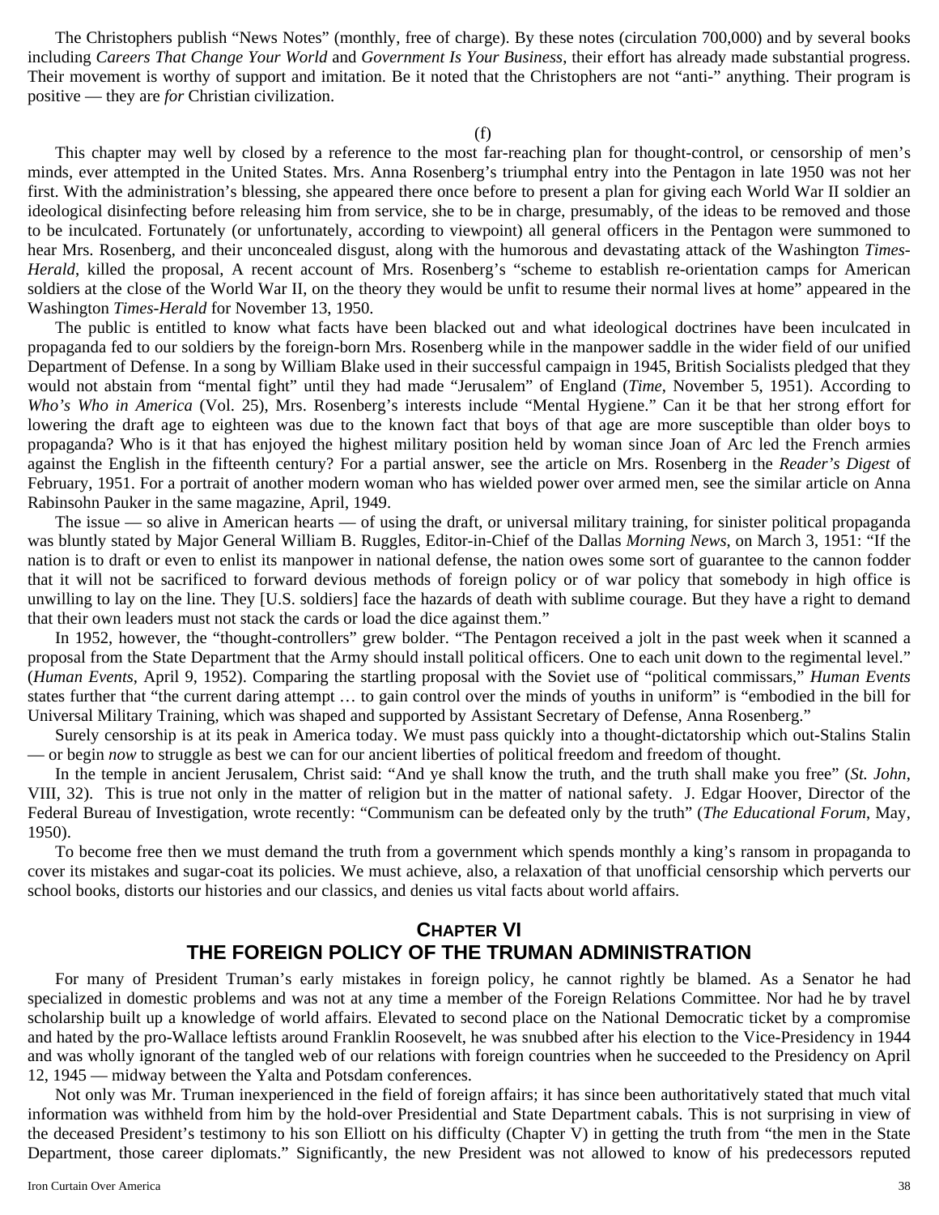The Christophers publish “News Notes” (monthly, free of charge). By these notes (circulation 700,000) and by several books including *Careers That Change Your World* and *Government Is Your Business*, their effort has already made substantial progress. Their movement is worthy of support and imitation. Be it noted that the Christophers are not “anti-” anything. Their program is positive — they are *for* Christian civilization.

(f)

This chapter may well by closed by a reference to the most far-reaching plan for thought-control, or censorship of men’s minds, ever attempted in the United States. Mrs. Anna Rosenberg’s triumphal entry into the Pentagon in late 1950 was not her first. With the administration’s blessing, she appeared there once before to present a plan for giving each World War II soldier an ideological disinfecting before releasing him from service, she to be in charge, presumably, of the ideas to be removed and those to be inculcated. Fortunately (or unfortunately, according to viewpoint) all general officers in the Pentagon were summoned to hear Mrs. Rosenberg, and their unconcealed disgust, along with the humorous and devastating attack of the Washington *Times-Herald*, killed the proposal, A recent account of Mrs. Rosenberg’s “scheme to establish re-orientation camps for American soldiers at the close of the World War II, on the theory they would be unfit to resume their normal lives at home” appeared in the Washington *Times-Herald* for November 13, 1950.

The public is entitled to know what facts have been blacked out and what ideological doctrines have been inculcated in propaganda fed to our soldiers by the foreign-born Mrs. Rosenberg while in the manpower saddle in the wider field of our unified Department of Defense. In a song by William Blake used in their successful campaign in 1945, British Socialists pledged that they would not abstain from “mental fight” until they had made “Jerusalem” of England (*Time*, November 5, 1951). According to *Who’s Who in America* (Vol. 25), Mrs. Rosenberg’s interests include “Mental Hygiene.” Can it be that her strong effort for lowering the draft age to eighteen was due to the known fact that boys of that age are more susceptible than older boys to propaganda? Who is it that has enjoyed the highest military position held by woman since Joan of Arc led the French armies against the English in the fifteenth century? For a partial answer, see the article on Mrs. Rosenberg in the *Reader’s Digest* of February, 1951. For a portrait of another modern woman who has wielded power over armed men, see the similar article on Anna Rabinsohn Pauker in the same magazine, April, 1949.

The issue — so alive in American hearts — of using the draft, or universal military training, for sinister political propaganda was bluntly stated by Major General William B. Ruggles, Editor-in-Chief of the Dallas *Morning News*, on March 3, 1951: “If the nation is to draft or even to enlist its manpower in national defense, the nation owes some sort of guarantee to the cannon fodder that it will not be sacrificed to forward devious methods of foreign policy or of war policy that somebody in high office is unwilling to lay on the line. They [U.S. soldiers] face the hazards of death with sublime courage. But they have a right to demand that their own leaders must not stack the cards or load the dice against them.”

In 1952, however, the “thought-controllers” grew bolder. “The Pentagon received a jolt in the past week when it scanned a proposal from the State Department that the Army should install political officers. One to each unit down to the regimental level.” (*Human Events*, April 9, 1952). Comparing the startling proposal with the Soviet use of “political commissars,” *Human Events* states further that “the current daring attempt … to gain control over the minds of youths in uniform” is “embodied in the bill for Universal Military Training, which was shaped and supported by Assistant Secretary of Defense, Anna Rosenberg.”

Surely censorship is at its peak in America today. We must pass quickly into a thought-dictatorship which out-Stalins Stalin — or begin *now* to struggle as best we can for our ancient liberties of political freedom and freedom of thought.

In the temple in ancient Jerusalem, Christ said: “And ye shall know the truth, and the truth shall make you free” (*St. John*, VIII, 32). This is true not only in the matter of religion but in the matter of national safety. J. Edgar Hoover, Director of the Federal Bureau of Investigation, wrote recently: “Communism can be defeated only by the truth” (*The Educational Forum*, May, 1950).

To become free then we must demand the truth from a government which spends monthly a king’s ransom in propaganda to cover its mistakes and sugar-coat its policies. We must achieve, also, a relaxation of that unofficial censorship which perverts our school books, distorts our histories and our classics, and denies us vital facts about world affairs.

## CHAPTER VI
## THE FOREIGN POLICY OF THE TRUMAN ADMINISTRATION

For many of President Truman’s early mistakes in foreign policy, he cannot rightly be blamed. As a Senator he had specialized in domestic problems and was not at any time a member of the Foreign Relations Committee. Nor had he by travel scholarship built up a knowledge of world affairs. Elevated to second place on the National Democratic ticket by a compromise and hated by the pro-Wallace leftists around Franklin Roosevelt, he was snubbed after his election to the Vice-Presidency in 1944 and was wholly ignorant of the tangled web of our relations with foreign countries when he succeeded to the Presidency on April 12, 1945 — midway between the Yalta and Potsdam conferences.

Not only was Mr. Truman inexperienced in the field of foreign affairs; it has since been authoritatively stated that much vital information was withheld from him by the hold-over Presidential and State Department cabals. This is not surprising in view of the deceased President’s testimony to his son Elliott on his difficulty (Chapter V) in getting the truth from “the men in the State Department, those career diplomats.” Significantly, the new President was not allowed to know of his predecessors reputed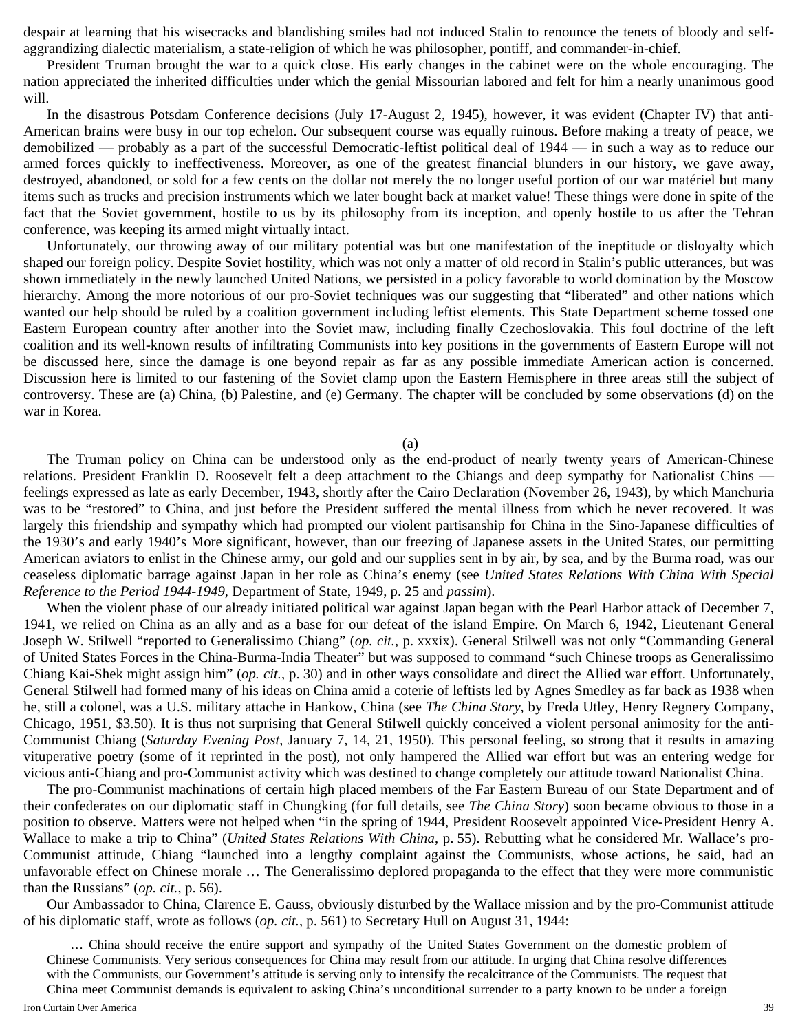despair at learning that his wisecracks and blandishing smiles had not induced Stalin to renounce the tenets of bloody and self-aggrandizing dialectic materialism, a state-religion of which he was philosopher, pontiff, and commander-in-chief.

President Truman brought the war to a quick close. His early changes in the cabinet were on the whole encouraging. The nation appreciated the inherited difficulties under which the genial Missourian labored and felt for him a nearly unanimous good will.

In the disastrous Potsdam Conference decisions (July 17-August 2, 1945), however, it was evident (Chapter IV) that anti-American brains were busy in our top echelon. Our subsequent course was equally ruinous. Before making a treaty of peace, we demobilized — probably as a part of the successful Democratic-leftist political deal of 1944 — in such a way as to reduce our armed forces quickly to ineffectiveness. Moreover, as one of the greatest financial blunders in our history, we gave away, destroyed, abandoned, or sold for a few cents on the dollar not merely the no longer useful portion of our war matériel but many items such as trucks and precision instruments which we later bought back at market value! These things were done in spite of the fact that the Soviet government, hostile to us by its philosophy from its inception, and openly hostile to us after the Tehran conference, was keeping its armed might virtually intact.

Unfortunately, our throwing away of our military potential was but one manifestation of the ineptitude or disloyalty which shaped our foreign policy. Despite Soviet hostility, which was not only a matter of old record in Stalin's public utterances, but was shown immediately in the newly launched United Nations, we persisted in a policy favorable to world domination by the Moscow hierarchy. Among the more notorious of our pro-Soviet techniques was our suggesting that "liberated" and other nations which wanted our help should be ruled by a coalition government including leftist elements. This State Department scheme tossed one Eastern European country after another into the Soviet maw, including finally Czechoslovakia. This foul doctrine of the left coalition and its well-known results of infiltrating Communists into key positions in the governments of Eastern Europe will not be discussed here, since the damage is one beyond repair as far as any possible immediate American action is concerned. Discussion here is limited to our fastening of the Soviet clamp upon the Eastern Hemisphere in three areas still the subject of controversy. These are (a) China, (b) Palestine, and (e) Germany. The chapter will be concluded by some observations (d) on the war in Korea.

(a)

The Truman policy on China can be understood only as the end-product of nearly twenty years of American-Chinese relations. President Franklin D. Roosevelt felt a deep attachment to the Chiangs and deep sympathy for Nationalist Chins — feelings expressed as late as early December, 1943, shortly after the Cairo Declaration (November 26, 1943), by which Manchuria was to be "restored" to China, and just before the President suffered the mental illness from which he never recovered. It was largely this friendship and sympathy which had prompted our violent partisanship for China in the Sino-Japanese difficulties of the 1930's and early 1940's More significant, however, than our freezing of Japanese assets in the United States, our permitting American aviators to enlist in the Chinese army, our gold and our supplies sent in by air, by sea, and by the Burma road, was our ceaseless diplomatic barrage against Japan in her role as China's enemy (see *United States Relations With China With Special Reference to the Period 1944-1949*, Department of State, 1949, p. 25 and *passim*).

When the violent phase of our already initiated political war against Japan began with the Pearl Harbor attack of December 7, 1941, we relied on China as an ally and as a base for our defeat of the island Empire. On March 6, 1942, Lieutenant General Joseph W. Stilwell "reported to Generalissimo Chiang" (*op. cit.*, p. xxxix). General Stilwell was not only "Commanding General of United States Forces in the China-Burma-India Theater" but was supposed to command "such Chinese troops as Generalissimo Chiang Kai-Shek might assign him" (*op. cit.*, p. 30) and in other ways consolidate and direct the Allied war effort. Unfortunately, General Stilwell had formed many of his ideas on China amid a coterie of leftists led by Agnes Smedley as far back as 1938 when he, still a colonel, was a U.S. military attache in Hankow, China (see *The China Story*, by Freda Utley, Henry Regnery Company, Chicago, 1951, $3.50). It is thus not surprising that General Stilwell quickly conceived a violent personal animosity for the anti-Communist Chiang (*Saturday Evening Post*, January 7, 14, 21, 1950). This personal feeling, so strong that it results in amazing vituperative poetry (some of it reprinted in the post), not only hampered the Allied war effort but was an entering wedge for vicious anti-Chiang and pro-Communist activity which was destined to change completely our attitude toward Nationalist China.

The pro-Communist machinations of certain high placed members of the Far Eastern Bureau of our State Department and of their confederates on our diplomatic staff in Chungking (for full details, see *The China Story*) soon became obvious to those in a position to observe. Matters were not helped when "in the spring of 1944, President Roosevelt appointed Vice-President Henry A. Wallace to make a trip to China" (*United States Relations With China*, p. 55). Rebutting what he considered Mr. Wallace's pro-Communist attitude, Chiang "launched into a lengthy complaint against the Communists, whose actions, he said, had an unfavorable effect on Chinese morale … The Generalissimo deplored propaganda to the effect that they were more communistic than the Russians" (*op. cit.*, p. 56).

Our Ambassador to China, Clarence E. Gauss, obviously disturbed by the Wallace mission and by the pro-Communist attitude of his diplomatic staff, wrote as follows (*op. cit.*, p. 561) to Secretary Hull on August 31, 1944:

> … China should receive the entire support and sympathy of the United States Government on the domestic problem of Chinese Communists. Very serious consequences for China may result from our attitude. In urging that China resolve differences with the Communists, our Government's attitude is serving only to intensify the recalcitrance of the Communists. The request that China meet Communist demands is equivalent to asking China's unconditional surrender to a party known to be under a foreign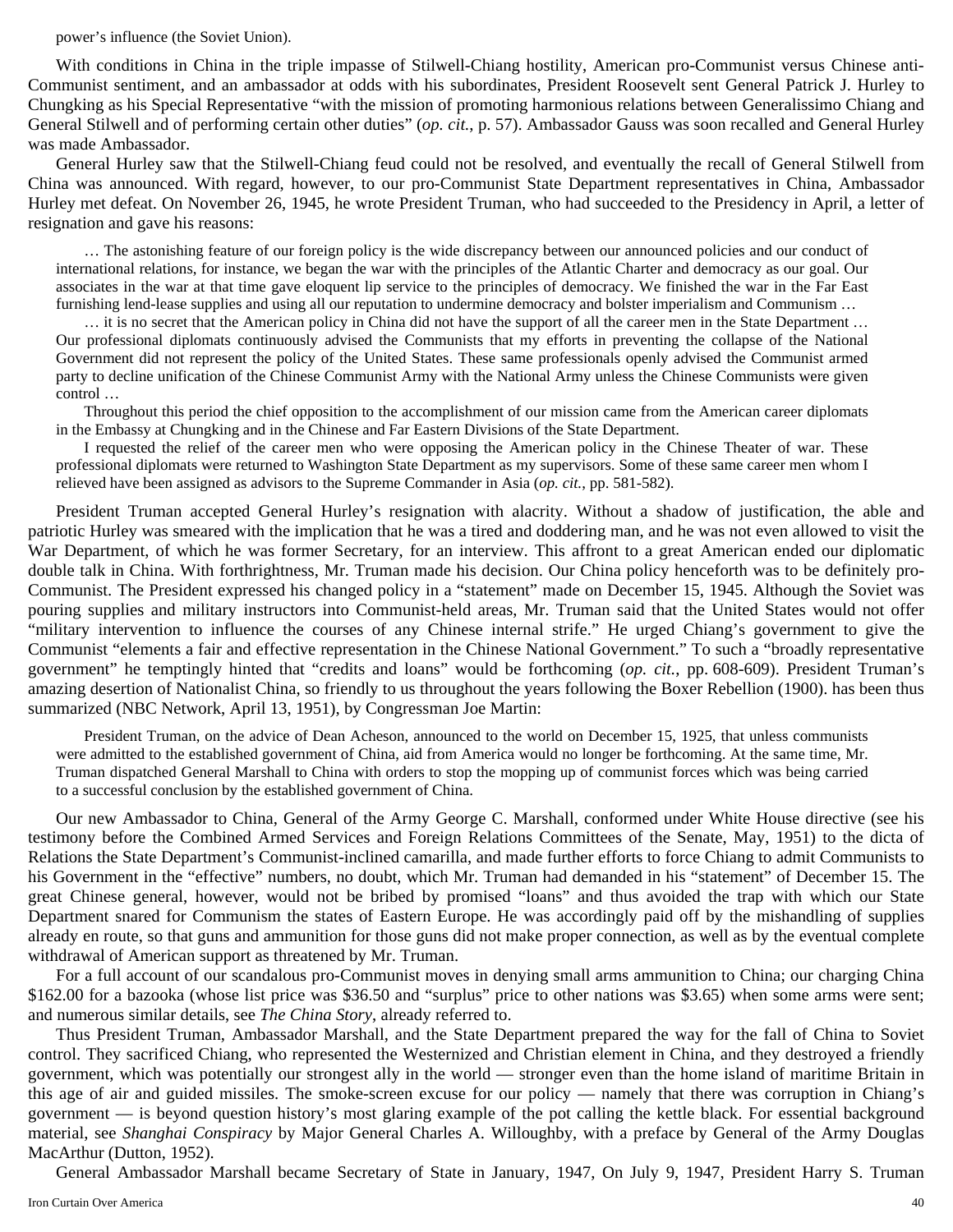power's influence (the Soviet Union).

With conditions in China in the triple impasse of Stilwell-Chiang hostility, American pro-Communist versus Chinese anti-Communist sentiment, and an ambassador at odds with his subordinates, President Roosevelt sent General Patrick J. Hurley to Chungking as his Special Representative "with the mission of promoting harmonious relations between Generalissimo Chiang and General Stilwell and of performing certain other duties" (*op. cit.*, p. 57). Ambassador Gauss was soon recalled and General Hurley was made Ambassador.

General Hurley saw that the Stilwell-Chiang feud could not be resolved, and eventually the recall of General Stilwell from China was announced. With regard, however, to our pro-Communist State Department representatives in China, Ambassador Hurley met defeat. On November 26, 1945, he wrote President Truman, who had succeeded to the Presidency in April, a letter of resignation and gave his reasons:

> … The astonishing feature of our foreign policy is the wide discrepancy between our announced policies and our conduct of international relations, for instance, we began the war with the principles of the Atlantic Charter and democracy as our goal. Our associates in the war at that time gave eloquent lip service to the principles of democracy. We finished the war in the Far East furnishing lend-lease supplies and using all our reputation to undermine democracy and bolster imperialism and Communism …
>
> … it is no secret that the American policy in China did not have the support of all the career men in the State Department … Our professional diplomats continuously advised the Communists that my efforts in preventing the collapse of the National Government did not represent the policy of the United States. These same professionals openly advised the Communist armed party to decline unification of the Chinese Communist Army with the National Army unless the Chinese Communists were given control …
>
> Throughout this period the chief opposition to the accomplishment of our mission came from the American career diplomats in the Embassy at Chungking and in the Chinese and Far Eastern Divisions of the State Department.
>
> I requested the relief of the career men who were opposing the American policy in the Chinese Theater of war. These professional diplomats were returned to Washington State Department as my supervisors. Some of these same career men whom I relieved have been assigned as advisors to the Supreme Commander in Asia (*op. cit.*, pp. 581-582).

President Truman accepted General Hurley's resignation with alacrity. Without a shadow of justification, the able and patriotic Hurley was smeared with the implication that he was a tired and doddering man, and he was not even allowed to visit the War Department, of which he was former Secretary, for an interview. This affront to a great American ended our diplomatic double talk in China. With forthrightness, Mr. Truman made his decision. Our China policy henceforth was to be definitely pro-Communist. The President expressed his changed policy in a "statement" made on December 15, 1945. Although the Soviet was pouring supplies and military instructors into Communist-held areas, Mr. Truman said that the United States would not offer "military intervention to influence the courses of any Chinese internal strife." He urged Chiang's government to give the Communist "elements a fair and effective representation in the Chinese National Government." To such a "broadly representative government" he temptingly hinted that "credits and loans" would be forthcoming (*op. cit.*, pp. 608-609). President Truman's amazing desertion of Nationalist China, so friendly to us throughout the years following the Boxer Rebellion (1900). has been thus summarized (NBC Network, April 13, 1951), by Congressman Joe Martin:

> President Truman, on the advice of Dean Acheson, announced to the world on December 15, 1925, that unless communists were admitted to the established government of China, aid from America would no longer be forthcoming. At the same time, Mr. Truman dispatched General Marshall to China with orders to stop the mopping up of communist forces which was being carried to a successful conclusion by the established government of China.

Our new Ambassador to China, General of the Army George C. Marshall, conformed under White House directive (see his testimony before the Combined Armed Services and Foreign Relations Committees of the Senate, May, 1951) to the dicta of Relations the State Department's Communist-inclined camarilla, and made further efforts to force Chiang to admit Communists to his Government in the "effective" numbers, no doubt, which Mr. Truman had demanded in his "statement" of December 15. The great Chinese general, however, would not be bribed by promised "loans" and thus avoided the trap with which our State Department snared for Communism the states of Eastern Europe. He was accordingly paid off by the mishandling of supplies already en route, so that guns and ammunition for those guns did not make proper connection, as well as by the eventual complete withdrawal of American support as threatened by Mr. Truman.

For a full account of our scandalous pro-Communist moves in denying small arms ammunition to China; our charging China $162.00 for a bazooka (whose list price was $36.50 and "surplus" price to other nations was $3.65) when some arms were sent; and numerous similar details, see *The China Story*, already referred to.

Thus President Truman, Ambassador Marshall, and the State Department prepared the way for the fall of China to Soviet control. They sacrificed Chiang, who represented the Westernized and Christian element in China, and they destroyed a friendly government, which was potentially our strongest ally in the world — stronger even than the home island of maritime Britain in this age of air and guided missiles. The smoke-screen excuse for our policy — namely that there was corruption in Chiang's government — is beyond question history's most glaring example of the pot calling the kettle black. For essential background material, see *Shanghai Conspiracy* by Major General Charles A. Willoughby, with a preface by General of the Army Douglas MacArthur (Dutton, 1952).

General Ambassador Marshall became Secretary of State in January, 1947, On July 9, 1947, President Harry S. Truman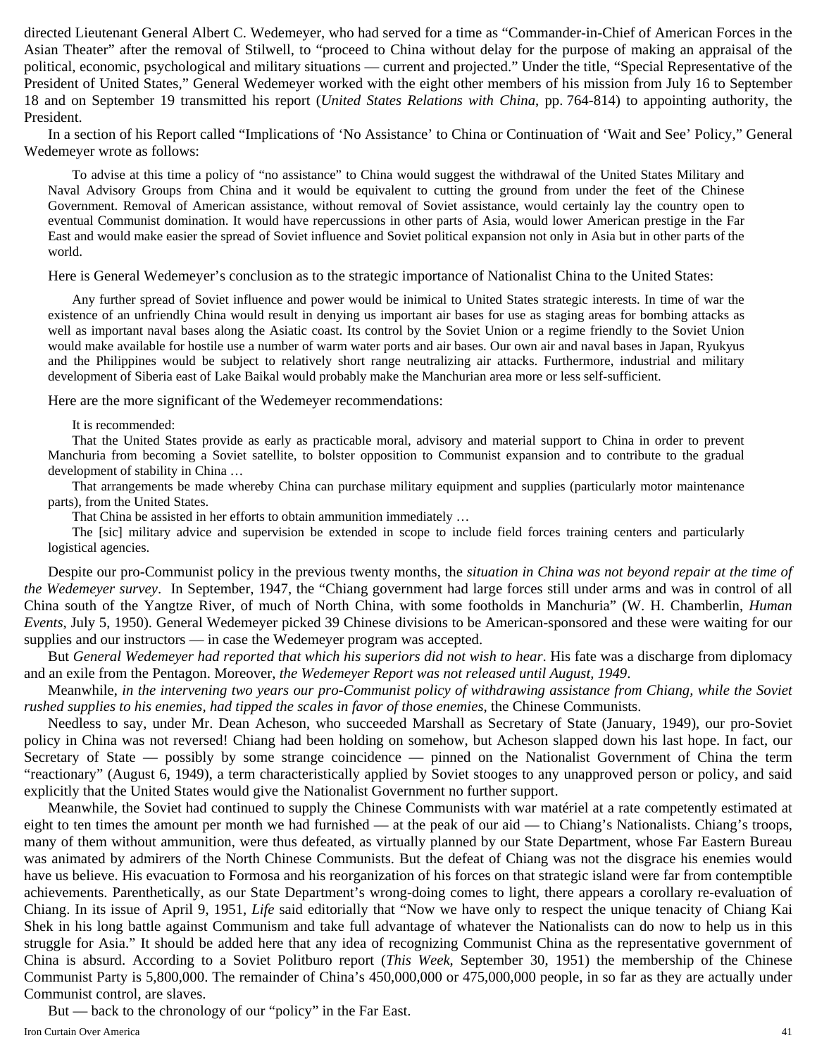directed Lieutenant General Albert C. Wedemeyer, who had served for a time as "Commander-in-Chief of American Forces in the Asian Theater" after the removal of Stilwell, to "proceed to China without delay for the purpose of making an appraisal of the political, economic, psychological and military situations — current and projected." Under the title, "Special Representative of the President of United States," General Wedemeyer worked with the eight other members of his mission from July 16 to September 18 and on September 19 transmitted his report (*United States Relations with China*, pp. 764-814) to appointing authority, the President.

In a section of his Report called "Implications of 'No Assistance' to China or Continuation of 'Wait and See' Policy," General Wedemeyer wrote as follows:

> To advise at this time a policy of "no assistance" to China would suggest the withdrawal of the United States Military and Naval Advisory Groups from China and it would be equivalent to cutting the ground from under the feet of the Chinese Government. Removal of American assistance, without removal of Soviet assistance, would certainly lay the country open to eventual Communist domination. It would have repercussions in other parts of Asia, would lower American prestige in the Far East and would make easier the spread of Soviet influence and Soviet political expansion not only in Asia but in other parts of the world.

Here is General Wedemeyer's conclusion as to the strategic importance of Nationalist China to the United States:

> Any further spread of Soviet influence and power would be inimical to United States strategic interests. In time of war the existence of an unfriendly China would result in denying us important air bases for use as staging areas for bombing attacks as well as important naval bases along the Asiatic coast. Its control by the Soviet Union or a regime friendly to the Soviet Union would make available for hostile use a number of warm water ports and air bases. Our own air and naval bases in Japan, Ryukyus and the Philippines would be subject to relatively short range neutralizing air attacks. Furthermore, industrial and military development of Siberia east of Lake Baikal would probably make the Manchurian area more or less self-sufficient.

Here are the more significant of the Wedemeyer recommendations:

> It is recommended:
>
> That the United States provide as early as practicable moral, advisory and material support to China in order to prevent Manchuria from becoming a Soviet satellite, to bolster opposition to Communist expansion and to contribute to the gradual development of stability in China …
>
> That arrangements be made whereby China can purchase military equipment and supplies (particularly motor maintenance parts), from the United States.
>
> That China be assisted in her efforts to obtain ammunition immediately …
>
> The [sic] military advice and supervision be extended in scope to include field forces training centers and particularly logistical agencies.

Despite our pro-Communist policy in the previous twenty months, the *situation in China was not beyond repair at the time of the Wedemeyer survey*. In September, 1947, the "Chiang government had large forces still under arms and was in control of all China south of the Yangtze River, of much of North China, with some footholds in Manchuria" (W. H. Chamberlin, *Human Events*, July 5, 1950). General Wedemeyer picked 39 Chinese divisions to be American-sponsored and these were waiting for our supplies and our instructors — in case the Wedemeyer program was accepted.

But *General Wedemeyer had reported that which his superiors did not wish to hear*. His fate was a discharge from diplomacy and an exile from the Pentagon. Moreover, *the Wedemeyer Report was not released until August, 1949*.

Meanwhile, *in the intervening two years our pro-Communist policy of withdrawing assistance from Chiang, while the Soviet rushed supplies to his enemies, had tipped the scales in favor of those enemies*, the Chinese Communists.

Needless to say, under Mr. Dean Acheson, who succeeded Marshall as Secretary of State (January, 1949), our pro-Soviet policy in China was not reversed! Chiang had been holding on somehow, but Acheson slapped down his last hope. In fact, our Secretary of State — possibly by some strange coincidence — pinned on the Nationalist Government of China the term "reactionary" (August 6, 1949), a term characteristically applied by Soviet stooges to any unapproved person or policy, and said explicitly that the United States would give the Nationalist Government no further support.

Meanwhile, the Soviet had continued to supply the Chinese Communists with war matériel at a rate competently estimated at eight to ten times the amount per month we had furnished — at the peak of our aid — to Chiang's Nationalists. Chiang's troops, many of them without ammunition, were thus defeated, as virtually planned by our State Department, whose Far Eastern Bureau was animated by admirers of the North Chinese Communists. But the defeat of Chiang was not the disgrace his enemies would have us believe. His evacuation to Formosa and his reorganization of his forces on that strategic island were far from contemptible achievements. Parenthetically, as our State Department's wrong-doing comes to light, there appears a corollary re-evaluation of Chiang. In its issue of April 9, 1951, *Life* said editorially that "Now we have only to respect the unique tenacity of Chiang Kai Shek in his long battle against Communism and take full advantage of whatever the Nationalists can do now to help us in this struggle for Asia." It should be added here that any idea of recognizing Communist China as the representative government of China is absurd. According to a Soviet Politburo report (*This Week*, September 30, 1951) the membership of the Chinese Communist Party is 5,800,000. The remainder of China's 450,000,000 or 475,000,000 people, in so far as they are actually under Communist control, are slaves.

But — back to the chronology of our "policy" in the Far East.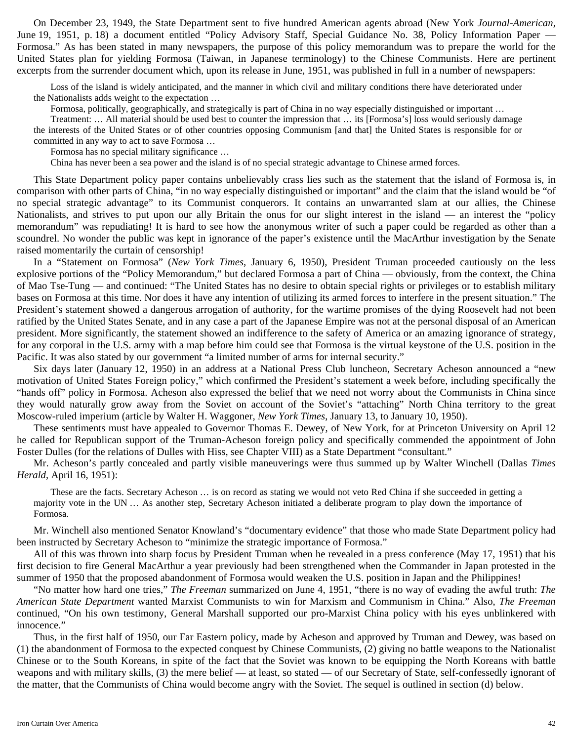On December 23, 1949, the State Department sent to five hundred American agents abroad (New York *Journal-American*, June 19, 1951, p. 18) a document entitled "Policy Advisory Staff, Special Guidance No. 38, Policy Information Paper — Formosa." As has been stated in many newspapers, the purpose of this policy memorandum was to prepare the world for the United States plan for yielding Formosa (Taiwan, in Japanese terminology) to the Chinese Communists. Here are pertinent excerpts from the surrender document which, upon its release in June, 1951, was published in full in a number of newspapers:

> Loss of the island is widely anticipated, and the manner in which civil and military conditions there have deteriorated under the Nationalists adds weight to the expectation …
>
> Formosa, politically, geographically, and strategically is part of China in no way especially distinguished or important …
>
> Treatment: … All material should be used best to counter the impression that … its [Formosa's] loss would seriously damage the interests of the United States or of other countries opposing Communism [and that] the United States is responsible for or committed in any way to act to save Formosa …
>
> Formosa has no special military significance …
>
> China has never been a sea power and the island is of no special strategic advantage to Chinese armed forces.

This State Department policy paper contains unbelievably crass lies such as the statement that the island of Formosa is, in comparison with other parts of China, "in no way especially distinguished or important" and the claim that the island would be "of no special strategic advantage" to its Communist conquerors. It contains an unwarranted slam at our allies, the Chinese Nationalists, and strives to put upon our ally Britain the onus for our slight interest in the island — an interest the "policy memorandum" was repudiating! It is hard to see how the anonymous writer of such a paper could be regarded as other than a scoundrel. No wonder the public was kept in ignorance of the paper's existence until the MacArthur investigation by the Senate raised momentarily the curtain of censorship!

In a "Statement on Formosa" (*New York Times*, January 6, 1950), President Truman proceeded cautiously on the less explosive portions of the "Policy Memorandum," but declared Formosa a part of China — obviously, from the context, the China of Mao Tse-Tung — and continued: "The United States has no desire to obtain special rights or privileges or to establish military bases on Formosa at this time. Nor does it have any intention of utilizing its armed forces to interfere in the present situation." The President's statement showed a dangerous arrogation of authority, for the wartime promises of the dying Roosevelt had not been ratified by the United States Senate, and in any case a part of the Japanese Empire was not at the personal disposal of an American president. More significantly, the statement showed an indifference to the safety of America or an amazing ignorance of strategy, for any corporal in the U.S. army with a map before him could see that Formosa is the virtual keystone of the U.S. position in the Pacific. It was also stated by our government "a limited number of arms for internal security."

Six days later (January 12, 1950) in an address at a National Press Club luncheon, Secretary Acheson announced a "new motivation of United States Foreign policy," which confirmed the President's statement a week before, including specifically the "hands off" policy in Formosa. Acheson also expressed the belief that we need not worry about the Communists in China since they would naturally grow away from the Soviet on account of the Soviet's "attaching" North China territory to the great Moscow-ruled imperium (article by Walter H. Waggoner, *New York Times*, January 13, to January 10, 1950).

These sentiments must have appealed to Governor Thomas E. Dewey, of New York, for at Princeton University on April 12 he called for Republican support of the Truman-Acheson foreign policy and specifically commended the appointment of John Foster Dulles (for the relations of Dulles with Hiss, see Chapter VIII) as a State Department "consultant."

Mr. Acheson's partly concealed and partly visible maneuverings were thus summed up by Walter Winchell (Dallas *Times Herald*, April 16, 1951):

> These are the facts. Secretary Acheson … is on record as stating we would not veto Red China if she succeeded in getting a majority vote in the UN … As another step, Secretary Acheson initiated a deliberate program to play down the importance of Formosa.

Mr. Winchell also mentioned Senator Knowland's "documentary evidence" that those who made State Department policy had been instructed by Secretary Acheson to "minimize the strategic importance of Formosa."

All of this was thrown into sharp focus by President Truman when he revealed in a press conference (May 17, 1951) that his first decision to fire General MacArthur a year previously had been strengthened when the Commander in Japan protested in the summer of 1950 that the proposed abandonment of Formosa would weaken the U.S. position in Japan and the Philippines!

"No matter how hard one tries," *The Freeman* summarized on June 4, 1951, "there is no way of evading the awful truth: *The American State Department* wanted Marxist Communists to win for Marxism and Communism in China." Also, *The Freeman* continued, "On his own testimony, General Marshall supported our pro-Marxist China policy with his eyes unblinkered with innocence."

Thus, in the first half of 1950, our Far Eastern policy, made by Acheson and approved by Truman and Dewey, was based on (1) the abandonment of Formosa to the expected conquest by Chinese Communists, (2) giving no battle weapons to the Nationalist Chinese or to the South Koreans, in spite of the fact that the Soviet was known to be equipping the North Koreans with battle weapons and with military skills, (3) the mere belief — at least, so stated — of our Secretary of State, self-confessedly ignorant of the matter, that the Communists of China would become angry with the Soviet. The sequel is outlined in section (d) below.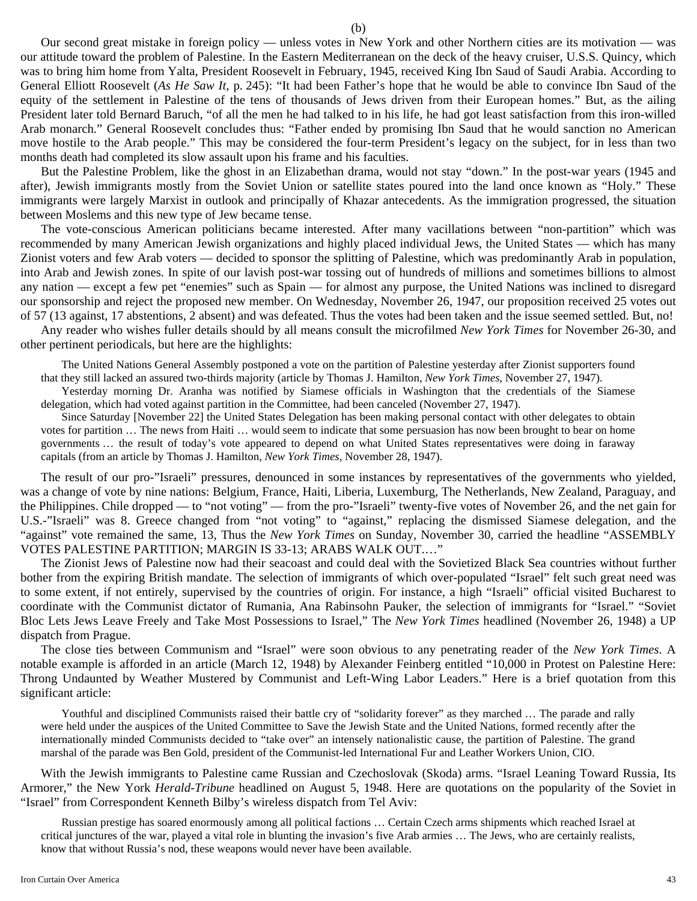(b)

Our second great mistake in foreign policy — unless votes in New York and other Northern cities are its motivation — was our attitude toward the problem of Palestine. In the Eastern Mediterranean on the deck of the heavy cruiser, U.S.S. Quincy, which was to bring him home from Yalta, President Roosevelt in February, 1945, received King Ibn Saud of Saudi Arabia. According to General Elliott Roosevelt (*As He Saw It*, p. 245): "It had been Father's hope that he would be able to convince Ibn Saud of the equity of the settlement in Palestine of the tens of thousands of Jews driven from their European homes." But, as the ailing President later told Bernard Baruch, "of all the men he had talked to in his life, he had got least satisfaction from this iron-willed Arab monarch." General Roosevelt concludes thus: "Father ended by promising Ibn Saud that he would sanction no American move hostile to the Arab people." This may be considered the four-term President's legacy on the subject, for in less than two months death had completed its slow assault upon his frame and his faculties.

But the Palestine Problem, like the ghost in an Elizabethan drama, would not stay "down." In the post-war years (1945 and after), Jewish immigrants mostly from the Soviet Union or satellite states poured into the land once known as "Holy." These immigrants were largely Marxist in outlook and principally of Khazar antecedents. As the immigration progressed, the situation between Moslems and this new type of Jew became tense.

The vote-conscious American politicians became interested. After many vacillations between "non-partition" which was recommended by many American Jewish organizations and highly placed individual Jews, the United States — which has many Zionist voters and few Arab voters — decided to sponsor the splitting of Palestine, which was predominantly Arab in population, into Arab and Jewish zones. In spite of our lavish post-war tossing out of hundreds of millions and sometimes billions to almost any nation — except a few pet "enemies" such as Spain — for almost any purpose, the United Nations was inclined to disregard our sponsorship and reject the proposed new member. On Wednesday, November 26, 1947, our proposition received 25 votes out of 57 (13 against, 17 abstentions, 2 absent) and was defeated. Thus the votes had been taken and the issue seemed settled. But, no!

Any reader who wishes fuller details should by all means consult the microfilmed *New York Times* for November 26-30, and other pertinent periodicals, but here are the highlights:

> The United Nations General Assembly postponed a vote on the partition of Palestine yesterday after Zionist supporters found that they still lacked an assured two-thirds majority (article by Thomas J. Hamilton, *New York Times*, November 27, 1947).
>
> Yesterday morning Dr. Aranha was notified by Siamese officials in Washington that the credentials of the Siamese delegation, which had voted against partition in the Committee, had been canceled (November 27, 1947).
>
> Since Saturday [November 22] the United States Delegation has been making personal contact with other delegates to obtain votes for partition … The news from Haiti … would seem to indicate that some persuasion has now been brought to bear on home governments … the result of today's vote appeared to depend on what United States representatives were doing in faraway capitals (from an article by Thomas J. Hamilton, *New York Times*, November 28, 1947).

The result of our pro-"Israeli" pressures, denounced in some instances by representatives of the governments who yielded, was a change of vote by nine nations: Belgium, France, Haiti, Liberia, Luxemburg, The Netherlands, New Zealand, Paraguay, and the Philippines. Chile dropped — to "not voting" — from the pro-"Israeli" twenty-five votes of November 26, and the net gain for U.S.-"Israeli" was 8. Greece changed from "not voting" to "against," replacing the dismissed Siamese delegation, and the "against" vote remained the same, 13, Thus the *New York Times* on Sunday, November 30, carried the headline "ASSEMBLY VOTES PALESTINE PARTITION; MARGIN IS 33-13; ARABS WALK OUT.…"

The Zionist Jews of Palestine now had their seacoast and could deal with the Sovietized Black Sea countries without further bother from the expiring British mandate. The selection of immigrants of which over-populated "Israel" felt such great need was to some extent, if not entirely, supervised by the countries of origin. For instance, a high "Israeli" official visited Bucharest to coordinate with the Communist dictator of Rumania, Ana Rabinsohn Pauker, the selection of immigrants for "Israel." "Soviet Bloc Lets Jews Leave Freely and Take Most Possessions to Israel," The *New York Times* headlined (November 26, 1948) a UP dispatch from Prague.

The close ties between Communism and "Israel" were soon obvious to any penetrating reader of the *New York Times*. A notable example is afforded in an article (March 12, 1948) by Alexander Feinberg entitled "10,000 in Protest on Palestine Here: Throng Undaunted by Weather Mustered by Communist and Left-Wing Labor Leaders." Here is a brief quotation from this significant article:

> Youthful and disciplined Communists raised their battle cry of "solidarity forever" as they marched … The parade and rally were held under the auspices of the United Committee to Save the Jewish State and the United Nations, formed recently after the internationally minded Communists decided to "take over" an intensely nationalistic cause, the partition of Palestine. The grand marshal of the parade was Ben Gold, president of the Communist-led International Fur and Leather Workers Union, CIO.

With the Jewish immigrants to Palestine came Russian and Czechoslovak (Skoda) arms. "Israel Leaning Toward Russia, Its Armorer," the New York *Herald-Tribune* headlined on August 5, 1948. Here are quotations on the popularity of the Soviet in "Israel" from Correspondent Kenneth Bilby's wireless dispatch from Tel Aviv:

> Russian prestige has soared enormously among all political factions … Certain Czech arms shipments which reached Israel at critical junctures of the war, played a vital role in blunting the invasion's five Arab armies … The Jews, who are certainly realists, know that without Russia's nod, these weapons would never have been available.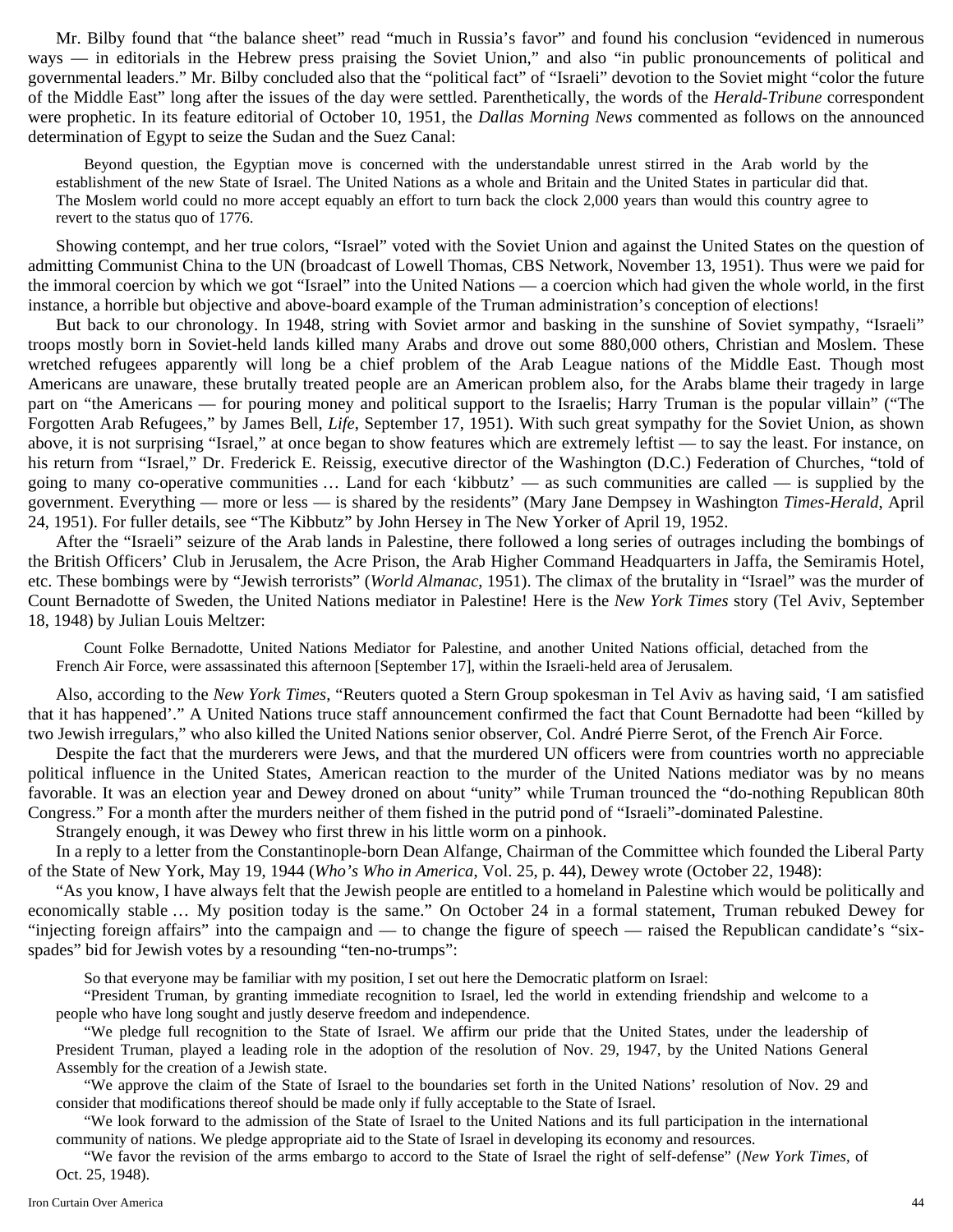Mr. Bilby found that "the balance sheet" read "much in Russia's favor" and found his conclusion "evidenced in numerous ways — in editorials in the Hebrew press praising the Soviet Union," and also "in public pronouncements of political and governmental leaders." Mr. Bilby concluded also that the "political fact" of "Israeli" devotion to the Soviet might "color the future of the Middle East" long after the issues of the day were settled. Parenthetically, the words of the *Herald-Tribune* correspondent were prophetic. In its feature editorial of October 10, 1951, the *Dallas Morning News* commented as follows on the announced determination of Egypt to seize the Sudan and the Suez Canal:

> Beyond question, the Egyptian move is concerned with the understandable unrest stirred in the Arab world by the establishment of the new State of Israel. The United Nations as a whole and Britain and the United States in particular did that. The Moslem world could no more accept equably an effort to turn back the clock 2,000 years than would this country agree to revert to the status quo of 1776.

Showing contempt, and her true colors, "Israel" voted with the Soviet Union and against the United States on the question of admitting Communist China to the UN (broadcast of Lowell Thomas, CBS Network, November 13, 1951). Thus were we paid for the immoral coercion by which we got "Israel" into the United Nations — a coercion which had given the whole world, in the first instance, a horrible but objective and above-board example of the Truman administration's conception of elections!

But back to our chronology. In 1948, string with Soviet armor and basking in the sunshine of Soviet sympathy, "Israeli" troops mostly born in Soviet-held lands killed many Arabs and drove out some 880,000 others, Christian and Moslem. These wretched refugees apparently will long be a chief problem of the Arab League nations of the Middle East. Though most Americans are unaware, these brutally treated people are an American problem also, for the Arabs blame their tragedy in large part on "the Americans — for pouring money and political support to the Israelis; Harry Truman is the popular villain" ("The Forgotten Arab Refugees," by James Bell, *Life*, September 17, 1951). With such great sympathy for the Soviet Union, as shown above, it is not surprising "Israel," at once began to show features which are extremely leftist — to say the least. For instance, on his return from "Israel," Dr. Frederick E. Reissig, executive director of the Washington (D.C.) Federation of Churches, "told of going to many co-operative communities … Land for each 'kibbutz' — as such communities are called — is supplied by the government. Everything — more or less — is shared by the residents" (Mary Jane Dempsey in Washington *Times-Herald*, April 24, 1951). For fuller details, see "The Kibbutz" by John Hersey in The New Yorker of April 19, 1952.

After the "Israeli" seizure of the Arab lands in Palestine, there followed a long series of outrages including the bombings of the British Officers' Club in Jerusalem, the Acre Prison, the Arab Higher Command Headquarters in Jaffa, the Semiramis Hotel, etc. These bombings were by "Jewish terrorists" (*World Almanac*, 1951). The climax of the brutality in "Israel" was the murder of Count Bernadotte of Sweden, the United Nations mediator in Palestine! Here is the *New York Times* story (Tel Aviv, September 18, 1948) by Julian Louis Meltzer:

> Count Folke Bernadotte, United Nations Mediator for Palestine, and another United Nations official, detached from the French Air Force, were assassinated this afternoon [September 17], within the Israeli-held area of Jerusalem.

Also, according to the *New York Times*, "Reuters quoted a Stern Group spokesman in Tel Aviv as having said, 'I am satisfied that it has happened'." A United Nations truce staff announcement confirmed the fact that Count Bernadotte had been "killed by two Jewish irregulars," who also killed the United Nations senior observer, Col. André Pierre Serot, of the French Air Force.

Despite the fact that the murderers were Jews, and that the murdered UN officers were from countries worth no appreciable political influence in the United States, American reaction to the murder of the United Nations mediator was by no means favorable. It was an election year and Dewey droned on about "unity" while Truman trounced the "do-nothing Republican 80th Congress." For a month after the murders neither of them fished in the putrid pond of "Israeli"-dominated Palestine.

Strangely enough, it was Dewey who first threw in his little worm on a pinhook.

In a reply to a letter from the Constantinople-born Dean Alfange, Chairman of the Committee which founded the Liberal Party of the State of New York, May 19, 1944 (*Who's Who in America*, Vol. 25, p. 44), Dewey wrote (October 22, 1948):

"As you know, I have always felt that the Jewish people are entitled to a homeland in Palestine which would be politically and economically stable … My position today is the same." On October 24 in a formal statement, Truman rebuked Dewey for "injecting foreign affairs" into the campaign and — to change the figure of speech — raised the Republican candidate's "six-spades" bid for Jewish votes by a resounding "ten-no-trumps":

> So that everyone may be familiar with my position, I set out here the Democratic platform on Israel:
>
> "President Truman, by granting immediate recognition to Israel, led the world in extending friendship and welcome to a people who have long sought and justly deserve freedom and independence.
>
> "We pledge full recognition to the State of Israel. We affirm our pride that the United States, under the leadership of President Truman, played a leading role in the adoption of the resolution of Nov. 29, 1947, by the United Nations General Assembly for the creation of a Jewish state.
>
> "We approve the claim of the State of Israel to the boundaries set forth in the United Nations' resolution of Nov. 29 and consider that modifications thereof should be made only if fully acceptable to the State of Israel.
>
> "We look forward to the admission of the State of Israel to the United Nations and its full participation in the international community of nations. We pledge appropriate aid to the State of Israel in developing its economy and resources.
>
> "We favor the revision of the arms embargo to accord to the State of Israel the right of self-defense" (*New York Times*, of Oct. 25, 1948).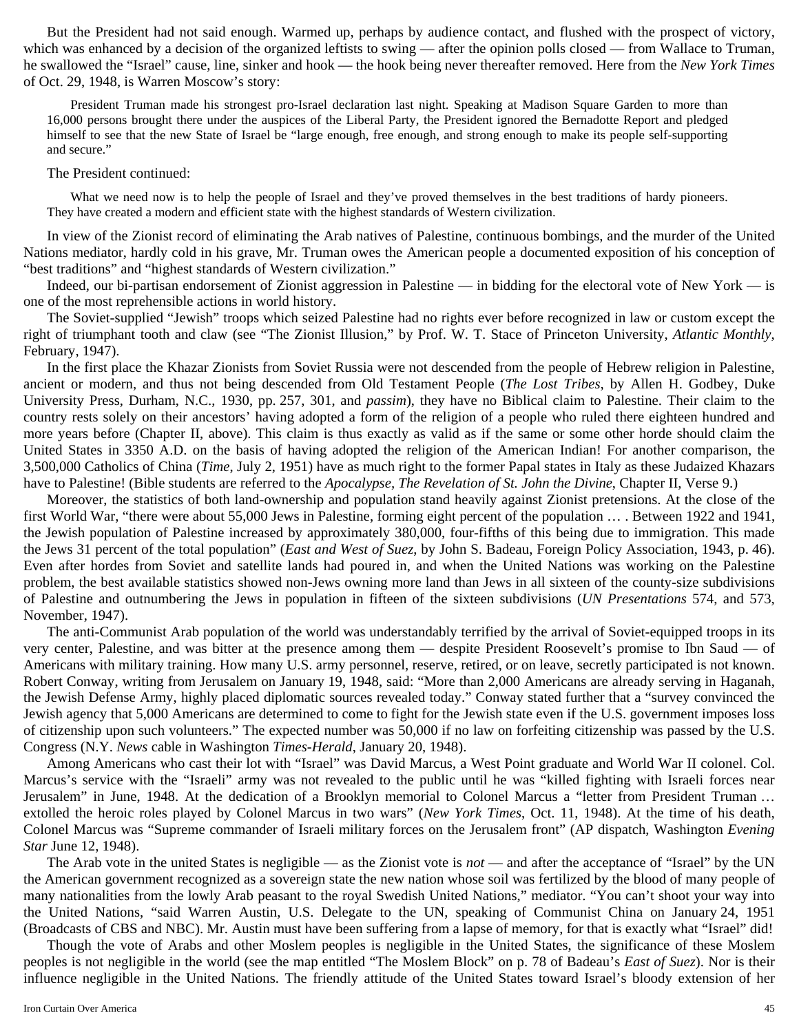But the President had not said enough. Warmed up, perhaps by audience contact, and flushed with the prospect of victory, which was enhanced by a decision of the organized leftists to swing — after the opinion polls closed — from Wallace to Truman, he swallowed the "Israel" cause, line, sinker and hook — the hook being never thereafter removed. Here from the *New York Times* of Oct. 29, 1948, is Warren Moscow's story:

> President Truman made his strongest pro-Israel declaration last night. Speaking at Madison Square Garden to more than 16,000 persons brought there under the auspices of the Liberal Party, the President ignored the Bernadotte Report and pledged himself to see that the new State of Israel be "large enough, free enough, and strong enough to make its people self-supporting and secure."

The President continued:

> What we need now is to help the people of Israel and they've proved themselves in the best traditions of hardy pioneers. They have created a modern and efficient state with the highest standards of Western civilization.

In view of the Zionist record of eliminating the Arab natives of Palestine, continuous bombings, and the murder of the United Nations mediator, hardly cold in his grave, Mr. Truman owes the American people a documented exposition of his conception of "best traditions" and "highest standards of Western civilization."

Indeed, our bi-partisan endorsement of Zionist aggression in Palestine — in bidding for the electoral vote of New York — is one of the most reprehensible actions in world history.

The Soviet-supplied "Jewish" troops which seized Palestine had no rights ever before recognized in law or custom except the right of triumphant tooth and claw (see "The Zionist Illusion," by Prof. W. T. Stace of Princeton University, *Atlantic Monthly*, February, 1947).

In the first place the Khazar Zionists from Soviet Russia were not descended from the people of Hebrew religion in Palestine, ancient or modern, and thus not being descended from Old Testament People (*The Lost Tribes*, by Allen H. Godbey, Duke University Press, Durham, N.C., 1930, pp. 257, 301, and *passim*), they have no Biblical claim to Palestine. Their claim to the country rests solely on their ancestors' having adopted a form of the religion of a people who ruled there eighteen hundred and more years before (Chapter II, above). This claim is thus exactly as valid as if the same or some other horde should claim the United States in 3350 A.D. on the basis of having adopted the religion of the American Indian! For another comparison, the 3,500,000 Catholics of China (*Time*, July 2, 1951) have as much right to the former Papal states in Italy as these Judaized Khazars have to Palestine! (Bible students are referred to the *Apocalypse, The Revelation of St. John the Divine*, Chapter II, Verse 9.)

Moreover, the statistics of both land-ownership and population stand heavily against Zionist pretensions. At the close of the first World War, "there were about 55,000 Jews in Palestine, forming eight percent of the population … . Between 1922 and 1941, the Jewish population of Palestine increased by approximately 380,000, four-fifths of this being due to immigration. This made the Jews 31 percent of the total population" (*East and West of Suez*, by John S. Badeau, Foreign Policy Association, 1943, p. 46). Even after hordes from Soviet and satellite lands had poured in, and when the United Nations was working on the Palestine problem, the best available statistics showed non-Jews owning more land than Jews in all sixteen of the county-size subdivisions of Palestine and outnumbering the Jews in population in fifteen of the sixteen subdivisions (*UN Presentations* 574, and 573, November, 1947).

The anti-Communist Arab population of the world was understandably terrified by the arrival of Soviet-equipped troops in its very center, Palestine, and was bitter at the presence among them — despite President Roosevelt's promise to Ibn Saud — of Americans with military training. How many U.S. army personnel, reserve, retired, or on leave, secretly participated is not known. Robert Conway, writing from Jerusalem on January 19, 1948, said: "More than 2,000 Americans are already serving in Haganah, the Jewish Defense Army, highly placed diplomatic sources revealed today." Conway stated further that a "survey convinced the Jewish agency that 5,000 Americans are determined to come to fight for the Jewish state even if the U.S. government imposes loss of citizenship upon such volunteers." The expected number was 50,000 if no law on forfeiting citizenship was passed by the U.S. Congress (N.Y. *News* cable in Washington *Times-Herald*, January 20, 1948).

Among Americans who cast their lot with "Israel" was David Marcus, a West Point graduate and World War II colonel. Col. Marcus's service with the "Israeli" army was not revealed to the public until he was "killed fighting with Israeli forces near Jerusalem" in June, 1948. At the dedication of a Brooklyn memorial to Colonel Marcus a "letter from President Truman … extolled the heroic roles played by Colonel Marcus in two wars" (*New York Times*, Oct. 11, 1948). At the time of his death, Colonel Marcus was "Supreme commander of Israeli military forces on the Jerusalem front" (AP dispatch, Washington *Evening Star* June 12, 1948).

The Arab vote in the united States is negligible — as the Zionist vote is *not* — and after the acceptance of "Israel" by the UN the American government recognized as a sovereign state the new nation whose soil was fertilized by the blood of many people of many nationalities from the lowly Arab peasant to the royal Swedish United Nations," mediator. "You can't shoot your way into the United Nations, "said Warren Austin, U.S. Delegate to the UN, speaking of Communist China on January 24, 1951 (Broadcasts of CBS and NBC). Mr. Austin must have been suffering from a lapse of memory, for that is exactly what "Israel" did!

Though the vote of Arabs and other Moslem peoples is negligible in the United States, the significance of these Moslem peoples is not negligible in the world (see the map entitled "The Moslem Block" on p. 78 of Badeau's *East of Suez*). Nor is their influence negligible in the United Nations. The friendly attitude of the United States toward Israel's bloody extension of her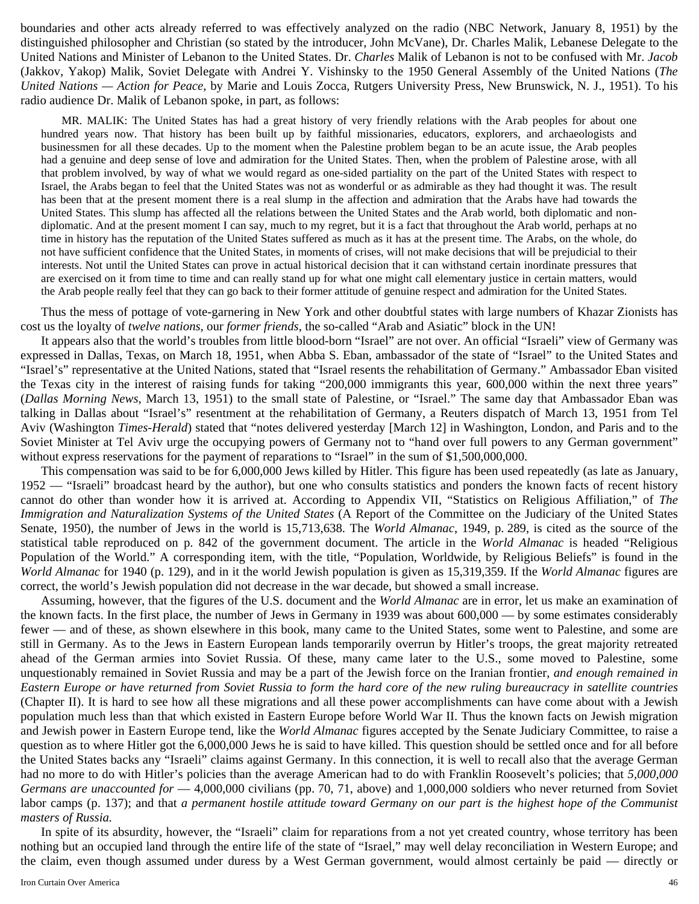boundaries and other acts already referred to was effectively analyzed on the radio (NBC Network, January 8, 1951) by the distinguished philosopher and Christian (so stated by the introducer, John McVane), Dr. Charles Malik, Lebanese Delegate to the United Nations and Minister of Lebanon to the United States. Dr. *Charles* Malik of Lebanon is not to be confused with Mr. *Jacob* (Jakkov, Yakop) Malik, Soviet Delegate with Andrei Y. Vishinsky to the 1950 General Assembly of the United Nations (*The United Nations — Action for Peace*, by Marie and Louis Zocca, Rutgers University Press, New Brunswick, N. J., 1951). To his radio audience Dr. Malik of Lebanon spoke, in part, as follows:

> MR. MALIK: The United States has had a great history of very friendly relations with the Arab peoples for about one hundred years now. That history has been built up by faithful missionaries, educators, explorers, and archaeologists and businessmen for all these decades. Up to the moment when the Palestine problem began to be an acute issue, the Arab peoples had a genuine and deep sense of love and admiration for the United States. Then, when the problem of Palestine arose, with all that problem involved, by way of what we would regard as one-sided partiality on the part of the United States with respect to Israel, the Arabs began to feel that the United States was not as wonderful or as admirable as they had thought it was. The result has been that at the present moment there is a real slump in the affection and admiration that the Arabs have had towards the United States. This slump has affected all the relations between the United States and the Arab world, both diplomatic and non-diplomatic. And at the present moment I can say, much to my regret, but it is a fact that throughout the Arab world, perhaps at no time in history has the reputation of the United States suffered as much as it has at the present time. The Arabs, on the whole, do not have sufficient confidence that the United States, in moments of crises, will not make decisions that will be prejudicial to their interests. Not until the United States can prove in actual historical decision that it can withstand certain inordinate pressures that are exercised on it from time to time and can really stand up for what one might call elementary justice in certain matters, would the Arab people really feel that they can go back to their former attitude of genuine respect and admiration for the United States.

Thus the mess of pottage of vote-garnering in New York and other doubtful states with large numbers of Khazar Zionists has cost us the loyalty of *twelve nations*, our *former friends*, the so-called "Arab and Asiatic" block in the UN!

It appears also that the world's troubles from little blood-born "Israel" are not over. An official "Israeli" view of Germany was expressed in Dallas, Texas, on March 18, 1951, when Abba S. Eban, ambassador of the state of "Israel" to the United States and "Israel's" representative at the United Nations, stated that "Israel resents the rehabilitation of Germany." Ambassador Eban visited the Texas city in the interest of raising funds for taking "200,000 immigrants this year, 600,000 within the next three years" (*Dallas Morning News*, March 13, 1951) to the small state of Palestine, or "Israel." The same day that Ambassador Eban was talking in Dallas about "Israel's" resentment at the rehabilitation of Germany, a Reuters dispatch of March 13, 1951 from Tel Aviv (Washington *Times-Herald*) stated that "notes delivered yesterday [March 12] in Washington, London, and Paris and to the Soviet Minister at Tel Aviv urge the occupying powers of Germany not to "hand over full powers to any German government" without express reservations for the payment of reparations to "Israel" in the sum of $1,500,000,000.

This compensation was said to be for 6,000,000 Jews killed by Hitler. This figure has been used repeatedly (as late as January, 1952 — "Israeli" broadcast heard by the author), but one who consults statistics and ponders the known facts of recent history cannot do other than wonder how it is arrived at. According to Appendix VII, "Statistics on Religious Affiliation," of *The Immigration and Naturalization Systems of the United States* (A Report of the Committee on the Judiciary of the United States Senate, 1950), the number of Jews in the world is 15,713,638. The *World Almanac*, 1949, p. 289, is cited as the source of the statistical table reproduced on p. 842 of the government document. The article in the *World Almanac* is headed "Religious Population of the World." A corresponding item, with the title, "Population, Worldwide, by Religious Beliefs" is found in the *World Almanac* for 1940 (p. 129), and in it the world Jewish population is given as 15,319,359. If the *World Almanac* figures are correct, the world's Jewish population did not decrease in the war decade, but showed a small increase.

Assuming, however, that the figures of the U.S. document and the *World Almanac* are in error, let us make an examination of the known facts. In the first place, the number of Jews in Germany in 1939 was about 600,000 — by some estimates considerably fewer — and of these, as shown elsewhere in this book, many came to the United States, some went to Palestine, and some are still in Germany. As to the Jews in Eastern European lands temporarily overrun by Hitler's troops, the great majority retreated ahead of the German armies into Soviet Russia. Of these, many came later to the U.S., some moved to Palestine, some unquestionably remained in Soviet Russia and may be a part of the Jewish force on the Iranian frontier, *and enough remained in Eastern Europe or have returned from Soviet Russia to form the hard core of the new ruling bureaucracy in satellite countries* (Chapter II). It is hard to see how all these migrations and all these power accomplishments can have come about with a Jewish population much less than that which existed in Eastern Europe before World War II. Thus the known facts on Jewish migration and Jewish power in Eastern Europe tend, like the *World Almanac* figures accepted by the Senate Judiciary Committee, to raise a question as to where Hitler got the 6,000,000 Jews he is said to have killed. This question should be settled once and for all before the United States backs any "Israeli" claims against Germany. In this connection, it is well to recall also that the average German had no more to do with Hitler's policies than the average American had to do with Franklin Roosevelt's policies; that *5,000,000 Germans are unaccounted for* — 4,000,000 civilians (pp. 70, 71, above) and 1,000,000 soldiers who never returned from Soviet labor camps (p. 137); and that *a permanent hostile attitude toward Germany on our part is the highest hope of the Communist masters of Russia.*

In spite of its absurdity, however, the "Israeli" claim for reparations from a not yet created country, whose territory has been nothing but an occupied land through the entire life of the state of "Israel," may well delay reconciliation in Western Europe; and the claim, even though assumed under duress by a West German government, would almost certainly be paid — directly or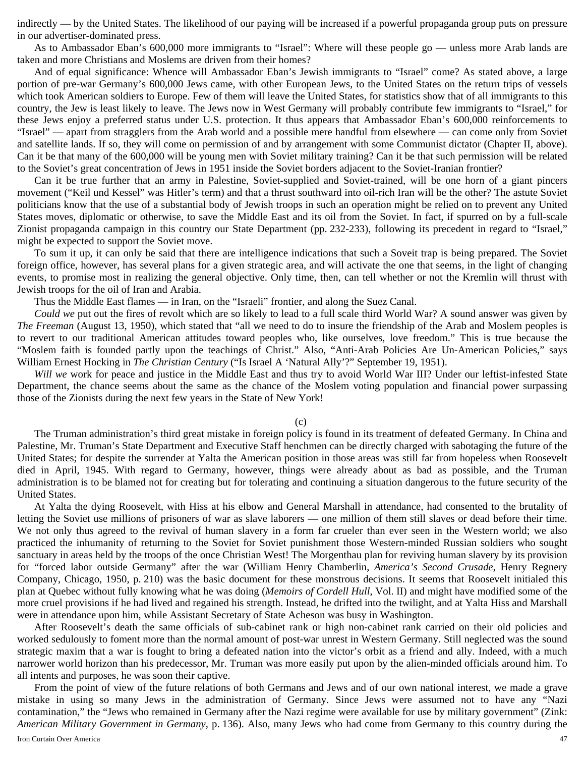indirectly — by the United States. The likelihood of our paying will be increased if a powerful propaganda group puts on pressure in our advertiser-dominated press.

As to Ambassador Eban's 600,000 more immigrants to "Israel": Where will these people go — unless more Arab lands are taken and more Christians and Moslems are driven from their homes?

And of equal significance: Whence will Ambassador Eban's Jewish immigrants to "Israel" come? As stated above, a large portion of pre-war Germany's 600,000 Jews came, with other European Jews, to the United States on the return trips of vessels which took American soldiers to Europe. Few of them will leave the United States, for statistics show that of all immigrants to this country, the Jew is least likely to leave. The Jews now in West Germany will probably contribute few immigrants to "Israel," for these Jews enjoy a preferred status under U.S. protection. It thus appears that Ambassador Eban's 600,000 reinforcements to "Israel" — apart from stragglers from the Arab world and a possible mere handful from elsewhere — can come only from Soviet and satellite lands. If so, they will come on permission of and by arrangement with some Communist dictator (Chapter II, above). Can it be that many of the 600,000 will be young men with Soviet military training? Can it be that such permission will be related to the Soviet's great concentration of Jews in 1951 inside the Soviet borders adjacent to the Soviet-Iranian frontier?

Can it be true further that an army in Palestine, Soviet-supplied and Soviet-trained, will be one horn of a giant pincers movement ("Keil und Kessel" was Hitler's term) and that a thrust southward into oil-rich Iran will be the other? The astute Soviet politicians know that the use of a substantial body of Jewish troops in such an operation might be relied on to prevent any United States moves, diplomatic or otherwise, to save the Middle East and its oil from the Soviet. In fact, if spurred on by a full-scale Zionist propaganda campaign in this country our State Department (pp. 232-233), following its precedent in regard to "Israel," might be expected to support the Soviet move.

To sum it up, it can only be said that there are intelligence indications that such a Soveit trap is being prepared. The Soviet foreign office, however, has several plans for a given strategic area, and will activate the one that seems, in the light of changing events, to promise most in realizing the general objective. Only time, then, can tell whether or not the Kremlin will thrust with Jewish troops for the oil of Iran and Arabia.

Thus the Middle East flames — in Iran, on the "Israeli" frontier, and along the Suez Canal.

*Could we* put out the fires of revolt which are so likely to lead to a full scale third World War? A sound answer was given by *The Freeman* (August 13, 1950), which stated that "all we need to do to insure the friendship of the Arab and Moslem peoples is to revert to our traditional American attitudes toward peoples who, like ourselves, love freedom." This is true because the "Moslem faith is founded partly upon the teachings of Christ." Also, "Anti-Arab Policies Are Un-American Policies," says William Ernest Hocking in *The Christian Century* ("Is Israel A 'Natural Ally'?" September 19, 1951).

*Will we* work for peace and justice in the Middle East and thus try to avoid World War III? Under our leftist-infested State Department, the chance seems about the same as the chance of the Moslem voting population and financial power surpassing those of the Zionists during the next few years in the State of New York!

(c)

The Truman administration's third great mistake in foreign policy is found in its treatment of defeated Germany. In China and Palestine, Mr. Truman's State Department and Executive Staff henchmen can be directly charged with sabotaging the future of the United States; for despite the surrender at Yalta the American position in those areas was still far from hopeless when Roosevelt died in April, 1945. With regard to Germany, however, things were already about as bad as possible, and the Truman administration is to be blamed not for creating but for tolerating and continuing a situation dangerous to the future security of the United States.

At Yalta the dying Roosevelt, with Hiss at his elbow and General Marshall in attendance, had consented to the brutality of letting the Soviet use millions of prisoners of war as slave laborers — one million of them still slaves or dead before their time. We not only thus agreed to the revival of human slavery in a form far crueler than ever seen in the Western world; we also practiced the inhumanity of returning to the Soviet for Soviet punishment those Western-minded Russian soldiers who sought sanctuary in areas held by the troops of the once Christian West! The Morgenthau plan for reviving human slavery by its provision for "forced labor outside Germany" after the war (William Henry Chamberlin, *America's Second Crusade*, Henry Regnery Company, Chicago, 1950, p. 210) was the basic document for these monstrous decisions. It seems that Roosevelt initialed this plan at Quebec without fully knowing what he was doing (*Memoirs of Cordell Hull*, Vol. II) and might have modified some of the more cruel provisions if he had lived and regained his strength. Instead, he drifted into the twilight, and at Yalta Hiss and Marshall were in attendance upon him, while Assistant Secretary of State Acheson was busy in Washington.

After Roosevelt's death the same officials of sub-cabinet rank or high non-cabinet rank carried on their old policies and worked sedulously to foment more than the normal amount of post-war unrest in Western Germany. Still neglected was the sound strategic maxim that a war is fought to bring a defeated nation into the victor's orbit as a friend and ally. Indeed, with a much narrower world horizon than his predecessor, Mr. Truman was more easily put upon by the alien-minded officials around him. To all intents and purposes, he was soon their captive.

From the point of view of the future relations of both Germans and Jews and of our own national interest, we made a grave mistake in using so many Jews in the administration of Germany. Since Jews were assumed not to have any "Nazi contamination," the "Jews who remained in Germany after the Nazi regime were available for use by military government" (Zink: *American Military Government in Germany*, p. 136). Also, many Jews who had come from Germany to this country during the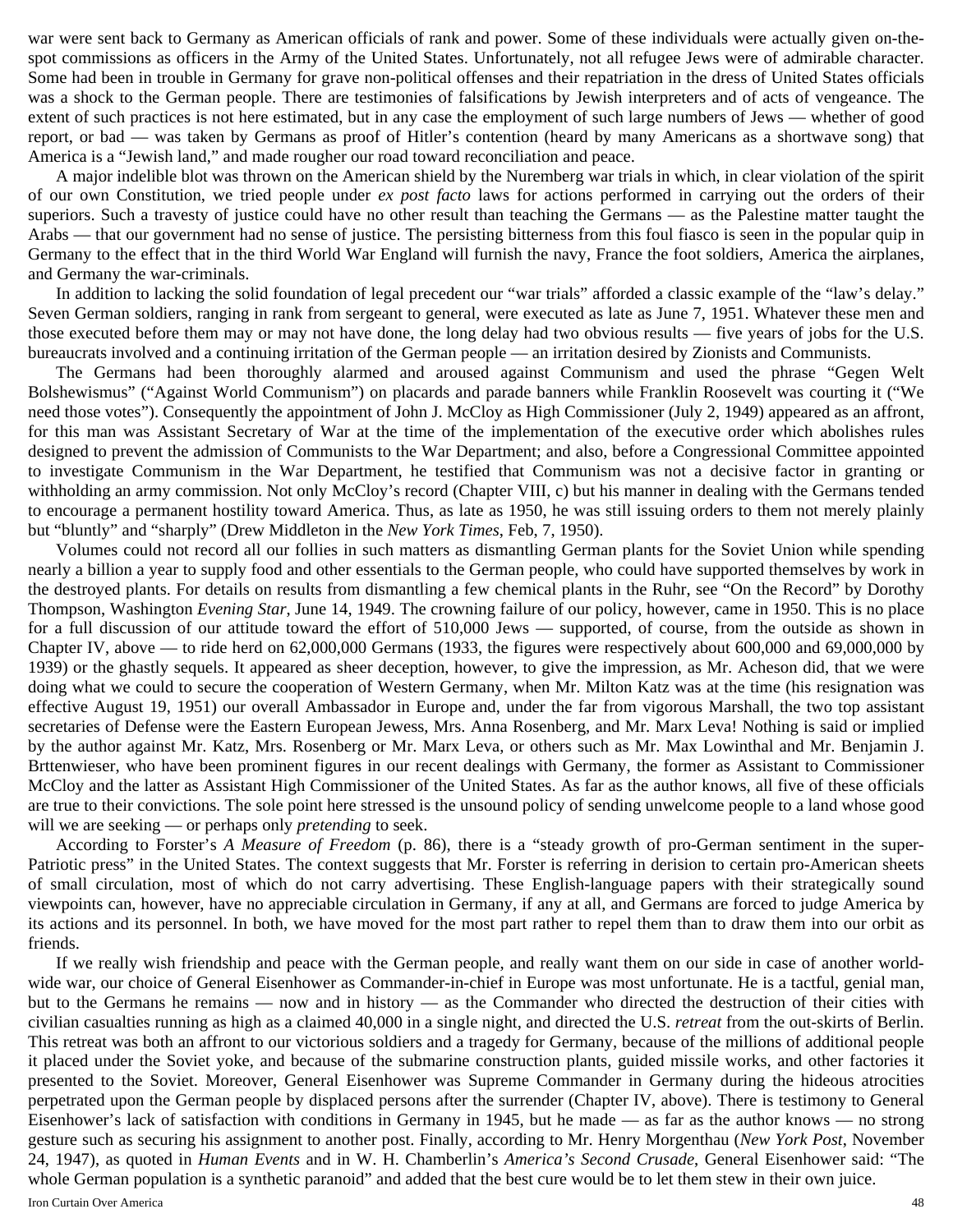war were sent back to Germany as American officials of rank and power. Some of these individuals were actually given on-the-spot commissions as officers in the Army of the United States. Unfortunately, not all refugee Jews were of admirable character. Some had been in trouble in Germany for grave non-political offenses and their repatriation in the dress of United States officials was a shock to the German people. There are testimonies of falsifications by Jewish interpreters and of acts of vengeance. The extent of such practices is not here estimated, but in any case the employment of such large numbers of Jews — whether of good report, or bad — was taken by Germans as proof of Hitler's contention (heard by many Americans as a shortwave song) that America is a "Jewish land," and made rougher our road toward reconciliation and peace.

A major indelible blot was thrown on the American shield by the Nuremberg war trials in which, in clear violation of the spirit of our own Constitution, we tried people under *ex post facto* laws for actions performed in carrying out the orders of their superiors. Such a travesty of justice could have no other result than teaching the Germans — as the Palestine matter taught the Arabs — that our government had no sense of justice. The persisting bitterness from this foul fiasco is seen in the popular quip in Germany to the effect that in the third World War England will furnish the navy, France the foot soldiers, America the airplanes, and Germany the war-criminals.

In addition to lacking the solid foundation of legal precedent our "war trials" afforded a classic example of the "law's delay." Seven German soldiers, ranging in rank from sergeant to general, were executed as late as June 7, 1951. Whatever these men and those executed before them may or may not have done, the long delay had two obvious results — five years of jobs for the U.S. bureaucrats involved and a continuing irritation of the German people — an irritation desired by Zionists and Communists.

The Germans had been thoroughly alarmed and aroused against Communism and used the phrase "Gegen Welt Bolshewismus" ("Against World Communism") on placards and parade banners while Franklin Roosevelt was courting it ("We need those votes"). Consequently the appointment of John J. McCloy as High Commissioner (July 2, 1949) appeared as an affront, for this man was Assistant Secretary of War at the time of the implementation of the executive order which abolishes rules designed to prevent the admission of Communists to the War Department; and also, before a Congressional Committee appointed to investigate Communism in the War Department, he testified that Communism was not a decisive factor in granting or withholding an army commission. Not only McCloy's record (Chapter VIII, c) but his manner in dealing with the Germans tended to encourage a permanent hostility toward America. Thus, as late as 1950, he was still issuing orders to them not merely plainly but "bluntly" and "sharply" (Drew Middleton in the *New York Times*, Feb, 7, 1950).

Volumes could not record all our follies in such matters as dismantling German plants for the Soviet Union while spending nearly a billion a year to supply food and other essentials to the German people, who could have supported themselves by work in the destroyed plants. For details on results from dismantling a few chemical plants in the Ruhr, see "On the Record" by Dorothy Thompson, Washington *Evening Star*, June 14, 1949. The crowning failure of our policy, however, came in 1950. This is no place for a full discussion of our attitude toward the effort of 510,000 Jews — supported, of course, from the outside as shown in Chapter IV, above — to ride herd on 62,000,000 Germans (1933, the figures were respectively about 600,000 and 69,000,000 by 1939) or the ghastly sequels. It appeared as sheer deception, however, to give the impression, as Mr. Acheson did, that we were doing what we could to secure the cooperation of Western Germany, when Mr. Milton Katz was at the time (his resignation was effective August 19, 1951) our overall Ambassador in Europe and, under the far from vigorous Marshall, the two top assistant secretaries of Defense were the Eastern European Jewess, Mrs. Anna Rosenberg, and Mr. Marx Leva! Nothing is said or implied by the author against Mr. Katz, Mrs. Rosenberg or Mr. Marx Leva, or others such as Mr. Max Lowinthal and Mr. Benjamin J. Brttenwieser, who have been prominent figures in our recent dealings with Germany, the former as Assistant to Commissioner McCloy and the latter as Assistant High Commissioner of the United States. As far as the author knows, all five of these officials are true to their convictions. The sole point here stressed is the unsound policy of sending unwelcome people to a land whose good will we are seeking — or perhaps only *pretending* to seek.

According to Forster's *A Measure of Freedom* (p. 86), there is a "steady growth of pro-German sentiment in the super-Patriotic press" in the United States. The context suggests that Mr. Forster is referring in derision to certain pro-American sheets of small circulation, most of which do not carry advertising. These English-language papers with their strategically sound viewpoints can, however, have no appreciable circulation in Germany, if any at all, and Germans are forced to judge America by its actions and its personnel. In both, we have moved for the most part rather to repel them than to draw them into our orbit as friends.

If we really wish friendship and peace with the German people, and really want them on our side in case of another world-wide war, our choice of General Eisenhower as Commander-in-chief in Europe was most unfortunate. He is a tactful, genial man, but to the Germans he remains — now and in history — as the Commander who directed the destruction of their cities with civilian casualties running as high as a claimed 40,000 in a single night, and directed the U.S. *retreat* from the out-skirts of Berlin. This retreat was both an affront to our victorious soldiers and a tragedy for Germany, because of the millions of additional people it placed under the Soviet yoke, and because of the submarine construction plants, guided missile works, and other factories it presented to the Soviet. Moreover, General Eisenhower was Supreme Commander in Germany during the hideous atrocities perpetrated upon the German people by displaced persons after the surrender (Chapter IV, above). There is testimony to General Eisenhower's lack of satisfaction with conditions in Germany in 1945, but he made — as far as the author knows — no strong gesture such as securing his assignment to another post. Finally, according to Mr. Henry Morgenthau (*New York Post*, November 24, 1947), as quoted in *Human Events* and in W. H. Chamberlin's *America's Second Crusade*, General Eisenhower said: "The whole German population is a synthetic paranoid" and added that the best cure would be to let them stew in their own juice.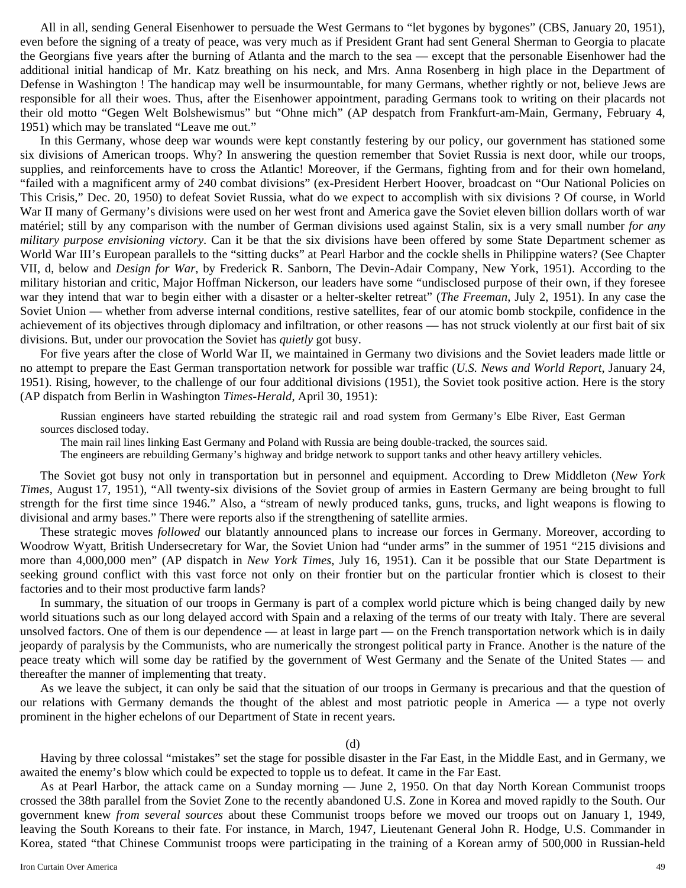All in all, sending General Eisenhower to persuade the West Germans to "let bygones by bygones" (CBS, January 20, 1951), even before the signing of a treaty of peace, was very much as if President Grant had sent General Sherman to Georgia to placate the Georgians five years after the burning of Atlanta and the march to the sea — except that the personable Eisenhower had the additional initial handicap of Mr. Katz breathing on his neck, and Mrs. Anna Rosenberg in high place in the Department of Defense in Washington ! The handicap may well be insurmountable, for many Germans, whether rightly or not, believe Jews are responsible for all their woes. Thus, after the Eisenhower appointment, parading Germans took to writing on their placards not their old motto "Gegen Welt Bolshewismus" but "Ohne mich" (AP despatch from Frankfurt-am-Main, Germany, February 4, 1951) which may be translated "Leave me out."

In this Germany, whose deep war wounds were kept constantly festering by our policy, our government has stationed some six divisions of American troops. Why? In answering the question remember that Soviet Russia is next door, while our troops, supplies, and reinforcements have to cross the Atlantic! Moreover, if the Germans, fighting from and for their own homeland, "failed with a magnificent army of 240 combat divisions" (ex-President Herbert Hoover, broadcast on "Our National Policies on This Crisis," Dec. 20, 1950) to defeat Soviet Russia, what do we expect to accomplish with six divisions ? Of course, in World War II many of Germany's divisions were used on her west front and America gave the Soviet eleven billion dollars worth of war matériel; still by any comparison with the number of German divisions used against Stalin, six is a very small number *for any military purpose envisioning victory*. Can it be that the six divisions have been offered by some State Department schemer as World War III's European parallels to the "sitting ducks" at Pearl Harbor and the cockle shells in Philippine waters? (See Chapter VII, d, below and *Design for War*, by Frederick R. Sanborn, The Devin-Adair Company, New York, 1951). According to the military historian and critic, Major Hoffman Nickerson, our leaders have some "undisclosed purpose of their own, if they foresee war they intend that war to begin either with a disaster or a helter-skelter retreat" (*The Freeman*, July 2, 1951). In any case the Soviet Union — whether from adverse internal conditions, restive satellites, fear of our atomic bomb stockpile, confidence in the achievement of its objectives through diplomacy and infiltration, or other reasons — has not struck violently at our first bait of six divisions. But, under our provocation the Soviet has *quietly* got busy.

For five years after the close of World War II, we maintained in Germany two divisions and the Soviet leaders made little or no attempt to prepare the East German transportation network for possible war traffic (*U.S. News and World Report*, January 24, 1951). Rising, however, to the challenge of our four additional divisions (1951), the Soviet took positive action. Here is the story (AP dispatch from Berlin in Washington *Times-Herald*, April 30, 1951):

> Russian engineers have started rebuilding the strategic rail and road system from Germany's Elbe River, East German sources disclosed today.
>
> The main rail lines linking East Germany and Poland with Russia are being double-tracked, the sources said.
>
> The engineers are rebuilding Germany's highway and bridge network to support tanks and other heavy artillery vehicles.

The Soviet got busy not only in transportation but in personnel and equipment. According to Drew Middleton (*New York Times*, August 17, 1951), "All twenty-six divisions of the Soviet group of armies in Eastern Germany are being brought to full strength for the first time since 1946." Also, a "stream of newly produced tanks, guns, trucks, and light weapons is flowing to divisional and army bases." There were reports also if the strengthening of satellite armies.

These strategic moves *followed* our blatantly announced plans to increase our forces in Germany. Moreover, according to Woodrow Wyatt, British Undersecretary for War, the Soviet Union had "under arms" in the summer of 1951 "215 divisions and more than 4,000,000 men" (AP dispatch in *New York Times*, July 16, 1951). Can it be possible that our State Department is seeking ground conflict with this vast force not only on their frontier but on the particular frontier which is closest to their factories and to their most productive farm lands?

In summary, the situation of our troops in Germany is part of a complex world picture which is being changed daily by new world situations such as our long delayed accord with Spain and a relaxing of the terms of our treaty with Italy. There are several unsolved factors. One of them is our dependence — at least in large part — on the French transportation network which is in daily jeopardy of paralysis by the Communists, who are numerically the strongest political party in France. Another is the nature of the peace treaty which will some day be ratified by the government of West Germany and the Senate of the United States — and thereafter the manner of implementing that treaty.

As we leave the subject, it can only be said that the situation of our troops in Germany is precarious and that the question of our relations with Germany demands the thought of the ablest and most patriotic people in America — a type not overly prominent in the higher echelons of our Department of State in recent years.

(d)

Having by three colossal "mistakes" set the stage for possible disaster in the Far East, in the Middle East, and in Germany, we awaited the enemy's blow which could be expected to topple us to defeat. It came in the Far East.

As at Pearl Harbor, the attack came on a Sunday morning — June 2, 1950. On that day North Korean Communist troops crossed the 38th parallel from the Soviet Zone to the recently abandoned U.S. Zone in Korea and moved rapidly to the South. Our government knew *from several sources* about these Communist troops before we moved our troops out on January 1, 1949, leaving the South Koreans to their fate. For instance, in March, 1947, Lieutenant General John R. Hodge, U.S. Commander in Korea, stated "that Chinese Communist troops were participating in the training of a Korean army of 500,000 in Russian-held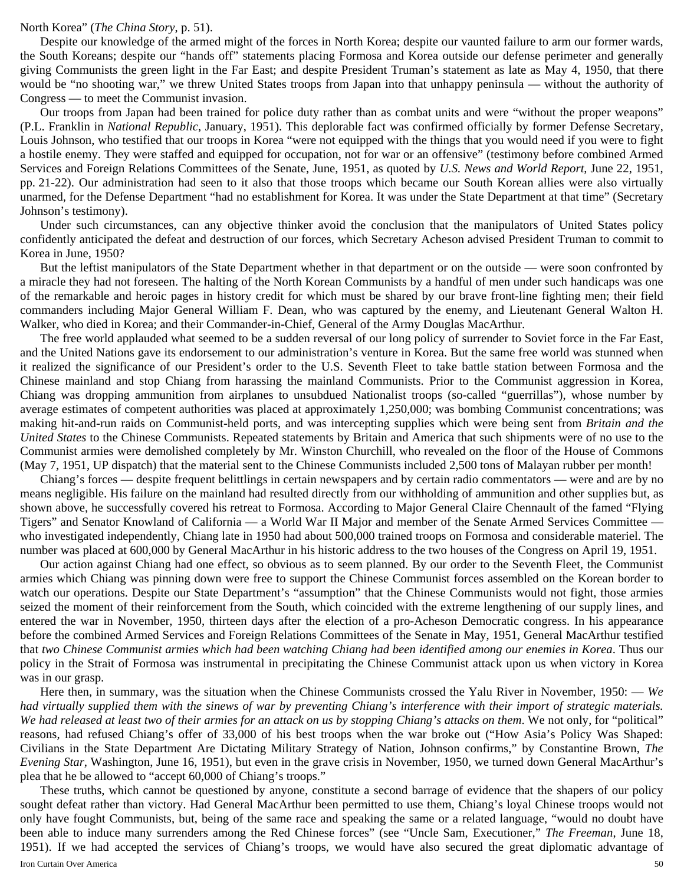North Korea" (*The China Story*, p. 51).

Despite our knowledge of the armed might of the forces in North Korea; despite our vaunted failure to arm our former wards, the South Koreans; despite our "hands off" statements placing Formosa and Korea outside our defense perimeter and generally giving Communists the green light in the Far East; and despite President Truman's statement as late as May 4, 1950, that there would be "no shooting war," we threw United States troops from Japan into that unhappy peninsula — without the authority of Congress — to meet the Communist invasion.

Our troops from Japan had been trained for police duty rather than as combat units and were "without the proper weapons" (P.L. Franklin in *National Republic*, January, 1951). This deplorable fact was confirmed officially by former Defense Secretary, Louis Johnson, who testified that our troops in Korea "were not equipped with the things that you would need if you were to fight a hostile enemy. They were staffed and equipped for occupation, not for war or an offensive" (testimony before combined Armed Services and Foreign Relations Committees of the Senate, June, 1951, as quoted by *U.S. News and World Report*, June 22, 1951, pp. 21-22). Our administration had seen to it also that those troops which became our South Korean allies were also virtually unarmed, for the Defense Department "had no establishment for Korea. It was under the State Department at that time" (Secretary Johnson's testimony).

Under such circumstances, can any objective thinker avoid the conclusion that the manipulators of United States policy confidently anticipated the defeat and destruction of our forces, which Secretary Acheson advised President Truman to commit to Korea in June, 1950?

But the leftist manipulators of the State Department whether in that department or on the outside — were soon confronted by a miracle they had not foreseen. The halting of the North Korean Communists by a handful of men under such handicaps was one of the remarkable and heroic pages in history credit for which must be shared by our brave front-line fighting men; their field commanders including Major General William F. Dean, who was captured by the enemy, and Lieutenant General Walton H. Walker, who died in Korea; and their Commander-in-Chief, General of the Army Douglas MacArthur.

The free world applauded what seemed to be a sudden reversal of our long policy of surrender to Soviet force in the Far East, and the United Nations gave its endorsement to our administration's venture in Korea. But the same free world was stunned when it realized the significance of our President's order to the U.S. Seventh Fleet to take battle station between Formosa and the Chinese mainland and stop Chiang from harassing the mainland Communists. Prior to the Communist aggression in Korea, Chiang was dropping ammunition from airplanes to unsubdued Nationalist troops (so-called "guerrillas"), whose number by average estimates of competent authorities was placed at approximately 1,250,000; was bombing Communist concentrations; was making hit-and-run raids on Communist-held ports, and was intercepting supplies which were being sent from *Britain and the United States* to the Chinese Communists. Repeated statements by Britain and America that such shipments were of no use to the Communist armies were demolished completely by Mr. Winston Churchill, who revealed on the floor of the House of Commons (May 7, 1951, UP dispatch) that the material sent to the Chinese Communists included 2,500 tons of Malayan rubber per month!

Chiang's forces — despite frequent belittlings in certain newspapers and by certain radio commentators — were and are by no means negligible. His failure on the mainland had resulted directly from our withholding of ammunition and other supplies but, as shown above, he successfully covered his retreat to Formosa. According to Major General Claire Chennault of the famed "Flying Tigers" and Senator Knowland of California — a World War II Major and member of the Senate Armed Services Committee — who investigated independently, Chiang late in 1950 had about 500,000 trained troops on Formosa and considerable materiel. The number was placed at 600,000 by General MacArthur in his historic address to the two houses of the Congress on April 19, 1951.

Our action against Chiang had one effect, so obvious as to seem planned. By our order to the Seventh Fleet, the Communist armies which Chiang was pinning down were free to support the Chinese Communist forces assembled on the Korean border to watch our operations. Despite our State Department's "assumption" that the Chinese Communists would not fight, those armies seized the moment of their reinforcement from the South, which coincided with the extreme lengthening of our supply lines, and entered the war in November, 1950, thirteen days after the election of a pro-Acheson Democratic congress. In his appearance before the combined Armed Services and Foreign Relations Committees of the Senate in May, 1951, General MacArthur testified that *two Chinese Communist armies which had been watching Chiang had been identified among our enemies in Korea*. Thus our policy in the Strait of Formosa was instrumental in precipitating the Chinese Communist attack upon us when victory in Korea was in our grasp.

Here then, in summary, was the situation when the Chinese Communists crossed the Yalu River in November, 1950: — *We had virtually supplied them with the sinews of war by preventing Chiang's interference with their import of strategic materials. We had released at least two of their armies for an attack on us by stopping Chiang's attacks on them*. We not only, for "political" reasons, had refused Chiang's offer of 33,000 of his best troops when the war broke out ("How Asia's Policy Was Shaped: Civilians in the State Department Are Dictating Military Strategy of Nation, Johnson confirms," by Constantine Brown, *The Evening Star*, Washington, June 16, 1951), but even in the grave crisis in November, 1950, we turned down General MacArthur's plea that he be allowed to "accept 60,000 of Chiang's troops."

These truths, which cannot be questioned by anyone, constitute a second barrage of evidence that the shapers of our policy sought defeat rather than victory. Had General MacArthur been permitted to use them, Chiang's loyal Chinese troops would not only have fought Communists, but, being of the same race and speaking the same or a related language, "would no doubt have been able to induce many surrenders among the Red Chinese forces" (see "Uncle Sam, Executioner," *The Freeman*, June 18, 1951). If we had accepted the services of Chiang's troops, we would have also secured the great diplomatic advantage of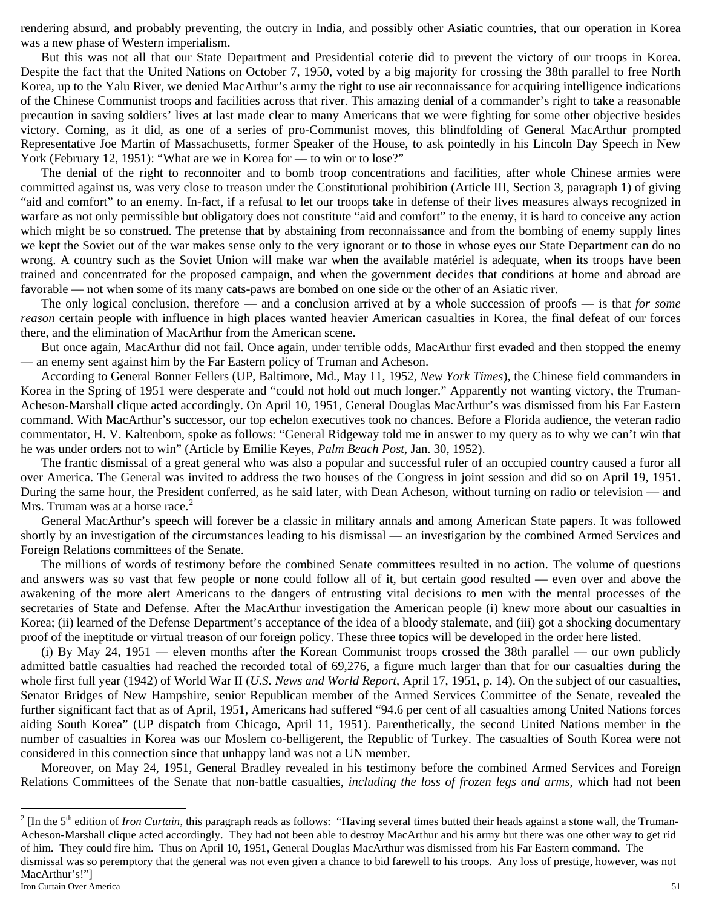rendering absurd, and probably preventing, the outcry in India, and possibly other Asiatic countries, that our operation in Korea was a new phase of Western imperialism.

But this was not all that our State Department and Presidential coterie did to prevent the victory of our troops in Korea. Despite the fact that the United Nations on October 7, 1950, voted by a big majority for crossing the 38th parallel to free North Korea, up to the Yalu River, we denied MacArthur's army the right to use air reconnaissance for acquiring intelligence indications of the Chinese Communist troops and facilities across that river. This amazing denial of a commander's right to take a reasonable precaution in saving soldiers' lives at last made clear to many Americans that we were fighting for some other objective besides victory. Coming, as it did, as one of a series of pro-Communist moves, this blindfolding of General MacArthur prompted Representative Joe Martin of Massachusetts, former Speaker of the House, to ask pointedly in his Lincoln Day Speech in New York (February 12, 1951): "What are we in Korea for — to win or to lose?"

The denial of the right to reconnoiter and to bomb troop concentrations and facilities, after whole Chinese armies were committed against us, was very close to treason under the Constitutional prohibition (Article III, Section 3, paragraph 1) of giving "aid and comfort" to an enemy. In-fact, if a refusal to let our troops take in defense of their lives measures always recognized in warfare as not only permissible but obligatory does not constitute "aid and comfort" to the enemy, it is hard to conceive any action which might be so construed. The pretense that by abstaining from reconnaissance and from the bombing of enemy supply lines we kept the Soviet out of the war makes sense only to the very ignorant or to those in whose eyes our State Department can do no wrong. A country such as the Soviet Union will make war when the available matériel is adequate, when its troops have been trained and concentrated for the proposed campaign, and when the government decides that conditions at home and abroad are favorable — not when some of its many cats-paws are bombed on one side or the other of an Asiatic river.

The only logical conclusion, therefore — and a conclusion arrived at by a whole succession of proofs — is that *for some reason* certain people with influence in high places wanted heavier American casualties in Korea, the final defeat of our forces there, and the elimination of MacArthur from the American scene.

But once again, MacArthur did not fail. Once again, under terrible odds, MacArthur first evaded and then stopped the enemy — an enemy sent against him by the Far Eastern policy of Truman and Acheson.

According to General Bonner Fellers (UP, Baltimore, Md., May 11, 1952, *New York Times*), the Chinese field commanders in Korea in the Spring of 1951 were desperate and "could not hold out much longer." Apparently not wanting victory, the Truman-Acheson-Marshall clique acted accordingly. On April 10, 1951, General Douglas MacArthur's was dismissed from his Far Eastern command. With MacArthur's successor, our top echelon executives took no chances. Before a Florida audience, the veteran radio commentator, H. V. Kaltenborn, spoke as follows: "General Ridgeway told me in answer to my query as to why we can't win that he was under orders not to win" (Article by Emilie Keyes, *Palm Beach Post*, Jan. 30, 1952).

The frantic dismissal of a great general who was also a popular and successful ruler of an occupied country caused a furor all over America. The General was invited to address the two houses of the Congress in joint session and did so on April 19, 1951. During the same hour, the President conferred, as he said later, with Dean Acheson, without turning on radio or television — and Mrs. Truman was at a horse race.[2]

General MacArthur's speech will forever be a classic in military annals and among American State papers. It was followed shortly by an investigation of the circumstances leading to his dismissal — an investigation by the combined Armed Services and Foreign Relations committees of the Senate.

The millions of words of testimony before the combined Senate committees resulted in no action. The volume of questions and answers was so vast that few people or none could follow all of it, but certain good resulted — even over and above the awakening of the more alert Americans to the dangers of entrusting vital decisions to men with the mental processes of the secretaries of State and Defense. After the MacArthur investigation the American people (i) knew more about our casualties in Korea; (ii) learned of the Defense Department's acceptance of the idea of a bloody stalemate, and (iii) got a shocking documentary proof of the ineptitude or virtual treason of our foreign policy. These three topics will be developed in the order here listed.

(i) By May 24, 1951 — eleven months after the Korean Communist troops crossed the 38th parallel — our own publicly admitted battle casualties had reached the recorded total of 69,276, a figure much larger than that for our casualties during the whole first full year (1942) of World War II (*U.S. News and World Report*, April 17, 1951, p. 14). On the subject of our casualties, Senator Bridges of New Hampshire, senior Republican member of the Armed Services Committee of the Senate, revealed the further significant fact that as of April, 1951, Americans had suffered "94.6 per cent of all casualties among United Nations forces aiding South Korea" (UP dispatch from Chicago, April 11, 1951). Parenthetically, the second United Nations member in the number of casualties in Korea was our Moslem co-belligerent, the Republic of Turkey. The casualties of South Korea were not considered in this connection since that unhappy land was not a UN member.

Moreover, on May 24, 1951, General Bradley revealed in his testimony before the combined Armed Services and Foreign Relations Committees of the Senate that non-battle casualties, *including the loss of frozen legs and arms*, which had not been

---

[2] [In the 5th edition of *Iron Curtain*, this paragraph reads as follows: "Having several times butted their heads against a stone wall, the Truman-Acheson-Marshall clique acted accordingly. They had not been able to destroy MacArthur and his army but there was one other way to get rid of him. They could fire him. Thus on April 10, 1951, General Douglas MacArthur was dismissed from his Far Eastern command. The dismissal was so peremptory that the general was not even given a chance to bid farewell to his troops. Any loss of prestige, however, was not MacArthur's!"]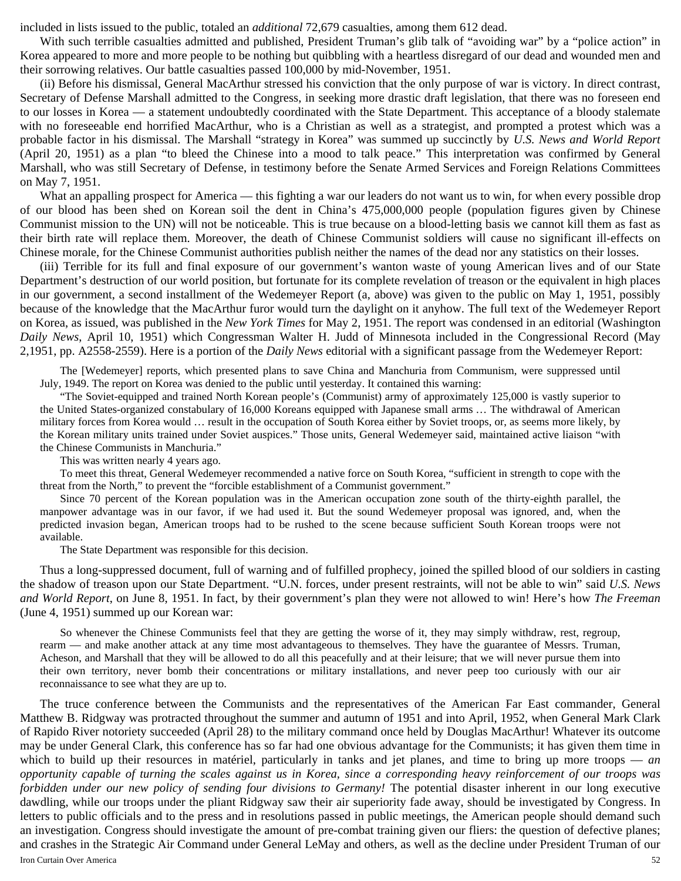included in lists issued to the public, totaled an *additional* 72,679 casualties, among them 612 dead.

With such terrible casualties admitted and published, President Truman's glib talk of "avoiding war" by a "police action" in Korea appeared to more and more people to be nothing but quibbling with a heartless disregard of our dead and wounded men and their sorrowing relatives. Our battle casualties passed 100,000 by mid-November, 1951.

(ii) Before his dismissal, General MacArthur stressed his conviction that the only purpose of war is victory. In direct contrast, Secretary of Defense Marshall admitted to the Congress, in seeking more drastic draft legislation, that there was no foreseen end to our losses in Korea — a statement undoubtedly coordinated with the State Department. This acceptance of a bloody stalemate with no foreseeable end horrified MacArthur, who is a Christian as well as a strategist, and prompted a protest which was a probable factor in his dismissal. The Marshall "strategy in Korea" was summed up succinctly by *U.S. News and World Report* (April 20, 1951) as a plan "to bleed the Chinese into a mood to talk peace." This interpretation was confirmed by General Marshall, who was still Secretary of Defense, in testimony before the Senate Armed Services and Foreign Relations Committees on May 7, 1951.

What an appalling prospect for America — this fighting a war our leaders do not want us to win, for when every possible drop of our blood has been shed on Korean soil the dent in China's 475,000,000 people (population figures given by Chinese Communist mission to the UN) will not be noticeable. This is true because on a blood-letting basis we cannot kill them as fast as their birth rate will replace them. Moreover, the death of Chinese Communist soldiers will cause no significant ill-effects on Chinese morale, for the Chinese Communist authorities publish neither the names of the dead nor any statistics on their losses.

(iii) Terrible for its full and final exposure of our government's wanton waste of young American lives and of our State Department's destruction of our world position, but fortunate for its complete revelation of treason or the equivalent in high places in our government, a second installment of the Wedemeyer Report (a, above) was given to the public on May 1, 1951, possibly because of the knowledge that the MacArthur furor would turn the daylight on it anyhow. The full text of the Wedemeyer Report on Korea, as issued, was published in the *New York Times* for May 2, 1951. The report was condensed in an editorial (Washington *Daily News*, April 10, 1951) which Congressman Walter H. Judd of Minnesota included in the Congressional Record (May 2,1951, pp. A2558-2559). Here is a portion of the *Daily News* editorial with a significant passage from the Wedemeyer Report:

> The [Wedemeyer] reports, which presented plans to save China and Manchuria from Communism, were suppressed until July, 1949. The report on Korea was denied to the public until yesterday. It contained this warning:
>
> "The Soviet-equipped and trained North Korean people's (Communist) army of approximately 125,000 is vastly superior to the United States-organized constabulary of 16,000 Koreans equipped with Japanese small arms … The withdrawal of American military forces from Korea would … result in the occupation of South Korea either by Soviet troops, or, as seems more likely, by the Korean military units trained under Soviet auspices." Those units, General Wedemeyer said, maintained active liaison "with the Chinese Communists in Manchuria."
>
> This was written nearly 4 years ago.
>
> To meet this threat, General Wedemeyer recommended a native force on South Korea, "sufficient in strength to cope with the threat from the North," to prevent the "forcible establishment of a Communist government."
>
> Since 70 percent of the Korean population was in the American occupation zone south of the thirty-eighth parallel, the manpower advantage was in our favor, if we had used it. But the sound Wedemeyer proposal was ignored, and, when the predicted invasion began, American troops had to be rushed to the scene because sufficient South Korean troops were not available.
>
> The State Department was responsible for this decision.

Thus a long-suppressed document, full of warning and of fulfilled prophecy, joined the spilled blood of our soldiers in casting the shadow of treason upon our State Department. "U.N. forces, under present restraints, will not be able to win" said *U.S. News and World Report*, on June 8, 1951. In fact, by their government's plan they were not allowed to win! Here's how *The Freeman* (June 4, 1951) summed up our Korean war:

> So whenever the Chinese Communists feel that they are getting the worse of it, they may simply withdraw, rest, regroup, rearm — and make another attack at any time most advantageous to themselves. They have the guarantee of Messrs. Truman, Acheson, and Marshall that they will be allowed to do all this peacefully and at their leisure; that we will never pursue them into their own territory, never bomb their concentrations or military installations, and never peep too curiously with our air reconnaissance to see what they are up to.

The truce conference between the Communists and the representatives of the American Far East commander, General Matthew B. Ridgway was protracted throughout the summer and autumn of 1951 and into April, 1952, when General Mark Clark of Rapido River notoriety succeeded (April 28) to the military command once held by Douglas MacArthur! Whatever its outcome may be under General Clark, this conference has so far had one obvious advantage for the Communists; it has given them time in which to build up their resources in matériel, particularly in tanks and jet planes, and time to bring up more troops — *an opportunity capable of turning the scales against us in Korea, since a corresponding heavy reinforcement of our troops was forbidden under our new policy of sending four divisions to Germany!* The potential disaster inherent in our long executive dawdling, while our troops under the pliant Ridgway saw their air superiority fade away, should be investigated by Congress. In letters to public officials and to the press and in resolutions passed in public meetings, the American people should demand such an investigation. Congress should investigate the amount of pre-combat training given our fliers: the question of defective planes; and crashes in the Strategic Air Command under General LeMay and others, as well as the decline under President Truman of our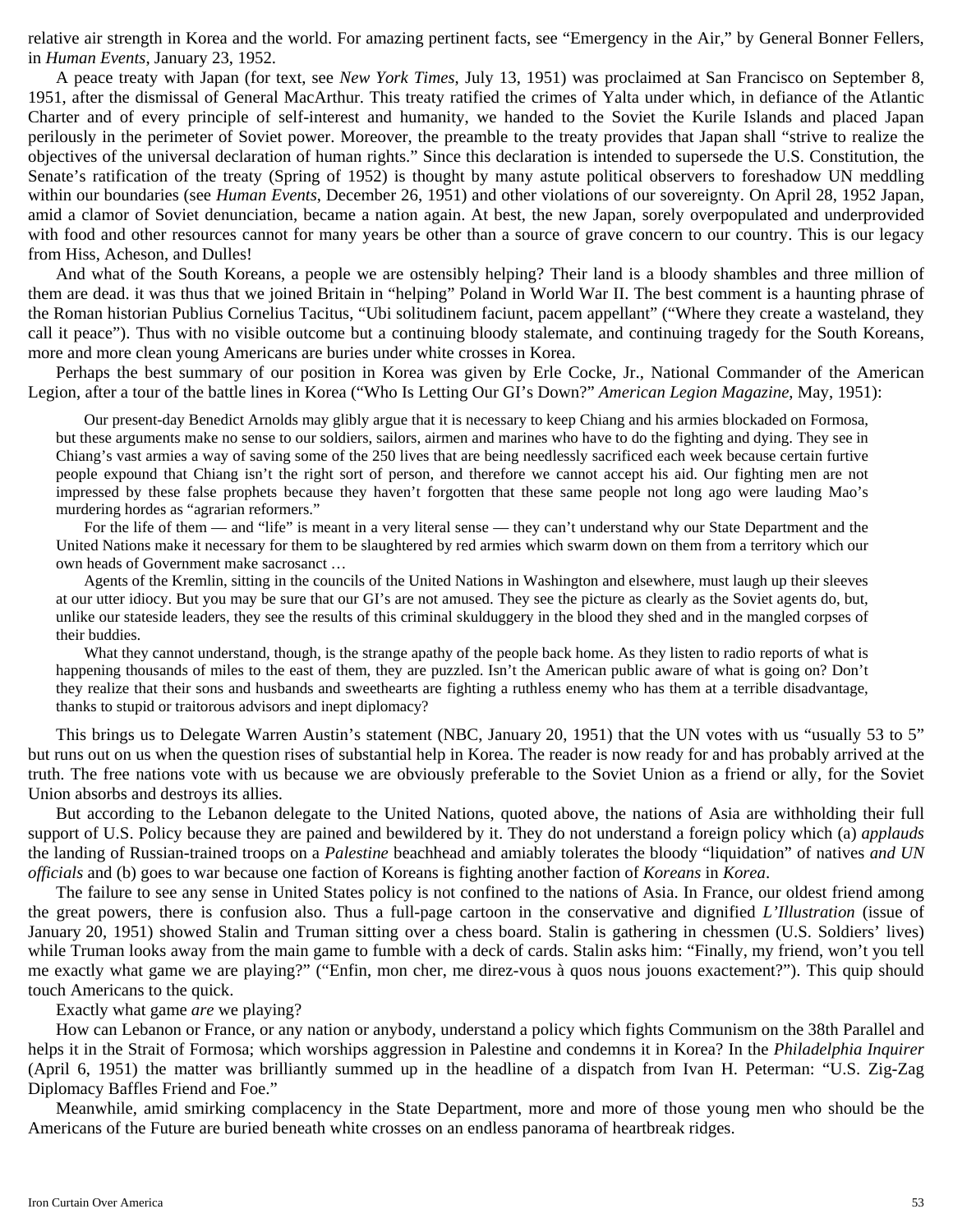relative air strength in Korea and the world. For amazing pertinent facts, see "Emergency in the Air," by General Bonner Fellers, in *Human Events*, January 23, 1952.

A peace treaty with Japan (for text, see *New York Times*, July 13, 1951) was proclaimed at San Francisco on September 8, 1951, after the dismissal of General MacArthur. This treaty ratified the crimes of Yalta under which, in defiance of the Atlantic Charter and of every principle of self-interest and humanity, we handed to the Soviet the Kurile Islands and placed Japan perilously in the perimeter of Soviet power. Moreover, the preamble to the treaty provides that Japan shall "strive to realize the objectives of the universal declaration of human rights." Since this declaration is intended to supersede the U.S. Constitution, the Senate's ratification of the treaty (Spring of 1952) is thought by many astute political observers to foreshadow UN meddling within our boundaries (see *Human Events*, December 26, 1951) and other violations of our sovereignty. On April 28, 1952 Japan, amid a clamor of Soviet denunciation, became a nation again. At best, the new Japan, sorely overpopulated and underprovided with food and other resources cannot for many years be other than a source of grave concern to our country. This is our legacy from Hiss, Acheson, and Dulles!

And what of the South Koreans, a people we are ostensibly helping? Their land is a bloody shambles and three million of them are dead. it was thus that we joined Britain in "helping" Poland in World War II. The best comment is a haunting phrase of the Roman historian Publius Cornelius Tacitus, "Ubi solitudinem faciunt, pacem appellant" ("Where they create a wasteland, they call it peace"). Thus with no visible outcome but a continuing bloody stalemate, and continuing tragedy for the South Koreans, more and more clean young Americans are buries under white crosses in Korea.

Perhaps the best summary of our position in Korea was given by Erle Cocke, Jr., National Commander of the American Legion, after a tour of the battle lines in Korea ("Who Is Letting Our GI's Down?" *American Legion Magazine*, May, 1951):

> Our present-day Benedict Arnolds may glibly argue that it is necessary to keep Chiang and his armies blockaded on Formosa, but these arguments make no sense to our soldiers, sailors, airmen and marines who have to do the fighting and dying. They see in Chiang's vast armies a way of saving some of the 250 lives that are being needlessly sacrificed each week because certain furtive people expound that Chiang isn't the right sort of person, and therefore we cannot accept his aid. Our fighting men are not impressed by these false prophets because they haven't forgotten that these same people not long ago were lauding Mao's murdering hordes as "agrarian reformers."
>
> For the life of them — and "life" is meant in a very literal sense — they can't understand why our State Department and the United Nations make it necessary for them to be slaughtered by red armies which swarm down on them from a territory which our own heads of Government make sacrosanct …
>
> Agents of the Kremlin, sitting in the councils of the United Nations in Washington and elsewhere, must laugh up their sleeves at our utter idiocy. But you may be sure that our GI's are not amused. They see the picture as clearly as the Soviet agents do, but, unlike our stateside leaders, they see the results of this criminal skulduggery in the blood they shed and in the mangled corpses of their buddies.
>
> What they cannot understand, though, is the strange apathy of the people back home. As they listen to radio reports of what is happening thousands of miles to the east of them, they are puzzled. Isn't the American public aware of what is going on? Don't they realize that their sons and husbands and sweethearts are fighting a ruthless enemy who has them at a terrible disadvantage, thanks to stupid or traitorous advisors and inept diplomacy?

This brings us to Delegate Warren Austin's statement (NBC, January 20, 1951) that the UN votes with us "usually 53 to 5" but runs out on us when the question rises of substantial help in Korea. The reader is now ready for and has probably arrived at the truth. The free nations vote with us because we are obviously preferable to the Soviet Union as a friend or ally, for the Soviet Union absorbs and destroys its allies.

But according to the Lebanon delegate to the United Nations, quoted above, the nations of Asia are withholding their full support of U.S. Policy because they are pained and bewildered by it. They do not understand a foreign policy which (a) *applauds* the landing of Russian-trained troops on a *Palestine* beachhead and amiably tolerates the bloody "liquidation" of natives *and UN officials* and (b) goes to war because one faction of Koreans is fighting another faction of *Koreans* in *Korea*.

The failure to see any sense in United States policy is not confined to the nations of Asia. In France, our oldest friend among the great powers, there is confusion also. Thus a full-page cartoon in the conservative and dignified *L'Illustration* (issue of January 20, 1951) showed Stalin and Truman sitting over a chess board. Stalin is gathering in chessmen (U.S. Soldiers' lives) while Truman looks away from the main game to fumble with a deck of cards. Stalin asks him: "Finally, my friend, won't you tell me exactly what game we are playing?" ("Enfin, mon cher, me direz-vous à quos nous jouons exactement?"). This quip should touch Americans to the quick.

Exactly what game *are* we playing?

How can Lebanon or France, or any nation or anybody, understand a policy which fights Communism on the 38th Parallel and helps it in the Strait of Formosa; which worships aggression in Palestine and condemns it in Korea? In the *Philadelphia Inquirer* (April 6, 1951) the matter was brilliantly summed up in the headline of a dispatch from Ivan H. Peterman: "U.S. Zig-Zag Diplomacy Baffles Friend and Foe."

Meanwhile, amid smirking complacency in the State Department, more and more of those young men who should be the Americans of the Future are buried beneath white crosses on an endless panorama of heartbreak ridges.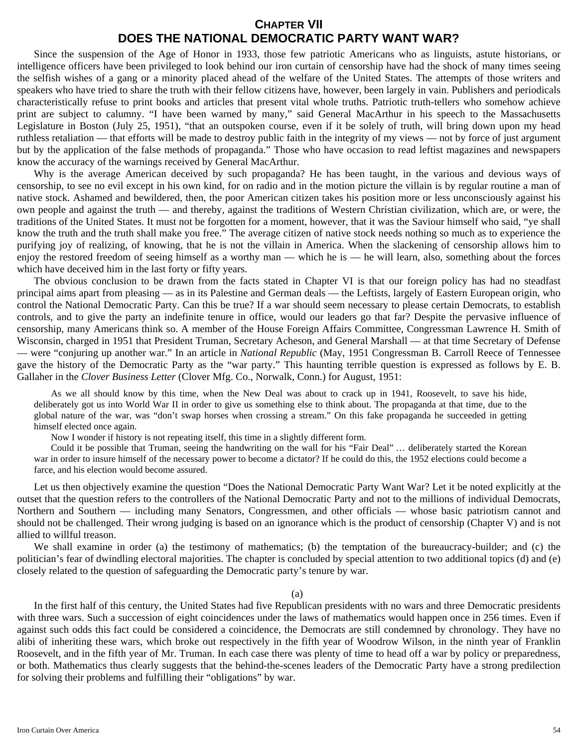# CHAPTER VII
# DOES THE NATIONAL DEMOCRATIC PARTY WANT WAR?

Since the suspension of the Age of Honor in 1933, those few patriotic Americans who as linguists, astute historians, or intelligence officers have been privileged to look behind our iron curtain of censorship have had the shock of many times seeing the selfish wishes of a gang or a minority placed ahead of the welfare of the United States. The attempts of those writers and speakers who have tried to share the truth with their fellow citizens have, however, been largely in vain. Publishers and periodicals characteristically refuse to print books and articles that present vital whole truths. Patriotic truth-tellers who somehow achieve print are subject to calumny. "I have been warned by many," said General MacArthur in his speech to the Massachusetts Legislature in Boston (July 25, 1951), "that an outspoken course, even if it be solely of truth, will bring down upon my head ruthless retaliation — that efforts will be made to destroy public faith in the integrity of my views — not by force of just argument but by the application of the false methods of propaganda." Those who have occasion to read leftist magazines and newspapers know the accuracy of the warnings received by General MacArthur.

Why is the average American deceived by such propaganda? He has been taught, in the various and devious ways of censorship, to see no evil except in his own kind, for on radio and in the motion picture the villain is by regular routine a man of native stock. Ashamed and bewildered, then, the poor American citizen takes his position more or less unconsciously against his own people and against the truth — and thereby, against the traditions of Western Christian civilization, which are, or were, the traditions of the United States. It must not be forgotten for a moment, however, that it was the Saviour himself who said, "ye shall know the truth and the truth shall make you free." The average citizen of native stock needs nothing so much as to experience the purifying joy of realizing, of knowing, that he is not the villain in America. When the slackening of censorship allows him to enjoy the restored freedom of seeing himself as a worthy man — which he is — he will learn, also, something about the forces which have deceived him in the last forty or fifty years.

The obvious conclusion to be drawn from the facts stated in Chapter VI is that our foreign policy has had no steadfast principal aims apart from pleasing — as in its Palestine and German deals — the Leftists, largely of Eastern European origin, who control the National Democratic Party. Can this be true? If a war should seem necessary to please certain Democrats, to establish controls, and to give the party an indefinite tenure in office, would our leaders go that far? Despite the pervasive influence of censorship, many Americans think so. A member of the House Foreign Affairs Committee, Congressman Lawrence H. Smith of Wisconsin, charged in 1951 that President Truman, Secretary Acheson, and General Marshall — at that time Secretary of Defense — were "conjuring up another war." In an article in *National Republic* (May, 1951 Congressman B. Carroll Reece of Tennessee gave the history of the Democratic Party as the "war party." This haunting terrible question is expressed as follows by E. B. Gallaher in the *Clover Business Letter* (Clover Mfg. Co., Norwalk, Conn.) for August, 1951:

> As we all should know by this time, when the New Deal was about to crack up in 1941, Roosevelt, to save his hide, deliberately got us into World War II in order to give us something else to think about. The propaganda at that time, due to the global nature of the war, was "don't swap horses when crossing a stream." On this fake propaganda he succeeded in getting himself elected once again.
>
> Now I wonder if history is not repeating itself, this time in a slightly different form.
>
> Could it be possible that Truman, seeing the handwriting on the wall for his "Fair Deal" … deliberately started the Korean war in order to insure himself of the necessary power to become a dictator? If he could do this, the 1952 elections could become a farce, and his election would become assured.

Let us then objectively examine the question "Does the National Democratic Party Want War? Let it be noted explicitly at the outset that the question refers to the controllers of the National Democratic Party and not to the millions of individual Democrats, Northern and Southern — including many Senators, Congressmen, and other officials — whose basic patriotism cannot and should not be challenged. Their wrong judging is based on an ignorance which is the product of censorship (Chapter V) and is not allied to willful treason.

We shall examine in order (a) the testimony of mathematics; (b) the temptation of the bureaucracy-builder; and (c) the politician's fear of dwindling electoral majorities. The chapter is concluded by special attention to two additional topics (d) and (e) closely related to the question of safeguarding the Democratic party's tenure by war.

(a)

In the first half of this century, the United States had five Republican presidents with no wars and three Democratic presidents with three wars. Such a succession of eight coincidences under the laws of mathematics would happen once in 256 times. Even if against such odds this fact could be considered a coincidence, the Democrats are still condemned by chronology. They have no alibi of inheriting these wars, which broke out respectively in the fifth year of Woodrow Wilson, in the ninth year of Franklin Roosevelt, and in the fifth year of Mr. Truman. In each case there was plenty of time to head off a war by policy or preparedness, or both. Mathematics thus clearly suggests that the behind-the-scenes leaders of the Democratic Party have a strong predilection for solving their problems and fulfilling their "obligations" by war.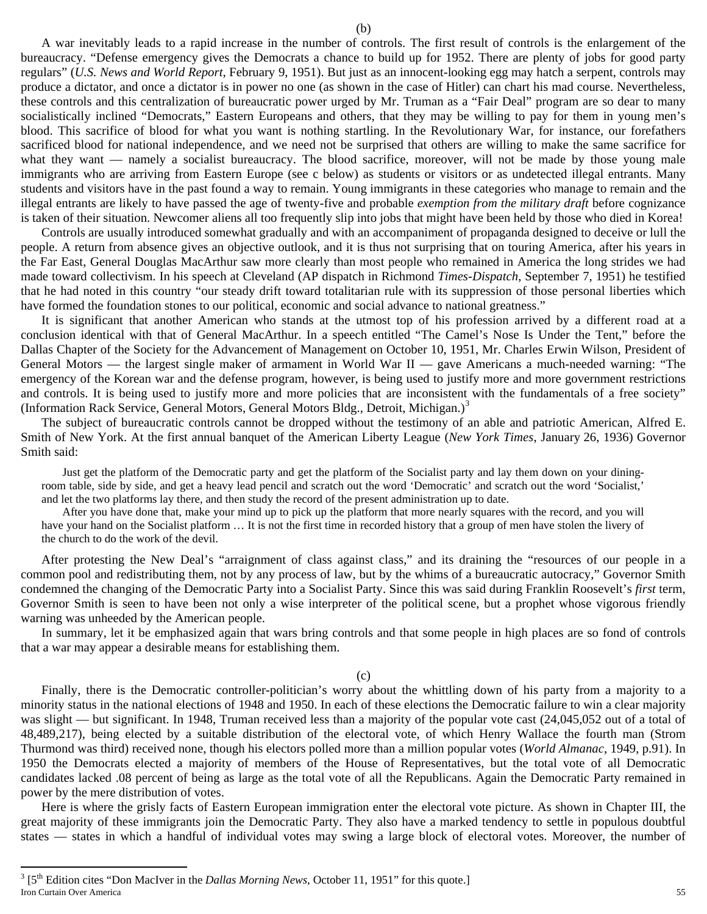(b)

A war inevitably leads to a rapid increase in the number of controls. The first result of controls is the enlargement of the bureaucracy. "Defense emergency gives the Democrats a chance to build up for 1952. There are plenty of jobs for good party regulars" (*U.S. News and World Report*, February 9, 1951). But just as an innocent-looking egg may hatch a serpent, controls may produce a dictator, and once a dictator is in power no one (as shown in the case of Hitler) can chart his mad course. Nevertheless, these controls and this centralization of bureaucratic power urged by Mr. Truman as a "Fair Deal" program are so dear to many socialistically inclined "Democrats," Eastern Europeans and others, that they may be willing to pay for them in young men's blood. This sacrifice of blood for what you want is nothing startling. In the Revolutionary War, for instance, our forefathers sacrificed blood for national independence, and we need not be surprised that others are willing to make the same sacrifice for what they want — namely a socialist bureaucracy. The blood sacrifice, moreover, will not be made by those young male immigrants who are arriving from Eastern Europe (see c below) as students or visitors or as undetected illegal entrants. Many students and visitors have in the past found a way to remain. Young immigrants in these categories who manage to remain and the illegal entrants are likely to have passed the age of twenty-five and probable *exemption from the military draft* before cognizance is taken of their situation. Newcomer aliens all too frequently slip into jobs that might have been held by those who died in Korea!

Controls are usually introduced somewhat gradually and with an accompaniment of propaganda designed to deceive or lull the people. A return from absence gives an objective outlook, and it is thus not surprising that on touring America, after his years in the Far East, General Douglas MacArthur saw more clearly than most people who remained in America the long strides we had made toward collectivism. In his speech at Cleveland (AP dispatch in Richmond *Times-Dispatch*, September 7, 1951) he testified that he had noted in this country "our steady drift toward totalitarian rule with its suppression of those personal liberties which have formed the foundation stones to our political, economic and social advance to national greatness."

It is significant that another American who stands at the utmost top of his profession arrived by a different road at a conclusion identical with that of General MacArthur. In a speech entitled "The Camel's Nose Is Under the Tent," before the Dallas Chapter of the Society for the Advancement of Management on October 10, 1951, Mr. Charles Erwin Wilson, President of General Motors — the largest single maker of armament in World War II — gave Americans a much-needed warning: "The emergency of the Korean war and the defense program, however, is being used to justify more and more government restrictions and controls. It is being used to justify more and more policies that are inconsistent with the fundamentals of a free society" (Information Rack Service, General Motors, General Motors Bldg., Detroit, Michigan.)[3]

The subject of bureaucratic controls cannot be dropped without the testimony of an able and patriotic American, Alfred E. Smith of New York. At the first annual banquet of the American Liberty League (*New York Times*, January 26, 1936) Governor Smith said:

> Just get the platform of the Democratic party and get the platform of the Socialist party and lay them down on your dining-room table, side by side, and get a heavy lead pencil and scratch out the word 'Democratic' and scratch out the word 'Socialist,' and let the two platforms lay there, and then study the record of the present administration up to date.
>
> After you have done that, make your mind up to pick up the platform that more nearly squares with the record, and you will have your hand on the Socialist platform … It is not the first time in recorded history that a group of men have stolen the livery of the church to do the work of the devil.

After protesting the New Deal's "arraignment of class against class," and its draining the "resources of our people in a common pool and redistributing them, not by any process of law, but by the whims of a bureaucratic autocracy," Governor Smith condemned the changing of the Democratic Party into a Socialist Party. Since this was said during Franklin Roosevelt's *first* term, Governor Smith is seen to have been not only a wise interpreter of the political scene, but a prophet whose vigorous friendly warning was unheeded by the American people.

In summary, let it be emphasized again that wars bring controls and that some people in high places are so fond of controls that a war may appear a desirable means for establishing them.

(c)

Finally, there is the Democratic controller-politician's worry about the whittling down of his party from a majority to a minority status in the national elections of 1948 and 1950. In each of these elections the Democratic failure to win a clear majority was slight — but significant. In 1948, Truman received less than a majority of the popular vote cast (24,045,052 out of a total of 48,489,217), being elected by a suitable distribution of the electoral vote, of which Henry Wallace the fourth man (Strom Thurmond was third) received none, though his electors polled more than a million popular votes (*World Almanac*, 1949, p.91). In 1950 the Democrats elected a majority of members of the House of Representatives, but the total vote of all Democratic candidates lacked .08 percent of being as large as the total vote of all the Republicans. Again the Democratic Party remained in power by the mere distribution of votes.

Here is where the grisly facts of Eastern European immigration enter the electoral vote picture. As shown in Chapter III, the great majority of these immigrants join the Democratic Party. They also have a marked tendency to settle in populous doubtful states — states in which a handful of individual votes may swing a large block of electoral votes. Moreover, the number of

[3] [5th Edition cites "Don MacIver in the *Dallas Morning News*, October 11, 1951" for this quote.]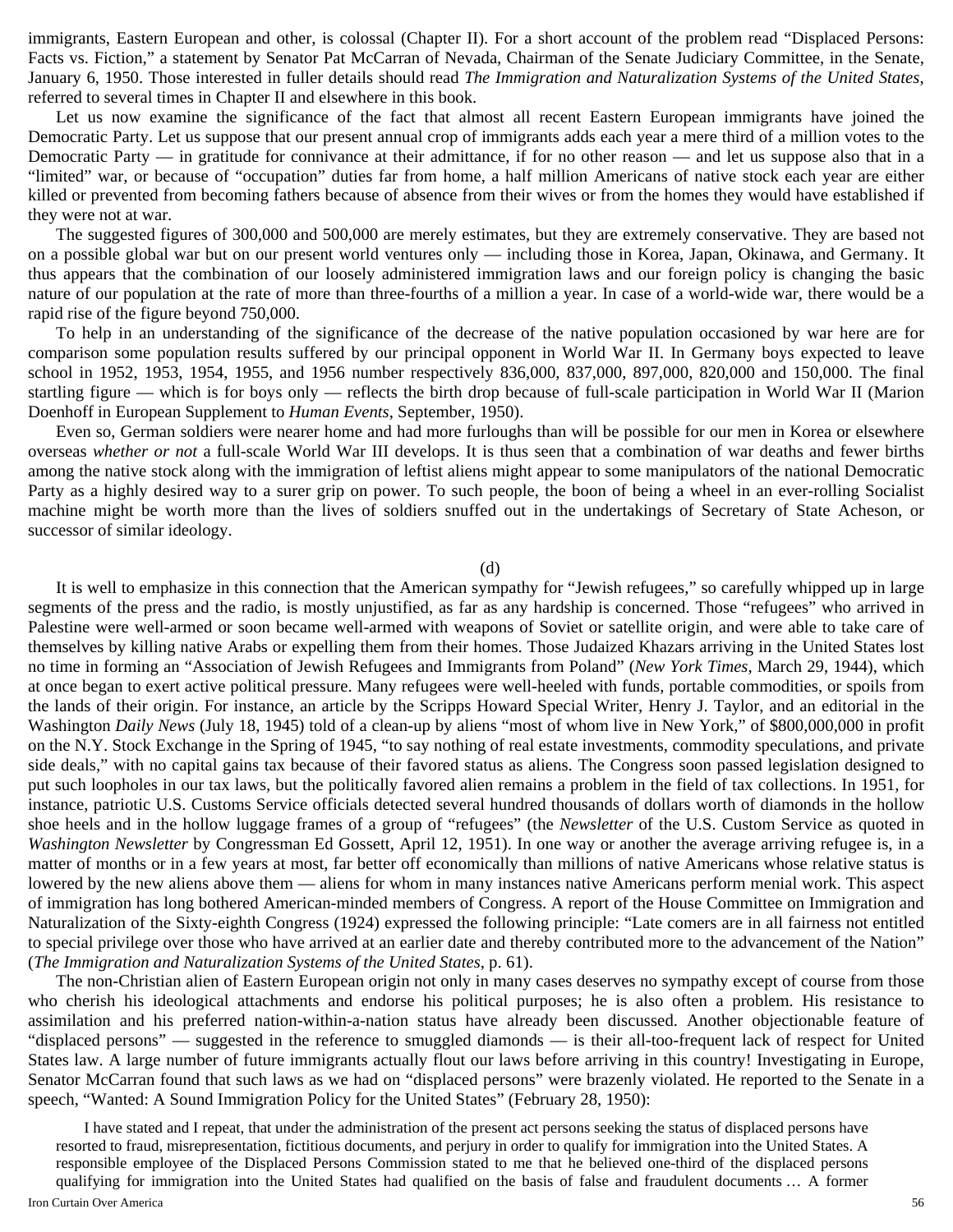immigrants, Eastern European and other, is colossal (Chapter II). For a short account of the problem read "Displaced Persons: Facts vs. Fiction," a statement by Senator Pat McCarran of Nevada, Chairman of the Senate Judiciary Committee, in the Senate, January 6, 1950. Those interested in fuller details should read *The Immigration and Naturalization Systems of the United States*, referred to several times in Chapter II and elsewhere in this book.

Let us now examine the significance of the fact that almost all recent Eastern European immigrants have joined the Democratic Party. Let us suppose that our present annual crop of immigrants adds each year a mere third of a million votes to the Democratic Party — in gratitude for connivance at their admittance, if for no other reason — and let us suppose also that in a "limited" war, or because of "occupation" duties far from home, a half million Americans of native stock each year are either killed or prevented from becoming fathers because of absence from their wives or from the homes they would have established if they were not at war.

The suggested figures of 300,000 and 500,000 are merely estimates, but they are extremely conservative. They are based not on a possible global war but on our present world ventures only — including those in Korea, Japan, Okinawa, and Germany. It thus appears that the combination of our loosely administered immigration laws and our foreign policy is changing the basic nature of our population at the rate of more than three-fourths of a million a year. In case of a world-wide war, there would be a rapid rise of the figure beyond 750,000.

To help in an understanding of the significance of the decrease of the native population occasioned by war here are for comparison some population results suffered by our principal opponent in World War II. In Germany boys expected to leave school in 1952, 1953, 1954, 1955, and 1956 number respectively 836,000, 837,000, 897,000, 820,000 and 150,000. The final startling figure — which is for boys only — reflects the birth drop because of full-scale participation in World War II (Marion Doenhoff in European Supplement to *Human Events*, September, 1950).

Even so, German soldiers were nearer home and had more furloughs than will be possible for our men in Korea or elsewhere overseas *whether or not* a full-scale World War III develops. It is thus seen that a combination of war deaths and fewer births among the native stock along with the immigration of leftist aliens might appear to some manipulators of the national Democratic Party as a highly desired way to a surer grip on power. To such people, the boon of being a wheel in an ever-rolling Socialist machine might be worth more than the lives of soldiers snuffed out in the undertakings of Secretary of State Acheson, or successor of similar ideology.

(d)

It is well to emphasize in this connection that the American sympathy for "Jewish refugees," so carefully whipped up in large segments of the press and the radio, is mostly unjustified, as far as any hardship is concerned. Those "refugees" who arrived in Palestine were well-armed or soon became well-armed with weapons of Soviet or satellite origin, and were able to take care of themselves by killing native Arabs or expelling them from their homes. Those Judaized Khazars arriving in the United States lost no time in forming an "Association of Jewish Refugees and Immigrants from Poland" (*New York Times*, March 29, 1944), which at once began to exert active political pressure. Many refugees were well-heeled with funds, portable commodities, or spoils from the lands of their origin. For instance, an article by the Scripps Howard Special Writer, Henry J. Taylor, and an editorial in the Washington *Daily News* (July 18, 1945) told of a clean-up by aliens "most of whom live in New York," of $800,000,000 in profit on the N.Y. Stock Exchange in the Spring of 1945, "to say nothing of real estate investments, commodity speculations, and private side deals," with no capital gains tax because of their favored status as aliens. The Congress soon passed legislation designed to put such loopholes in our tax laws, but the politically favored alien remains a problem in the field of tax collections. In 1951, for instance, patriotic U.S. Customs Service officials detected several hundred thousands of dollars worth of diamonds in the hollow shoe heels and in the hollow luggage frames of a group of "refugees" (the *Newsletter* of the U.S. Custom Service as quoted in *Washington Newsletter* by Congressman Ed Gossett, April 12, 1951). In one way or another the average arriving refugee is, in a matter of months or in a few years at most, far better off economically than millions of native Americans whose relative status is lowered by the new aliens above them — aliens for whom in many instances native Americans perform menial work. This aspect of immigration has long bothered American-minded members of Congress. A report of the House Committee on Immigration and Naturalization of the Sixty-eighth Congress (1924) expressed the following principle: "Late comers are in all fairness not entitled to special privilege over those who have arrived at an earlier date and thereby contributed more to the advancement of the Nation" (*The Immigration and Naturalization Systems of the United States*, p. 61).

The non-Christian alien of Eastern European origin not only in many cases deserves no sympathy except of course from those who cherish his ideological attachments and endorse his political purposes; he is also often a problem. His resistance to assimilation and his preferred nation-within-a-nation status have already been discussed. Another objectionable feature of "displaced persons" — suggested in the reference to smuggled diamonds — is their all-too-frequent lack of respect for United States law. A large number of future immigrants actually flout our laws before arriving in this country! Investigating in Europe, Senator McCarran found that such laws as we had on "displaced persons" were brazenly violated. He reported to the Senate in a speech, "Wanted: A Sound Immigration Policy for the United States" (February 28, 1950):

> I have stated and I repeat, that under the administration of the present act persons seeking the status of displaced persons have resorted to fraud, misrepresentation, fictitious documents, and perjury in order to qualify for immigration into the United States. A responsible employee of the Displaced Persons Commission stated to me that he believed one-third of the displaced persons qualifying for immigration into the United States had qualified on the basis of false and fraudulent documents … A former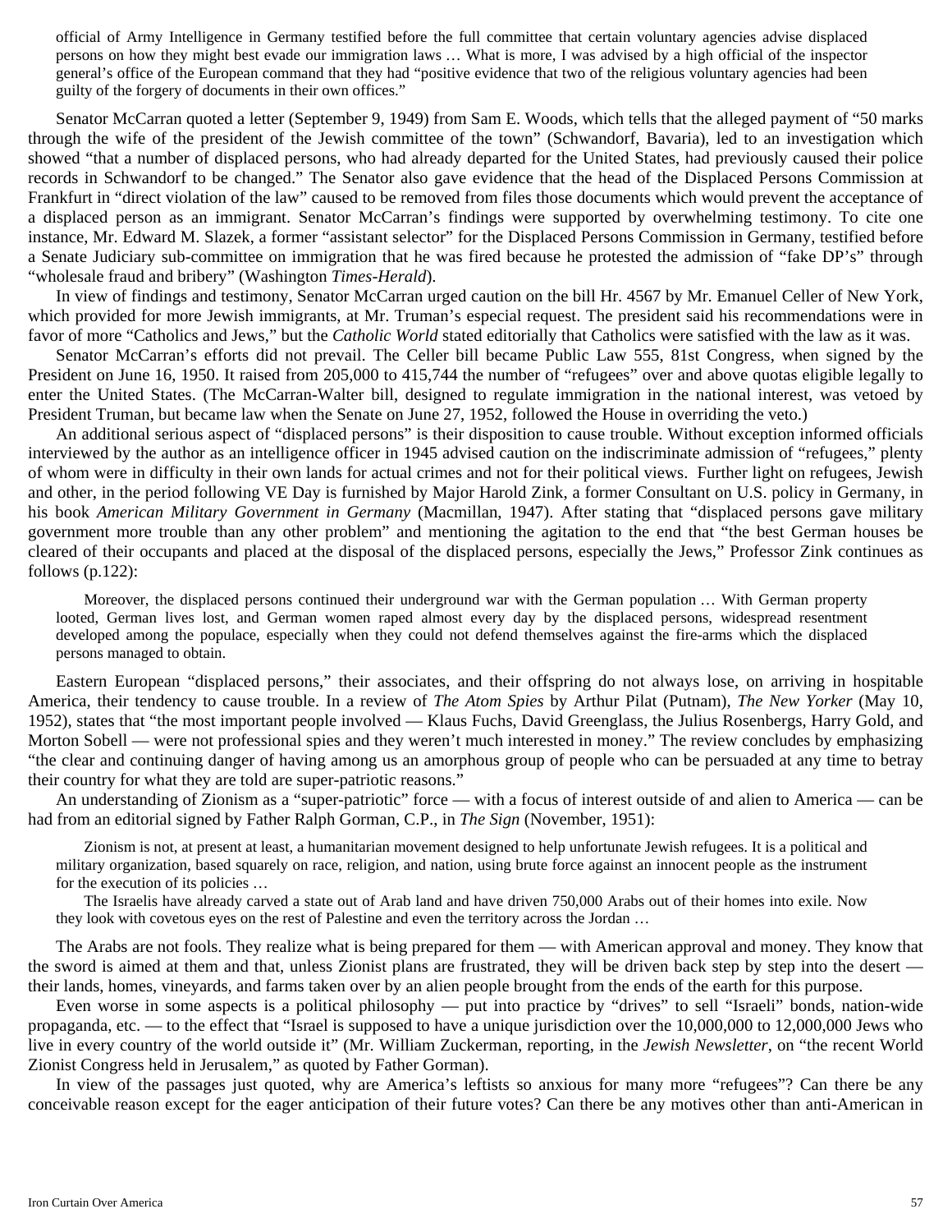> official of Army Intelligence in Germany testified before the full committee that certain voluntary agencies advise displaced persons on how they might best evade our immigration laws … What is more, I was advised by a high official of the inspector general's office of the European command that they had "positive evidence that two of the religious voluntary agencies had been guilty of the forgery of documents in their own offices."

Senator McCarran quoted a letter (September 9, 1949) from Sam E. Woods, which tells that the alleged payment of "50 marks through the wife of the president of the Jewish committee of the town" (Schwandorf, Bavaria), led to an investigation which showed "that a number of displaced persons, who had already departed for the United States, had previously caused their police records in Schwandorf to be changed." The Senator also gave evidence that the head of the Displaced Persons Commission at Frankfurt in "direct violation of the law" caused to be removed from files those documents which would prevent the acceptance of a displaced person as an immigrant. Senator McCarran's findings were supported by overwhelming testimony. To cite one instance, Mr. Edward M. Slazek, a former "assistant selector" for the Displaced Persons Commission in Germany, testified before a Senate Judiciary sub-committee on immigration that he was fired because he protested the admission of "fake DP's" through "wholesale fraud and bribery" (Washington *Times-Herald*).

In view of findings and testimony, Senator McCarran urged caution on the bill Hr. 4567 by Mr. Emanuel Celler of New York, which provided for more Jewish immigrants, at Mr. Truman's especial request. The president said his recommendations were in favor of more "Catholics and Jews," but the *Catholic World* stated editorially that Catholics were satisfied with the law as it was.

Senator McCarran's efforts did not prevail. The Celler bill became Public Law 555, 81st Congress, when signed by the President on June 16, 1950. It raised from 205,000 to 415,744 the number of "refugees" over and above quotas eligible legally to enter the United States. (The McCarran-Walter bill, designed to regulate immigration in the national interest, was vetoed by President Truman, but became law when the Senate on June 27, 1952, followed the House in overriding the veto.)

An additional serious aspect of "displaced persons" is their disposition to cause trouble. Without exception informed officials interviewed by the author as an intelligence officer in 1945 advised caution on the indiscriminate admission of "refugees," plenty of whom were in difficulty in their own lands for actual crimes and not for their political views. Further light on refugees, Jewish and other, in the period following VE Day is furnished by Major Harold Zink, a former Consultant on U.S. policy in Germany, in his book *American Military Government in Germany* (Macmillan, 1947). After stating that "displaced persons gave military government more trouble than any other problem" and mentioning the agitation to the end that "the best German houses be cleared of their occupants and placed at the disposal of the displaced persons, especially the Jews," Professor Zink continues as follows (p.122):

> Moreover, the displaced persons continued their underground war with the German population … With German property looted, German lives lost, and German women raped almost every day by the displaced persons, widespread resentment developed among the populace, especially when they could not defend themselves against the fire-arms which the displaced persons managed to obtain.

Eastern European "displaced persons," their associates, and their offspring do not always lose, on arriving in hospitable America, their tendency to cause trouble. In a review of *The Atom Spies* by Arthur Pilat (Putnam), *The New Yorker* (May 10, 1952), states that "the most important people involved — Klaus Fuchs, David Greenglass, the Julius Rosenbergs, Harry Gold, and Morton Sobell — were not professional spies and they weren't much interested in money." The review concludes by emphasizing "the clear and continuing danger of having among us an amorphous group of people who can be persuaded at any time to betray their country for what they are told are super-patriotic reasons."

An understanding of Zionism as a "super-patriotic" force — with a focus of interest outside of and alien to America — can be had from an editorial signed by Father Ralph Gorman, C.P., in *The Sign* (November, 1951):

> Zionism is not, at present at least, a humanitarian movement designed to help unfortunate Jewish refugees. It is a political and military organization, based squarely on race, religion, and nation, using brute force against an innocent people as the instrument for the execution of its policies …
>
> The Israelis have already carved a state out of Arab land and have driven 750,000 Arabs out of their homes into exile. Now they look with covetous eyes on the rest of Palestine and even the territory across the Jordan …

The Arabs are not fools. They realize what is being prepared for them — with American approval and money. They know that the sword is aimed at them and that, unless Zionist plans are frustrated, they will be driven back step by step into the desert — their lands, homes, vineyards, and farms taken over by an alien people brought from the ends of the earth for this purpose.

Even worse in some aspects is a political philosophy — put into practice by "drives" to sell "Israeli" bonds, nation-wide propaganda, etc. — to the effect that "Israel is supposed to have a unique jurisdiction over the 10,000,000 to 12,000,000 Jews who live in every country of the world outside it" (Mr. William Zuckerman, reporting, in the *Jewish Newsletter*, on "the recent World Zionist Congress held in Jerusalem," as quoted by Father Gorman).

In view of the passages just quoted, why are America's leftists so anxious for many more "refugees"? Can there be any conceivable reason except for the eager anticipation of their future votes? Can there be any motives other than anti-American in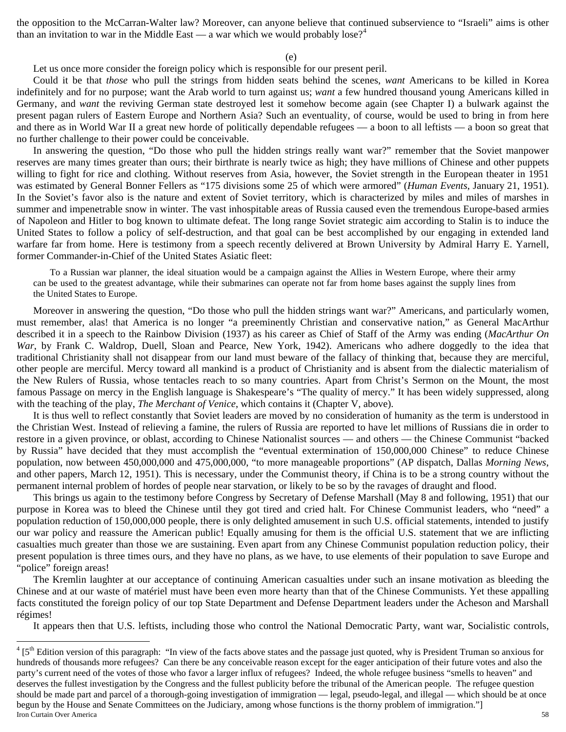the opposition to the McCarran-Walter law? Moreover, can anyone believe that continued subservience to "Israeli" aims is other than an invitation to war in the Middle East — a war which we would probably lose?[4]

(e)

Let us once more consider the foreign policy which is responsible for our present peril.

Could it be that *those* who pull the strings from hidden seats behind the scenes, *want* Americans to be killed in Korea indefinitely and for no purpose; want the Arab world to turn against us; *want* a few hundred thousand young Americans killed in Germany, and *want* the reviving German state destroyed lest it somehow become again (see Chapter I) a bulwark against the present pagan rulers of Eastern Europe and Northern Asia? Such an eventuality, of course, would be used to bring in from here and there as in World War II a great new horde of politically dependable refugees — a boon to all leftists — a boon so great that no further challenge to their power could be conceivable.

In answering the question, "Do those who pull the hidden strings really want war?" remember that the Soviet manpower reserves are many times greater than ours; their birthrate is nearly twice as high; they have millions of Chinese and other puppets willing to fight for rice and clothing. Without reserves from Asia, however, the Soviet strength in the European theater in 1951 was estimated by General Bonner Fellers as "175 divisions some 25 of which were armored" (*Human Events*, January 21, 1951). In the Soviet's favor also is the nature and extent of Soviet territory, which is characterized by miles and miles of marshes in summer and impenetrable snow in winter. The vast inhospitable areas of Russia caused even the tremendous Europe-based armies of Napoleon and Hitler to bog known to ultimate defeat. The long range Soviet strategic aim according to Stalin is to induce the United States to follow a policy of self-destruction, and that goal can be best accomplished by our engaging in extended land warfare far from home. Here is testimony from a speech recently delivered at Brown University by Admiral Harry E. Yarnell, former Commander-in-Chief of the United States Asiatic fleet:

> To a Russian war planner, the ideal situation would be a campaign against the Allies in Western Europe, where their army can be used to the greatest advantage, while their submarines can operate not far from home bases against the supply lines from the United States to Europe.

Moreover in answering the question, "Do those who pull the hidden strings want war?" Americans, and particularly women, must remember, alas! that America is no longer "a preeminently Christian and conservative nation," as General MacArthur described it in a speech to the Rainbow Division (1937) as his career as Chief of Staff of the Army was ending (*MacArthur On War*, by Frank C. Waldrop, Duell, Sloan and Pearce, New York, 1942). Americans who adhere doggedly to the idea that traditional Christianity shall not disappear from our land must beware of the fallacy of thinking that, because they are merciful, other people are merciful. Mercy toward all mankind is a product of Christianity and is absent from the dialectic materialism of the New Rulers of Russia, whose tentacles reach to so many countries. Apart from Christ's Sermon on the Mount, the most famous Passage on mercy in the English language is Shakespeare's "The quality of mercy." It has been widely suppressed, along with the teaching of the play, *The Merchant of Venice*, which contains it (Chapter V, above).

It is thus well to reflect constantly that Soviet leaders are moved by no consideration of humanity as the term is understood in the Christian West. Instead of relieving a famine, the rulers of Russia are reported to have let millions of Russians die in order to restore in a given province, or oblast, according to Chinese Nationalist sources — and others — the Chinese Communist "backed by Russia" have decided that they must accomplish the "eventual extermination of 150,000,000 Chinese" to reduce Chinese population, now between 450,000,000 and 475,000,000, "to more manageable proportions" (AP dispatch, Dallas *Morning News*, and other papers, March 12, 1951). This is necessary, under the Communist theory, if China is to be a strong country without the permanent internal problem of hordes of people near starvation, or likely to be so by the ravages of draught and flood.

This brings us again to the testimony before Congress by Secretary of Defense Marshall (May 8 and following, 1951) that our purpose in Korea was to bleed the Chinese until they got tired and cried halt. For Chinese Communist leaders, who "need" a population reduction of 150,000,000 people, there is only delighted amusement in such U.S. official statements, intended to justify our war policy and reassure the American public! Equally amusing for them is the official U.S. statement that we are inflicting casualties much greater than those we are sustaining. Even apart from any Chinese Communist population reduction policy, their present population is three times ours, and they have no plans, as we have, to use elements of their population to save Europe and "police" foreign areas!

The Kremlin laughter at our acceptance of continuing American casualties under such an insane motivation as bleeding the Chinese and at our waste of matériel must have been even more hearty than that of the Chinese Communists. Yet these appalling facts constituted the foreign policy of our top State Department and Defense Department leaders under the Acheson and Marshall régimes!

It appears then that U.S. leftists, including those who control the National Democratic Party, want war, Socialistic controls,

---

[4] [5th Edition version of this paragraph: "In view of the facts above states and the passage just quoted, why is President Truman so anxious for hundreds of thousands more refugees? Can there be any conceivable reason except for the eager anticipation of their future votes and also the party's current need of the votes of those who favor a larger influx of refugees? Indeed, the whole refugee business "smells to heaven" and deserves the fullest investigation by the Congress and the fullest publicity before the tribunal of the American people. The refugee question should be made part and parcel of a thorough-going investigation of immigration — legal, pseudo-legal, and illegal — which should be at once begun by the House and Senate Committees on the Judiciary, among whose functions is the thorny problem of immigration."]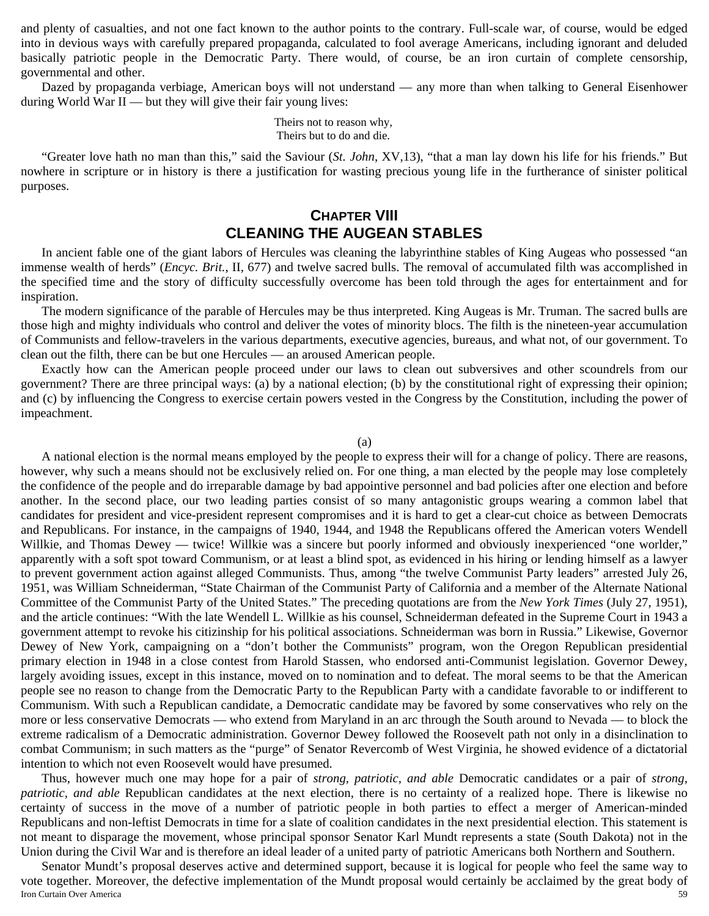and plenty of casualties, and not one fact known to the author points to the contrary. Full-scale war, of course, would be edged into in devious ways with carefully prepared propaganda, calculated to fool average Americans, including ignorant and deluded basically patriotic people in the Democratic Party. There would, of course, be an iron curtain of complete censorship, governmental and other.

Dazed by propaganda verbiage, American boys will not understand — any more than when talking to General Eisenhower during World War II — but they will give their fair young lives:

Theirs not to reason why,  
Theirs but to do and die.

"Greater love hath no man than this," said the Saviour (*St. John*, XV,13), "that a man lay down his life for his friends." But nowhere in scripture or in history is there a justification for wasting precious young life in the furtherance of sinister political purposes.

## CHAPTER VIII
## CLEANING THE AUGEAN STABLES

In ancient fable one of the giant labors of Hercules was cleaning the labyrinthine stables of King Augeas who possessed "an immense wealth of herds" (*Encyc. Brit.*, II, 677) and twelve sacred bulls. The removal of accumulated filth was accomplished in the specified time and the story of difficulty successfully overcome has been told through the ages for entertainment and for inspiration.

The modern significance of the parable of Hercules may be thus interpreted. King Augeas is Mr. Truman. The sacred bulls are those high and mighty individuals who control and deliver the votes of minority blocs. The filth is the nineteen-year accumulation of Communists and fellow-travelers in the various departments, executive agencies, bureaus, and what not, of our government. To clean out the filth, there can be but one Hercules — an aroused American people.

Exactly how can the American people proceed under our laws to clean out subversives and other scoundrels from our government? There are three principal ways: (a) by a national election; (b) by the constitutional right of expressing their opinion; and (c) by influencing the Congress to exercise certain powers vested in the Congress by the Constitution, including the power of impeachment.

(a)

A national election is the normal means employed by the people to express their will for a change of policy. There are reasons, however, why such a means should not be exclusively relied on. For one thing, a man elected by the people may lose completely the confidence of the people and do irreparable damage by bad appointive personnel and bad policies after one election and before another. In the second place, our two leading parties consist of so many antagonistic groups wearing a common label that candidates for president and vice-president represent compromises and it is hard to get a clear-cut choice as between Democrats and Republicans. For instance, in the campaigns of 1940, 1944, and 1948 the Republicans offered the American voters Wendell Willkie, and Thomas Dewey — twice! Willkie was a sincere but poorly informed and obviously inexperienced "one worlder," apparently with a soft spot toward Communism, or at least a blind spot, as evidenced in his hiring or lending himself as a lawyer to prevent government action against alleged Communists. Thus, among "the twelve Communist Party leaders" arrested July 26, 1951, was William Schneiderman, "State Chairman of the Communist Party of California and a member of the Alternate National Committee of the Communist Party of the United States." The preceding quotations are from the *New York Times* (July 27, 1951), and the article continues: "With the late Wendell L. Willkie as his counsel, Schneiderman defeated in the Supreme Court in 1943 a government attempt to revoke his citizinship for his political associations. Schneiderman was born in Russia." Likewise, Governor Dewey of New York, campaigning on a "don't bother the Communists" program, won the Oregon Republican presidential primary election in 1948 in a close contest from Harold Stassen, who endorsed anti-Communist legislation. Governor Dewey, largely avoiding issues, except in this instance, moved on to nomination and to defeat. The moral seems to be that the American people see no reason to change from the Democratic Party to the Republican Party with a candidate favorable to or indifferent to Communism. With such a Republican candidate, a Democratic candidate may be favored by some conservatives who rely on the more or less conservative Democrats — who extend from Maryland in an arc through the South around to Nevada — to block the extreme radicalism of a Democratic administration. Governor Dewey followed the Roosevelt path not only in a disinclination to combat Communism; in such matters as the "purge" of Senator Revercomb of West Virginia, he showed evidence of a dictatorial intention to which not even Roosevelt would have presumed.

Thus, however much one may hope for a pair of *strong, patriotic, and able* Democratic candidates or a pair of *strong, patriotic, and able* Republican candidates at the next election, there is no certainty of a realized hope. There is likewise no certainty of success in the move of a number of patriotic people in both parties to effect a merger of American-minded Republicans and non-leftist Democrats in time for a slate of coalition candidates in the next presidential election. This statement is not meant to disparage the movement, whose principal sponsor Senator Karl Mundt represents a state (South Dakota) not in the Union during the Civil War and is therefore an ideal leader of a united party of patriotic Americans both Northern and Southern.

Senator Mundt's proposal deserves active and determined support, because it is logical for people who feel the same way to vote together. Moreover, the defective implementation of the Mundt proposal would certainly be acclaimed by the great body of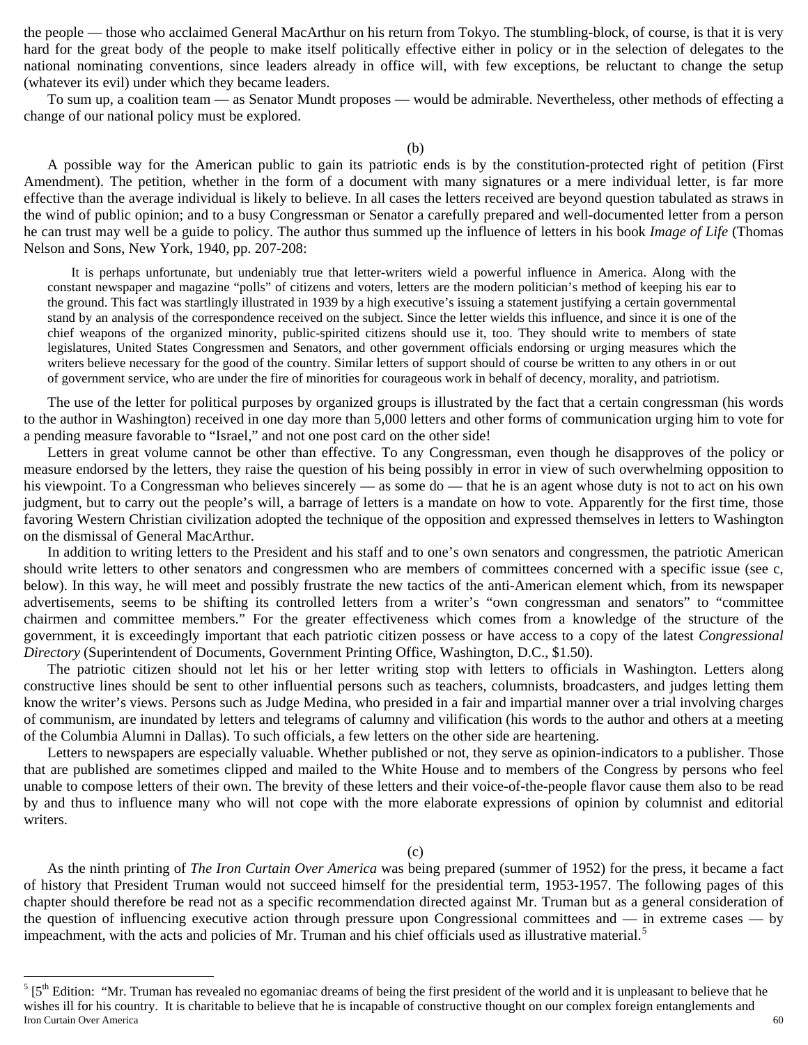the people — those who acclaimed General MacArthur on his return from Tokyo. The stumbling-block, of course, is that it is very hard for the great body of the people to make itself politically effective either in policy or in the selection of delegates to the national nominating conventions, since leaders already in office will, with few exceptions, be reluctant to change the setup (whatever its evil) under which they became leaders.

To sum up, a coalition team — as Senator Mundt proposes — would be admirable. Nevertheless, other methods of effecting a change of our national policy must be explored.

(b)

A possible way for the American public to gain its patriotic ends is by the constitution-protected right of petition (First Amendment). The petition, whether in the form of a document with many signatures or a mere individual letter, is far more effective than the average individual is likely to believe. In all cases the letters received are beyond question tabulated as straws in the wind of public opinion; and to a busy Congressman or Senator a carefully prepared and well-documented letter from a person he can trust may well be a guide to policy. The author thus summed up the influence of letters in his book *Image of Life* (Thomas Nelson and Sons, New York, 1940, pp. 207-208:

> It is perhaps unfortunate, but undeniably true that letter-writers wield a powerful influence in America. Along with the constant newspaper and magazine "polls" of citizens and voters, letters are the modern politician's method of keeping his ear to the ground. This fact was startlingly illustrated in 1939 by a high executive's issuing a statement justifying a certain governmental stand by an analysis of the correspondence received on the subject. Since the letter wields this influence, and since it is one of the chief weapons of the organized minority, public-spirited citizens should use it, too. They should write to members of state legislatures, United States Congressmen and Senators, and other government officials endorsing or urging measures which the writers believe necessary for the good of the country. Similar letters of support should of course be written to any others in or out of government service, who are under the fire of minorities for courageous work in behalf of decency, morality, and patriotism.

The use of the letter for political purposes by organized groups is illustrated by the fact that a certain congressman (his words to the author in Washington) received in one day more than 5,000 letters and other forms of communication urging him to vote for a pending measure favorable to "Israel," and not one post card on the other side!

Letters in great volume cannot be other than effective. To any Congressman, even though he disapproves of the policy or measure endorsed by the letters, they raise the question of his being possibly in error in view of such overwhelming opposition to his viewpoint. To a Congressman who believes sincerely — as some do — that he is an agent whose duty is not to act on his own judgment, but to carry out the people's will, a barrage of letters is a mandate on how to vote. Apparently for the first time, those favoring Western Christian civilization adopted the technique of the opposition and expressed themselves in letters to Washington on the dismissal of General MacArthur.

In addition to writing letters to the President and his staff and to one's own senators and congressmen, the patriotic American should write letters to other senators and congressmen who are members of committees concerned with a specific issue (see c, below). In this way, he will meet and possibly frustrate the new tactics of the anti-American element which, from its newspaper advertisements, seems to be shifting its controlled letters from a writer's "own congressman and senators" to "committee chairmen and committee members." For the greater effectiveness which comes from a knowledge of the structure of the government, it is exceedingly important that each patriotic citizen possess or have access to a copy of the latest *Congressional Directory* (Superintendent of Documents, Government Printing Office, Washington, D.C., $1.50).

The patriotic citizen should not let his or her letter writing stop with letters to officials in Washington. Letters along constructive lines should be sent to other influential persons such as teachers, columnists, broadcasters, and judges letting them know the writer's views. Persons such as Judge Medina, who presided in a fair and impartial manner over a trial involving charges of communism, are inundated by letters and telegrams of calumny and vilification (his words to the author and others at a meeting of the Columbia Alumni in Dallas). To such officials, a few letters on the other side are heartening.

Letters to newspapers are especially valuable. Whether published or not, they serve as opinion-indicators to a publisher. Those that are published are sometimes clipped and mailed to the White House and to members of the Congress by persons who feel unable to compose letters of their own. The brevity of these letters and their voice-of-the-people flavor cause them also to be read by and thus to influence many who will not cope with the more elaborate expressions of opinion by columnist and editorial writers.

(c)

As the ninth printing of *The Iron Curtain Over America* was being prepared (summer of 1952) for the press, it became a fact of history that President Truman would not succeed himself for the presidential term, 1953-1957. The following pages of this chapter should therefore be read not as a specific recommendation directed against Mr. Truman but as a general consideration of the question of influencing executive action through pressure upon Congressional committees and — in extreme cases — by impeachment, with the acts and policies of Mr. Truman and his chief officials used as illustrative material.[5]

---

[5] [5th Edition: "Mr. Truman has revealed no egomaniac dreams of being the first president of the world and it is unpleasant to believe that he wishes ill for his country. It is charitable to believe that he is incapable of constructive thought on our complex foreign entanglements and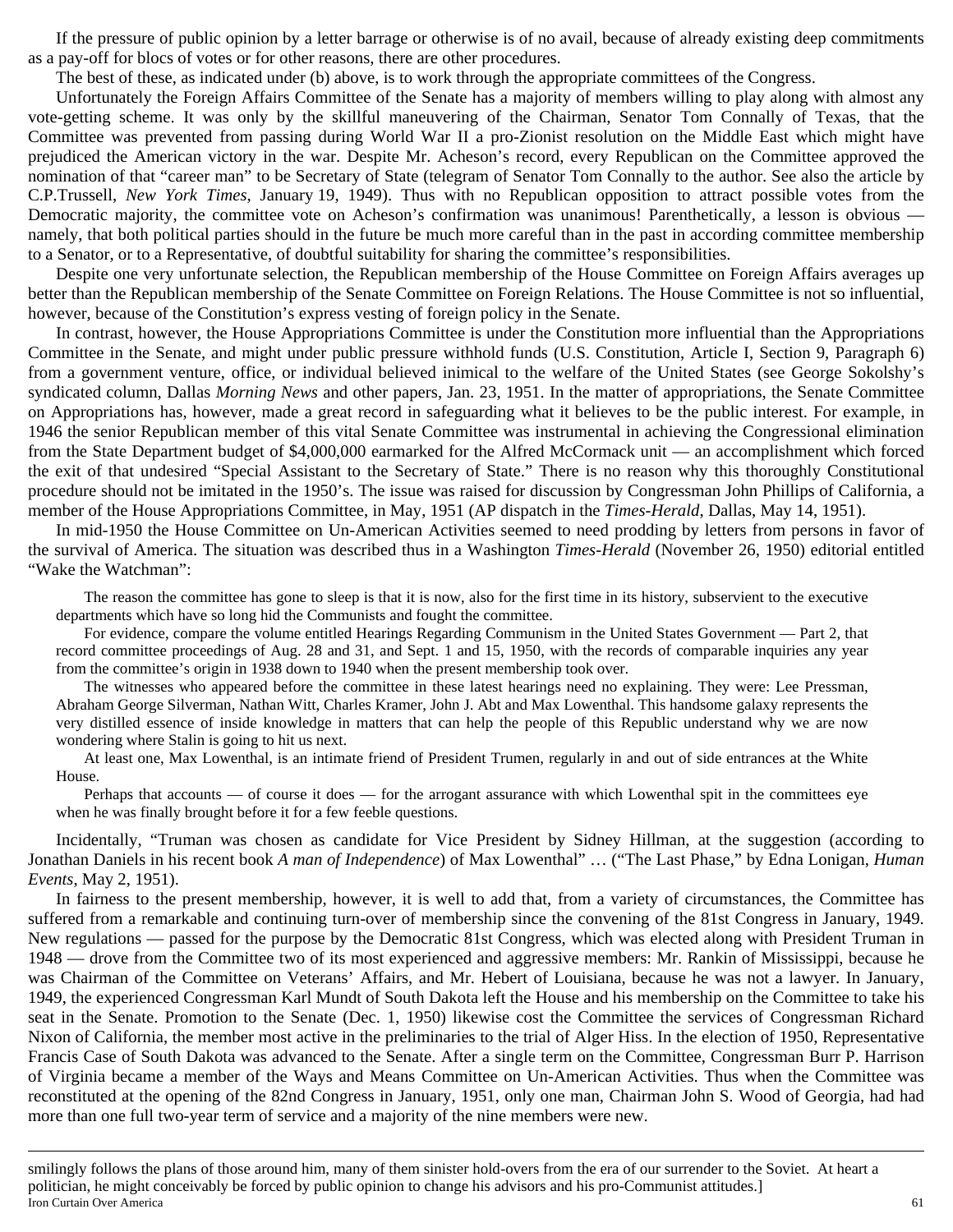If the pressure of public opinion by a letter barrage or otherwise is of no avail, because of already existing deep commitments as a pay-off for blocs of votes or for other reasons, there are other procedures.

The best of these, as indicated under (b) above, is to work through the appropriate committees of the Congress.

Unfortunately the Foreign Affairs Committee of the Senate has a majority of members willing to play along with almost any vote-getting scheme. It was only by the skillful maneuvering of the Chairman, Senator Tom Connally of Texas, that the Committee was prevented from passing during World War II a pro-Zionist resolution on the Middle East which might have prejudiced the American victory in the war. Despite Mr. Acheson's record, every Republican on the Committee approved the nomination of that "career man" to be Secretary of State (telegram of Senator Tom Connally to the author. See also the article by C.P.Trussell, *New York Times*, January 19, 1949). Thus with no Republican opposition to attract possible votes from the Democratic majority, the committee vote on Acheson's confirmation was unanimous! Parenthetically, a lesson is obvious — namely, that both political parties should in the future be much more careful than in the past in according committee membership to a Senator, or to a Representative, of doubtful suitability for sharing the committee's responsibilities.

Despite one very unfortunate selection, the Republican membership of the House Committee on Foreign Affairs averages up better than the Republican membership of the Senate Committee on Foreign Relations. The House Committee is not so influential, however, because of the Constitution's express vesting of foreign policy in the Senate.

In contrast, however, the House Appropriations Committee is under the Constitution more influential than the Appropriations Committee in the Senate, and might under public pressure withhold funds (U.S. Constitution, Article I, Section 9, Paragraph 6) from a government venture, office, or individual believed inimical to the welfare of the United States (see George Sokolshy's syndicated column, Dallas *Morning News* and other papers, Jan. 23, 1951. In the matter of appropriations, the Senate Committee on Appropriations has, however, made a great record in safeguarding what it believes to be the public interest. For example, in 1946 the senior Republican member of this vital Senate Committee was instrumental in achieving the Congressional elimination from the State Department budget of $4,000,000 earmarked for the Alfred McCormack unit — an accomplishment which forced the exit of that undesired "Special Assistant to the Secretary of State." There is no reason why this thoroughly Constitutional procedure should not be imitated in the 1950's. The issue was raised for discussion by Congressman John Phillips of California, a member of the House Appropriations Committee, in May, 1951 (AP dispatch in the *Times-Herald*, Dallas, May 14, 1951).

In mid-1950 the House Committee on Un-American Activities seemed to need prodding by letters from persons in favor of the survival of America. The situation was described thus in a Washington *Times-Herald* (November 26, 1950) editorial entitled "Wake the Watchman":

> The reason the committee has gone to sleep is that it is now, also for the first time in its history, subservient to the executive departments which have so long hid the Communists and fought the committee.
>
> For evidence, compare the volume entitled Hearings Regarding Communism in the United States Government — Part 2, that record committee proceedings of Aug. 28 and 31, and Sept. 1 and 15, 1950, with the records of comparable inquiries any year from the committee's origin in 1938 down to 1940 when the present membership took over.
>
> The witnesses who appeared before the committee in these latest hearings need no explaining. They were: Lee Pressman, Abraham George Silverman, Nathan Witt, Charles Kramer, John J. Abt and Max Lowenthal. This handsome galaxy represents the very distilled essence of inside knowledge in matters that can help the people of this Republic understand why we are now wondering where Stalin is going to hit us next.
>
> At least one, Max Lowenthal, is an intimate friend of President Trumen, regularly in and out of side entrances at the White House.
>
> Perhaps that accounts — of course it does — for the arrogant assurance with which Lowenthal spit in the committees eye when he was finally brought before it for a few feeble questions.

Incidentally, "Truman was chosen as candidate for Vice President by Sidney Hillman, at the suggestion (according to Jonathan Daniels in his recent book *A man of Independence*) of Max Lowenthal" … ("The Last Phase," by Edna Lonigan, *Human Events*, May 2, 1951).

In fairness to the present membership, however, it is well to add that, from a variety of circumstances, the Committee has suffered from a remarkable and continuing turn-over of membership since the convening of the 81st Congress in January, 1949. New regulations — passed for the purpose by the Democratic 81st Congress, which was elected along with President Truman in 1948 — drove from the Committee two of its most experienced and aggressive members: Mr. Rankin of Mississippi, because he was Chairman of the Committee on Veterans' Affairs, and Mr. Hebert of Louisiana, because he was not a lawyer. In January, 1949, the experienced Congressman Karl Mundt of South Dakota left the House and his membership on the Committee to take his seat in the Senate. Promotion to the Senate (Dec. 1, 1950) likewise cost the Committee the services of Congressman Richard Nixon of California, the member most active in the preliminaries to the trial of Alger Hiss. In the election of 1950, Representative Francis Case of South Dakota was advanced to the Senate. After a single term on the Committee, Congressman Burr P. Harrison of Virginia became a member of the Ways and Means Committee on Un-American Activities. Thus when the Committee was reconstituted at the opening of the 82nd Congress in January, 1951, only one man, Chairman John S. Wood of Georgia, had had more than one full two-year term of service and a majority of the nine members were new.

---

smilingly follows the plans of those around him, many of them sinister hold-overs from the era of our surrender to the Soviet. At heart a politician, he might conceivably be forced by public opinion to change his advisors and his pro-Communist attitudes.]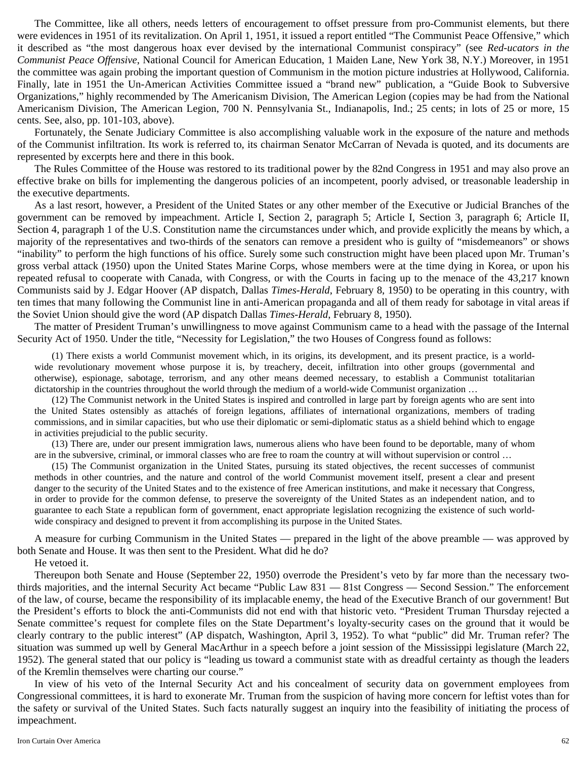The Committee, like all others, needs letters of encouragement to offset pressure from pro-Communist elements, but there were evidences in 1951 of its revitalization. On April 1, 1951, it issued a report entitled "The Communist Peace Offensive," which it described as "the most dangerous hoax ever devised by the international Communist conspiracy" (see *Red-ucators in the Communist Peace Offensive*, National Council for American Education, 1 Maiden Lane, New York 38, N.Y.) Moreover, in 1951 the committee was again probing the important question of Communism in the motion picture industries at Hollywood, California. Finally, late in 1951 the Un-American Activities Committee issued a "brand new" publication, a "Guide Book to Subversive Organizations," highly recommended by The Americanism Division, The American Legion (copies may be had from the National Americanism Division, The American Legion, 700 N. Pennsylvania St., Indianapolis, Ind.; 25 cents; in lots of 25 or more, 15 cents. See, also, pp. 101-103, above).

Fortunately, the Senate Judiciary Committee is also accomplishing valuable work in the exposure of the nature and methods of the Communist infiltration. Its work is referred to, its chairman Senator McCarran of Nevada is quoted, and its documents are represented by excerpts here and there in this book.

The Rules Committee of the House was restored to its traditional power by the 82nd Congress in 1951 and may also prove an effective brake on bills for implementing the dangerous policies of an incompetent, poorly advised, or treasonable leadership in the executive departments.

As a last resort, however, a President of the United States or any other member of the Executive or Judicial Branches of the government can be removed by impeachment. Article I, Section 2, paragraph 5; Article I, Section 3, paragraph 6; Article II, Section 4, paragraph 1 of the U.S. Constitution name the circumstances under which, and provide explicitly the means by which, a majority of the representatives and two-thirds of the senators can remove a president who is guilty of "misdemeanors" or shows "inability" to perform the high functions of his office. Surely some such construction might have been placed upon Mr. Truman's gross verbal attack (1950) upon the United States Marine Corps, whose members were at the time dying in Korea, or upon his repeated refusal to cooperate with Canada, with Congress, or with the Courts in facing up to the menace of the 43,217 known Communists said by J. Edgar Hoover (AP dispatch, Dallas *Times-Herald*, February 8, 1950) to be operating in this country, with ten times that many following the Communist line in anti-American propaganda and all of them ready for sabotage in vital areas if the Soviet Union should give the word (AP dispatch Dallas *Times-Herald*, February 8, 1950).

The matter of President Truman's unwillingness to move against Communism came to a head with the passage of the Internal Security Act of 1950. Under the title, "Necessity for Legislation," the two Houses of Congress found as follows:

> (1) There exists a world Communist movement which, in its origins, its development, and its present practice, is a world-wide revolutionary movement whose purpose it is, by treachery, deceit, infiltration into other groups (governmental and otherwise), espionage, sabotage, terrorism, and any other means deemed necessary, to establish a Communist totalitarian dictatorship in the countries throughout the world through the medium of a world-wide Communist organization …
>
> (12) The Communist network in the United States is inspired and controlled in large part by foreign agents who are sent into the United States ostensibly as attachés of foreign legations, affiliates of international organizations, members of trading commissions, and in similar capacities, but who use their diplomatic or semi-diplomatic status as a shield behind which to engage in activities prejudicial to the public security.
>
> (13) There are, under our present immigration laws, numerous aliens who have been found to be deportable, many of whom are in the subversive, criminal, or immoral classes who are free to roam the country at will without supervision or control …
>
> (15) The Communist organization in the United States, pursuing its stated objectives, the recent successes of communist methods in other countries, and the nature and control of the world Communist movement itself, present a clear and present danger to the security of the United States and to the existence of free American institutions, and make it necessary that Congress, in order to provide for the common defense, to preserve the sovereignty of the United States as an independent nation, and to guarantee to each State a republican form of government, enact appropriate legislation recognizing the existence of such world-wide conspiracy and designed to prevent it from accomplishing its purpose in the United States.

A measure for curbing Communism in the United States — prepared in the light of the above preamble — was approved by both Senate and House. It was then sent to the President. What did he do?

He vetoed it.

Thereupon both Senate and House (September 22, 1950) overrode the President's veto by far more than the necessary two-thirds majorities, and the internal Security Act became "Public Law 831 — 81st Congress — Second Session." The enforcement of the law, of course, became the responsibility of its implacable enemy, the head of the Executive Branch of our government! But the President's efforts to block the anti-Communists did not end with that historic veto. "President Truman Thursday rejected a Senate committee's request for complete files on the State Department's loyalty-security cases on the ground that it would be clearly contrary to the public interest" (AP dispatch, Washington, April 3, 1952). To what "public" did Mr. Truman refer? The situation was summed up well by General MacArthur in a speech before a joint session of the Mississippi legislature (March 22, 1952). The general stated that our policy is "leading us toward a communist state with as dreadful certainty as though the leaders of the Kremlin themselves were charting our course."

In view of his veto of the Internal Security Act and his concealment of security data on government employees from Congressional committees, it is hard to exonerate Mr. Truman from the suspicion of having more concern for leftist votes than for the safety or survival of the United States. Such facts naturally suggest an inquiry into the feasibility of initiating the process of impeachment.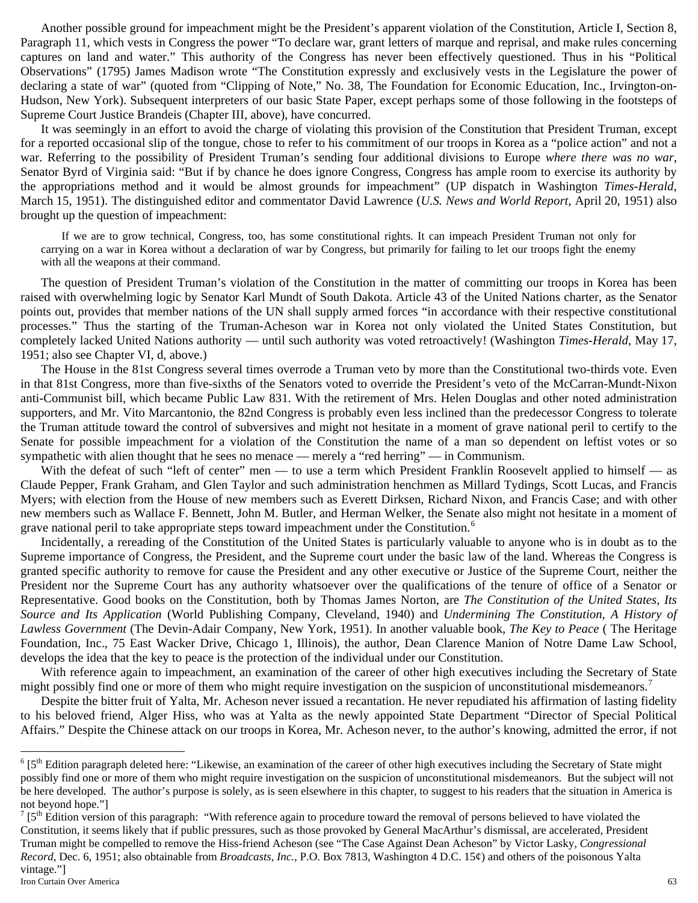Another possible ground for impeachment might be the President's apparent violation of the Constitution, Article I, Section 8, Paragraph 11, which vests in Congress the power "To declare war, grant letters of marque and reprisal, and make rules concerning captures on land and water." This authority of the Congress has never been effectively questioned. Thus in his "Political Observations" (1795) James Madison wrote "The Constitution expressly and exclusively vests in the Legislature the power of declaring a state of war" (quoted from "Clipping of Note," No. 38, The Foundation for Economic Education, Inc., Irvington-on-Hudson, New York). Subsequent interpreters of our basic State Paper, except perhaps some of those following in the footsteps of Supreme Court Justice Brandeis (Chapter III, above), have concurred.

It was seemingly in an effort to avoid the charge of violating this provision of the Constitution that President Truman, except for a reported occasional slip of the tongue, chose to refer to his commitment of our troops in Korea as a "police action" and not a war. Referring to the possibility of President Truman's sending four additional divisions to Europe *where there was no war*, Senator Byrd of Virginia said: "But if by chance he does ignore Congress, Congress has ample room to exercise its authority by the appropriations method and it would be almost grounds for impeachment" (UP dispatch in Washington *Times-Herald*, March 15, 1951). The distinguished editor and commentator David Lawrence (*U.S. News and World Report*, April 20, 1951) also brought up the question of impeachment:

> If we are to grow technical, Congress, too, has some constitutional rights. It can impeach President Truman not only for carrying on a war in Korea without a declaration of war by Congress, but primarily for failing to let our troops fight the enemy with all the weapons at their command.

The question of President Truman's violation of the Constitution in the matter of committing our troops in Korea has been raised with overwhelming logic by Senator Karl Mundt of South Dakota. Article 43 of the United Nations charter, as the Senator points out, provides that member nations of the UN shall supply armed forces "in accordance with their respective constitutional processes." Thus the starting of the Truman-Acheson war in Korea not only violated the United States Constitution, but completely lacked United Nations authority — until such authority was voted retroactively! (Washington *Times-Herald*, May 17, 1951; also see Chapter VI, d, above.)

The House in the 81st Congress several times overrode a Truman veto by more than the Constitutional two-thirds vote. Even in that 81st Congress, more than five-sixths of the Senators voted to override the President's veto of the McCarran-Mundt-Nixon anti-Communist bill, which became Public Law 831. With the retirement of Mrs. Helen Douglas and other noted administration supporters, and Mr. Vito Marcantonio, the 82nd Congress is probably even less inclined than the predecessor Congress to tolerate the Truman attitude toward the control of subversives and might not hesitate in a moment of grave national peril to certify to the Senate for possible impeachment for a violation of the Constitution the name of a man so dependent on leftist votes or so sympathetic with alien thought that he sees no menace — merely a "red herring" — in Communism.

With the defeat of such "left of center" men — to use a term which President Franklin Roosevelt applied to himself — as Claude Pepper, Frank Graham, and Glen Taylor and such administration henchmen as Millard Tydings, Scott Lucas, and Francis Myers; with election from the House of new members such as Everett Dirksen, Richard Nixon, and Francis Case; and with other new members such as Wallace F. Bennett, John M. Butler, and Herman Welker, the Senate also might not hesitate in a moment of grave national peril to take appropriate steps toward impeachment under the Constitution.[6]

Incidentally, a rereading of the Constitution of the United States is particularly valuable to anyone who is in doubt as to the Supreme importance of Congress, the President, and the Supreme court under the basic law of the land. Whereas the Congress is granted specific authority to remove for cause the President and any other executive or Justice of the Supreme Court, neither the President nor the Supreme Court has any authority whatsoever over the qualifications of the tenure of office of a Senator or Representative. Good books on the Constitution, both by Thomas James Norton, are *The Constitution of the United States, Its Source and Its Application* (World Publishing Company, Cleveland, 1940) and *Undermining The Constitution, A History of Lawless Government* (The Devin-Adair Company, New York, 1951). In another valuable book, *The Key to Peace* ( The Heritage Foundation, Inc., 75 East Wacker Drive, Chicago 1, Illinois), the author, Dean Clarence Manion of Notre Dame Law School, develops the idea that the key to peace is the protection of the individual under our Constitution.

With reference again to impeachment, an examination of the career of other high executives including the Secretary of State might possibly find one or more of them who might require investigation on the suspicion of unconstitutional misdemeanors.[7]

Despite the bitter fruit of Yalta, Mr. Acheson never issued a recantation. He never repudiated his affirmation of lasting fidelity to his beloved friend, Alger Hiss, who was at Yalta as the newly appointed State Department "Director of Special Political Affairs." Despite the Chinese attack on our troops in Korea, Mr. Acheson never, to the author's knowing, admitted the error, if not

---

[6] [5th Edition paragraph deleted here: "Likewise, an examination of the career of other high executives including the Secretary of State might possibly find one or more of them who might require investigation on the suspicion of unconstitutional misdemeanors. But the subject will not be here developed. The author's purpose is solely, as is seen elsewhere in this chapter, to suggest to his readers that the situation in America is not beyond hope."]

[7] [5th Edition version of this paragraph: "With reference again to procedure toward the removal of persons believed to have violated the Constitution, it seems likely that if public pressures, such as those provoked by General MacArthur's dismissal, are accelerated, President Truman might be compelled to remove the Hiss-friend Acheson (see "The Case Against Dean Acheson" by Victor Lasky, *Congressional Record*, Dec. 6, 1951; also obtainable from *Broadcasts, Inc.*, P.O. Box 7813, Washington 4 D.C. 15¢) and others of the poisonous Yalta vintage."]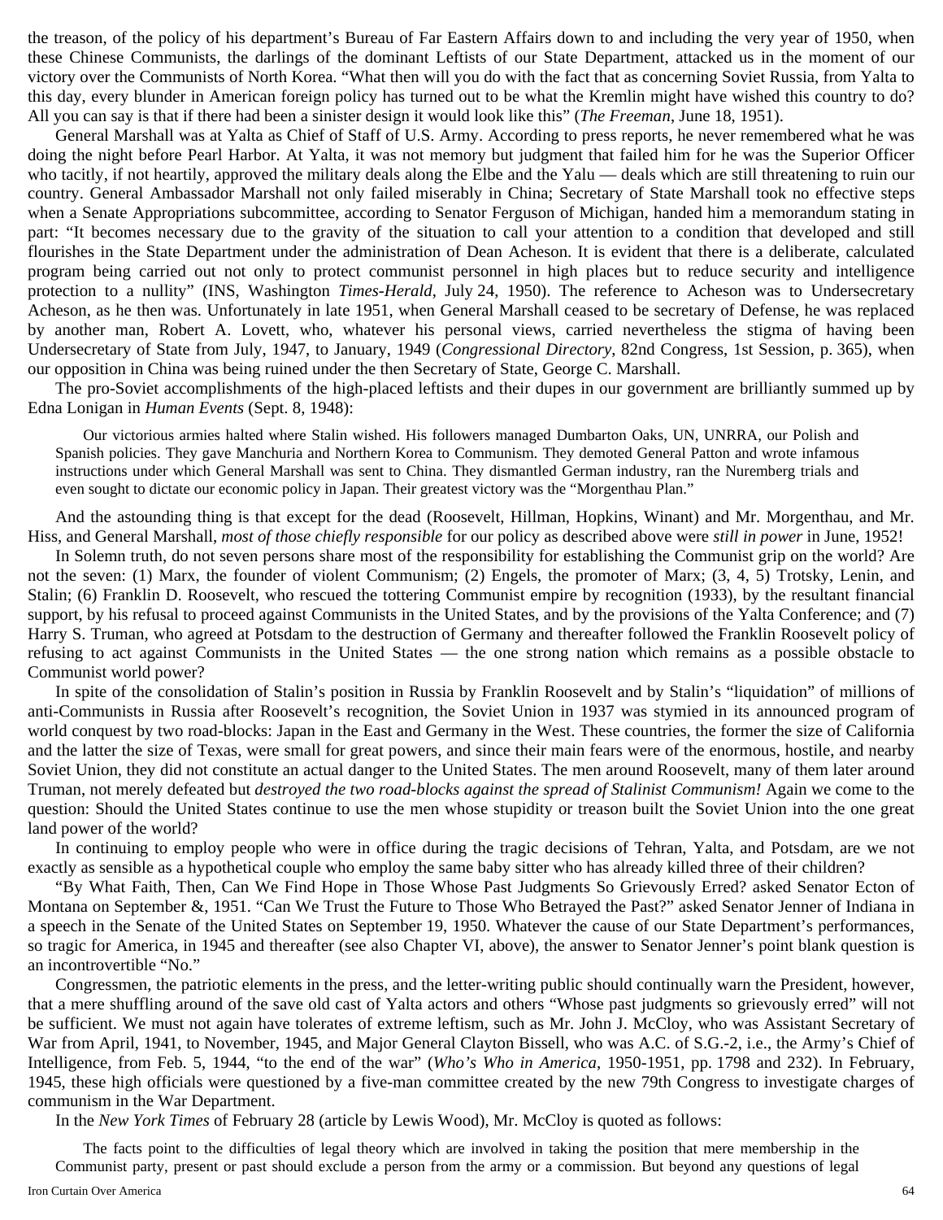the treason, of the policy of his department's Bureau of Far Eastern Affairs down to and including the very year of 1950, when these Chinese Communists, the darlings of the dominant Leftists of our State Department, attacked us in the moment of our victory over the Communists of North Korea. "What then will you do with the fact that as concerning Soviet Russia, from Yalta to this day, every blunder in American foreign policy has turned out to be what the Kremlin might have wished this country to do? All you can say is that if there had been a sinister design it would look like this" (*The Freeman*, June 18, 1951).

General Marshall was at Yalta as Chief of Staff of U.S. Army. According to press reports, he never remembered what he was doing the night before Pearl Harbor. At Yalta, it was not memory but judgment that failed him for he was the Superior Officer who tacitly, if not heartily, approved the military deals along the Elbe and the Yalu — deals which are still threatening to ruin our country. General Ambassador Marshall not only failed miserably in China; Secretary of State Marshall took no effective steps when a Senate Appropriations subcommittee, according to Senator Ferguson of Michigan, handed him a memorandum stating in part: "It becomes necessary due to the gravity of the situation to call your attention to a condition that developed and still flourishes in the State Department under the administration of Dean Acheson. It is evident that there is a deliberate, calculated program being carried out not only to protect communist personnel in high places but to reduce security and intelligence protection to a nullity" (INS, Washington *Times-Herald*, July 24, 1950). The reference to Acheson was to Undersecretary Acheson, as he then was. Unfortunately in late 1951, when General Marshall ceased to be secretary of Defense, he was replaced by another man, Robert A. Lovett, who, whatever his personal views, carried nevertheless the stigma of having been Undersecretary of State from July, 1947, to January, 1949 (*Congressional Directory*, 82nd Congress, 1st Session, p. 365), when our opposition in China was being ruined under the then Secretary of State, George C. Marshall.

The pro-Soviet accomplishments of the high-placed leftists and their dupes in our government are brilliantly summed up by Edna Lonigan in *Human Events* (Sept. 8, 1948):

> Our victorious armies halted where Stalin wished. His followers managed Dumbarton Oaks, UN, UNRRA, our Polish and Spanish policies. They gave Manchuria and Northern Korea to Communism. They demoted General Patton and wrote infamous instructions under which General Marshall was sent to China. They dismantled German industry, ran the Nuremberg trials and even sought to dictate our economic policy in Japan. Their greatest victory was the "Morgenthau Plan."

And the astounding thing is that except for the dead (Roosevelt, Hillman, Hopkins, Winant) and Mr. Morgenthau, and Mr. Hiss, and General Marshall, *most of those chiefly responsible* for our policy as described above were *still in power* in June, 1952!

In Solemn truth, do not seven persons share most of the responsibility for establishing the Communist grip on the world? Are not the seven: (1) Marx, the founder of violent Communism; (2) Engels, the promoter of Marx; (3, 4, 5) Trotsky, Lenin, and Stalin; (6) Franklin D. Roosevelt, who rescued the tottering Communist empire by recognition (1933), by the resultant financial support, by his refusal to proceed against Communists in the United States, and by the provisions of the Yalta Conference; and (7) Harry S. Truman, who agreed at Potsdam to the destruction of Germany and thereafter followed the Franklin Roosevelt policy of refusing to act against Communists in the United States — the one strong nation which remains as a possible obstacle to Communist world power?

In spite of the consolidation of Stalin's position in Russia by Franklin Roosevelt and by Stalin's "liquidation" of millions of anti-Communists in Russia after Roosevelt's recognition, the Soviet Union in 1937 was stymied in its announced program of world conquest by two road-blocks: Japan in the East and Germany in the West. These countries, the former the size of California and the latter the size of Texas, were small for great powers, and since their main fears were of the enormous, hostile, and nearby Soviet Union, they did not constitute an actual danger to the United States. The men around Roosevelt, many of them later around Truman, not merely defeated but *destroyed the two road-blocks against the spread of Stalinist Communism!* Again we come to the question: Should the United States continue to use the men whose stupidity or treason built the Soviet Union into the one great land power of the world?

In continuing to employ people who were in office during the tragic decisions of Tehran, Yalta, and Potsdam, are we not exactly as sensible as a hypothetical couple who employ the same baby sitter who has already killed three of their children?

"By What Faith, Then, Can We Find Hope in Those Whose Past Judgments So Grievously Erred? asked Senator Ecton of Montana on September &, 1951. "Can We Trust the Future to Those Who Betrayed the Past?" asked Senator Jenner of Indiana in a speech in the Senate of the United States on September 19, 1950. Whatever the cause of our State Department's performances, so tragic for America, in 1945 and thereafter (see also Chapter VI, above), the answer to Senator Jenner's point blank question is an incontrovertible "No."

Congressmen, the patriotic elements in the press, and the letter-writing public should continually warn the President, however, that a mere shuffling around of the save old cast of Yalta actors and others "Whose past judgments so grievously erred" will not be sufficient. We must not again have tolerates of extreme leftism, such as Mr. John J. McCloy, who was Assistant Secretary of War from April, 1941, to November, 1945, and Major General Clayton Bissell, who was A.C. of S.G.-2, i.e., the Army's Chief of Intelligence, from Feb. 5, 1944, "to the end of the war" (*Who's Who in America*, 1950-1951, pp. 1798 and 232). In February, 1945, these high officials were questioned by a five-man committee created by the new 79th Congress to investigate charges of communism in the War Department.

In the *New York Times* of February 28 (article by Lewis Wood), Mr. McCloy is quoted as follows:

> The facts point to the difficulties of legal theory which are involved in taking the position that mere membership in the Communist party, present or past should exclude a person from the army or a commission. But beyond any questions of legal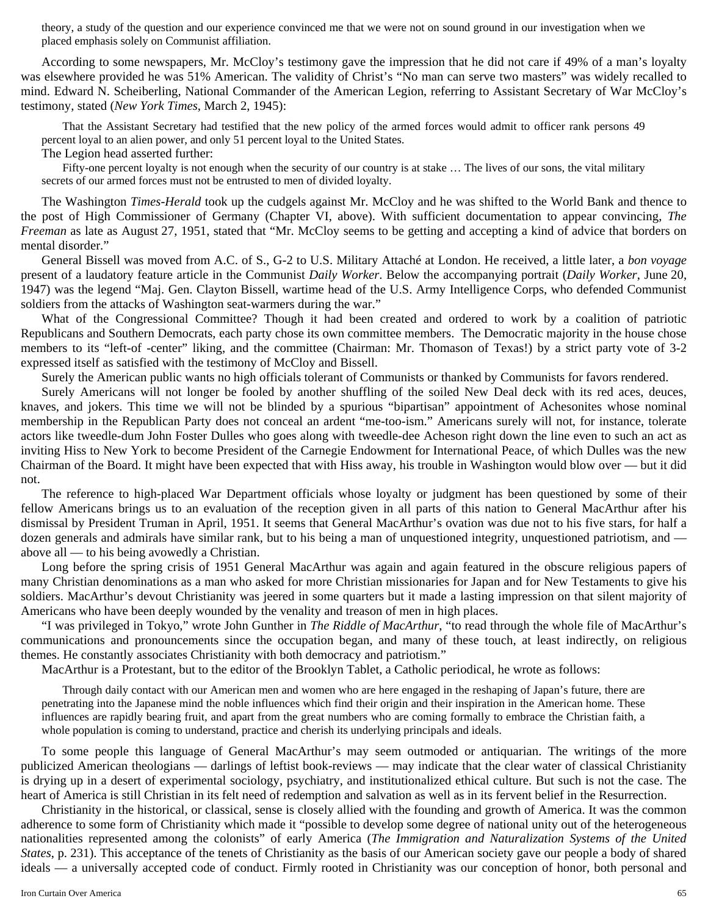theory, a study of the question and our experience convinced me that we were not on sound ground in our investigation when we placed emphasis solely on Communist affiliation.

According to some newspapers, Mr. McCloy's testimony gave the impression that he did not care if 49% of a man's loyalty was elsewhere provided he was 51% American. The validity of Christ's "No man can serve two masters" was widely recalled to mind. Edward N. Scheiberling, National Commander of the American Legion, referring to Assistant Secretary of War McCloy's testimony, stated (*New York Times*, March 2, 1945):

> That the Assistant Secretary had testified that the new policy of the armed forces would admit to officer rank persons 49 percent loyal to an alien power, and only 51 percent loyal to the United States.

The Legion head asserted further:

> Fifty-one percent loyalty is not enough when the security of our country is at stake … The lives of our sons, the vital military secrets of our armed forces must not be entrusted to men of divided loyalty.

The Washington *Times-Herald* took up the cudgels against Mr. McCloy and he was shifted to the World Bank and thence to the post of High Commissioner of Germany (Chapter VI, above). With sufficient documentation to appear convincing, *The Freeman* as late as August 27, 1951, stated that "Mr. McCloy seems to be getting and accepting a kind of advice that borders on mental disorder."

General Bissell was moved from A.C. of S., G-2 to U.S. Military Attaché at London. He received, a little later, a *bon voyage* present of a laudatory feature article in the Communist *Daily Worker*. Below the accompanying portrait (*Daily Worker*, June 20, 1947) was the legend "Maj. Gen. Clayton Bissell, wartime head of the U.S. Army Intelligence Corps, who defended Communist soldiers from the attacks of Washington seat-warmers during the war."

What of the Congressional Committee? Though it had been created and ordered to work by a coalition of patriotic Republicans and Southern Democrats, each party chose its own committee members. The Democratic majority in the house chose members to its "left-of -center" liking, and the committee (Chairman: Mr. Thomason of Texas!) by a strict party vote of 3-2 expressed itself as satisfied with the testimony of McCloy and Bissell.

Surely the American public wants no high officials tolerant of Communists or thanked by Communists for favors rendered.

Surely Americans will not longer be fooled by another shuffling of the soiled New Deal deck with its red aces, deuces, knaves, and jokers. This time we will not be blinded by a spurious "bipartisan" appointment of Achesonites whose nominal membership in the Republican Party does not conceal an ardent "me-too-ism." Americans surely will not, for instance, tolerate actors like tweedle-dum John Foster Dulles who goes along with tweedle-dee Acheson right down the line even to such an act as inviting Hiss to New York to become President of the Carnegie Endowment for International Peace, of which Dulles was the new Chairman of the Board. It might have been expected that with Hiss away, his trouble in Washington would blow over — but it did not.

The reference to high-placed War Department officials whose loyalty or judgment has been questioned by some of their fellow Americans brings us to an evaluation of the reception given in all parts of this nation to General MacArthur after his dismissal by President Truman in April, 1951. It seems that General MacArthur's ovation was due not to his five stars, for half a dozen generals and admirals have similar rank, but to his being a man of unquestioned integrity, unquestioned patriotism, and — above all — to his being avowedly a Christian.

Long before the spring crisis of 1951 General MacArthur was again and again featured in the obscure religious papers of many Christian denominations as a man who asked for more Christian missionaries for Japan and for New Testaments to give his soldiers. MacArthur's devout Christianity was jeered in some quarters but it made a lasting impression on that silent majority of Americans who have been deeply wounded by the venality and treason of men in high places.

"I was privileged in Tokyo," wrote John Gunther in *The Riddle of MacArthur*, "to read through the whole file of MacArthur's communications and pronouncements since the occupation began, and many of these touch, at least indirectly, on religious themes. He constantly associates Christianity with both democracy and patriotism."

MacArthur is a Protestant, but to the editor of the Brooklyn Tablet, a Catholic periodical, he wrote as follows:

> Through daily contact with our American men and women who are here engaged in the reshaping of Japan's future, there are penetrating into the Japanese mind the noble influences which find their origin and their inspiration in the American home. These influences are rapidly bearing fruit, and apart from the great numbers who are coming formally to embrace the Christian faith, a whole population is coming to understand, practice and cherish its underlying principals and ideals.

To some people this language of General MacArthur's may seem outmoded or antiquarian. The writings of the more publicized American theologians — darlings of leftist book-reviews — may indicate that the clear water of classical Christianity is drying up in a desert of experimental sociology, psychiatry, and institutionalized ethical culture. But such is not the case. The heart of America is still Christian in its felt need of redemption and salvation as well as in its fervent belief in the Resurrection.

Christianity in the historical, or classical, sense is closely allied with the founding and growth of America. It was the common adherence to some form of Christianity which made it "possible to develop some degree of national unity out of the heterogeneous nationalities represented among the colonists" of early America (*The Immigration and Naturalization Systems of the United States*, p. 231). This acceptance of the tenets of Christianity as the basis of our American society gave our people a body of shared ideals — a universally accepted code of conduct. Firmly rooted in Christianity was our conception of honor, both personal and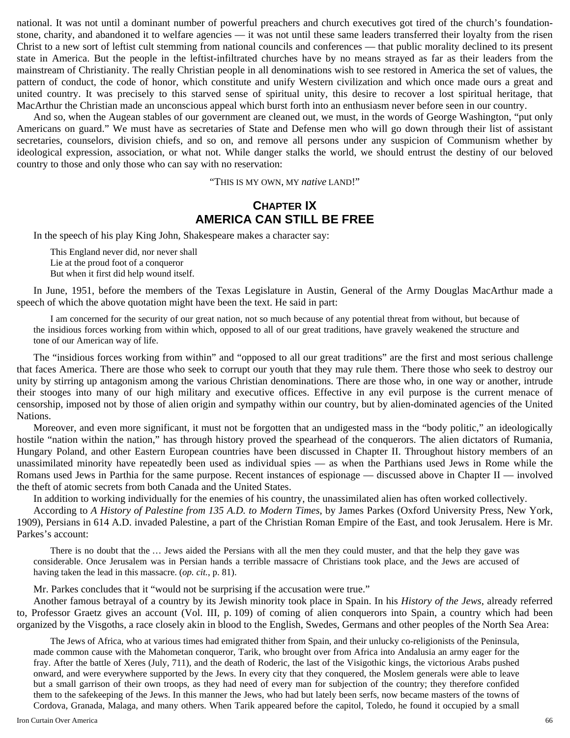national. It was not until a dominant number of powerful preachers and church executives got tired of the church's foundation-stone, charity, and abandoned it to welfare agencies — it was not until these same leaders transferred their loyalty from the risen Christ to a new sort of leftist cult stemming from national councils and conferences — that public morality declined to its present state in America. But the people in the leftist-infiltrated churches have by no means strayed as far as their leaders from the mainstream of Christianity. The really Christian people in all denominations wish to see restored in America the set of values, the pattern of conduct, the code of honor, which constitute and unify Western civilization and which once made ours a great and united country. It was precisely to this starved sense of spiritual unity, this desire to recover a lost spiritual heritage, that MacArthur the Christian made an unconscious appeal which burst forth into an enthusiasm never before seen in our country.

And so, when the Augean stables of our government are cleaned out, we must, in the words of George Washington, "put only Americans on guard." We must have as secretaries of State and Defense men who will go down through their list of assistant secretaries, counselors, division chiefs, and so on, and remove all persons under any suspicion of Communism whether by ideological expression, association, or what not. While danger stalks the world, we should entrust the destiny of our beloved country to those and only those who can say with no reservation:

"THIS IS MY OWN, MY *native* LAND!"

## CHAPTER IX
## AMERICA CAN STILL BE FREE

In the speech of his play King John, Shakespeare makes a character say:

> This England never did, nor never shall
> Lie at the proud foot of a conqueror
> But when it first did help wound itself.

In June, 1951, before the members of the Texas Legislature in Austin, General of the Army Douglas MacArthur made a speech of which the above quotation might have been the text. He said in part:

> I am concerned for the security of our great nation, not so much because of any potential threat from without, but because of the insidious forces working from within which, opposed to all of our great traditions, have gravely weakened the structure and tone of our American way of life.

The "insidious forces working from within" and "opposed to all our great traditions" are the first and most serious challenge that faces America. There are those who seek to corrupt our youth that they may rule them. There those who seek to destroy our unity by stirring up antagonism among the various Christian denominations. There are those who, in one way or another, intrude their stooges into many of our high military and executive offices. Effective in any evil purpose is the current menace of censorship, imposed not by those of alien origin and sympathy within our country, but by alien-dominated agencies of the United Nations.

Moreover, and even more significant, it must not be forgotten that an undigested mass in the "body politic," an ideologically hostile "nation within the nation," has through history proved the spearhead of the conquerors. The alien dictators of Rumania, Hungary Poland, and other Eastern European countries have been discussed in Chapter II. Throughout history members of an unassimilated minority have repeatedly been used as individual spies — as when the Parthians used Jews in Rome while the Romans used Jews in Parthia for the same purpose. Recent instances of espionage — discussed above in Chapter II — involved the theft of atomic secrets from both Canada and the United States.

In addition to working individually for the enemies of his country, the unassimilated alien has often worked collectively.

According to *A History of Palestine from 135 A.D. to Modern Times*, by James Parkes (Oxford University Press, New York, 1909), Persians in 614 A.D. invaded Palestine, a part of the Christian Roman Empire of the East, and took Jerusalem. Here is Mr. Parkes's account:

> There is no doubt that the … Jews aided the Persians with all the men they could muster, and that the help they gave was considerable. Once Jerusalem was in Persian hands a terrible massacre of Christians took place, and the Jews are accused of having taken the lead in this massacre. (*op. cit.*, p. 81).

Mr. Parkes concludes that it "would not be surprising if the accusation were true."

Another famous betrayal of a country by its Jewish minority took place in Spain. In his *History of the Jews*, already referred to, Professor Graetz gives an account (Vol. III, p. 109) of coming of alien conquerors into Spain, a country which had been organized by the Visgoths, a race closely akin in blood to the English, Swedes, Germans and other peoples of the North Sea Area:

> The Jews of Africa, who at various times had emigrated thither from Spain, and their unlucky co-religionists of the Peninsula, made common cause with the Mahometan conqueror, Tarik, who brought over from Africa into Andalusia an army eager for the fray. After the battle of Xeres (July, 711), and the death of Roderic, the last of the Visigothic kings, the victorious Arabs pushed onward, and were everywhere supported by the Jews. In every city that they conquered, the Moslem generals were able to leave but a small garrison of their own troops, as they had need of every man for subjection of the country; they therefore confided them to the safekeeping of the Jews. In this manner the Jews, who had but lately been serfs, now became masters of the towns of Cordova, Granada, Malaga, and many others. When Tarik appeared before the capitol, Toledo, he found it occupied by a small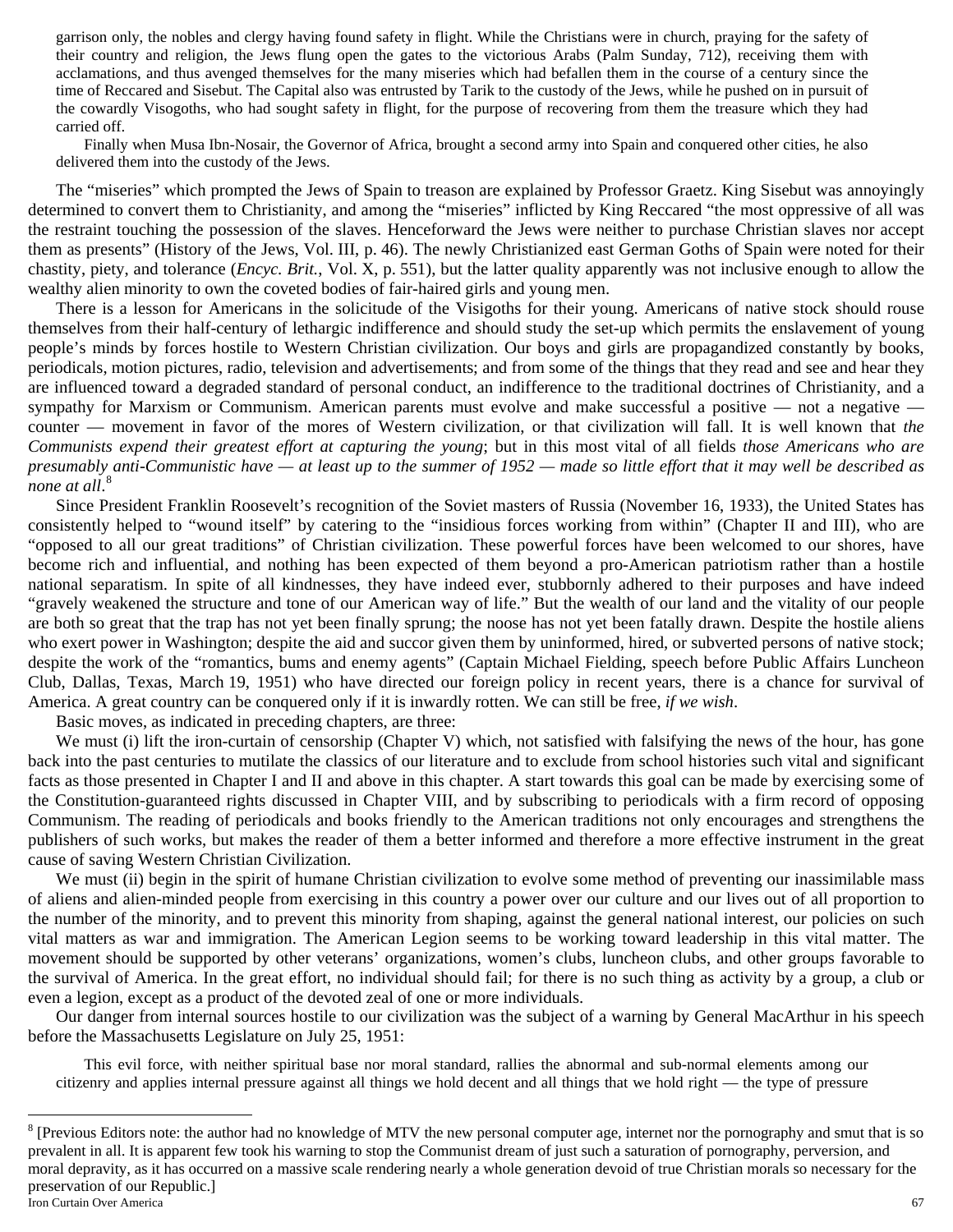garrison only, the nobles and clergy having found safety in flight. While the Christians were in church, praying for the safety of their country and religion, the Jews flung open the gates to the victorious Arabs (Palm Sunday, 712), receiving them with acclamations, and thus avenged themselves for the many miseries which had befallen them in the course of a century since the time of Reccared and Sisebut. The Capital also was entrusted by Tarik to the custody of the Jews, while he pushed on in pursuit of the cowardly Visogoths, who had sought safety in flight, for the purpose of recovering from them the treasure which they had carried off.

> Finally when Musa Ibn-Nosair, the Governor of Africa, brought a second army into Spain and conquered other cities, he also delivered them into the custody of the Jews.

The "miseries" which prompted the Jews of Spain to treason are explained by Professor Graetz. King Sisebut was annoyingly determined to convert them to Christianity, and among the "miseries" inflicted by King Reccared "the most oppressive of all was the restraint touching the possession of the slaves. Henceforward the Jews were neither to purchase Christian slaves nor accept them as presents" (History of the Jews, Vol. III, p. 46). The newly Christianized east German Goths of Spain were noted for their chastity, piety, and tolerance (*Encyc. Brit.*, Vol. X, p. 551), but the latter quality apparently was not inclusive enough to allow the wealthy alien minority to own the coveted bodies of fair-haired girls and young men.

There is a lesson for Americans in the solicitude of the Visigoths for their young. Americans of native stock should rouse themselves from their half-century of lethargic indifference and should study the set-up which permits the enslavement of young people's minds by forces hostile to Western Christian civilization. Our boys and girls are propagandized constantly by books, periodicals, motion pictures, radio, television and advertisements; and from some of the things that they read and see and hear they are influenced toward a degraded standard of personal conduct, an indifference to the traditional doctrines of Christianity, and a sympathy for Marxism or Communism. American parents must evolve and make successful a positive — not a negative — counter — movement in favor of the mores of Western civilization, or that civilization will fall. It is well known that *the Communists expend their greatest effort at capturing the young*; but in this most vital of all fields *those Americans who are presumably anti-Communistic have — at least up to the summer of 1952 — made so little effort that it may well be described as none at all*.[8]

Since President Franklin Roosevelt's recognition of the Soviet masters of Russia (November 16, 1933), the United States has consistently helped to "wound itself" by catering to the "insidious forces working from within" (Chapter II and III), who are "opposed to all our great traditions" of Christian civilization. These powerful forces have been welcomed to our shores, have become rich and influential, and nothing has been expected of them beyond a pro-American patriotism rather than a hostile national separatism. In spite of all kindnesses, they have indeed ever, stubbornly adhered to their purposes and have indeed "gravely weakened the structure and tone of our American way of life." But the wealth of our land and the vitality of our people are both so great that the trap has not yet been finally sprung; the noose has not yet been fatally drawn. Despite the hostile aliens who exert power in Washington; despite the aid and succor given them by uninformed, hired, or subverted persons of native stock; despite the work of the "romantics, bums and enemy agents" (Captain Michael Fielding, speech before Public Affairs Luncheon Club, Dallas, Texas, March 19, 1951) who have directed our foreign policy in recent years, there is a chance for survival of America. A great country can be conquered only if it is inwardly rotten. We can still be free, *if we wish*.

Basic moves, as indicated in preceding chapters, are three:

We must (i) lift the iron-curtain of censorship (Chapter V) which, not satisfied with falsifying the news of the hour, has gone back into the past centuries to mutilate the classics of our literature and to exclude from school histories such vital and significant facts as those presented in Chapter I and II and above in this chapter. A start towards this goal can be made by exercising some of the Constitution-guaranteed rights discussed in Chapter VIII, and by subscribing to periodicals with a firm record of opposing Communism. The reading of periodicals and books friendly to the American traditions not only encourages and strengthens the publishers of such works, but makes the reader of them a better informed and therefore a more effective instrument in the great cause of saving Western Christian Civilization.

We must (ii) begin in the spirit of humane Christian civilization to evolve some method of preventing our inassimilable mass of aliens and alien-minded people from exercising in this country a power over our culture and our lives out of all proportion to the number of the minority, and to prevent this minority from shaping, against the general national interest, our policies on such vital matters as war and immigration. The American Legion seems to be working toward leadership in this vital matter. The movement should be supported by other veterans' organizations, women's clubs, luncheon clubs, and other groups favorable to the survival of America. In the great effort, no individual should fail; for there is no such thing as activity by a group, a club or even a legion, except as a product of the devoted zeal of one or more individuals.

Our danger from internal sources hostile to our civilization was the subject of a warning by General MacArthur in his speech before the Massachusetts Legislature on July 25, 1951:

> This evil force, with neither spiritual base nor moral standard, rallies the abnormal and sub-normal elements among our citizenry and applies internal pressure against all things we hold decent and all things that we hold right — the type of pressure

[8] [Previous Editors note: the author had no knowledge of MTV the new personal computer age, internet nor the pornography and smut that is so prevalent in all. It is apparent few took his warning to stop the Communist dream of just such a saturation of pornography, perversion, and moral depravity, as it has occurred on a massive scale rendering nearly a whole generation devoid of true Christian morals so necessary for the preservation of our Republic.]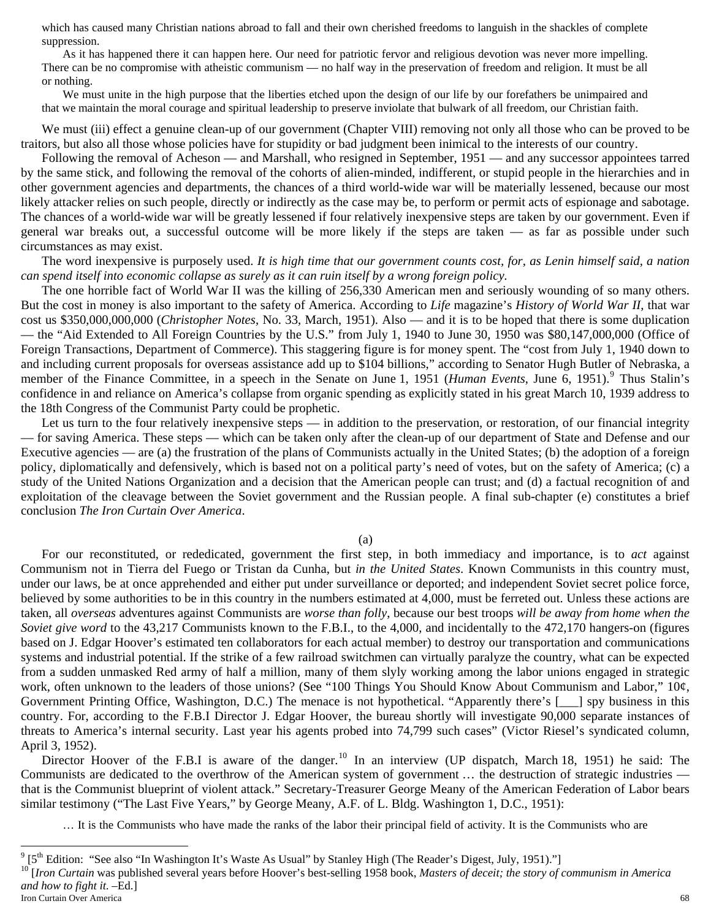> which has caused many Christian nations abroad to fall and their own cherished freedoms to languish in the shackles of complete suppression.
>
> As it has happened there it can happen here. Our need for patriotic fervor and religious devotion was never more impelling. There can be no compromise with atheistic communism — no half way in the preservation of freedom and religion. It must be all or nothing.
>
> We must unite in the high purpose that the liberties etched upon the design of our life by our forefathers be unimpaired and that we maintain the moral courage and spiritual leadership to preserve inviolate that bulwark of all freedom, our Christian faith.

We must (iii) effect a genuine clean-up of our government (Chapter VIII) removing not only all those who can be proved to be traitors, but also all those whose policies have for stupidity or bad judgment been inimical to the interests of our country.

Following the removal of Acheson — and Marshall, who resigned in September, 1951 — and any successor appointees tarred by the same stick, and following the removal of the cohorts of alien-minded, indifferent, or stupid people in the hierarchies and in other government agencies and departments, the chances of a third world-wide war will be materially lessened, because our most likely attacker relies on such people, directly or indirectly as the case may be, to perform or permit acts of espionage and sabotage. The chances of a world-wide war will be greatly lessened if four relatively inexpensive steps are taken by our government. Even if general war breaks out, a successful outcome will be more likely if the steps are taken — as far as possible under such circumstances as may exist.

The word inexpensive is purposely used. *It is high time that our government counts cost, for, as Lenin himself said, a nation can spend itself into economic collapse as surely as it can ruin itself by a wrong foreign policy.*

The one horrible fact of World War II was the killing of 256,330 American men and seriously wounding of so many others. But the cost in money is also important to the safety of America. According to *Life* magazine's *History of World War II*, that war cost us $350,000,000,000 (*Christopher Notes*, No. 33, March, 1951). Also — and it is to be hoped that there is some duplication — the "Aid Extended to All Foreign Countries by the U.S." from July 1, 1940 to June 30, 1950 was $80,147,000,000 (Office of Foreign Transactions, Department of Commerce). This staggering figure is for money spent. The "cost from July 1, 1940 down to and including current proposals for overseas assistance add up to $104 billions," according to Senator Hugh Butler of Nebraska, a member of the Finance Committee, in a speech in the Senate on June 1, 1951 (*Human Events*, June 6, 1951).[9] Thus Stalin's confidence in and reliance on America's collapse from organic spending as explicitly stated in his great March 10, 1939 address to the 18th Congress of the Communist Party could be prophetic.

Let us turn to the four relatively inexpensive steps — in addition to the preservation, or restoration, of our financial integrity — for saving America. These steps — which can be taken only after the clean-up of our department of State and Defense and our Executive agencies — are (a) the frustration of the plans of Communists actually in the United States; (b) the adoption of a foreign policy, diplomatically and defensively, which is based not on a political party's need of votes, but on the safety of America; (c) a study of the United Nations Organization and a decision that the American people can trust; and (d) a factual recognition of and exploitation of the cleavage between the Soviet government and the Russian people. A final sub-chapter (e) constitutes a brief conclusion *The Iron Curtain Over America*.

(a)

For our reconstituted, or rededicated, government the first step, in both immediacy and importance, is to *act* against Communism not in Tierra del Fuego or Tristan da Cunha, but *in the United States*. Known Communists in this country must, under our laws, be at once apprehended and either put under surveillance or deported; and independent Soviet secret police force, believed by some authorities to be in this country in the numbers estimated at 4,000, must be ferreted out. Unless these actions are taken, all *overseas* adventures against Communists are *worse than folly*, because our best troops *will be away from home when the Soviet give word* to the 43,217 Communists known to the F.B.I., to the 4,000, and incidentally to the 472,170 hangers-on (figures based on J. Edgar Hoover's estimated ten collaborators for each actual member) to destroy our transportation and communications systems and industrial potential. If the strike of a few railroad switchmen can virtually paralyze the country, what can be expected from a sudden unmasked Red army of half a million, many of them slyly working among the labor unions engaged in strategic work, often unknown to the leaders of those unions? (See "100 Things You Should Know About Communism and Labor," 10¢, Government Printing Office, Washington, D.C.) The menace is not hypothetical. "Apparently there's [___] spy business in this country. For, according to the F.B.I Director J. Edgar Hoover, the bureau shortly will investigate 90,000 separate instances of threats to America's internal security. Last year his agents probed into 74,799 such cases" (Victor Riesel's syndicated column, April 3, 1952).

Director Hoover of the F.B.I is aware of the danger.[10] In an interview (UP dispatch, March 18, 1951) he said: The Communists are dedicated to the overthrow of the American system of government … the destruction of strategic industries — that is the Communist blueprint of violent attack." Secretary-Treasurer George Meany of the American Federation of Labor bears similar testimony ("The Last Five Years," by George Meany, A.F. of L. Bldg. Washington 1, D.C., 1951):

> … It is the Communists who have made the ranks of the labor their principal field of activity. It is the Communists who are

---

[9] [5th Edition: "See also "In Washington It's Waste As Usual" by Stanley High (The Reader's Digest, July, 1951)."]

[10] [*Iron Curtain* was published several years before Hoover's best-selling 1958 book, *Masters of deceit; the story of communism in America and how to fight it*. –Ed.]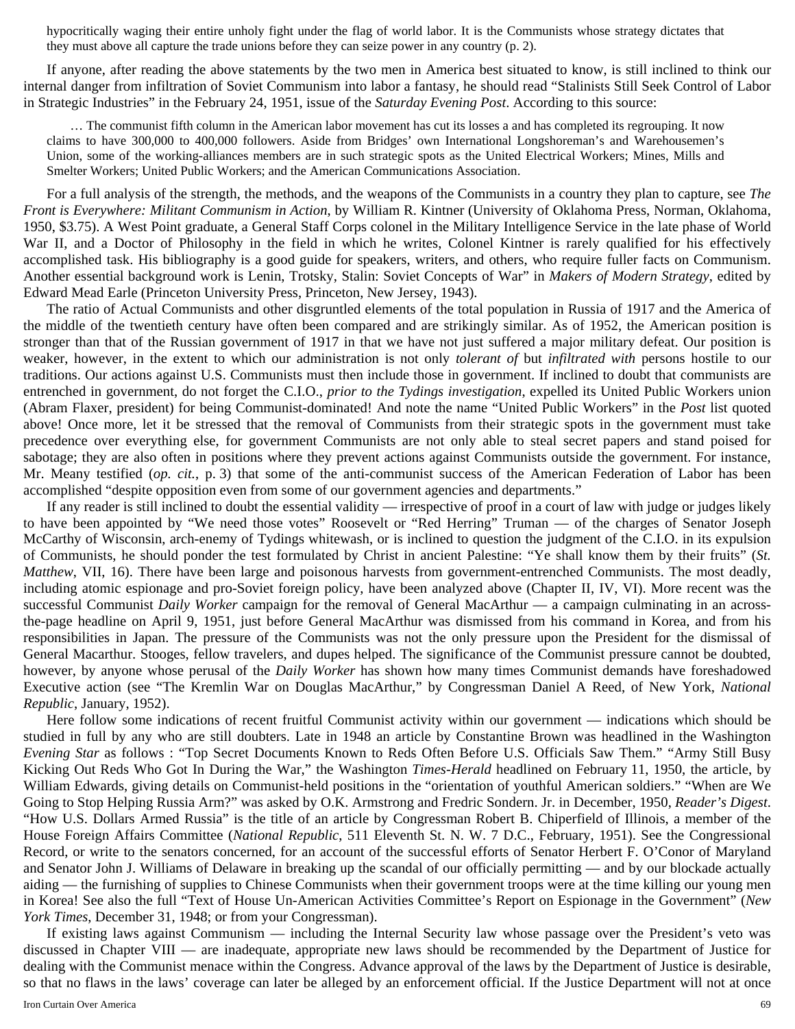> hypocritically waging their entire unholy fight under the flag of world labor. It is the Communists whose strategy dictates that they must above all capture the trade unions before they can seize power in any country (p. 2).

If anyone, after reading the above statements by the two men in America best situated to know, is still inclined to think our internal danger from infiltration of Soviet Communism into labor a fantasy, he should read "Stalinists Still Seek Control of Labor in Strategic Industries" in the February 24, 1951, issue of the *Saturday Evening Post*. According to this source:

> … The communist fifth column in the American labor movement has cut its losses a and has completed its regrouping. It now claims to have 300,000 to 400,000 followers. Aside from Bridges' own International Longshoreman's and Warehousemen's Union, some of the working-alliances members are in such strategic spots as the United Electrical Workers; Mines, Mills and Smelter Workers; United Public Workers; and the American Communications Association.

For a full analysis of the strength, the methods, and the weapons of the Communists in a country they plan to capture, see *The Front is Everywhere: Militant Communism in Action*, by William R. Kintner (University of Oklahoma Press, Norman, Oklahoma, 1950, $3.75). A West Point graduate, a General Staff Corps colonel in the Military Intelligence Service in the late phase of World War II, and a Doctor of Philosophy in the field in which he writes, Colonel Kintner is rarely qualified for his effectively accomplished task. His bibliography is a good guide for speakers, writers, and others, who require fuller facts on Communism. Another essential background work is Lenin, Trotsky, Stalin: Soviet Concepts of War" in *Makers of Modern Strategy*, edited by Edward Mead Earle (Princeton University Press, Princeton, New Jersey, 1943).

The ratio of Actual Communists and other disgruntled elements of the total population in Russia of 1917 and the America of the middle of the twentieth century have often been compared and are strikingly similar. As of 1952, the American position is stronger than that of the Russian government of 1917 in that we have not just suffered a major military defeat. Our position is weaker, however, in the extent to which our administration is not only *tolerant of* but *infiltrated with* persons hostile to our traditions. Our actions against U.S. Communists must then include those in government. If inclined to doubt that communists are entrenched in government, do not forget the C.I.O., *prior to the Tydings investigation*, expelled its United Public Workers union (Abram Flaxer, president) for being Communist-dominated! And note the name "United Public Workers" in the *Post* list quoted above! Once more, let it be stressed that the removal of Communists from their strategic spots in the government must take precedence over everything else, for government Communists are not only able to steal secret papers and stand poised for sabotage; they are also often in positions where they prevent actions against Communists outside the government. For instance, Mr. Meany testified (*op. cit.*, p. 3) that some of the anti-communist success of the American Federation of Labor has been accomplished "despite opposition even from some of our government agencies and departments."

If any reader is still inclined to doubt the essential validity — irrespective of proof in a court of law with judge or judges likely to have been appointed by "We need those votes" Roosevelt or "Red Herring" Truman — of the charges of Senator Joseph McCarthy of Wisconsin, arch-enemy of Tydings whitewash, or is inclined to question the judgment of the C.I.O. in its expulsion of Communists, he should ponder the test formulated by Christ in ancient Palestine: "Ye shall know them by their fruits" (*St. Matthew*, VII, 16). There have been large and poisonous harvests from government-entrenched Communists. The most deadly, including atomic espionage and pro-Soviet foreign policy, have been analyzed above (Chapter II, IV, VI). More recent was the successful Communist *Daily Worker* campaign for the removal of General MacArthur — a campaign culminating in an across-the-page headline on April 9, 1951, just before General MacArthur was dismissed from his command in Korea, and from his responsibilities in Japan. The pressure of the Communists was not the only pressure upon the President for the dismissal of General Macarthur. Stooges, fellow travelers, and dupes helped. The significance of the Communist pressure cannot be doubted, however, by anyone whose perusal of the *Daily Worker* has shown how many times Communist demands have foreshadowed Executive action (see "The Kremlin War on Douglas MacArthur," by Congressman Daniel A Reed, of New York, *National Republic*, January, 1952).

Here follow some indications of recent fruitful Communist activity within our government — indications which should be studied in full by any who are still doubters. Late in 1948 an article by Constantine Brown was headlined in the Washington *Evening Star* as follows : "Top Secret Documents Known to Reds Often Before U.S. Officials Saw Them." "Army Still Busy Kicking Out Reds Who Got In During the War," the Washington *Times-Herald* headlined on February 11, 1950, the article, by William Edwards, giving details on Communist-held positions in the "orientation of youthful American soldiers." "When are We Going to Stop Helping Russia Arm?" was asked by O.K. Armstrong and Fredric Sondern. Jr. in December, 1950, *Reader's Digest*. "How U.S. Dollars Armed Russia" is the title of an article by Congressman Robert B. Chiperfield of Illinois, a member of the House Foreign Affairs Committee (*National Republic*, 511 Eleventh St. N. W. 7 D.C., February, 1951). See the Congressional Record, or write to the senators concerned, for an account of the successful efforts of Senator Herbert F. O'Conor of Maryland and Senator John J. Williams of Delaware in breaking up the scandal of our officially permitting — and by our blockade actually aiding — the furnishing of supplies to Chinese Communists when their government troops were at the time killing our young men in Korea! See also the full "Text of House Un-American Activities Committee's Report on Espionage in the Government" (*New York Times*, December 31, 1948; or from your Congressman).

If existing laws against Communism — including the Internal Security law whose passage over the President's veto was discussed in Chapter VIII — are inadequate, appropriate new laws should be recommended by the Department of Justice for dealing with the Communist menace within the Congress. Advance approval of the laws by the Department of Justice is desirable, so that no flaws in the laws' coverage can later be alleged by an enforcement official. If the Justice Department will not at once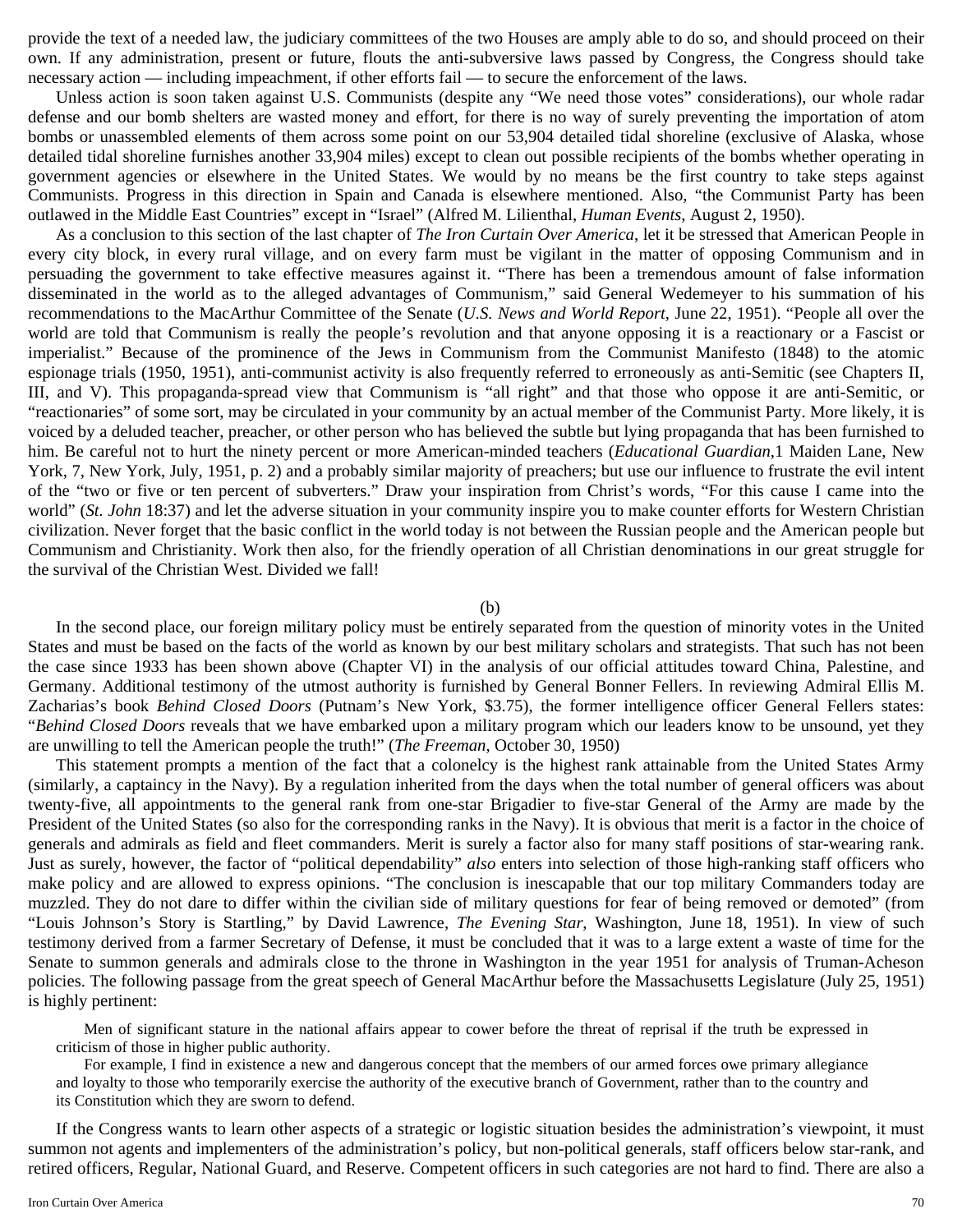provide the text of a needed law, the judiciary committees of the two Houses are amply able to do so, and should proceed on their own. If any administration, present or future, flouts the anti-subversive laws passed by Congress, the Congress should take necessary action — including impeachment, if other efforts fail — to secure the enforcement of the laws.

Unless action is soon taken against U.S. Communists (despite any "We need those votes" considerations), our whole radar defense and our bomb shelters are wasted money and effort, for there is no way of surely preventing the importation of atom bombs or unassembled elements of them across some point on our 53,904 detailed tidal shoreline (exclusive of Alaska, whose detailed tidal shoreline furnishes another 33,904 miles) except to clean out possible recipients of the bombs whether operating in government agencies or elsewhere in the United States. We would by no means be the first country to take steps against Communists. Progress in this direction in Spain and Canada is elsewhere mentioned. Also, "the Communist Party has been outlawed in the Middle East Countries" except in "Israel" (Alfred M. Lilienthal, *Human Events*, August 2, 1950).

As a conclusion to this section of the last chapter of *The Iron Curtain Over America*, let it be stressed that American People in every city block, in every rural village, and on every farm must be vigilant in the matter of opposing Communism and in persuading the government to take effective measures against it. "There has been a tremendous amount of false information disseminated in the world as to the alleged advantages of Communism," said General Wedemeyer to his summation of his recommendations to the MacArthur Committee of the Senate (*U.S. News and World Report*, June 22, 1951). "People all over the world are told that Communism is really the people's revolution and that anyone opposing it is a reactionary or a Fascist or imperialist." Because of the prominence of the Jews in Communism from the Communist Manifesto (1848) to the atomic espionage trials (1950, 1951), anti-communist activity is also frequently referred to erroneously as anti-Semitic (see Chapters II, III, and V). This propaganda-spread view that Communism is "all right" and that those who oppose it are anti-Semitic, or "reactionaries" of some sort, may be circulated in your community by an actual member of the Communist Party. More likely, it is voiced by a deluded teacher, preacher, or other person who has believed the subtle but lying propaganda that has been furnished to him. Be careful not to hurt the ninety percent or more American-minded teachers (*Educational Guardian*,1 Maiden Lane, New York, 7, New York, July, 1951, p. 2) and a probably similar majority of preachers; but use our influence to frustrate the evil intent of the "two or five or ten percent of subverters." Draw your inspiration from Christ's words, "For this cause I came into the world" (*St. John* 18:37) and let the adverse situation in your community inspire you to make counter efforts for Western Christian civilization. Never forget that the basic conflict in the world today is not between the Russian people and the American people but Communism and Christianity. Work then also, for the friendly operation of all Christian denominations in our great struggle for the survival of the Christian West. Divided we fall!

(b)

In the second place, our foreign military policy must be entirely separated from the question of minority votes in the United States and must be based on the facts of the world as known by our best military scholars and strategists. That such has not been the case since 1933 has been shown above (Chapter VI) in the analysis of our official attitudes toward China, Palestine, and Germany. Additional testimony of the utmost authority is furnished by General Bonner Fellers. In reviewing Admiral Ellis M. Zacharias's book *Behind Closed Doors* (Putnam's New York, $3.75), the former intelligence officer General Fellers states: "*Behind Closed Doors* reveals that we have embarked upon a military program which our leaders know to be unsound, yet they are unwilling to tell the American people the truth!" (*The Freeman*, October 30, 1950)

This statement prompts a mention of the fact that a colonelcy is the highest rank attainable from the United States Army (similarly, a captaincy in the Navy). By a regulation inherited from the days when the total number of general officers was about twenty-five, all appointments to the general rank from one-star Brigadier to five-star General of the Army are made by the President of the United States (so also for the corresponding ranks in the Navy). It is obvious that merit is a factor in the choice of generals and admirals as field and fleet commanders. Merit is surely a factor also for many staff positions of star-wearing rank. Just as surely, however, the factor of "political dependability" *also* enters into selection of those high-ranking staff officers who make policy and are allowed to express opinions. "The conclusion is inescapable that our top military Commanders today are muzzled. They do not dare to differ within the civilian side of military questions for fear of being removed or demoted" (from "Louis Johnson's Story is Startling," by David Lawrence, *The Evening Star*, Washington, June 18, 1951). In view of such testimony derived from a farmer Secretary of Defense, it must be concluded that it was to a large extent a waste of time for the Senate to summon generals and admirals close to the throne in Washington in the year 1951 for analysis of Truman-Acheson policies. The following passage from the great speech of General MacArthur before the Massachusetts Legislature (July 25, 1951) is highly pertinent:

> Men of significant stature in the national affairs appear to cower before the threat of reprisal if the truth be expressed in criticism of those in higher public authority.
>
> For example, I find in existence a new and dangerous concept that the members of our armed forces owe primary allegiance and loyalty to those who temporarily exercise the authority of the executive branch of Government, rather than to the country and its Constitution which they are sworn to defend.

If the Congress wants to learn other aspects of a strategic or logistic situation besides the administration's viewpoint, it must summon not agents and implementers of the administration's policy, but non-political generals, staff officers below star-rank, and retired officers, Regular, National Guard, and Reserve. Competent officers in such categories are not hard to find. There are also a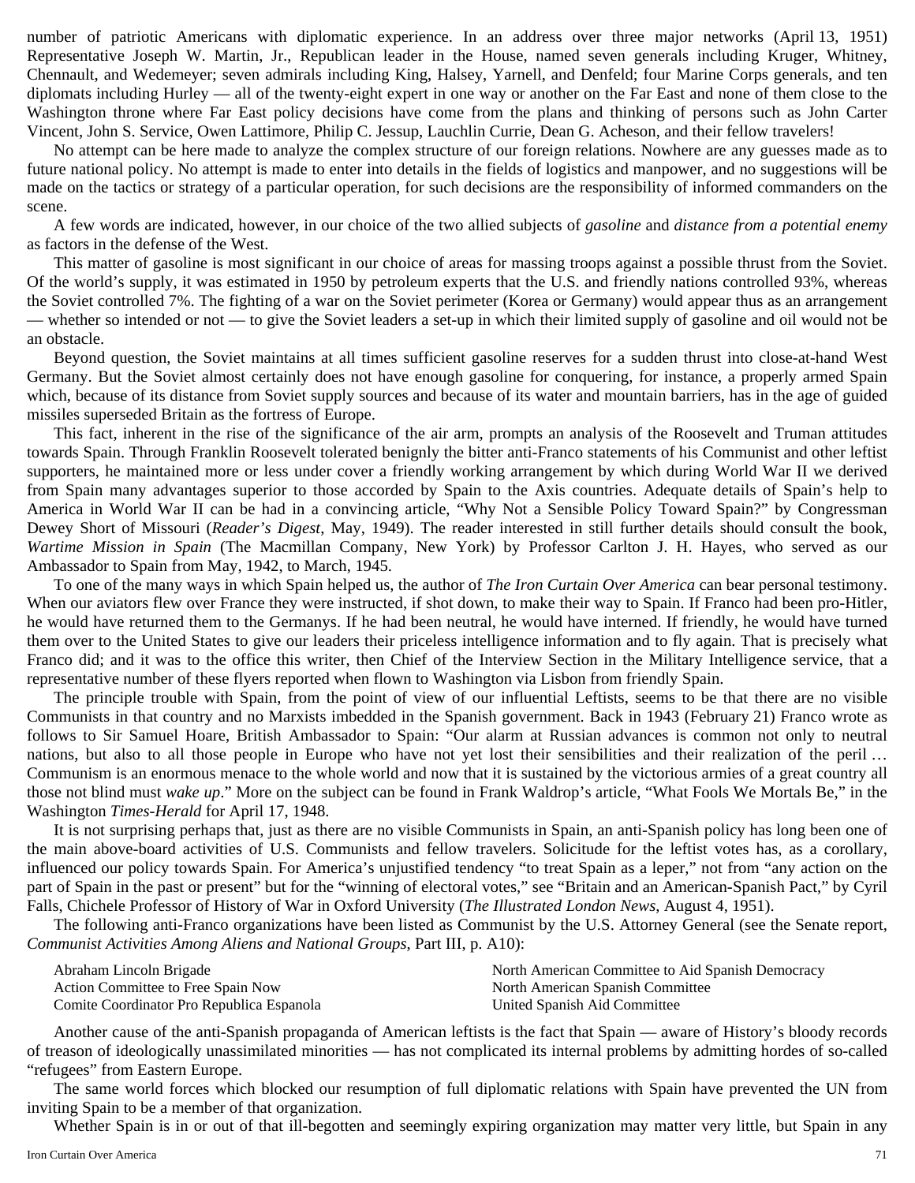number of patriotic Americans with diplomatic experience. In an address over three major networks (April 13, 1951) Representative Joseph W. Martin, Jr., Republican leader in the House, named seven generals including Kruger, Whitney, Chennault, and Wedemeyer; seven admirals including King, Halsey, Yarnell, and Denfeld; four Marine Corps generals, and ten diplomats including Hurley — all of the twenty-eight expert in one way or another on the Far East and none of them close to the Washington throne where Far East policy decisions have come from the plans and thinking of persons such as John Carter Vincent, John S. Service, Owen Lattimore, Philip C. Jessup, Lauchlin Currie, Dean G. Acheson, and their fellow travelers!

No attempt can be here made to analyze the complex structure of our foreign relations. Nowhere are any guesses made as to future national policy. No attempt is made to enter into details in the fields of logistics and manpower, and no suggestions will be made on the tactics or strategy of a particular operation, for such decisions are the responsibility of informed commanders on the scene.

A few words are indicated, however, in our choice of the two allied subjects of *gasoline* and *distance from a potential enemy* as factors in the defense of the West.

This matter of gasoline is most significant in our choice of areas for massing troops against a possible thrust from the Soviet. Of the world's supply, it was estimated in 1950 by petroleum experts that the U.S. and friendly nations controlled 93%, whereas the Soviet controlled 7%. The fighting of a war on the Soviet perimeter (Korea or Germany) would appear thus as an arrangement — whether so intended or not — to give the Soviet leaders a set-up in which their limited supply of gasoline and oil would not be an obstacle.

Beyond question, the Soviet maintains at all times sufficient gasoline reserves for a sudden thrust into close-at-hand West Germany. But the Soviet almost certainly does not have enough gasoline for conquering, for instance, a properly armed Spain which, because of its distance from Soviet supply sources and because of its water and mountain barriers, has in the age of guided missiles superseded Britain as the fortress of Europe.

This fact, inherent in the rise of the significance of the air arm, prompts an analysis of the Roosevelt and Truman attitudes towards Spain. Through Franklin Roosevelt tolerated benignly the bitter anti-Franco statements of his Communist and other leftist supporters, he maintained more or less under cover a friendly working arrangement by which during World War II we derived from Spain many advantages superior to those accorded by Spain to the Axis countries. Adequate details of Spain's help to America in World War II can be had in a convincing article, "Why Not a Sensible Policy Toward Spain?" by Congressman Dewey Short of Missouri (*Reader's Digest*, May, 1949). The reader interested in still further details should consult the book, *Wartime Mission in Spain* (The Macmillan Company, New York) by Professor Carlton J. H. Hayes, who served as our Ambassador to Spain from May, 1942, to March, 1945.

To one of the many ways in which Spain helped us, the author of *The Iron Curtain Over America* can bear personal testimony. When our aviators flew over France they were instructed, if shot down, to make their way to Spain. If Franco had been pro-Hitler, he would have returned them to the Germanys. If he had been neutral, he would have interned. If friendly, he would have turned them over to the United States to give our leaders their priceless intelligence information and to fly again. That is precisely what Franco did; and it was to the office this writer, then Chief of the Interview Section in the Military Intelligence service, that a representative number of these flyers reported when flown to Washington via Lisbon from friendly Spain.

The principle trouble with Spain, from the point of view of our influential Leftists, seems to be that there are no visible Communists in that country and no Marxists imbedded in the Spanish government. Back in 1943 (February 21) Franco wrote as follows to Sir Samuel Hoare, British Ambassador to Spain: "Our alarm at Russian advances is common not only to neutral nations, but also to all those people in Europe who have not yet lost their sensibilities and their realization of the peril … Communism is an enormous menace to the whole world and now that it is sustained by the victorious armies of a great country all those not blind must *wake up*." More on the subject can be found in Frank Waldrop's article, "What Fools We Mortals Be," in the Washington *Times-Herald* for April 17, 1948.

It is not surprising perhaps that, just as there are no visible Communists in Spain, an anti-Spanish policy has long been one of the main above-board activities of U.S. Communists and fellow travelers. Solicitude for the leftist votes has, as a corollary, influenced our policy towards Spain. For America's unjustified tendency "to treat Spain as a leper," not from "any action on the part of Spain in the past or present" but for the "winning of electoral votes," see "Britain and an American-Spanish Pact," by Cyril Falls, Chichele Professor of History of War in Oxford University (*The Illustrated London News*, August 4, 1951).

The following anti-Franco organizations have been listed as Communist by the U.S. Attorney General (see the Senate report, *Communist Activities Among Aliens and National Groups*, Part III, p. A10):

- Abraham Lincoln Brigade
- Action Committee to Free Spain Now
- Comite Coordinator Pro Republica Espanola
- North American Committee to Aid Spanish Democracy
- North American Spanish Committee
- United Spanish Aid Committee

Another cause of the anti-Spanish propaganda of American leftists is the fact that Spain — aware of History's bloody records of treason of ideologically unassimilated minorities — has not complicated its internal problems by admitting hordes of so-called "refugees" from Eastern Europe.

The same world forces which blocked our resumption of full diplomatic relations with Spain have prevented the UN from inviting Spain to be a member of that organization.

Whether Spain is in or out of that ill-begotten and seemingly expiring organization may matter very little, but Spain in any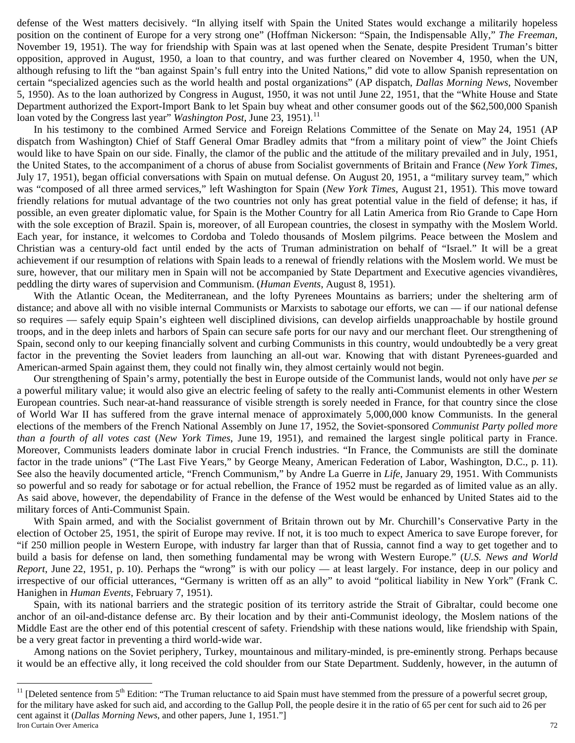defense of the West matters decisively. "In allying itself with Spain the United States would exchange a militarily hopeless position on the continent of Europe for a very strong one" (Hoffman Nickerson: "Spain, the Indispensable Ally," *The Freeman*, November 19, 1951). The way for friendship with Spain was at last opened when the Senate, despite President Truman's bitter opposition, approved in August, 1950, a loan to that country, and was further cleared on November 4, 1950, when the UN, although refusing to lift the "ban against Spain's full entry into the United Nations," did vote to allow Spanish representation on certain "specialized agencies such as the world health and postal organizations" (AP dispatch, *Dallas Morning News*, November 5, 1950). As to the loan authorized by Congress in August, 1950, it was not until June 22, 1951, that the "White House and State Department authorized the Export-Import Bank to let Spain buy wheat and other consumer goods out of the $62,500,000 Spanish loan voted by the Congress last year" *Washington Post*, June 23, 1951).[11]

In his testimony to the combined Armed Service and Foreign Relations Committee of the Senate on May 24, 1951 (AP dispatch from Washington) Chief of Staff General Omar Bradley admits that "from a military point of view" the Joint Chiefs would like to have Spain on our side. Finally, the clamor of the public and the attitude of the military prevailed and in July, 1951, the United States, to the accompaniment of a chorus of abuse from Socialist governments of Britain and France (*New York Times*, July 17, 1951), began official conversations with Spain on mutual defense. On August 20, 1951, a "military survey team," which was "composed of all three armed services," left Washington for Spain (*New York Times*, August 21, 1951). This move toward friendly relations for mutual advantage of the two countries not only has great potential value in the field of defense; it has, if possible, an even greater diplomatic value, for Spain is the Mother Country for all Latin America from Rio Grande to Cape Horn with the sole exception of Brazil. Spain is, moreover, of all European countries, the closest in sympathy with the Moslem World. Each year, for instance, it welcomes to Cordoba and Toledo thousands of Moslem pilgrims. Peace between the Moslem and Christian was a century-old fact until ended by the acts of Truman administration on behalf of "Israel." It will be a great achievement if our resumption of relations with Spain leads to a renewal of friendly relations with the Moslem world. We must be sure, however, that our military men in Spain will not be accompanied by State Department and Executive agencies vivandières, peddling the dirty wares of supervision and Communism. (*Human Events*, August 8, 1951).

With the Atlantic Ocean, the Mediterranean, and the lofty Pyrenees Mountains as barriers; under the sheltering arm of distance; and above all with no visible internal Communists or Marxists to sabotage our efforts, we can — if our national defense so requires — safely equip Spain's eighteen well disciplined divisions, can develop airfields unapproachable by hostile ground troops, and in the deep inlets and harbors of Spain can secure safe ports for our navy and our merchant fleet. Our strengthening of Spain, second only to our keeping financially solvent and curbing Communists in this country, would undoubtedly be a very great factor in the preventing the Soviet leaders from launching an all-out war. Knowing that with distant Pyrenees-guarded and American-armed Spain against them, they could not finally win, they almost certainly would not begin.

Our strengthening of Spain's army, potentially the best in Europe outside of the Communist lands, would not only have *per se* a powerful military value; it would also give an electric feeling of safety to the really anti-Communist elements in other Western European countries. Such near-at-hand reassurance of visible strength is sorely needed in France, for that country since the close of World War II has suffered from the grave internal menace of approximately 5,000,000 know Communists. In the general elections of the members of the French National Assembly on June 17, 1952, the Soviet-sponsored *Communist Party polled more than a fourth of all votes cast* (*New York Times*, June 19, 1951), and remained the largest single political party in France. Moreover, Communists leaders dominate labor in crucial French industries. "In France, the Communists are still the dominate factor in the trade unions" ("The Last Five Years," by George Meany, American Federation of Labor, Washington, D.C., p. 11). See also the heavily documented article, "French Communism," by Andre La Guerre in *Life*, January 29, 1951. With Communists so powerful and so ready for sabotage or for actual rebellion, the France of 1952 must be regarded as of limited value as an ally. As said above, however, the dependability of France in the defense of the West would be enhanced by United States aid to the military forces of Anti-Communist Spain.

With Spain armed, and with the Socialist government of Britain thrown out by Mr. Churchill's Conservative Party in the election of October 25, 1951, the spirit of Europe may revive. If not, it is too much to expect America to save Europe forever, for "if 250 million people in Western Europe, with industry far larger than that of Russia, cannot find a way to get together and to build a basis for defense on land, then something fundamental may be wrong with Western Europe." (*U.S. News and World Report*, June 22, 1951, p. 10). Perhaps the "wrong" is with our policy — at least largely. For instance, deep in our policy and irrespective of our official utterances, "Germany is written off as an ally" to avoid "political liability in New York" (Frank C. Hanighen in *Human Events*, February 7, 1951).

Spain, with its national barriers and the strategic position of its territory astride the Strait of Gibraltar, could become one anchor of an oil-and-distance defense arc. By their location and by their anti-Communist ideology, the Moslem nations of the Middle East are the other end of this potential crescent of safety. Friendship with these nations would, like friendship with Spain, be a very great factor in preventing a third world-wide war.

Among nations on the Soviet periphery, Turkey, mountainous and military-minded, is pre-eminently strong. Perhaps because it would be an effective ally, it long received the cold shoulder from our State Department. Suddenly, however, in the autumn of

[11] [Deleted sentence from 5th Edition: "The Truman reluctance to aid Spain must have stemmed from the pressure of a powerful secret group, for the military have asked for such aid, and according to the Gallup Poll, the people desire it in the ratio of 65 per cent for such aid to 26 per cent against it (*Dallas Morning News*, and other papers, June 1, 1951."]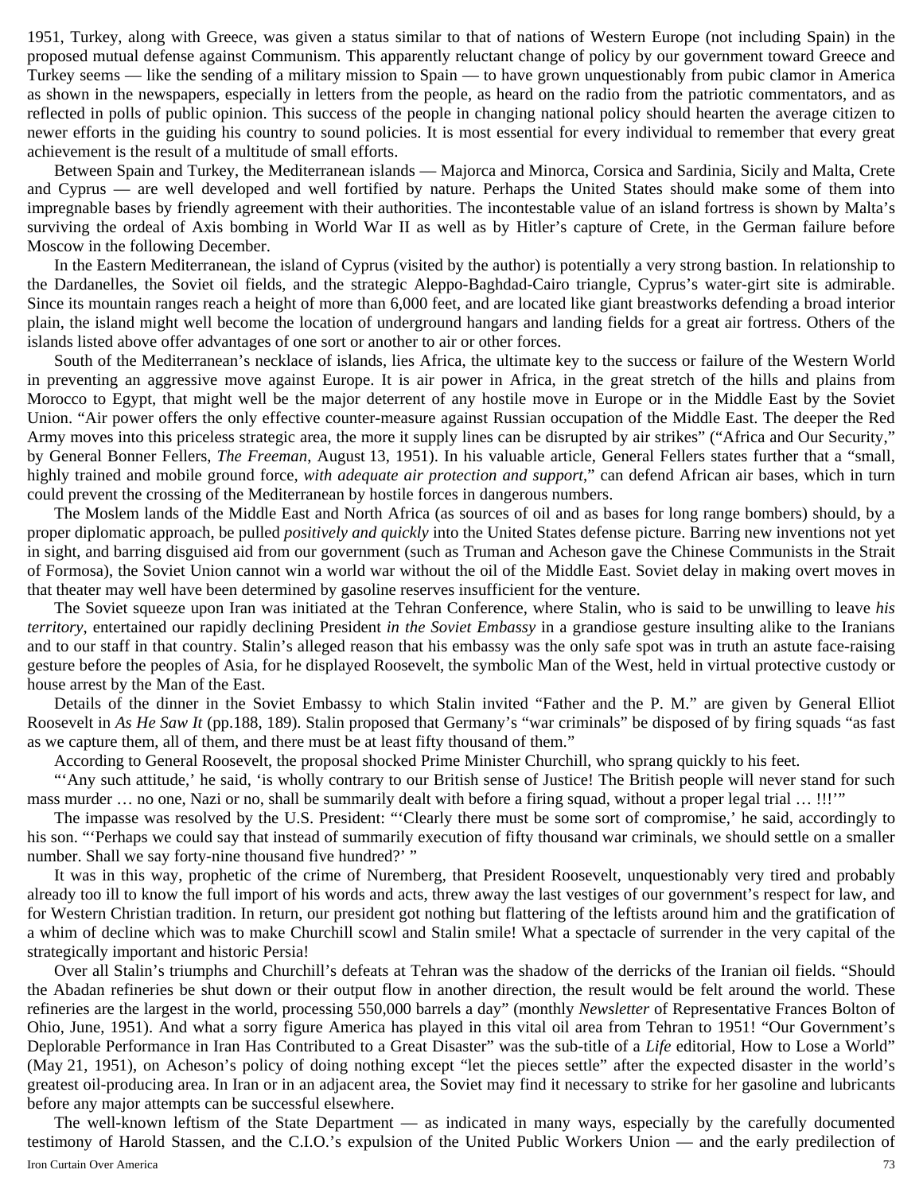1951, Turkey, along with Greece, was given a status similar to that of nations of Western Europe (not including Spain) in the proposed mutual defense against Communism. This apparently reluctant change of policy by our government toward Greece and Turkey seems — like the sending of a military mission to Spain — to have grown unquestionably from pubic clamor in America as shown in the newspapers, especially in letters from the people, as heard on the radio from the patriotic commentators, and as reflected in polls of public opinion. This success of the people in changing national policy should hearten the average citizen to newer efforts in the guiding his country to sound policies. It is most essential for every individual to remember that every great achievement is the result of a multitude of small efforts.

Between Spain and Turkey, the Mediterranean islands — Majorca and Minorca, Corsica and Sardinia, Sicily and Malta, Crete and Cyprus — are well developed and well fortified by nature. Perhaps the United States should make some of them into impregnable bases by friendly agreement with their authorities. The incontestable value of an island fortress is shown by Malta's surviving the ordeal of Axis bombing in World War II as well as by Hitler's capture of Crete, in the German failure before Moscow in the following December.

In the Eastern Mediterranean, the island of Cyprus (visited by the author) is potentially a very strong bastion. In relationship to the Dardanelles, the Soviet oil fields, and the strategic Aleppo-Baghdad-Cairo triangle, Cyprus's water-girt site is admirable. Since its mountain ranges reach a height of more than 6,000 feet, and are located like giant breastworks defending a broad interior plain, the island might well become the location of underground hangars and landing fields for a great air fortress. Others of the islands listed above offer advantages of one sort or another to air or other forces.

South of the Mediterranean's necklace of islands, lies Africa, the ultimate key to the success or failure of the Western World in preventing an aggressive move against Europe. It is air power in Africa, in the great stretch of the hills and plains from Morocco to Egypt, that might well be the major deterrent of any hostile move in Europe or in the Middle East by the Soviet Union. "Air power offers the only effective counter-measure against Russian occupation of the Middle East. The deeper the Red Army moves into this priceless strategic area, the more it supply lines can be disrupted by air strikes" ("Africa and Our Security," by General Bonner Fellers, *The Freeman*, August 13, 1951). In his valuable article, General Fellers states further that a "small, highly trained and mobile ground force, *with adequate air protection and support*," can defend African air bases, which in turn could prevent the crossing of the Mediterranean by hostile forces in dangerous numbers.

The Moslem lands of the Middle East and North Africa (as sources of oil and as bases for long range bombers) should, by a proper diplomatic approach, be pulled *positively and quickly* into the United States defense picture. Barring new inventions not yet in sight, and barring disguised aid from our government (such as Truman and Acheson gave the Chinese Communists in the Strait of Formosa), the Soviet Union cannot win a world war without the oil of the Middle East. Soviet delay in making overt moves in that theater may well have been determined by gasoline reserves insufficient for the venture.

The Soviet squeeze upon Iran was initiated at the Tehran Conference, where Stalin, who is said to be unwilling to leave *his territory*, entertained our rapidly declining President *in the Soviet Embassy* in a grandiose gesture insulting alike to the Iranians and to our staff in that country. Stalin's alleged reason that his embassy was the only safe spot was in truth an astute face-raising gesture before the peoples of Asia, for he displayed Roosevelt, the symbolic Man of the West, held in virtual protective custody or house arrest by the Man of the East.

Details of the dinner in the Soviet Embassy to which Stalin invited "Father and the P. M." are given by General Elliot Roosevelt in *As He Saw It* (pp.188, 189). Stalin proposed that Germany's "war criminals" be disposed of by firing squads "as fast as we capture them, all of them, and there must be at least fifty thousand of them."

According to General Roosevelt, the proposal shocked Prime Minister Churchill, who sprang quickly to his feet.

"'Any such attitude,' he said, 'is wholly contrary to our British sense of Justice! The British people will never stand for such mass murder … no one, Nazi or no, shall be summarily dealt with before a firing squad, without a proper legal trial … !!!'"

The impasse was resolved by the U.S. President: "'Clearly there must be some sort of compromise,' he said, accordingly to his son. "'Perhaps we could say that instead of summarily execution of fifty thousand war criminals, we should settle on a smaller number. Shall we say forty-nine thousand five hundred?' "

It was in this way, prophetic of the crime of Nuremberg, that President Roosevelt, unquestionably very tired and probably already too ill to know the full import of his words and acts, threw away the last vestiges of our government's respect for law, and for Western Christian tradition. In return, our president got nothing but flattering of the leftists around him and the gratification of a whim of decline which was to make Churchill scowl and Stalin smile! What a spectacle of surrender in the very capital of the strategically important and historic Persia!

Over all Stalin's triumphs and Churchill's defeats at Tehran was the shadow of the derricks of the Iranian oil fields. "Should the Abadan refineries be shut down or their output flow in another direction, the result would be felt around the world. These refineries are the largest in the world, processing 550,000 barrels a day" (monthly *Newsletter* of Representative Frances Bolton of Ohio, June, 1951). And what a sorry figure America has played in this vital oil area from Tehran to 1951! "Our Government's Deplorable Performance in Iran Has Contributed to a Great Disaster" was the sub-title of a *Life* editorial, How to Lose a World" (May 21, 1951), on Acheson's policy of doing nothing except "let the pieces settle" after the expected disaster in the world's greatest oil-producing area. In Iran or in an adjacent area, the Soviet may find it necessary to strike for her gasoline and lubricants before any major attempts can be successful elsewhere.

The well-known leftism of the State Department — as indicated in many ways, especially by the carefully documented testimony of Harold Stassen, and the C.I.O.'s expulsion of the United Public Workers Union — and the early predilection of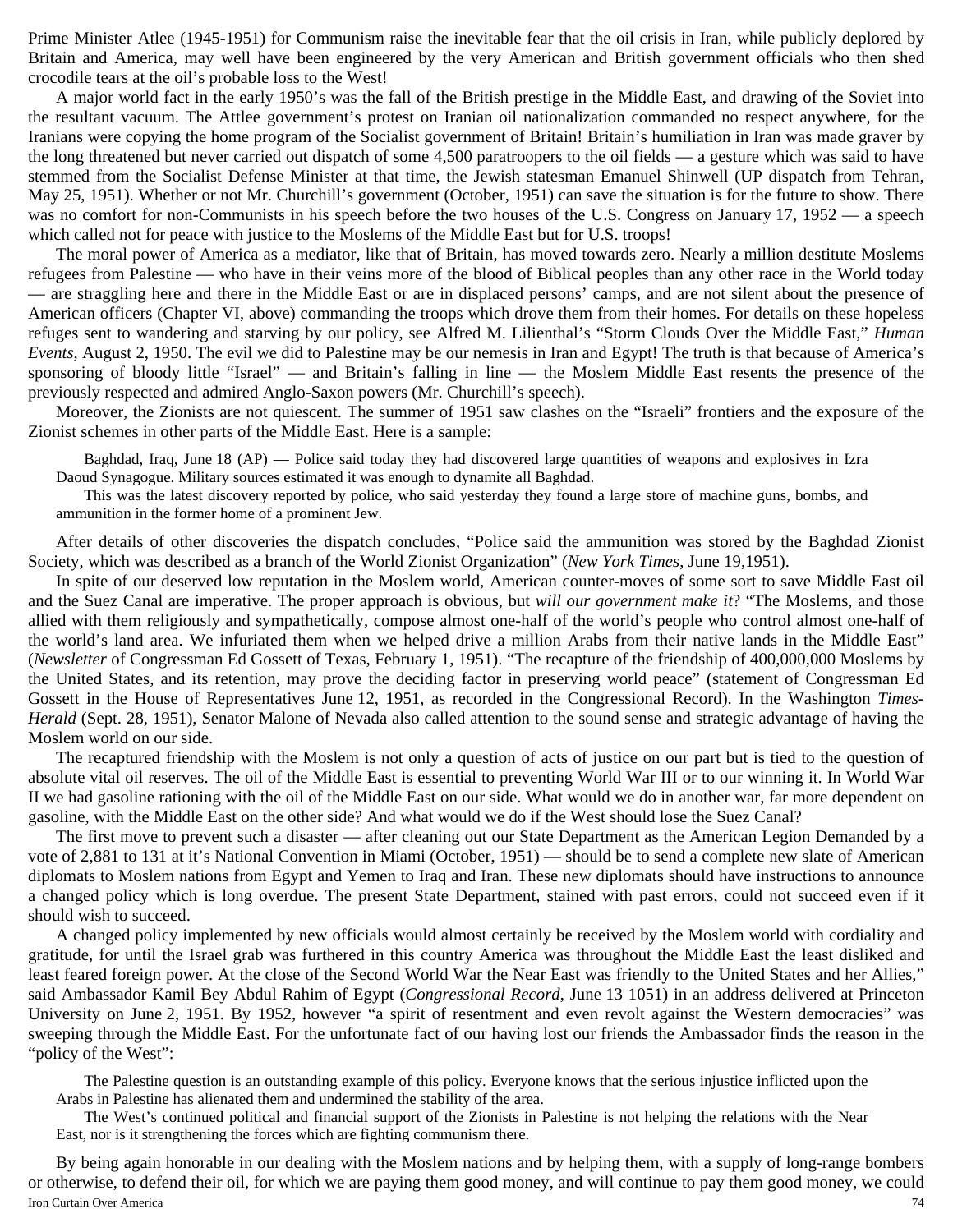Prime Minister Atlee (1945-1951) for Communism raise the inevitable fear that the oil crisis in Iran, while publicly deplored by Britain and America, may well have been engineered by the very American and British government officials who then shed crocodile tears at the oil's probable loss to the West!

A major world fact in the early 1950's was the fall of the British prestige in the Middle East, and drawing of the Soviet into the resultant vacuum. The Attlee government's protest on Iranian oil nationalization commanded no respect anywhere, for the Iranians were copying the home program of the Socialist government of Britain! Britain's humiliation in Iran was made graver by the long threatened but never carried out dispatch of some 4,500 paratroopers to the oil fields — a gesture which was said to have stemmed from the Socialist Defense Minister at that time, the Jewish statesman Emanuel Shinwell (UP dispatch from Tehran, May 25, 1951). Whether or not Mr. Churchill's government (October, 1951) can save the situation is for the future to show. There was no comfort for non-Communists in his speech before the two houses of the U.S. Congress on January 17, 1952 — a speech which called not for peace with justice to the Moslems of the Middle East but for U.S. troops!

The moral power of America as a mediator, like that of Britain, has moved towards zero. Nearly a million destitute Moslems refugees from Palestine — who have in their veins more of the blood of Biblical peoples than any other race in the World today — are straggling here and there in the Middle East or are in displaced persons' camps, and are not silent about the presence of American officers (Chapter VI, above) commanding the troops which drove them from their homes. For details on these hopeless refuges sent to wandering and starving by our policy, see Alfred M. Lilienthal's "Storm Clouds Over the Middle East," *Human Events*, August 2, 1950. The evil we did to Palestine may be our nemesis in Iran and Egypt! The truth is that because of America's sponsoring of bloody little "Israel" — and Britain's falling in line — the Moslem Middle East resents the presence of the previously respected and admired Anglo-Saxon powers (Mr. Churchill's speech).

Moreover, the Zionists are not quiescent. The summer of 1951 saw clashes on the "Israeli" frontiers and the exposure of the Zionist schemes in other parts of the Middle East. Here is a sample:

> Baghdad, Iraq, June 18 (AP) — Police said today they had discovered large quantities of weapons and explosives in Izra Daoud Synagogue. Military sources estimated it was enough to dynamite all Baghdad.
>
> This was the latest discovery reported by police, who said yesterday they found a large store of machine guns, bombs, and ammunition in the former home of a prominent Jew.

After details of other discoveries the dispatch concludes, "Police said the ammunition was stored by the Baghdad Zionist Society, which was described as a branch of the World Zionist Organization" (*New York Times,* June 19,1951).

In spite of our deserved low reputation in the Moslem world, American counter-moves of some sort to save Middle East oil and the Suez Canal are imperative. The proper approach is obvious, but *will our government make it*? "The Moslems, and those allied with them religiously and sympathetically, compose almost one-half of the world's people who control almost one-half of the world's land area. We infuriated them when we helped drive a million Arabs from their native lands in the Middle East" (*Newsletter* of Congressman Ed Gossett of Texas, February 1, 1951). "The recapture of the friendship of 400,000,000 Moslems by the United States, and its retention, may prove the deciding factor in preserving world peace" (statement of Congressman Ed Gossett in the House of Representatives June 12, 1951, as recorded in the Congressional Record). In the Washington *Times-Herald* (Sept. 28, 1951), Senator Malone of Nevada also called attention to the sound sense and strategic advantage of having the Moslem world on our side.

The recaptured friendship with the Moslem is not only a question of acts of justice on our part but is tied to the question of absolute vital oil reserves. The oil of the Middle East is essential to preventing World War III or to our winning it. In World War II we had gasoline rationing with the oil of the Middle East on our side. What would we do in another war, far more dependent on gasoline, with the Middle East on the other side? And what would we do if the West should lose the Suez Canal?

The first move to prevent such a disaster — after cleaning out our State Department as the American Legion Demanded by a vote of 2,881 to 131 at it's National Convention in Miami (October, 1951) — should be to send a complete new slate of American diplomats to Moslem nations from Egypt and Yemen to Iraq and Iran. These new diplomats should have instructions to announce a changed policy which is long overdue. The present State Department, stained with past errors, could not succeed even if it should wish to succeed.

A changed policy implemented by new officials would almost certainly be received by the Moslem world with cordiality and gratitude, for until the Israel grab was furthered in this country America was throughout the Middle East the least disliked and least feared foreign power. At the close of the Second World War the Near East was friendly to the United States and her Allies," said Ambassador Kamil Bey Abdul Rahim of Egypt (*Congressional Record*, June 13 1051) in an address delivered at Princeton University on June 2, 1951. By 1952, however "a spirit of resentment and even revolt against the Western democracies" was sweeping through the Middle East. For the unfortunate fact of our having lost our friends the Ambassador finds the reason in the "policy of the West":

> The Palestine question is an outstanding example of this policy. Everyone knows that the serious injustice inflicted upon the Arabs in Palestine has alienated them and undermined the stability of the area.
>
> The West's continued political and financial support of the Zionists in Palestine is not helping the relations with the Near East, nor is it strengthening the forces which are fighting communism there.

By being again honorable in our dealing with the Moslem nations and by helping them, with a supply of long-range bombers or otherwise, to defend their oil, for which we are paying them good money, and will continue to pay them good money, we could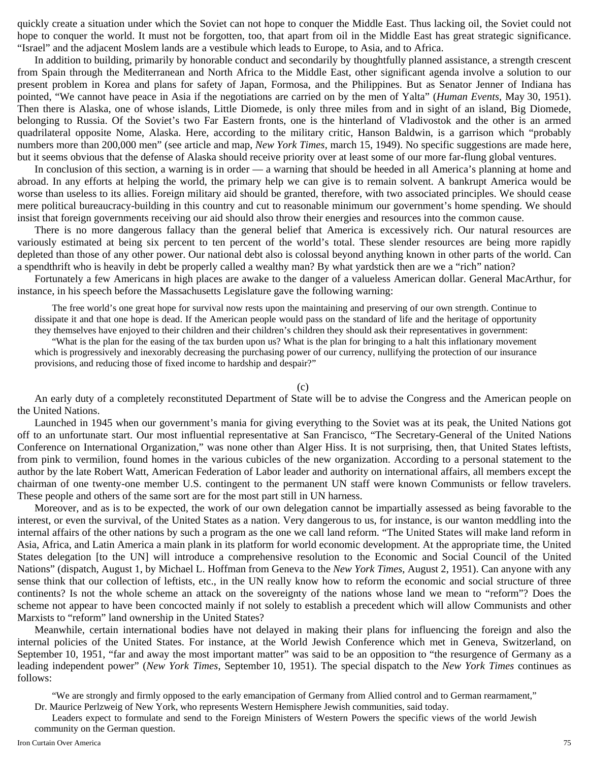quickly create a situation under which the Soviet can not hope to conquer the Middle East. Thus lacking oil, the Soviet could not hope to conquer the world. It must not be forgotten, too, that apart from oil in the Middle East has great strategic significance. "Israel" and the adjacent Moslem lands are a vestibule which leads to Europe, to Asia, and to Africa.

In addition to building, primarily by honorable conduct and secondarily by thoughtfully planned assistance, a strength crescent from Spain through the Mediterranean and North Africa to the Middle East, other significant agenda involve a solution to our present problem in Korea and plans for safety of Japan, Formosa, and the Philippines. But as Senator Jenner of Indiana has pointed, "We cannot have peace in Asia if the negotiations are carried on by the men of Yalta" (*Human Events*, May 30, 1951). Then there is Alaska, one of whose islands, Little Diomede, is only three miles from and in sight of an island, Big Diomede, belonging to Russia. Of the Soviet's two Far Eastern fronts, one is the hinterland of Vladivostok and the other is an armed quadrilateral opposite Nome, Alaska. Here, according to the military critic, Hanson Baldwin, is a garrison which "probably numbers more than 200,000 men" (see article and map, *New York Times*, march 15, 1949). No specific suggestions are made here, but it seems obvious that the defense of Alaska should receive priority over at least some of our more far-flung global ventures.

In conclusion of this section, a warning is in order — a warning that should be heeded in all America's planning at home and abroad. In any efforts at helping the world, the primary help we can give is to remain solvent. A bankrupt America would be worse than useless to its allies. Foreign military aid should be granted, therefore, with two associated principles. We should cease mere political bureaucracy-building in this country and cut to reasonable minimum our government's home spending. We should insist that foreign governments receiving our aid should also throw their energies and resources into the common cause.

There is no more dangerous fallacy than the general belief that America is excessively rich. Our natural resources are variously estimated at being six percent to ten percent of the world's total. These slender resources are being more rapidly depleted than those of any other power. Our national debt also is colossal beyond anything known in other parts of the world. Can a spendthrift who is heavily in debt be properly called a wealthy man? By what yardstick then are we a "rich" nation?

Fortunately a few Americans in high places are awake to the danger of a valueless American dollar. General MacArthur, for instance, in his speech before the Massachusetts Legislature gave the following warning:

> The free world's one great hope for survival now rests upon the maintaining and preserving of our own strength. Continue to dissipate it and that one hope is dead. If the American people would pass on the standard of life and the heritage of opportunity they themselves have enjoyed to their children and their children's children they should ask their representatives in government:
>
> "What is the plan for the easing of the tax burden upon us? What is the plan for bringing to a halt this inflationary movement which is progressively and inexorably decreasing the purchasing power of our currency, nullifying the protection of our insurance provisions, and reducing those of fixed income to hardship and despair?"

(c)

An early duty of a completely reconstituted Department of State will be to advise the Congress and the American people on the United Nations.

Launched in 1945 when our government's mania for giving everything to the Soviet was at its peak, the United Nations got off to an unfortunate start. Our most influential representative at San Francisco, "The Secretary-General of the United Nations Conference on International Organization," was none other than Alger Hiss. It is not surprising, then, that United States leftists, from pink to vermilion, found homes in the various cubicles of the new organization. According to a personal statement to the author by the late Robert Watt, American Federation of Labor leader and authority on international affairs, all members except the chairman of one twenty-one member U.S. contingent to the permanent UN staff were known Communists or fellow travelers. These people and others of the same sort are for the most part still in UN harness.

Moreover, and as is to be expected, the work of our own delegation cannot be impartially assessed as being favorable to the interest, or even the survival, of the United States as a nation. Very dangerous to us, for instance, is our wanton meddling into the internal affairs of the other nations by such a program as the one we call land reform. "The United States will make land reform in Asia, Africa, and Latin America a main plank in its platform for world economic development. At the appropriate time, the United States delegation [to the UN] will introduce a comprehensive resolution to the Economic and Social Council of the United Nations" (dispatch, August 1, by Michael L. Hoffman from Geneva to the *New York Times*, August 2, 1951). Can anyone with any sense think that our collection of leftists, etc., in the UN really know how to reform the economic and social structure of three continents? Is not the whole scheme an attack on the sovereignty of the nations whose land we mean to "reform"? Does the scheme not appear to have been concocted mainly if not solely to establish a precedent which will allow Communists and other Marxists to "reform" land ownership in the United States?

Meanwhile, certain international bodies have not delayed in making their plans for influencing the foreign and also the internal policies of the United States. For instance, at the World Jewish Conference which met in Geneva, Switzerland, on September 10, 1951, "far and away the most important matter" was said to be an opposition to "the resurgence of Germany as a leading independent power" (*New York Times*, September 10, 1951). The special dispatch to the *New York Times* continues as follows:

> "We are strongly and firmly opposed to the early emancipation of Germany from Allied control and to German rearmament," Dr. Maurice Perlzweig of New York, who represents Western Hemisphere Jewish communities, said today.
>
> Leaders expect to formulate and send to the Foreign Ministers of Western Powers the specific views of the world Jewish community on the German question.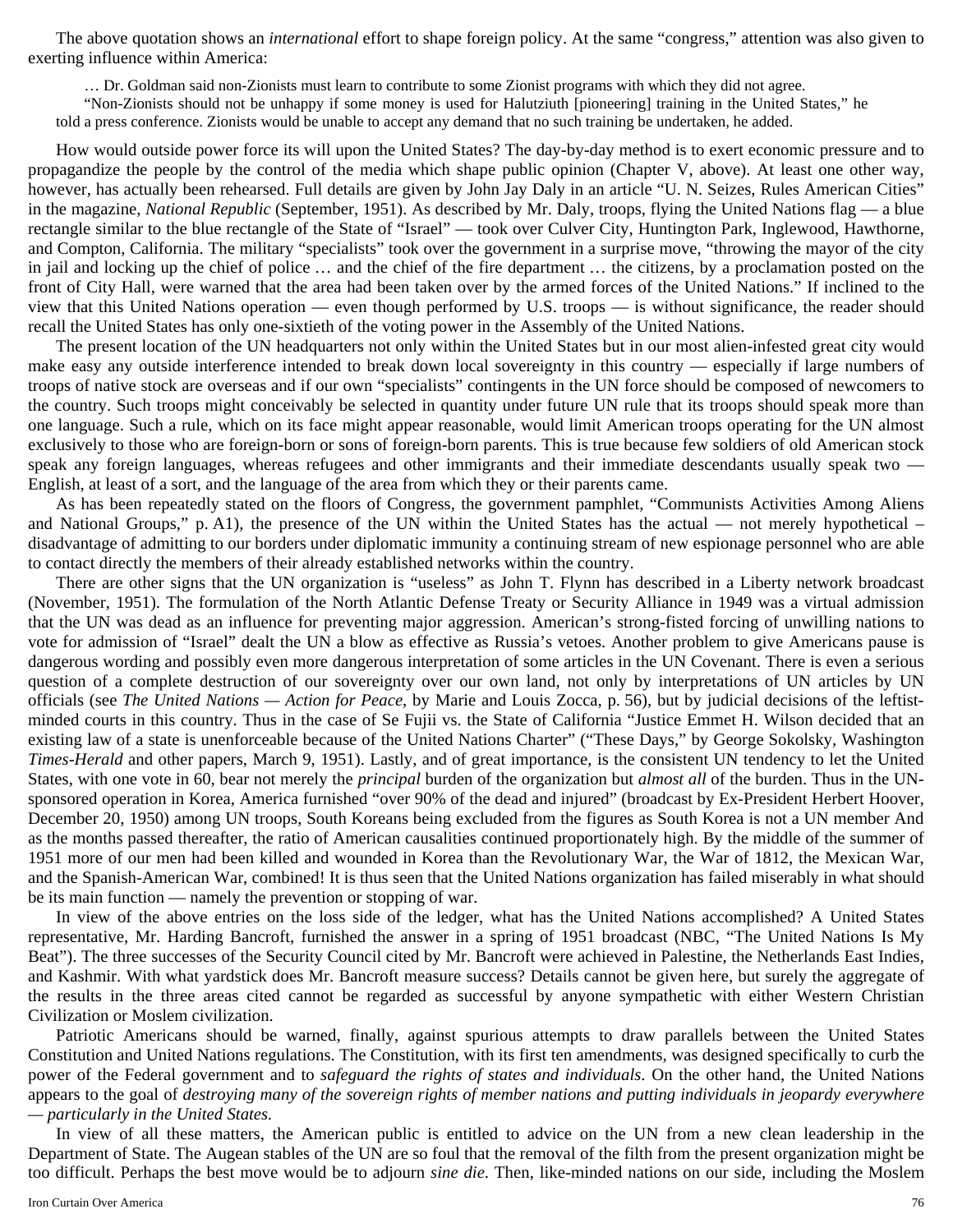The above quotation shows an *international* effort to shape foreign policy. At the same "congress," attention was also given to exerting influence within America:

> … Dr. Goldman said non-Zionists must learn to contribute to some Zionist programs with which they did not agree.
>
> "Non-Zionists should not be unhappy if some money is used for Halutziuth [pioneering] training in the United States," he told a press conference. Zionists would be unable to accept any demand that no such training be undertaken, he added.

How would outside power force its will upon the United States? The day-by-day method is to exert economic pressure and to propagandize the people by the control of the media which shape public opinion (Chapter V, above). At least one other way, however, has actually been rehearsed. Full details are given by John Jay Daly in an article "U. N. Seizes, Rules American Cities" in the magazine, *National Republic* (September, 1951). As described by Mr. Daly, troops, flying the United Nations flag — a blue rectangle similar to the blue rectangle of the State of "Israel" — took over Culver City, Huntington Park, Inglewood, Hawthorne, and Compton, California. The military "specialists" took over the government in a surprise move, "throwing the mayor of the city in jail and locking up the chief of police … and the chief of the fire department … the citizens, by a proclamation posted on the front of City Hall, were warned that the area had been taken over by the armed forces of the United Nations." If inclined to the view that this United Nations operation — even though performed by U.S. troops — is without significance, the reader should recall the United States has only one-sixtieth of the voting power in the Assembly of the United Nations.

The present location of the UN headquarters not only within the United States but in our most alien-infested great city would make easy any outside interference intended to break down local sovereignty in this country — especially if large numbers of troops of native stock are overseas and if our own "specialists" contingents in the UN force should be composed of newcomers to the country. Such troops might conceivably be selected in quantity under future UN rule that its troops should speak more than one language. Such a rule, which on its face might appear reasonable, would limit American troops operating for the UN almost exclusively to those who are foreign-born or sons of foreign-born parents. This is true because few soldiers of old American stock speak any foreign languages, whereas refugees and other immigrants and their immediate descendants usually speak two — English, at least of a sort, and the language of the area from which they or their parents came.

As has been repeatedly stated on the floors of Congress, the government pamphlet, "Communists Activities Among Aliens and National Groups," p. A1), the presence of the UN within the United States has the actual — not merely hypothetical – disadvantage of admitting to our borders under diplomatic immunity a continuing stream of new espionage personnel who are able to contact directly the members of their already established networks within the country.

There are other signs that the UN organization is "useless" as John T. Flynn has described in a Liberty network broadcast (November, 1951). The formulation of the North Atlantic Defense Treaty or Security Alliance in 1949 was a virtual admission that the UN was dead as an influence for preventing major aggression. American's strong-fisted forcing of unwilling nations to vote for admission of "Israel" dealt the UN a blow as effective as Russia's vetoes. Another problem to give Americans pause is dangerous wording and possibly even more dangerous interpretation of some articles in the UN Covenant. There is even a serious question of a complete destruction of our sovereignty over our own land, not only by interpretations of UN articles by UN officials (see *The United Nations — Action for Peace*, by Marie and Louis Zocca, p. 56), but by judicial decisions of the leftist-minded courts in this country. Thus in the case of Se Fujii vs. the State of California "Justice Emmet H. Wilson decided that an existing law of a state is unenforceable because of the United Nations Charter" ("These Days," by George Sokolsky, Washington *Times-Herald* and other papers, March 9, 1951). Lastly, and of great importance, is the consistent UN tendency to let the United States, with one vote in 60, bear not merely the *principal* burden of the organization but *almost all* of the burden. Thus in the UN-sponsored operation in Korea, America furnished "over 90% of the dead and injured" (broadcast by Ex-President Herbert Hoover, December 20, 1950) among UN troops, South Koreans being excluded from the figures as South Korea is not a UN member And as the months passed thereafter, the ratio of American causalities continued proportionately high. By the middle of the summer of 1951 more of our men had been killed and wounded in Korea than the Revolutionary War, the War of 1812, the Mexican War, and the Spanish-American War, combined! It is thus seen that the United Nations organization has failed miserably in what should be its main function — namely the prevention or stopping of war.

In view of the above entries on the loss side of the ledger, what has the United Nations accomplished? A United States representative, Mr. Harding Bancroft, furnished the answer in a spring of 1951 broadcast (NBC, "The United Nations Is My Beat"). The three successes of the Security Council cited by Mr. Bancroft were achieved in Palestine, the Netherlands East Indies, and Kashmir. With what yardstick does Mr. Bancroft measure success? Details cannot be given here, but surely the aggregate of the results in the three areas cited cannot be regarded as successful by anyone sympathetic with either Western Christian Civilization or Moslem civilization.

Patriotic Americans should be warned, finally, against spurious attempts to draw parallels between the United States Constitution and United Nations regulations. The Constitution, with its first ten amendments, was designed specifically to curb the power of the Federal government and to *safeguard the rights of states and individuals*. On the other hand, the United Nations appears to the goal of *destroying many of the sovereign rights of member nations and putting individuals in jeopardy everywhere — particularly in the United States.*

In view of all these matters, the American public is entitled to advice on the UN from a new clean leadership in the Department of State. The Augean stables of the UN are so foul that the removal of the filth from the present organization might be too difficult. Perhaps the best move would be to adjourn *sine die*. Then, like-minded nations on our side, including the Moslem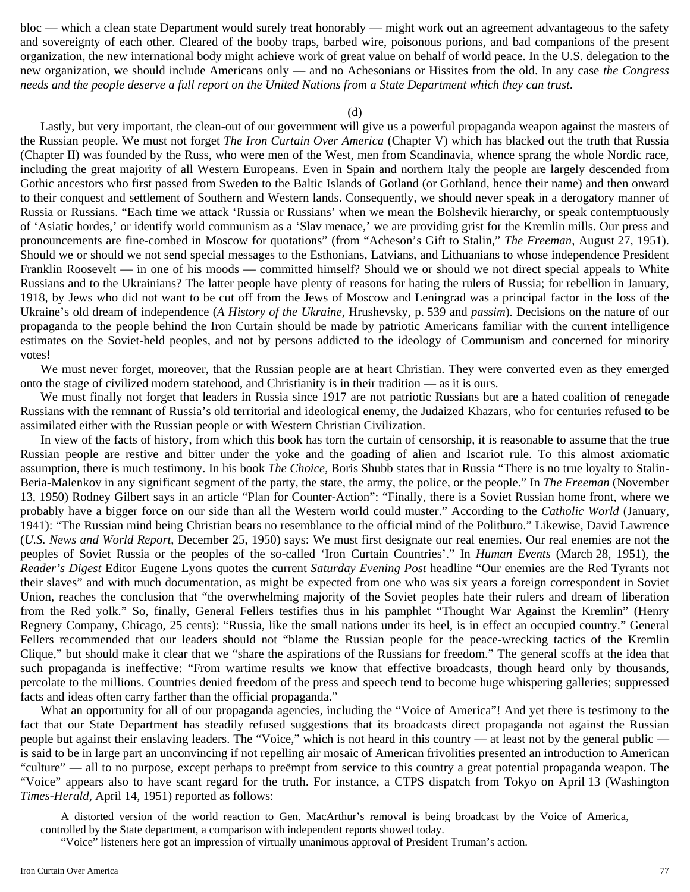bloc — which a clean state Department would surely treat honorably — might work out an agreement advantageous to the safety and sovereignty of each other. Cleared of the booby traps, barbed wire, poisonous porions, and bad companions of the present organization, the new international body might achieve work of great value on behalf of world peace. In the U.S. delegation to the new organization, we should include Americans only — and no Achesonians or Hissites from the old. In any case *the Congress needs and the people deserve a full report on the United Nations from a State Department which they can trust*.

(d)

Lastly, but very important, the clean-out of our government will give us a powerful propaganda weapon against the masters of the Russian people. We must not forget *The Iron Curtain Over America* (Chapter V) which has blacked out the truth that Russia (Chapter II) was founded by the Russ, who were men of the West, men from Scandinavia, whence sprang the whole Nordic race, including the great majority of all Western Europeans. Even in Spain and northern Italy the people are largely descended from Gothic ancestors who first passed from Sweden to the Baltic Islands of Gotland (or Gothland, hence their name) and then onward to their conquest and settlement of Southern and Western lands. Consequently, we should never speak in a derogatory manner of Russia or Russians. "Each time we attack 'Russia or Russians' when we mean the Bolshevik hierarchy, or speak contemptuously of 'Asiatic hordes,' or identify world communism as a 'Slav menace,' we are providing grist for the Kremlin mills. Our press and pronouncements are fine-combed in Moscow for quotations" (from "Acheson's Gift to Stalin," *The Freeman*, August 27, 1951). Should we or should we not send special messages to the Esthonians, Latvians, and Lithuanians to whose independence President Franklin Roosevelt — in one of his moods — committed himself? Should we or should we not direct special appeals to White Russians and to the Ukrainians? The latter people have plenty of reasons for hating the rulers of Russia; for rebellion in January, 1918, by Jews who did not want to be cut off from the Jews of Moscow and Leningrad was a principal factor in the loss of the Ukraine's old dream of independence (*A History of the Ukraine*, Hrushevsky, p. 539 and *passim*). Decisions on the nature of our propaganda to the people behind the Iron Curtain should be made by patriotic Americans familiar with the current intelligence estimates on the Soviet-held peoples, and not by persons addicted to the ideology of Communism and concerned for minority votes!

We must never forget, moreover, that the Russian people are at heart Christian. They were converted even as they emerged onto the stage of civilized modern statehood, and Christianity is in their tradition — as it is ours.

We must finally not forget that leaders in Russia since 1917 are not patriotic Russians but are a hated coalition of renegade Russians with the remnant of Russia's old territorial and ideological enemy, the Judaized Khazars, who for centuries refused to be assimilated either with the Russian people or with Western Christian Civilization.

In view of the facts of history, from which this book has torn the curtain of censorship, it is reasonable to assume that the true Russian people are restive and bitter under the yoke and the goading of alien and Iscariot rule. To this almost axiomatic assumption, there is much testimony. In his book *The Choice*, Boris Shubb states that in Russia "There is no true loyalty to Stalin-Beria-Malenkov in any significant segment of the party, the state, the army, the police, or the people." In *The Freeman* (November 13, 1950) Rodney Gilbert says in an article "Plan for Counter-Action": "Finally, there is a Soviet Russian home front, where we probably have a bigger force on our side than all the Western world could muster." According to the *Catholic World* (January, 1941): "The Russian mind being Christian bears no resemblance to the official mind of the Politburo." Likewise, David Lawrence (*U.S. News and World Report,* December 25, 1950) says: We must first designate our real enemies. Our real enemies are not the peoples of Soviet Russia or the peoples of the so-called 'Iron Curtain Countries'." In *Human Events* (March 28, 1951), the *Reader's Digest* Editor Eugene Lyons quotes the current *Saturday Evening Post* headline "Our enemies are the Red Tyrants not their slaves" and with much documentation, as might be expected from one who was six years a foreign correspondent in Soviet Union, reaches the conclusion that "the overwhelming majority of the Soviet peoples hate their rulers and dream of liberation from the Red yolk." So, finally, General Fellers testifies thus in his pamphlet "Thought War Against the Kremlin" (Henry Regnery Company, Chicago, 25 cents): "Russia, like the small nations under its heel, is in effect an occupied country." General Fellers recommended that our leaders should not "blame the Russian people for the peace-wrecking tactics of the Kremlin Clique," but should make it clear that we "share the aspirations of the Russians for freedom." The general scoffs at the idea that such propaganda is ineffective: "From wartime results we know that effective broadcasts, though heard only by thousands, percolate to the millions. Countries denied freedom of the press and speech tend to become huge whispering galleries; suppressed facts and ideas often carry farther than the official propaganda."

What an opportunity for all of our propaganda agencies, including the "Voice of America"! And yet there is testimony to the fact that our State Department has steadily refused suggestions that its broadcasts direct propaganda not against the Russian people but against their enslaving leaders. The "Voice," which is not heard in this country — at least not by the general public — is said to be in large part an unconvincing if not repelling air mosaic of American frivolities presented an introduction to American "culture" — all to no purpose, except perhaps to preëmpt from service to this country a great potential propaganda weapon. The "Voice" appears also to have scant regard for the truth. For instance, a CTPS dispatch from Tokyo on April 13 (Washington *Times-Herald*, April 14, 1951) reported as follows:

> A distorted version of the world reaction to Gen. MacArthur's removal is being broadcast by the Voice of America, controlled by the State department, a comparison with independent reports showed today.
>
> "Voice" listeners here got an impression of virtually unanimous approval of President Truman's action.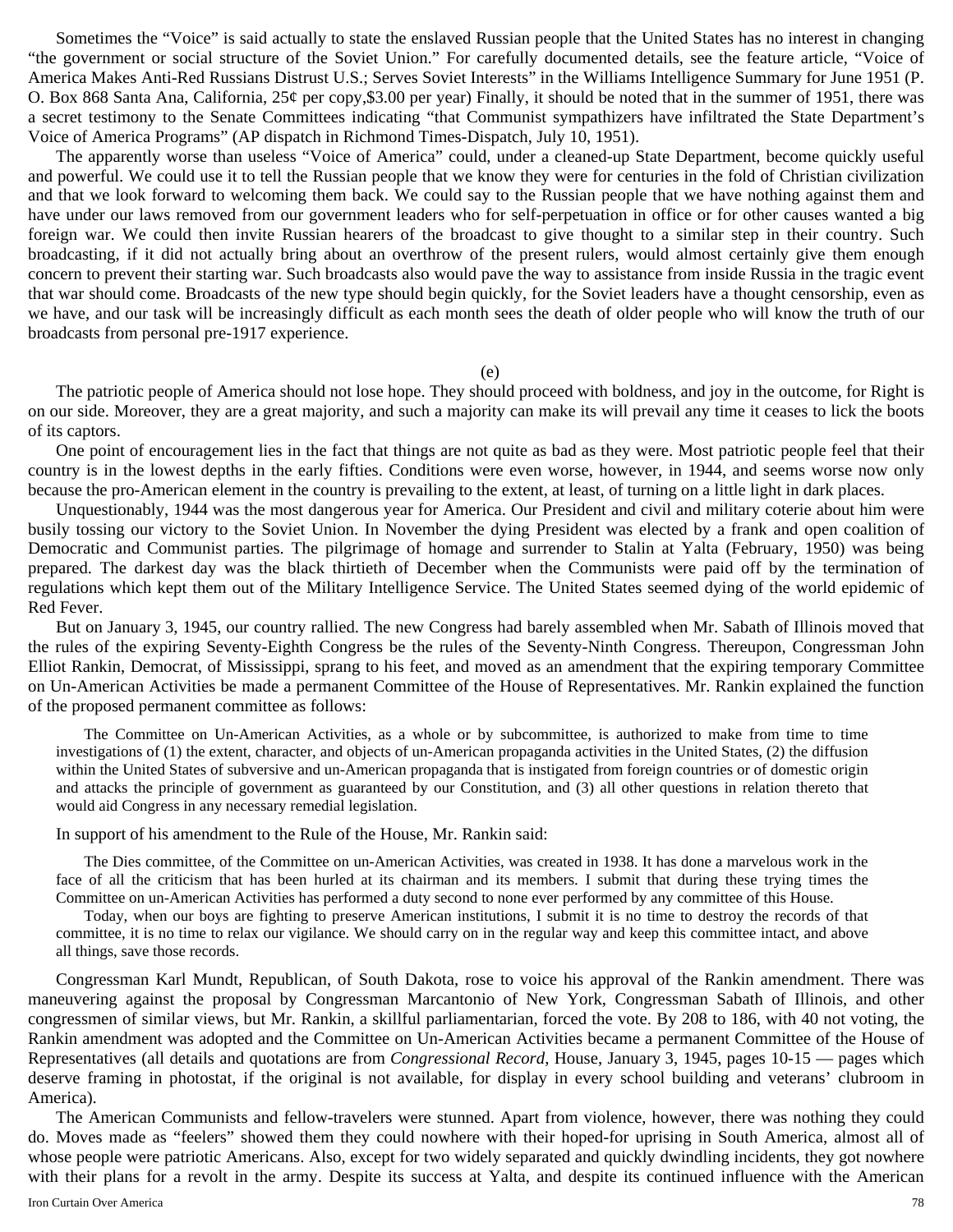Sometimes the "Voice" is said actually to state the enslaved Russian people that the United States has no interest in changing "the government or social structure of the Soviet Union." For carefully documented details, see the feature article, "Voice of America Makes Anti-Red Russians Distrust U.S.; Serves Soviet Interests" in the Williams Intelligence Summary for June 1951 (P. O. Box 868 Santa Ana, California, 25¢ per copy,$3.00 per year) Finally, it should be noted that in the summer of 1951, there was a secret testimony to the Senate Committees indicating "that Communist sympathizers have infiltrated the State Department's Voice of America Programs" (AP dispatch in Richmond Times-Dispatch, July 10, 1951).

The apparently worse than useless "Voice of America" could, under a cleaned-up State Department, become quickly useful and powerful. We could use it to tell the Russian people that we know they were for centuries in the fold of Christian civilization and that we look forward to welcoming them back. We could say to the Russian people that we have nothing against them and have under our laws removed from our government leaders who for self-perpetuation in office or for other causes wanted a big foreign war. We could then invite Russian hearers of the broadcast to give thought to a similar step in their country. Such broadcasting, if it did not actually bring about an overthrow of the present rulers, would almost certainly give them enough concern to prevent their starting war. Such broadcasts also would pave the way to assistance from inside Russia in the tragic event that war should come. Broadcasts of the new type should begin quickly, for the Soviet leaders have a thought censorship, even as we have, and our task will be increasingly difficult as each month sees the death of older people who will know the truth of our broadcasts from personal pre-1917 experience.

(e)

The patriotic people of America should not lose hope. They should proceed with boldness, and joy in the outcome, for Right is on our side. Moreover, they are a great majority, and such a majority can make its will prevail any time it ceases to lick the boots of its captors.

One point of encouragement lies in the fact that things are not quite as bad as they were. Most patriotic people feel that their country is in the lowest depths in the early fifties. Conditions were even worse, however, in 1944, and seems worse now only because the pro-American element in the country is prevailing to the extent, at least, of turning on a little light in dark places.

Unquestionably, 1944 was the most dangerous year for America. Our President and civil and military coterie about him were busily tossing our victory to the Soviet Union. In November the dying President was elected by a frank and open coalition of Democratic and Communist parties. The pilgrimage of homage and surrender to Stalin at Yalta (February, 1950) was being prepared. The darkest day was the black thirtieth of December when the Communists were paid off by the termination of regulations which kept them out of the Military Intelligence Service. The United States seemed dying of the world epidemic of Red Fever.

But on January 3, 1945, our country rallied. The new Congress had barely assembled when Mr. Sabath of Illinois moved that the rules of the expiring Seventy-Eighth Congress be the rules of the Seventy-Ninth Congress. Thereupon, Congressman John Elliot Rankin, Democrat, of Mississippi, sprang to his feet, and moved as an amendment that the expiring temporary Committee on Un-American Activities be made a permanent Committee of the House of Representatives. Mr. Rankin explained the function of the proposed permanent committee as follows:

> The Committee on Un-American Activities, as a whole or by subcommittee, is authorized to make from time to time investigations of (1) the extent, character, and objects of un-American propaganda activities in the United States, (2) the diffusion within the United States of subversive and un-American propaganda that is instigated from foreign countries or of domestic origin and attacks the principle of government as guaranteed by our Constitution, and (3) all other questions in relation thereto that would aid Congress in any necessary remedial legislation.

In support of his amendment to the Rule of the House, Mr. Rankin said:

> The Dies committee, of the Committee on un-American Activities, was created in 1938. It has done a marvelous work in the face of all the criticism that has been hurled at its chairman and its members. I submit that during these trying times the Committee on un-American Activities has performed a duty second to none ever performed by any committee of this House.
>
> Today, when our boys are fighting to preserve American institutions, I submit it is no time to destroy the records of that committee, it is no time to relax our vigilance. We should carry on in the regular way and keep this committee intact, and above all things, save those records.

Congressman Karl Mundt, Republican, of South Dakota, rose to voice his approval of the Rankin amendment. There was maneuvering against the proposal by Congressman Marcantonio of New York, Congressman Sabath of Illinois, and other congressmen of similar views, but Mr. Rankin, a skillful parliamentarian, forced the vote. By 208 to 186, with 40 not voting, the Rankin amendment was adopted and the Committee on Un-American Activities became a permanent Committee of the House of Representatives (all details and quotations are from *Congressional Record*, House, January 3, 1945, pages 10-15 — pages which deserve framing in photostat, if the original is not available, for display in every school building and veterans' clubroom in America).

The American Communists and fellow-travelers were stunned. Apart from violence, however, there was nothing they could do. Moves made as "feelers" showed them they could nowhere with their hoped-for uprising in South America, almost all of whose people were patriotic Americans. Also, except for two widely separated and quickly dwindling incidents, they got nowhere with their plans for a revolt in the army. Despite its success at Yalta, and despite its continued influence with the American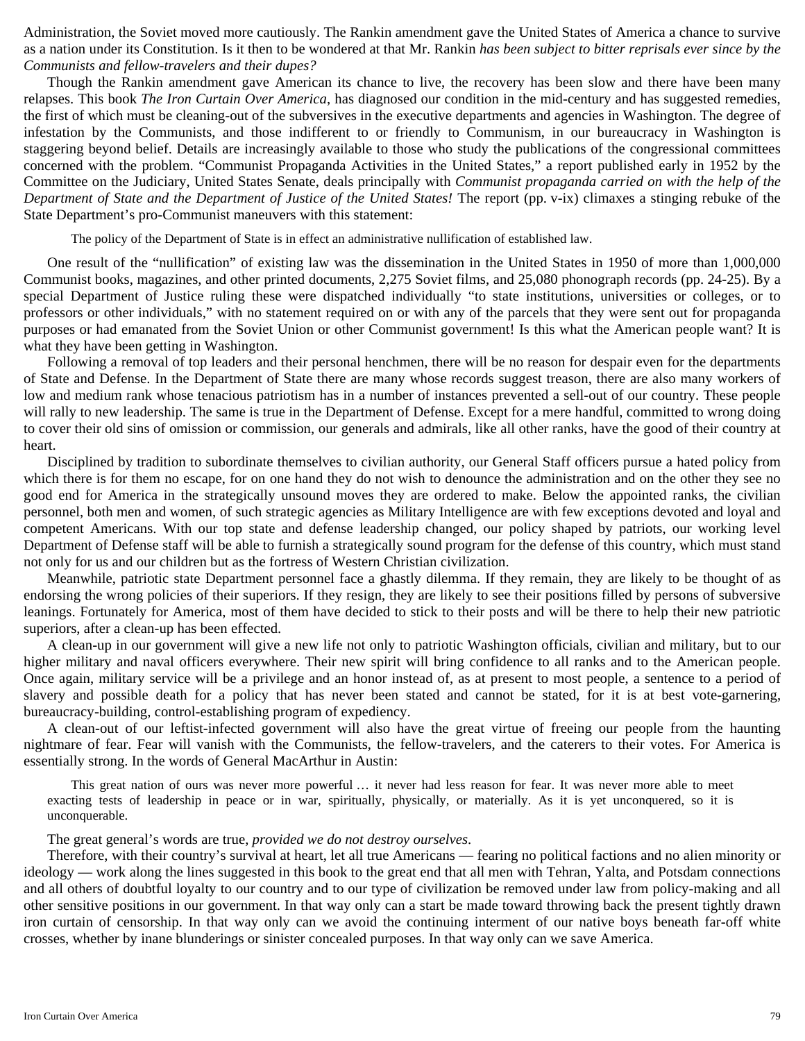Administration, the Soviet moved more cautiously. The Rankin amendment gave the United States of America a chance to survive as a nation under its Constitution. Is it then to be wondered at that Mr. Rankin *has been subject to bitter reprisals ever since by the Communists and fellow-travelers and their dupes?*

Though the Rankin amendment gave American its chance to live, the recovery has been slow and there have been many relapses. This book *The Iron Curtain Over America*, has diagnosed our condition in the mid-century and has suggested remedies, the first of which must be cleaning-out of the subversives in the executive departments and agencies in Washington. The degree of infestation by the Communists, and those indifferent to or friendly to Communism, in our bureaucracy in Washington is staggering beyond belief. Details are increasingly available to those who study the publications of the congressional committees concerned with the problem. "Communist Propaganda Activities in the United States," a report published early in 1952 by the Committee on the Judiciary, United States Senate, deals principally with *Communist propaganda carried on with the help of the Department of State and the Department of Justice of the United States!* The report (pp. v-ix) climaxes a stinging rebuke of the State Department's pro-Communist maneuvers with this statement:

> The policy of the Department of State is in effect an administrative nullification of established law.

One result of the "nullification" of existing law was the dissemination in the United States in 1950 of more than 1,000,000 Communist books, magazines, and other printed documents, 2,275 Soviet films, and 25,080 phonograph records (pp. 24-25). By a special Department of Justice ruling these were dispatched individually "to state institutions, universities or colleges, or to professors or other individuals," with no statement required on or with any of the parcels that they were sent out for propaganda purposes or had emanated from the Soviet Union or other Communist government! Is this what the American people want? It is what they have been getting in Washington.

Following a removal of top leaders and their personal henchmen, there will be no reason for despair even for the departments of State and Defense. In the Department of State there are many whose records suggest treason, there are also many workers of low and medium rank whose tenacious patriotism has in a number of instances prevented a sell-out of our country. These people will rally to new leadership. The same is true in the Department of Defense. Except for a mere handful, committed to wrong doing to cover their old sins of omission or commission, our generals and admirals, like all other ranks, have the good of their country at heart.

Disciplined by tradition to subordinate themselves to civilian authority, our General Staff officers pursue a hated policy from which there is for them no escape, for on one hand they do not wish to denounce the administration and on the other they see no good end for America in the strategically unsound moves they are ordered to make. Below the appointed ranks, the civilian personnel, both men and women, of such strategic agencies as Military Intelligence are with few exceptions devoted and loyal and competent Americans. With our top state and defense leadership changed, our policy shaped by patriots, our working level Department of Defense staff will be able to furnish a strategically sound program for the defense of this country, which must stand not only for us and our children but as the fortress of Western Christian civilization.

Meanwhile, patriotic state Department personnel face a ghastly dilemma. If they remain, they are likely to be thought of as endorsing the wrong policies of their superiors. If they resign, they are likely to see their positions filled by persons of subversive leanings. Fortunately for America, most of them have decided to stick to their posts and will be there to help their new patriotic superiors, after a clean-up has been effected.

A clean-up in our government will give a new life not only to patriotic Washington officials, civilian and military, but to our higher military and naval officers everywhere. Their new spirit will bring confidence to all ranks and to the American people. Once again, military service will be a privilege and an honor instead of, as at present to most people, a sentence to a period of slavery and possible death for a policy that has never been stated and cannot be stated, for it is at best vote-garnering, bureaucracy-building, control-establishing program of expediency.

A clean-out of our leftist-infected government will also have the great virtue of freeing our people from the haunting nightmare of fear. Fear will vanish with the Communists, the fellow-travelers, and the caterers to their votes. For America is essentially strong. In the words of General MacArthur in Austin:

> This great nation of ours was never more powerful … it never had less reason for fear. It was never more able to meet exacting tests of leadership in peace or in war, spiritually, physically, or materially. As it is yet unconquered, so it is unconquerable.

The great general's words are true, *provided we do not destroy ourselves*.

Therefore, with their country's survival at heart, let all true Americans — fearing no political factions and no alien minority or ideology — work along the lines suggested in this book to the great end that all men with Tehran, Yalta, and Potsdam connections and all others of doubtful loyalty to our country and to our type of civilization be removed under law from policy-making and all other sensitive positions in our government. In that way only can a start be made toward throwing back the present tightly drawn iron curtain of censorship. In that way only can we avoid the continuing interment of our native boys beneath far-off white crosses, whether by inane blunderings or sinister concealed purposes. In that way only can we save America.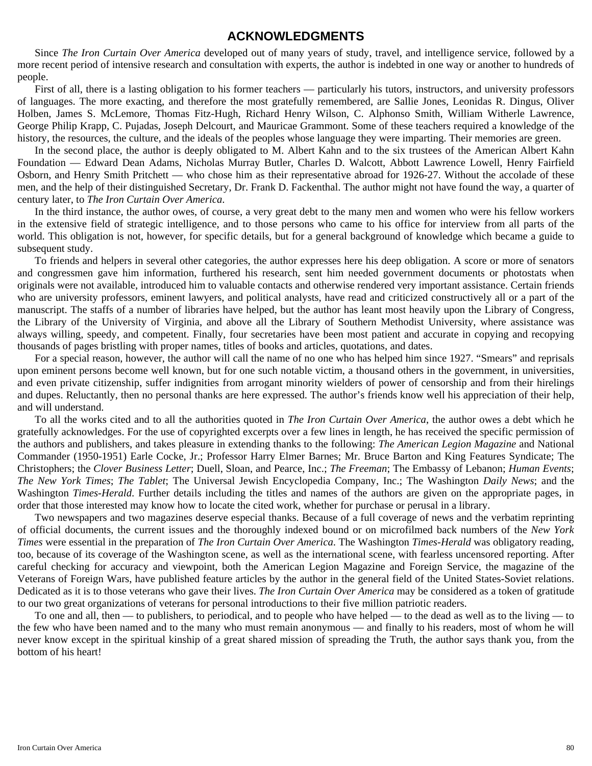## ACKNOWLEDGMENTS

Since *The Iron Curtain Over America* developed out of many years of study, travel, and intelligence service, followed by a more recent period of intensive research and consultation with experts, the author is indebted in one way or another to hundreds of people.

First of all, there is a lasting obligation to his former teachers — particularly his tutors, instructors, and university professors of languages. The more exacting, and therefore the most gratefully remembered, are Sallie Jones, Leonidas R. Dingus, Oliver Holben, James S. McLemore, Thomas Fitz-Hugh, Richard Henry Wilson, C. Alphonso Smith, William Witherle Lawrence, George Philip Krapp, C. Pujadas, Joseph Delcourt, and Mauricae Grammont. Some of these teachers required a knowledge of the history, the resources, the culture, and the ideals of the peoples whose language they were imparting. Their memories are green.

In the second place, the author is deeply obligated to M. Albert Kahn and to the six trustees of the American Albert Kahn Foundation — Edward Dean Adams, Nicholas Murray Butler, Charles D. Walcott, Abbott Lawrence Lowell, Henry Fairfield Osborn, and Henry Smith Pritchett — who chose him as their representative abroad for 1926-27. Without the accolade of these men, and the help of their distinguished Secretary, Dr. Frank D. Fackenthal. The author might not have found the way, a quarter of century later, to *The Iron Curtain Over America*.

In the third instance, the author owes, of course, a very great debt to the many men and women who were his fellow workers in the extensive field of strategic intelligence, and to those persons who came to his office for interview from all parts of the world. This obligation is not, however, for specific details, but for a general background of knowledge which became a guide to subsequent study.

To friends and helpers in several other categories, the author expresses here his deep obligation. A score or more of senators and congressmen gave him information, furthered his research, sent him needed government documents or photostats when originals were not available, introduced him to valuable contacts and otherwise rendered very important assistance. Certain friends who are university professors, eminent lawyers, and political analysts, have read and criticized constructively all or a part of the manuscript. The staffs of a number of libraries have helped, but the author has leant most heavily upon the Library of Congress, the Library of the University of Virginia, and above all the Library of Southern Methodist University, where assistance was always willing, speedy, and competent. Finally, four secretaries have been most patient and accurate in copying and recopying thousands of pages bristling with proper names, titles of books and articles, quotations, and dates.

For a special reason, however, the author will call the name of no one who has helped him since 1927. "Smears" and reprisals upon eminent persons become well known, but for one such notable victim, a thousand others in the government, in universities, and even private citizenship, suffer indignities from arrogant minority wielders of power of censorship and from their hirelings and dupes. Reluctantly, then no personal thanks are here expressed. The author's friends know well his appreciation of their help, and will understand.

To all the works cited and to all the authorities quoted in *The Iron Curtain Over America*, the author owes a debt which he gratefully acknowledges. For the use of copyrighted excerpts over a few lines in length, he has received the specific permission of the authors and publishers, and takes pleasure in extending thanks to the following: *The American Legion Magazine* and National Commander (1950-1951) Earle Cocke, Jr.; Professor Harry Elmer Barnes; Mr. Bruce Barton and King Features Syndicate; The Christophers; the *Clover Business Letter*; Duell, Sloan, and Pearce, Inc.; *The Freeman*; The Embassy of Lebanon; *Human Events*; *The New York Times*; *The Tablet*; The Universal Jewish Encyclopedia Company, Inc.; The Washington *Daily News*; and the Washington *Times-Herald*. Further details including the titles and names of the authors are given on the appropriate pages, in order that those interested may know how to locate the cited work, whether for purchase or perusal in a library.

Two newspapers and two magazines deserve especial thanks. Because of a full coverage of news and the verbatim reprinting of official documents, the current issues and the thoroughly indexed bound or on microfilmed back numbers of the *New York Times* were essential in the preparation of *The Iron Curtain Over America*. The Washington *Times-Herald* was obligatory reading, too, because of its coverage of the Washington scene, as well as the international scene, with fearless uncensored reporting. After careful checking for accuracy and viewpoint, both the American Legion Magazine and Foreign Service, the magazine of the Veterans of Foreign Wars, have published feature articles by the author in the general field of the United States-Soviet relations. Dedicated as it is to those veterans who gave their lives. *The Iron Curtain Over America* may be considered as a token of gratitude to our two great organizations of veterans for personal introductions to their five million patriotic readers.

To one and all, then — to publishers, to periodical, and to people who have helped — to the dead as well as to the living — to the few who have been named and to the many who must remain anonymous — and finally to his readers, most of whom he will never know except in the spiritual kinship of a great shared mission of spreading the Truth, the author says thank you, from the bottom of his heart!